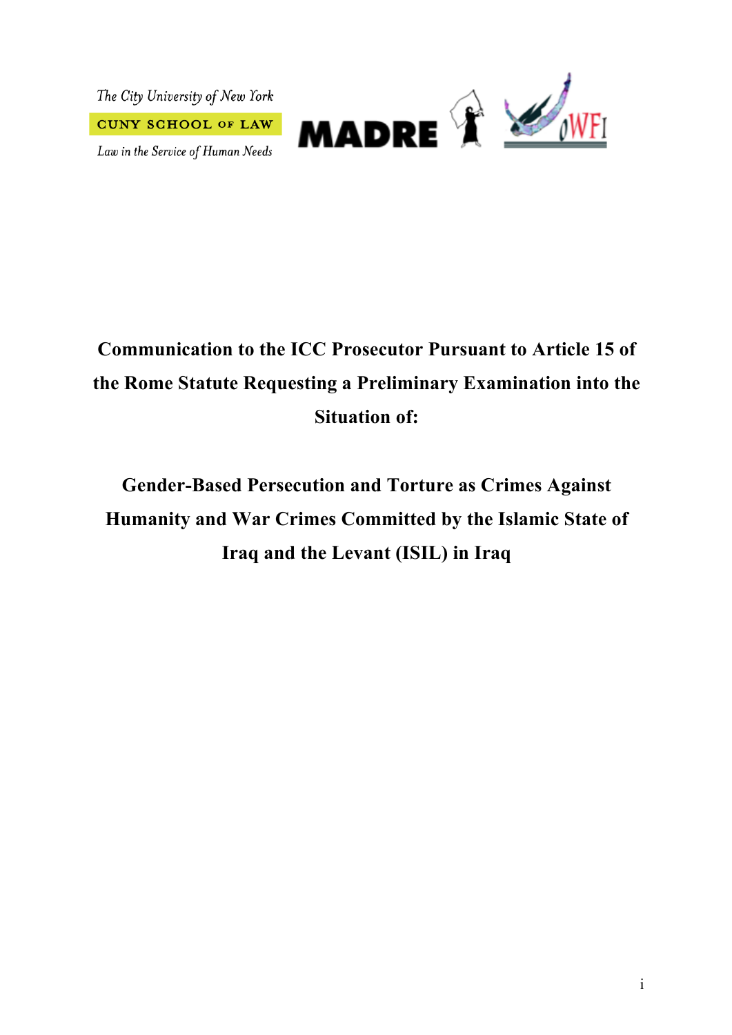The City University of New York

CUNY SCHOOL OF LAW

*Law in the Service of Human Needs*

MADRE

OWFI

# Communication to the ICC Prosecutor Pursuant to Article 15 of the Rome Statute Requesting a Preliminary Examination into the Situation of:

# Gender-Based Persecution and Torture as Crimes Against Humanity and War Crimes Committed by the Islamic State of Iraq and the Levant (ISIL) in Iraq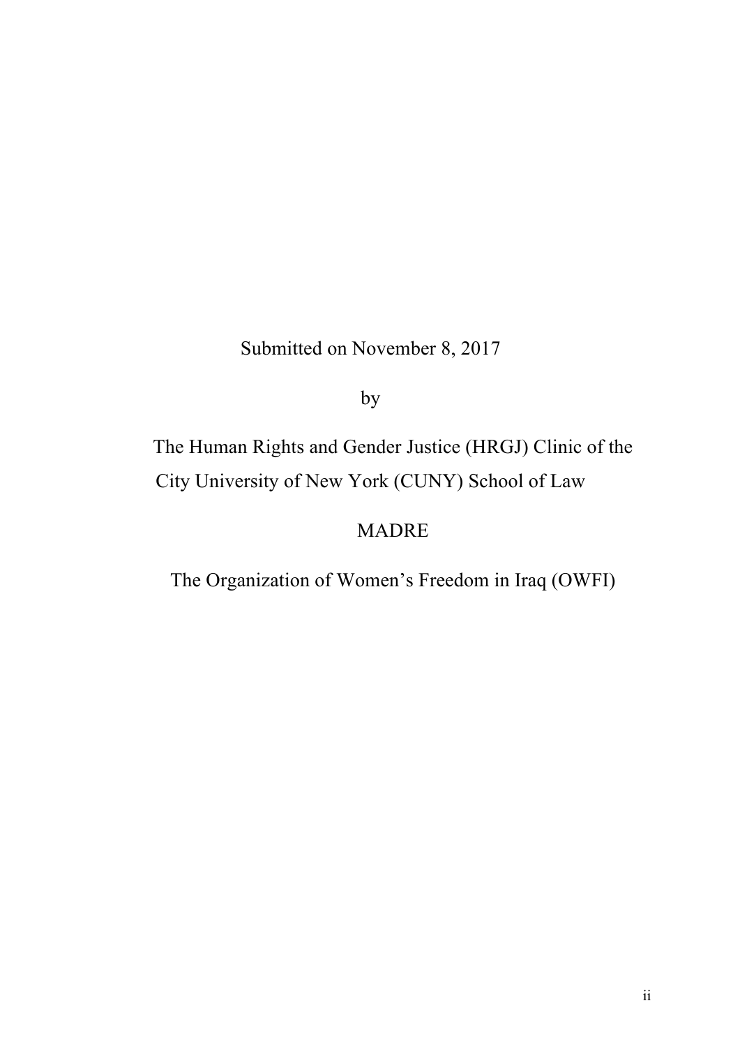Submitted on November 8, 2017

by

The Human Rights and Gender Justice (HRGJ) Clinic of the City University of New York (CUNY) School of Law

MADRE

The Organization of Women's Freedom in Iraq (OWFI)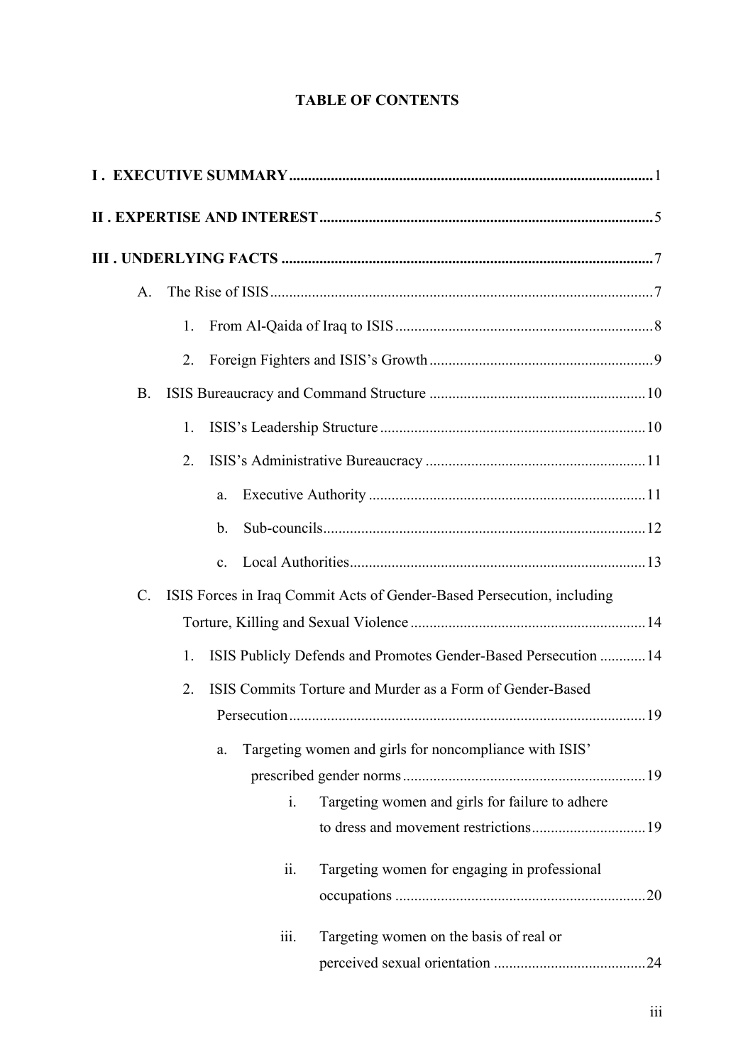**TABLE OF CONTENTS**

**I . EXECUTIVE SUMMARY** .......... 1

**II . EXPERTISE AND INTEREST** .......... 5

**III . UNDERLYING FACTS** .......... 7

- A. The Rise of ISIS .......... 7
  - 1. From Al-Qaida of Iraq to ISIS .......... 8
  - 2. Foreign Fighters and ISIS's Growth .......... 9
- B. ISIS Bureaucracy and Command Structure .......... 10
  - 1. ISIS's Leadership Structure .......... 10
  - 2. ISIS's Administrative Bureaucracy .......... 11
    - a. Executive Authority .......... 11
    - b. Sub-councils .......... 12
    - c. Local Authorities .......... 13
- C. ISIS Forces in Iraq Commit Acts of Gender-Based Persecution, including Torture, Killing and Sexual Violence .......... 14
  - 1. ISIS Publicly Defends and Promotes Gender-Based Persecution .......... 14
  - 2. ISIS Commits Torture and Murder as a Form of Gender-Based Persecution .......... 19
    - a. Targeting women and girls for noncompliance with ISIS' prescribed gender norms .......... 19
      - i. Targeting women and girls for failure to adhere to dress and movement restrictions .......... 19
      - ii. Targeting women for engaging in professional occupations .......... 20
      - iii. Targeting women on the basis of real or perceived sexual orientation .......... 24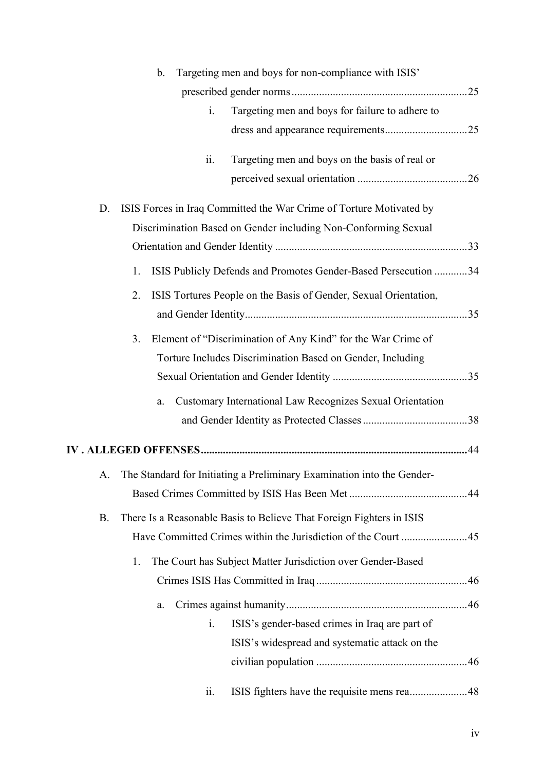b. Targeting men and boys for non-compliance with ISIS' prescribed gender norms ............................................................... 25

i. Targeting men and boys for failure to adhere to dress and appearance requirements.............................. 25

ii. Targeting men and boys on the basis of real or perceived sexual orientation ........................................ 26

D. ISIS Forces in Iraq Committed the War Crime of Torture Motivated by Discrimination Based on Gender including Non-Conforming Sexual Orientation and Gender Identity ...................................................................... 33

1. ISIS Publicly Defends and Promotes Gender-Based Persecution ............ 34

2. ISIS Tortures People on the Basis of Gender, Sexual Orientation, and Gender Identity................................................................................ 35

3. Element of "Discrimination of Any Kind" for the War Crime of Torture Includes Discrimination Based on Gender, Including Sexual Orientation and Gender Identity ................................................. 35

a. Customary International Law Recognizes Sexual Orientation and Gender Identity as Protected Classes ...................................... 38

**IV . ALLEGED OFFENSES................................................................................................ 44**

A. The Standard for Initiating a Preliminary Examination into the Gender-Based Crimes Committed by ISIS Has Been Met ........................................... 44

B. There Is a Reasonable Basis to Believe That Foreign Fighters in ISIS Have Committed Crimes within the Jurisdiction of the Court ........................ 45

1. The Court has Subject Matter Jurisdiction over Gender-Based Crimes ISIS Has Committed in Iraq ...................................................... 46

a. Crimes against humanity.................................................................. 46

i. ISIS's gender-based crimes in Iraq are part of ISIS's widespread and systematic attack on the civilian population ....................................................... 46

ii. ISIS fighters have the requisite mens rea..................... 48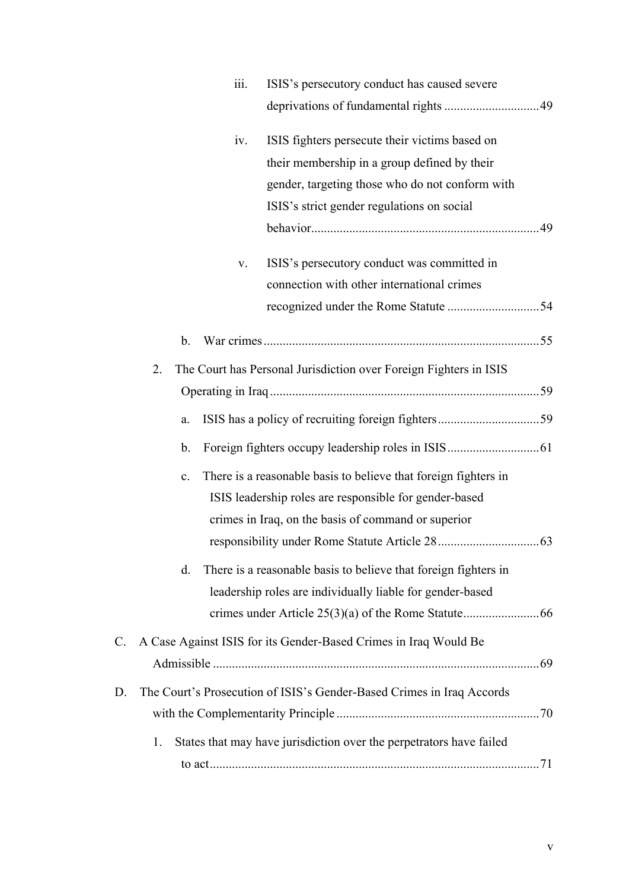iii. ISIS's persecutory conduct has caused severe deprivations of fundamental rights .............................49

iv. ISIS fighters persecute their victims based on their membership in a group defined by their gender, targeting those who do not conform with ISIS's strict gender regulations on social behavior.......................................................................49

v. ISIS's persecutory conduct was committed in connection with other international crimes recognized under the Rome Statute .............................54

b. War crimes......................................................................................55

2. The Court has Personal Jurisdiction over Foreign Fighters in ISIS Operating in Iraq ....................................................................................59

a. ISIS has a policy of recruiting foreign fighters................................59

b. Foreign fighters occupy leadership roles in ISIS.............................61

c. There is a reasonable basis to believe that foreign fighters in ISIS leadership roles are responsible for gender-based crimes in Iraq, on the basis of command or superior responsibility under Rome Statute Article 28................................63

d. There is a reasonable basis to believe that foreign fighters in leadership roles are individually liable for gender-based crimes under Article 25(3)(a) of the Rome Statute........................66

C. A Case Against ISIS for its Gender-Based Crimes in Iraq Would Be Admissible ......................................................................................................69

D. The Court's Prosecution of ISIS's Gender-Based Crimes in Iraq Accords with the Complementarity Principle ...............................................................70

1. States that may have jurisdiction over the perpetrators have failed to act.......................................................................................................71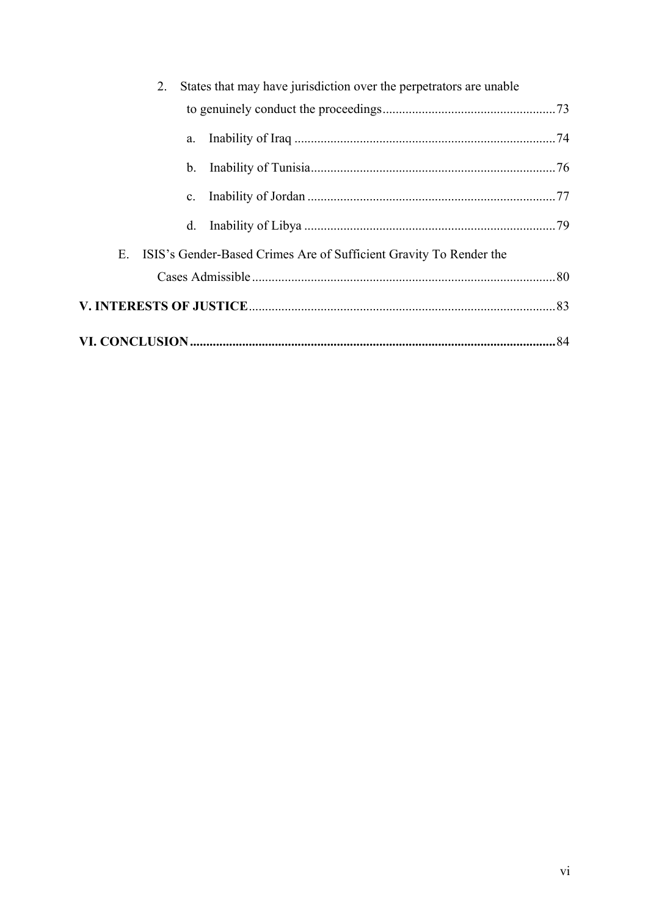2. States that may have jurisdiction over the perpetrators are unable to genuinely conduct the proceedings .................................................... 73

   a. Inability of Iraq ............................................................................... 74

   b. Inability of Tunisia.......................................................................... 76

   c. Inability of Jordan ........................................................................... 77

   d. Inability of Libya ............................................................................ 79

E. ISIS's Gender-Based Crimes Are of Sufficient Gravity To Render the Cases Admissible ............................................................................................ 80

**V. INTERESTS OF JUSTICE**............................................................................................ 83

**VI. CONCLUSION ............................................................................................................** 84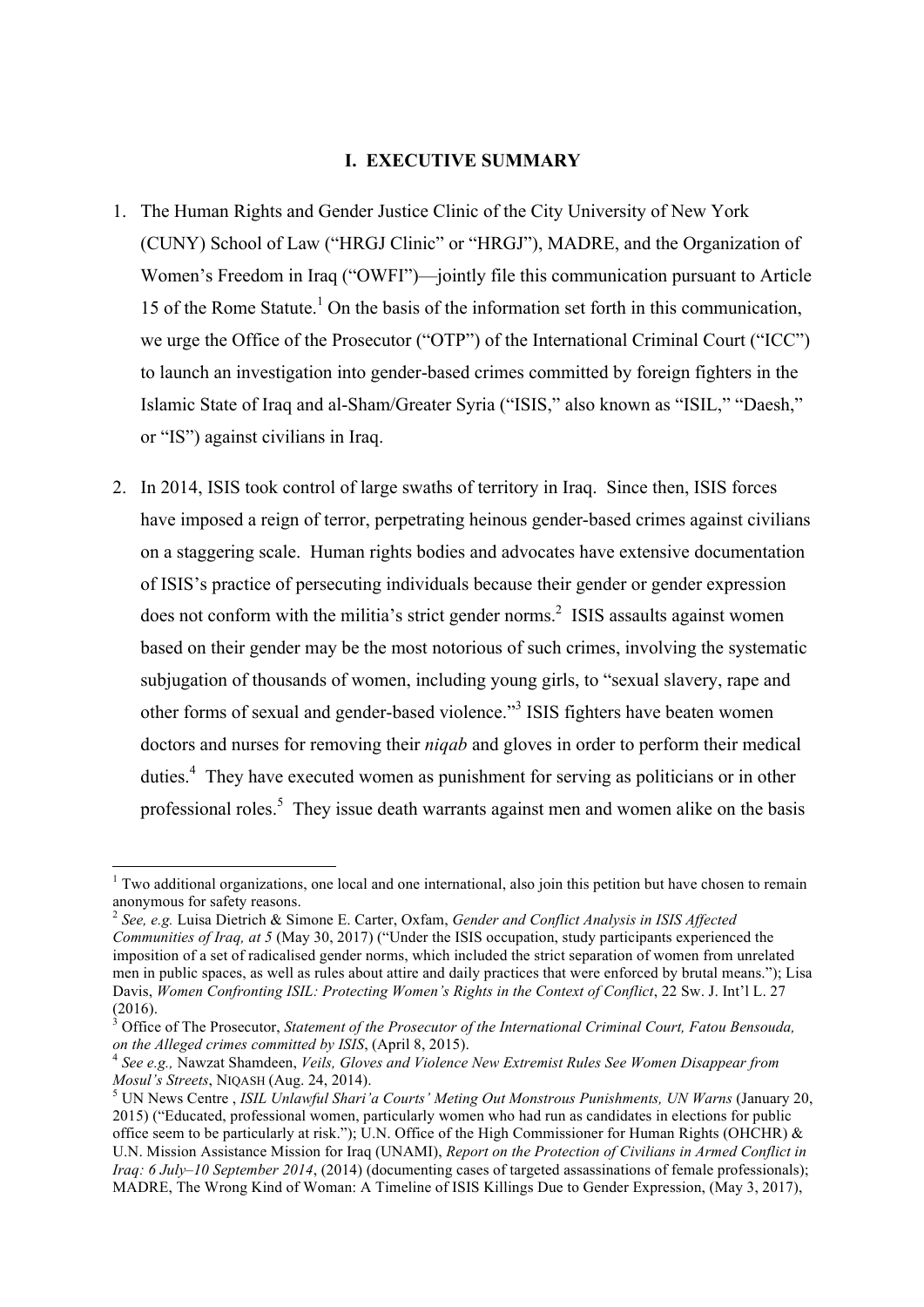# I. EXECUTIVE SUMMARY

1. The Human Rights and Gender Justice Clinic of the City University of New York (CUNY) School of Law ("HRGJ Clinic" or "HRGJ"), MADRE, and the Organization of Women's Freedom in Iraq ("OWFI")—jointly file this communication pursuant to Article 15 of the Rome Statute.[1] On the basis of the information set forth in this communication, we urge the Office of the Prosecutor ("OTP") of the International Criminal Court ("ICC") to launch an investigation into gender-based crimes committed by foreign fighters in the Islamic State of Iraq and al-Sham/Greater Syria ("ISIS," also known as "ISIL," "Daesh," or "IS") against civilians in Iraq.

2. In 2014, ISIS took control of large swaths of territory in Iraq. Since then, ISIS forces have imposed a reign of terror, perpetrating heinous gender-based crimes against civilians on a staggering scale. Human rights bodies and advocates have extensive documentation of ISIS's practice of persecuting individuals because their gender or gender expression does not conform with the militia's strict gender norms.[2] ISIS assaults against women based on their gender may be the most notorious of such crimes, involving the systematic subjugation of thousands of women, including young girls, to "sexual slavery, rape and other forms of sexual and gender-based violence."[3] ISIS fighters have beaten women doctors and nurses for removing their *niqab* and gloves in order to perform their medical duties.[4] They have executed women as punishment for serving as politicians or in other professional roles.[5] They issue death warrants against men and women alike on the basis

---

[1] Two additional organizations, one local and one international, also join this petition but have chosen to remain anonymous for safety reasons.

[2] *See, e.g.* Luisa Dietrich & Simone E. Carter, Oxfam, *Gender and Conflict Analysis in ISIS Affected Communities of Iraq, at 5* (May 30, 2017) ("Under the ISIS occupation, study participants experienced the imposition of a set of radicalised gender norms, which included the strict separation of women from unrelated men in public spaces, as well as rules about attire and daily practices that were enforced by brutal means."); Lisa Davis, *Women Confronting ISIL: Protecting Women's Rights in the Context of Conflict*, 22 Sw. J. Int'l L. 27 (2016).

[3] Office of The Prosecutor, *Statement of the Prosecutor of the International Criminal Court, Fatou Bensouda, on the Alleged crimes committed by ISIS*, (April 8, 2015).

[4] *See e.g.,* Nawzat Shamdeen, *Veils, Gloves and Violence New Extremist Rules See Women Disappear from Mosul's Streets*, NIQASH (Aug. 24, 2014).

[5] UN News Centre , *ISIL Unlawful Shari'a Courts' Meting Out Monstrous Punishments, UN Warns* (January 20, 2015) ("Educated, professional women, particularly women who had run as candidates in elections for public office seem to be particularly at risk."); U.N. Office of the High Commissioner for Human Rights (OHCHR) & U.N. Mission Assistance Mission for Iraq (UNAMI), *Report on the Protection of Civilians in Armed Conflict in Iraq: 6 July–10 September 2014*, (2014) (documenting cases of targeted assassinations of female professionals); MADRE, The Wrong Kind of Woman: A Timeline of ISIS Killings Due to Gender Expression, (May 3, 2017),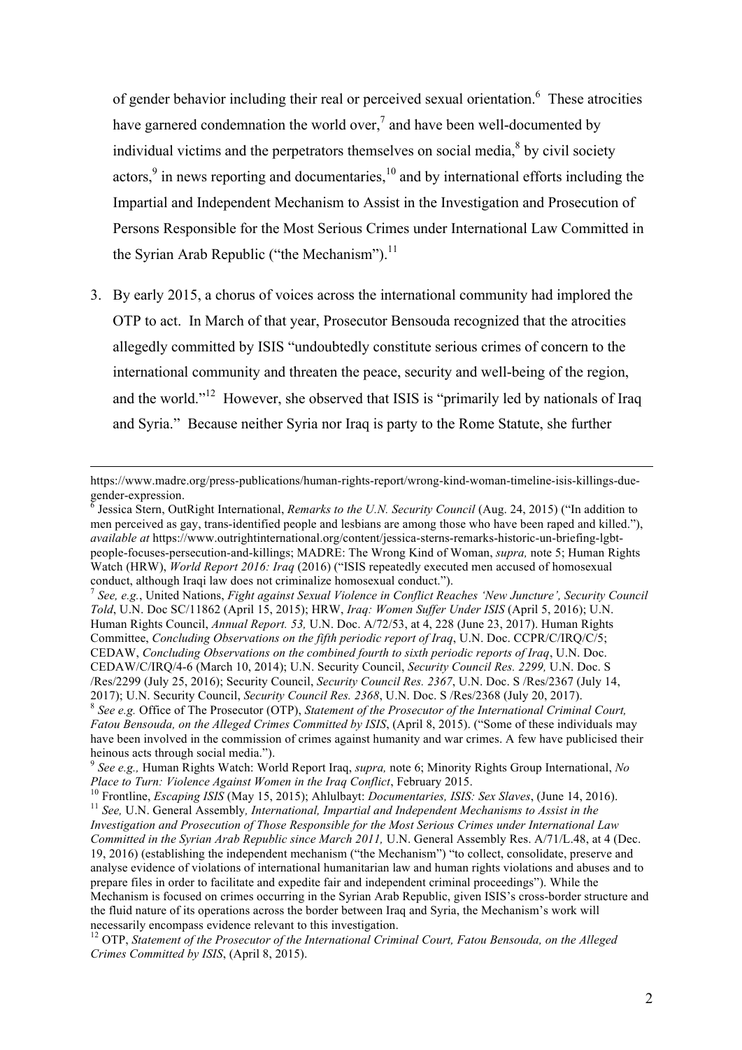of gender behavior including their real or perceived sexual orientation.[6] These atrocities have garnered condemnation the world over,[7] and have been well-documented by individual victims and the perpetrators themselves on social media,[8] by civil society actors,[9] in news reporting and documentaries,[10] and by international efforts including the Impartial and Independent Mechanism to Assist in the Investigation and Prosecution of Persons Responsible for the Most Serious Crimes under International Law Committed in the Syrian Arab Republic ("the Mechanism").[11]

3. By early 2015, a chorus of voices across the international community had implored the OTP to act. In March of that year, Prosecutor Bensouda recognized that the atrocities allegedly committed by ISIS "undoubtedly constitute serious crimes of concern to the international community and threaten the peace, security and well-being of the region, and the world."[12] However, she observed that ISIS is "primarily led by nationals of Iraq and Syria." Because neither Syria nor Iraq is party to the Rome Statute, she further

---

https://www.madre.org/press-publications/human-rights-report/wrong-kind-woman-timeline-isis-killings-due-gender-expression.

[6] Jessica Stern, OutRight International, *Remarks to the U.N. Security Council* (Aug. 24, 2015) ("In addition to men perceived as gay, trans-identified people and lesbians are among those who have been raped and killed."), *available at* https://www.outrightinternational.org/content/jessica-sterns-remarks-historic-un-briefing-lgbt-people-focuses-persecution-and-killings; MADRE: The Wrong Kind of Woman, *supra,* note 5; Human Rights Watch (HRW), *World Report 2016: Iraq* (2016) ("ISIS repeatedly executed men accused of homosexual conduct, although Iraqi law does not criminalize homosexual conduct.").

[7] *See, e.g.*, United Nations, *Fight against Sexual Violence in Conflict Reaches 'New Juncture', Security Council Told*, U.N. Doc SC/11862 (April 15, 2015); HRW, *Iraq: Women Suffer Under ISIS* (April 5, 2016); U.N. Human Rights Council, *Annual Report. 53,* U.N. Doc. A/72/53, at 4, 228 (June 23, 2017). Human Rights Committee, *Concluding Observations on the fifth periodic report of Iraq*, U.N. Doc. CCPR/C/IRQ/C/5; CEDAW, *Concluding Observations on the combined fourth to sixth periodic reports of Iraq*, U.N. Doc. CEDAW/C/IRQ/4-6 (March 10, 2014); U.N. Security Council, *Security Council Res. 2299,* U.N. Doc. S /Res/2299 (July 25, 2016); Security Council, *Security Council Res. 2367*, U.N. Doc. S /Res/2367 (July 14, 2017); U.N. Security Council, *Security Council Res. 2368*, U.N. Doc. S /Res/2368 (July 20, 2017).

[8] *See e.g.* Office of The Prosecutor (OTP), *Statement of the Prosecutor of the International Criminal Court, Fatou Bensouda, on the Alleged Crimes Committed by ISIS*, (April 8, 2015). ("Some of these individuals may have been involved in the commission of crimes against humanity and war crimes. A few have publicised their heinous acts through social media.").

[9] *See e.g.,* Human Rights Watch: World Report Iraq, *supra,* note 6; Minority Rights Group International, *No Place to Turn: Violence Against Women in the Iraq Conflict*, February 2015.

[10] Frontline, *Escaping ISIS* (May 15, 2015); Ahlulbayt: *Documentaries, ISIS: Sex Slaves*, (June 14, 2016).

[11] *See,* U.N. General Assembly*, International, Impartial and Independent Mechanisms to Assist in the Investigation and Prosecution of Those Responsible for the Most Serious Crimes under International Law Committed in the Syrian Arab Republic since March 2011,* U.N. General Assembly Res. A/71/L.48, at 4 (Dec. 19, 2016) (establishing the independent mechanism ("the Mechanism") "to collect, consolidate, preserve and analyse evidence of violations of international humanitarian law and human rights violations and abuses and to prepare files in order to facilitate and expedite fair and independent criminal proceedings"). While the Mechanism is focused on crimes occurring in the Syrian Arab Republic, given ISIS's cross-border structure and the fluid nature of its operations across the border between Iraq and Syria, the Mechanism's work will necessarily encompass evidence relevant to this investigation.

[12] OTP, *Statement of the Prosecutor of the International Criminal Court, Fatou Bensouda, on the Alleged Crimes Committed by ISIS*, (April 8, 2015).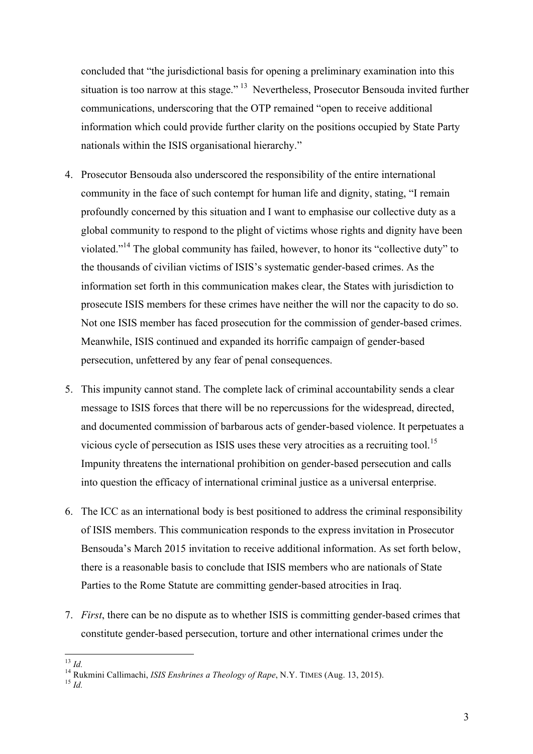concluded that "the jurisdictional basis for opening a preliminary examination into this situation is too narrow at this stage."[13] Nevertheless, Prosecutor Bensouda invited further communications, underscoring that the OTP remained "open to receive additional information which could provide further clarity on the positions occupied by State Party nationals within the ISIS organisational hierarchy."

4. Prosecutor Bensouda also underscored the responsibility of the entire international community in the face of such contempt for human life and dignity, stating, "I remain profoundly concerned by this situation and I want to emphasise our collective duty as a global community to respond to the plight of victims whose rights and dignity have been violated."[14] The global community has failed, however, to honor its "collective duty" to the thousands of civilian victims of ISIS's systematic gender-based crimes. As the information set forth in this communication makes clear, the States with jurisdiction to prosecute ISIS members for these crimes have neither the will nor the capacity to do so. Not one ISIS member has faced prosecution for the commission of gender-based crimes. Meanwhile, ISIS continued and expanded its horrific campaign of gender-based persecution, unfettered by any fear of penal consequences.

5. This impunity cannot stand. The complete lack of criminal accountability sends a clear message to ISIS forces that there will be no repercussions for the widespread, directed, and documented commission of barbarous acts of gender-based violence. It perpetuates a vicious cycle of persecution as ISIS uses these very atrocities as a recruiting tool.[15] Impunity threatens the international prohibition on gender-based persecution and calls into question the efficacy of international criminal justice as a universal enterprise.

6. The ICC as an international body is best positioned to address the criminal responsibility of ISIS members. This communication responds to the express invitation in Prosecutor Bensouda's March 2015 invitation to receive additional information. As set forth below, there is a reasonable basis to conclude that ISIS members who are nationals of State Parties to the Rome Statute are committing gender-based atrocities in Iraq.

7. *First*, there can be no dispute as to whether ISIS is committing gender-based crimes that constitute gender-based persecution, torture and other international crimes under the

---

[13] *Id.*

[14] Rukmini Callimachi, *ISIS Enshrines a Theology of Rape*, N.Y. TIMES (Aug. 13, 2015).

[15] *Id.*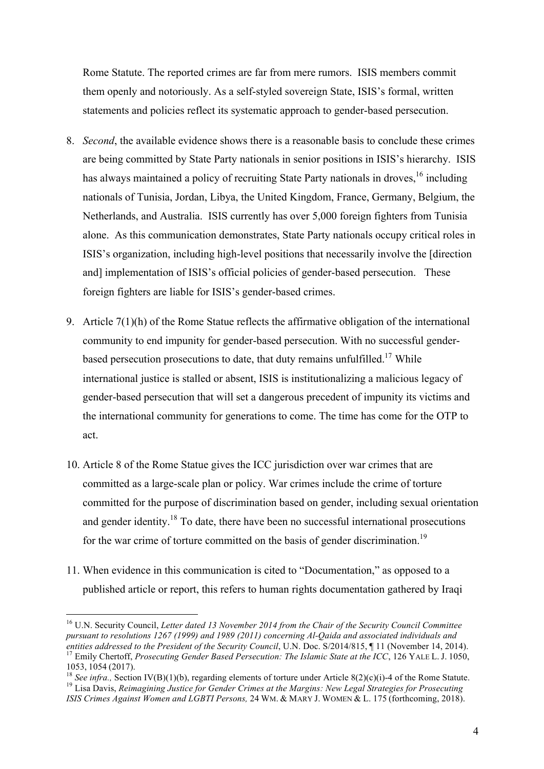Rome Statute. The reported crimes are far from mere rumors. ISIS members commit them openly and notoriously. As a self-styled sovereign State, ISIS's formal, written statements and policies reflect its systematic approach to gender-based persecution.

8. *Second*, the available evidence shows there is a reasonable basis to conclude these crimes are being committed by State Party nationals in senior positions in ISIS's hierarchy. ISIS has always maintained a policy of recruiting State Party nationals in droves,[16] including nationals of Tunisia, Jordan, Libya, the United Kingdom, France, Germany, Belgium, the Netherlands, and Australia. ISIS currently has over 5,000 foreign fighters from Tunisia alone. As this communication demonstrates, State Party nationals occupy critical roles in ISIS's organization, including high-level positions that necessarily involve the [direction and] implementation of ISIS's official policies of gender-based persecution. These foreign fighters are liable for ISIS's gender-based crimes.

9. Article 7(1)(h) of the Rome Statue reflects the affirmative obligation of the international community to end impunity for gender-based persecution. With no successful gender-based persecution prosecutions to date, that duty remains unfulfilled.[17] While international justice is stalled or absent, ISIS is institutionalizing a malicious legacy of gender-based persecution that will set a dangerous precedent of impunity its victims and the international community for generations to come. The time has come for the OTP to act.

10. Article 8 of the Rome Statue gives the ICC jurisdiction over war crimes that are committed as a large-scale plan or policy. War crimes include the crime of torture committed for the purpose of discrimination based on gender, including sexual orientation and gender identity.[18] To date, there have been no successful international prosecutions for the war crime of torture committed on the basis of gender discrimination.[19]

11. When evidence in this communication is cited to "Documentation," as opposed to a published article or report, this refers to human rights documentation gathered by Iraqi

---

[16] U.N. Security Council, *Letter dated 13 November 2014 from the Chair of the Security Council Committee pursuant to resolutions 1267 (1999) and 1989 (2011) concerning Al-Qaida and associated individuals and entities addressed to the President of the Security Council*, U.N. Doc. S/2014/815, ¶ 11 (November 14, 2014).

[17] Emily Chertoff, *Prosecuting Gender Based Persecution: The Islamic State at the ICC*, 126 YALE L. J. 1050, 1053, 1054 (2017).

[18] *See infra.,* Section IV(B)(1)(b), regarding elements of torture under Article 8(2)(c)(i)-4 of the Rome Statute.

[19] Lisa Davis, *Reimagining Justice for Gender Crimes at the Margins: New Legal Strategies for Prosecuting ISIS Crimes Against Women and LGBTI Persons,* 24 WM. & MARY J. WOMEN & L. 175 (forthcoming, 2018).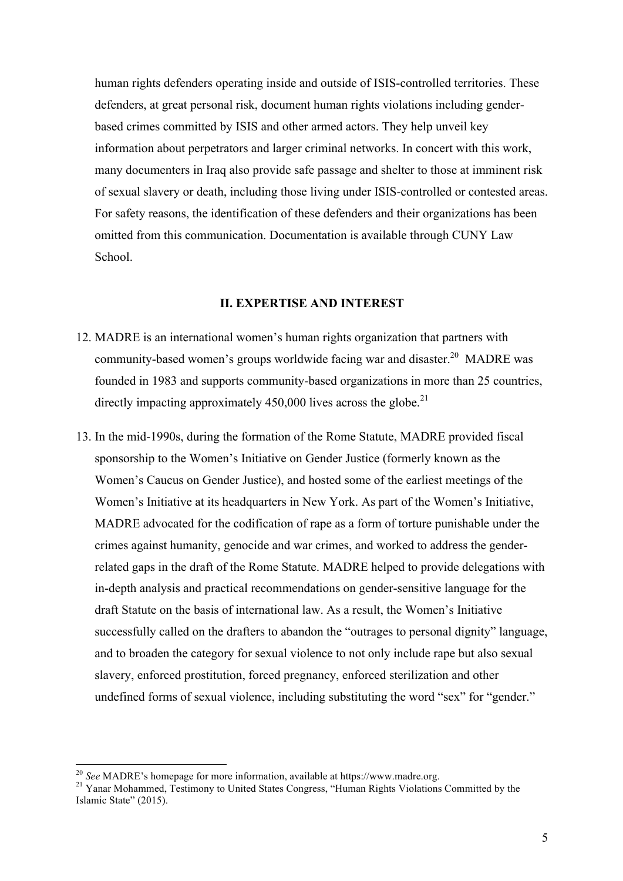human rights defenders operating inside and outside of ISIS-controlled territories. These defenders, at great personal risk, document human rights violations including gender-based crimes committed by ISIS and other armed actors. They help unveil key information about perpetrators and larger criminal networks. In concert with this work, many documenters in Iraq also provide safe passage and shelter to those at imminent risk of sexual slavery or death, including those living under ISIS-controlled or contested areas. For safety reasons, the identification of these defenders and their organizations has been omitted from this communication. Documentation is available through CUNY Law School.

## II. EXPERTISE AND INTEREST

12. MADRE is an international women's human rights organization that partners with community-based women's groups worldwide facing war and disaster.[20] MADRE was founded in 1983 and supports community-based organizations in more than 25 countries, directly impacting approximately 450,000 lives across the globe.[21]

13. In the mid-1990s, during the formation of the Rome Statute, MADRE provided fiscal sponsorship to the Women's Initiative on Gender Justice (formerly known as the Women's Caucus on Gender Justice), and hosted some of the earliest meetings of the Women's Initiative at its headquarters in New York. As part of the Women's Initiative, MADRE advocated for the codification of rape as a form of torture punishable under the crimes against humanity, genocide and war crimes, and worked to address the gender-related gaps in the draft of the Rome Statute. MADRE helped to provide delegations with in-depth analysis and practical recommendations on gender-sensitive language for the draft Statute on the basis of international law. As a result, the Women's Initiative successfully called on the drafters to abandon the "outrages to personal dignity" language, and to broaden the category for sexual violence to not only include rape but also sexual slavery, enforced prostitution, forced pregnancy, enforced sterilization and other undefined forms of sexual violence, including substituting the word "sex" for "gender."

---

[20] *See* MADRE's homepage for more information, available at https://www.madre.org.

[21] Yanar Mohammed, Testimony to United States Congress, "Human Rights Violations Committed by the Islamic State" (2015).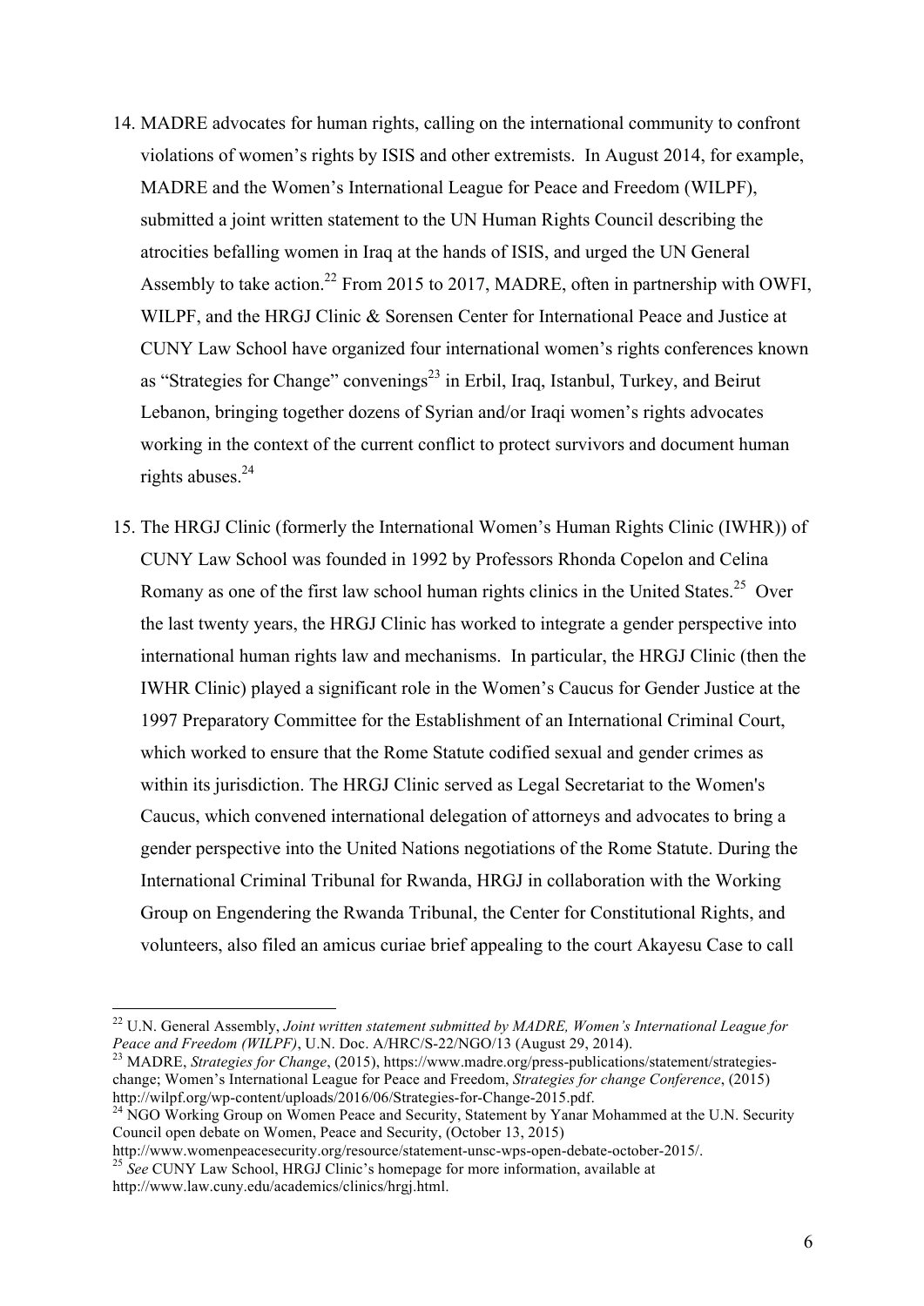14. MADRE advocates for human rights, calling on the international community to confront violations of women's rights by ISIS and other extremists. In August 2014, for example, MADRE and the Women's International League for Peace and Freedom (WILPF), submitted a joint written statement to the UN Human Rights Council describing the atrocities befalling women in Iraq at the hands of ISIS, and urged the UN General Assembly to take action.[22] From 2015 to 2017, MADRE, often in partnership with OWFI, WILPF, and the HRGJ Clinic & Sorensen Center for International Peace and Justice at CUNY Law School have organized four international women's rights conferences known as "Strategies for Change" convenings[23] in Erbil, Iraq, Istanbul, Turkey, and Beirut Lebanon, bringing together dozens of Syrian and/or Iraqi women's rights advocates working in the context of the current conflict to protect survivors and document human rights abuses.[24]

15. The HRGJ Clinic (formerly the International Women's Human Rights Clinic (IWHR)) of CUNY Law School was founded in 1992 by Professors Rhonda Copelon and Celina Romany as one of the first law school human rights clinics in the United States.[25] Over the last twenty years, the HRGJ Clinic has worked to integrate a gender perspective into international human rights law and mechanisms. In particular, the HRGJ Clinic (then the IWHR Clinic) played a significant role in the Women's Caucus for Gender Justice at the 1997 Preparatory Committee for the Establishment of an International Criminal Court, which worked to ensure that the Rome Statute codified sexual and gender crimes as within its jurisdiction. The HRGJ Clinic served as Legal Secretariat to the Women's Caucus, which convened international delegation of attorneys and advocates to bring a gender perspective into the United Nations negotiations of the Rome Statute. During the International Criminal Tribunal for Rwanda, HRGJ in collaboration with the Working Group on Engendering the Rwanda Tribunal, the Center for Constitutional Rights, and volunteers, also filed an amicus curiae brief appealing to the court Akayesu Case to call

---

[22] U.N. General Assembly, *Joint written statement submitted by MADRE, Women's International League for Peace and Freedom (WILPF)*, U.N. Doc. A/HRC/S-22/NGO/13 (August 29, 2014).

[23] MADRE, *Strategies for Change*, (2015), https://www.madre.org/press-publications/statement/strategies-change; Women's International League for Peace and Freedom, *Strategies for change Conference*, (2015) http://wilpf.org/wp-content/uploads/2016/06/Strategies-for-Change-2015.pdf.

[24] NGO Working Group on Women Peace and Security, Statement by Yanar Mohammed at the U.N. Security Council open debate on Women, Peace and Security, (October 13, 2015) http://www.womenpeacesecurity.org/resource/statement-unsc-wps-open-debate-october-2015/.

[25] *See* CUNY Law School, HRGJ Clinic's homepage for more information, available at http://www.law.cuny.edu/academics/clinics/hrgj.html.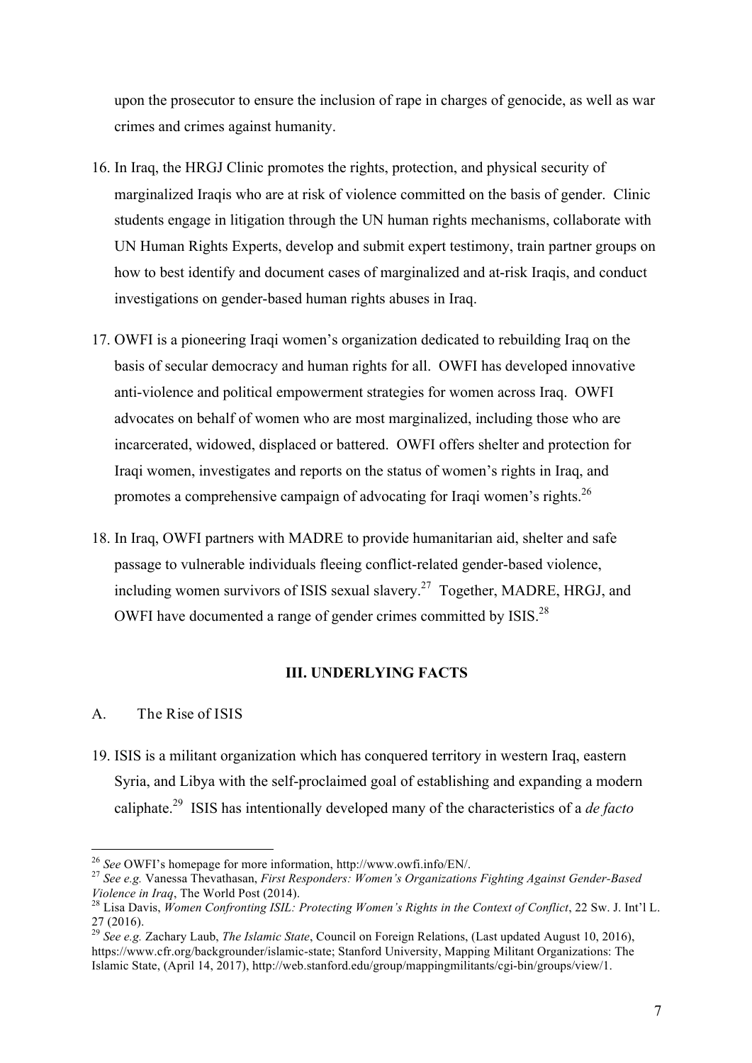upon the prosecutor to ensure the inclusion of rape in charges of genocide, as well as war crimes and crimes against humanity.

16. In Iraq, the HRGJ Clinic promotes the rights, protection, and physical security of marginalized Iraqis who are at risk of violence committed on the basis of gender. Clinic students engage in litigation through the UN human rights mechanisms, collaborate with UN Human Rights Experts, develop and submit expert testimony, train partner groups on how to best identify and document cases of marginalized and at-risk Iraqis, and conduct investigations on gender-based human rights abuses in Iraq.

17. OWFI is a pioneering Iraqi women's organization dedicated to rebuilding Iraq on the basis of secular democracy and human rights for all. OWFI has developed innovative anti-violence and political empowerment strategies for women across Iraq. OWFI advocates on behalf of women who are most marginalized, including those who are incarcerated, widowed, displaced or battered. OWFI offers shelter and protection for Iraqi women, investigates and reports on the status of women's rights in Iraq, and promotes a comprehensive campaign of advocating for Iraqi women's rights.[26]

18. In Iraq, OWFI partners with MADRE to provide humanitarian aid, shelter and safe passage to vulnerable individuals fleeing conflict-related gender-based violence, including women survivors of ISIS sexual slavery.[27] Together, MADRE, HRGJ, and OWFI have documented a range of gender crimes committed by ISIS.[28]

## III. UNDERLYING FACTS

### A. The Rise of ISIS

19. ISIS is a militant organization which has conquered territory in western Iraq, eastern Syria, and Libya with the self-proclaimed goal of establishing and expanding a modern caliphate.[29] ISIS has intentionally developed many of the characteristics of a *de facto*

---

[26] *See* OWFI's homepage for more information, http://www.owfi.info/EN/.

[27] *See e.g.* Vanessa Thevathasan, *First Responders: Women's Organizations Fighting Against Gender-Based Violence in Iraq*, The World Post (2014).

[28] Lisa Davis, *Women Confronting ISIL: Protecting Women's Rights in the Context of Conflict*, 22 Sw. J. Int'l L. 27 (2016).

[29] *See e.g.* Zachary Laub, *The Islamic State*, Council on Foreign Relations, (Last updated August 10, 2016), https://www.cfr.org/backgrounder/islamic-state; Stanford University, Mapping Militant Organizations: The Islamic State, (April 14, 2017), http://web.stanford.edu/group/mappingmilitants/cgi-bin/groups/view/1.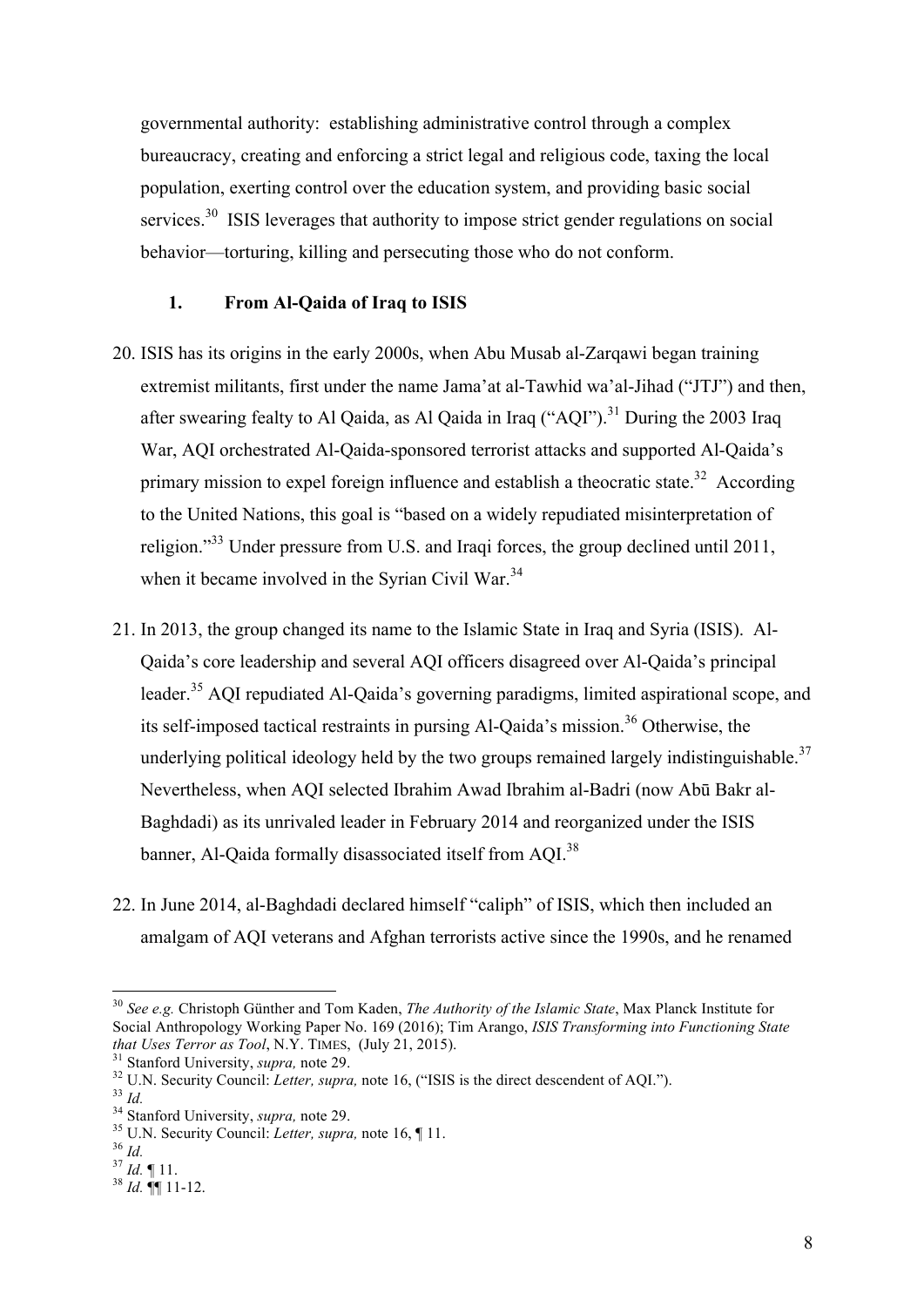governmental authority: establishing administrative control through a complex bureaucracy, creating and enforcing a strict legal and religious code, taxing the local population, exerting control over the education system, and providing basic social services.[30] ISIS leverages that authority to impose strict gender regulations on social behavior—torturing, killing and persecuting those who do not conform.

### 1. From Al-Qaida of Iraq to ISIS

20. ISIS has its origins in the early 2000s, when Abu Musab al-Zarqawi began training extremist militants, first under the name Jama'at al-Tawhid wa'al-Jihad ("JTJ") and then, after swearing fealty to Al Qaida, as Al Qaida in Iraq ("AQI").[31] During the 2003 Iraq War, AQI orchestrated Al-Qaida-sponsored terrorist attacks and supported Al-Qaida's primary mission to expel foreign influence and establish a theocratic state.[32] According to the United Nations, this goal is "based on a widely repudiated misinterpretation of religion."[33] Under pressure from U.S. and Iraqi forces, the group declined until 2011, when it became involved in the Syrian Civil War.[34]

21. In 2013, the group changed its name to the Islamic State in Iraq and Syria (ISIS). Al-Qaida's core leadership and several AQI officers disagreed over Al-Qaida's principal leader.[35] AQI repudiated Al-Qaida's governing paradigms, limited aspirational scope, and its self-imposed tactical restraints in pursing Al-Qaida's mission.[36] Otherwise, the underlying political ideology held by the two groups remained largely indistinguishable.[37] Nevertheless, when AQI selected Ibrahim Awad Ibrahim al-Badri (now Abū Bakr al-Baghdadi) as its unrivaled leader in February 2014 and reorganized under the ISIS banner, Al-Qaida formally disassociated itself from AQI.[38]

22. In June 2014, al-Baghdadi declared himself "caliph" of ISIS, which then included an amalgam of AQI veterans and Afghan terrorists active since the 1990s, and he renamed

---

[30] *See e.g.* Christoph Günther and Tom Kaden, *The Authority of the Islamic State*, Max Planck Institute for Social Anthropology Working Paper No. 169 (2016); Tim Arango, *ISIS Transforming into Functioning State that Uses Terror as Tool*, N.Y. TIMES, (July 21, 2015).

[31] Stanford University, *supra,* note 29.

[32] U.N. Security Council: *Letter, supra,* note 16, ("ISIS is the direct descendent of AQI.").

[33] *Id.*

[34] Stanford University, *supra,* note 29.

[35] U.N. Security Council: *Letter, supra,* note 16, ¶ 11.

[36] *Id.*

[37] *Id.* ¶ 11.

[38] *Id.* ¶¶ 11-12.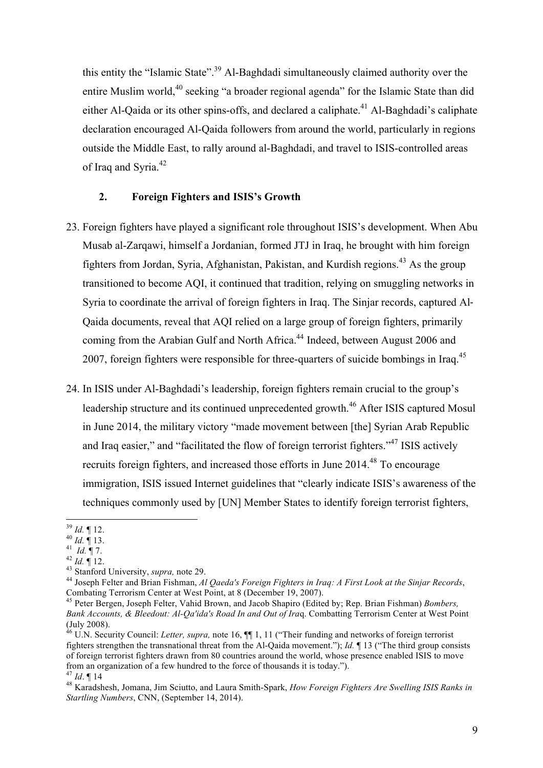this entity the "Islamic State".[39] Al-Baghdadi simultaneously claimed authority over the entire Muslim world,[40] seeking "a broader regional agenda" for the Islamic State than did either Al-Qaida or its other spins-offs, and declared a caliphate.[41] Al-Baghdadi's caliphate declaration encouraged Al-Qaida followers from around the world, particularly in regions outside the Middle East, to rally around al-Baghdadi, and travel to ISIS-controlled areas of Iraq and Syria.[42]

### 2. Foreign Fighters and ISIS's Growth

23. Foreign fighters have played a significant role throughout ISIS's development. When Abu Musab al-Zarqawi, himself a Jordanian, formed JTJ in Iraq, he brought with him foreign fighters from Jordan, Syria, Afghanistan, Pakistan, and Kurdish regions.[43] As the group transitioned to become AQI, it continued that tradition, relying on smuggling networks in Syria to coordinate the arrival of foreign fighters in Iraq. The Sinjar records, captured Al-Qaida documents, reveal that AQI relied on a large group of foreign fighters, primarily coming from the Arabian Gulf and North Africa.[44] Indeed, between August 2006 and 2007, foreign fighters were responsible for three-quarters of suicide bombings in Iraq.[45]

24. In ISIS under Al-Baghdadi's leadership, foreign fighters remain crucial to the group's leadership structure and its continued unprecedented growth.[46] After ISIS captured Mosul in June 2014, the military victory "made movement between [the] Syrian Arab Republic and Iraq easier," and "facilitated the flow of foreign terrorist fighters."[47] ISIS actively recruits foreign fighters, and increased those efforts in June 2014.[48] To encourage immigration, ISIS issued Internet guidelines that "clearly indicate ISIS's awareness of the techniques commonly used by [UN] Member States to identify foreign terrorist fighters,

---

[39] *Id.* ¶ 12.

[40] *Id.* ¶ 13.

[41] *Id.* ¶ 7.

[42] *Id.* ¶ 12.

[43] Stanford University, *supra,* note 29.

[44] Joseph Felter and Brian Fishman, *Al Qaeda's Foreign Fighters in Iraq: A First Look at the Sinjar Records*, Combating Terrorism Center at West Point, at 8 (December 19, 2007).

[45] Peter Bergen, Joseph Felter, Vahid Brown, and Jacob Shapiro (Edited by; Rep. Brian Fishman) *Bombers, Bank Accounts, & Bleedout: Al-Qa'ida's Road In and Out of Iraq*. Combatting Terrorism Center at West Point (July 2008).

[46] U.N. Security Council: *Letter, supra,* note 16, ¶¶ 1, 11 ("Their funding and networks of foreign terrorist fighters strengthen the transnational threat from the Al-Qaida movement."); *Id.* ¶ 13 ("The third group consists of foreign terrorist fighters drawn from 80 countries around the world, whose presence enabled ISIS to move from an organization of a few hundred to the force of thousands it is today.").

[47] *Id*. ¶ 14

[48] Karadshesh, Jomana, Jim Sciutto, and Laura Smith-Spark, *How Foreign Fighters Are Swelling ISIS Ranks in Startling Numbers*, CNN, (September 14, 2014).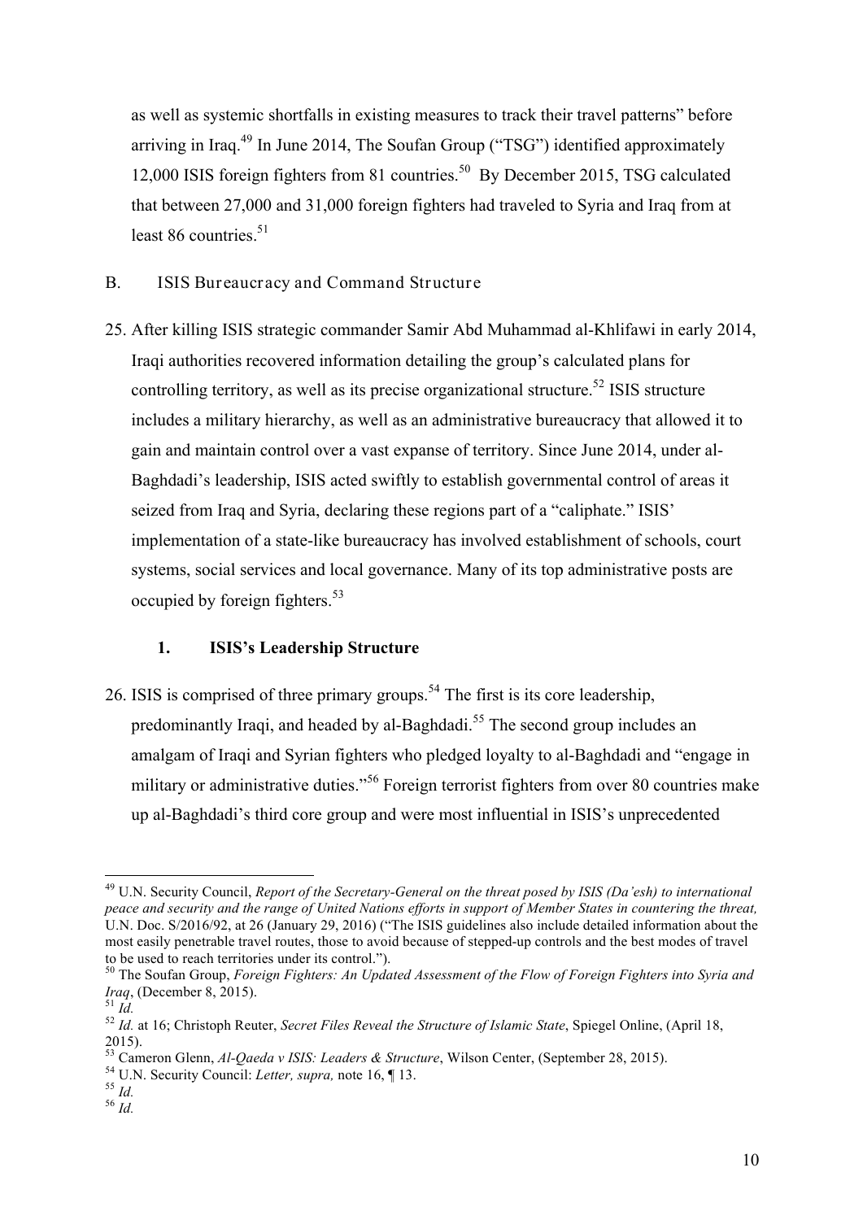as well as systemic shortfalls in existing measures to track their travel patterns" before arriving in Iraq.[49] In June 2014, The Soufan Group ("TSG") identified approximately 12,000 ISIS foreign fighters from 81 countries.[50] By December 2015, TSG calculated that between 27,000 and 31,000 foreign fighters had traveled to Syria and Iraq from at least 86 countries.[51]

## B. ISIS Bureaucracy and Command Structure

25. After killing ISIS strategic commander Samir Abd Muhammad al-Khlifawi in early 2014, Iraqi authorities recovered information detailing the group's calculated plans for controlling territory, as well as its precise organizational structure.[52] ISIS structure includes a military hierarchy, as well as an administrative bureaucracy that allowed it to gain and maintain control over a vast expanse of territory. Since June 2014, under al-Baghdadi's leadership, ISIS acted swiftly to establish governmental control of areas it seized from Iraq and Syria, declaring these regions part of a "caliphate." ISIS' implementation of a state-like bureaucracy has involved establishment of schools, court systems, social services and local governance. Many of its top administrative posts are occupied by foreign fighters.[53]

### 1. ISIS's Leadership Structure

26. ISIS is comprised of three primary groups.[54] The first is its core leadership, predominantly Iraqi, and headed by al-Baghdadi.[55] The second group includes an amalgam of Iraqi and Syrian fighters who pledged loyalty to al-Baghdadi and "engage in military or administrative duties."[56] Foreign terrorist fighters from over 80 countries make up al-Baghdadi's third core group and were most influential in ISIS's unprecedented

---

[49] U.N. Security Council, *Report of the Secretary-General on the threat posed by ISIS (Da'esh) to international peace and security and the range of United Nations efforts in support of Member States in countering the threat,* U.N. Doc. S/2016/92, at 26 (January 29, 2016) ("The ISIS guidelines also include detailed information about the most easily penetrable travel routes, those to avoid because of stepped-up controls and the best modes of travel to be used to reach territories under its control.").

[50] The Soufan Group, *Foreign Fighters: An Updated Assessment of the Flow of Foreign Fighters into Syria and Iraq*, (December 8, 2015).

[51] *Id.*

[52] *Id.* at 16; Christoph Reuter, *Secret Files Reveal the Structure of Islamic State*, Spiegel Online, (April 18, 2015).

[53] Cameron Glenn, *Al-Qaeda v ISIS: Leaders & Structure*, Wilson Center, (September 28, 2015).

[54] U.N. Security Council: *Letter, supra,* note 16, ¶ 13.

[55] *Id.*

[56] *Id.*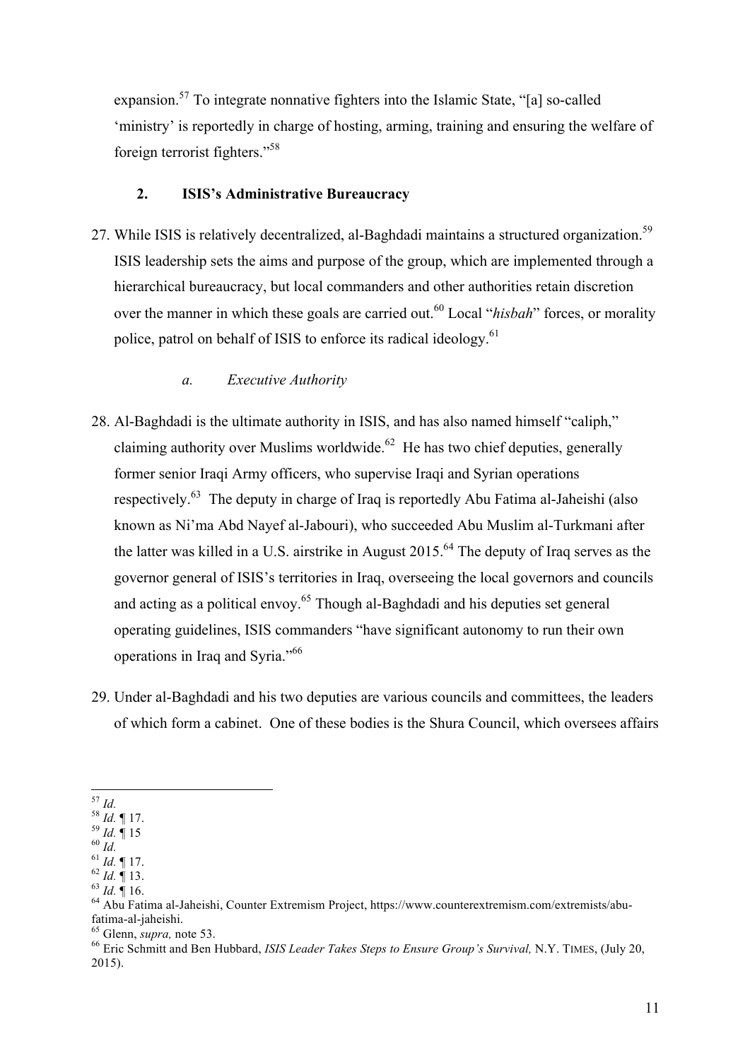expansion.[57] To integrate nonnative fighters into the Islamic State, "[a] so-called 'ministry' is reportedly in charge of hosting, arming, training and ensuring the welfare of foreign terrorist fighters."[58]

### 2. ISIS's Administrative Bureaucracy

27. While ISIS is relatively decentralized, al-Baghdadi maintains a structured organization.[59] ISIS leadership sets the aims and purpose of the group, which are implemented through a hierarchical bureaucracy, but local commanders and other authorities retain discretion over the manner in which these goals are carried out.[60] Local "*hisbah*" forces, or morality police, patrol on behalf of ISIS to enforce its radical ideology.[61]

#### *a. Executive Authority*

28. Al-Baghdadi is the ultimate authority in ISIS, and has also named himself "caliph," claiming authority over Muslims worldwide.[62] He has two chief deputies, generally former senior Iraqi Army officers, who supervise Iraqi and Syrian operations respectively.[63] The deputy in charge of Iraq is reportedly Abu Fatima al-Jaheishi (also known as Ni'ma Abd Nayef al-Jabouri), who succeeded Abu Muslim al-Turkmani after the latter was killed in a U.S. airstrike in August 2015.[64] The deputy of Iraq serves as the governor general of ISIS's territories in Iraq, overseeing the local governors and councils and acting as a political envoy.[65] Though al-Baghdadi and his deputies set general operating guidelines, ISIS commanders "have significant autonomy to run their own operations in Iraq and Syria."[66]

29. Under al-Baghdadi and his two deputies are various councils and committees, the leaders of which form a cabinet. One of these bodies is the Shura Council, which oversees affairs

---

[57] *Id.*
[58] *Id.* ¶ 17.
[59] *Id.* ¶ 15
[60] *Id.*
[61] *Id.* ¶ 17.
[62] *Id.* ¶ 13.
[63] *Id.* ¶ 16.
[64] Abu Fatima al-Jaheishi, Counter Extremism Project, https://www.counterextremism.com/extremists/abu-fatima-al-jaheishi.
[65] Glenn, *supra,* note 53.
[66] Eric Schmitt and Ben Hubbard, *ISIS Leader Takes Steps to Ensure Group's Survival,* N.Y. TIMES, (July 20, 2015).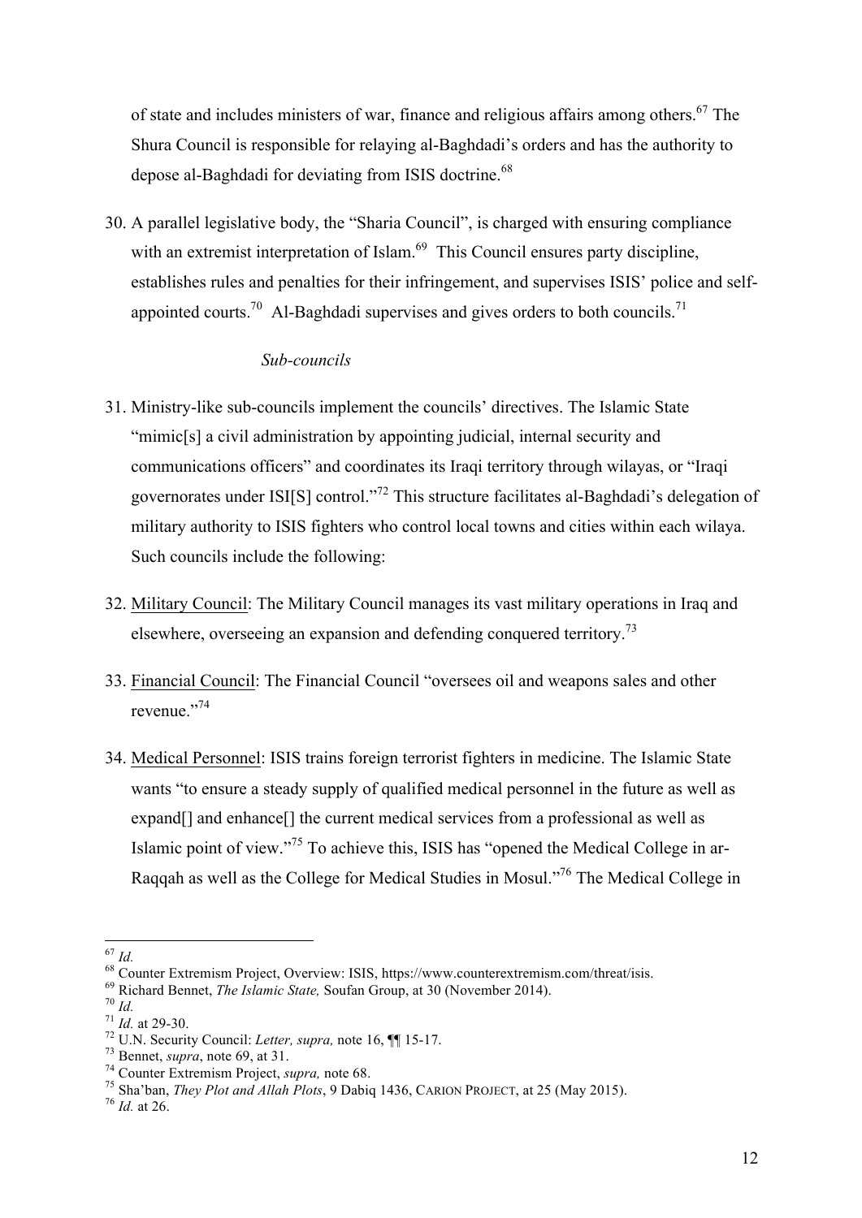of state and includes ministers of war, finance and religious affairs among others.[67] The Shura Council is responsible for relaying al-Baghdadi's orders and has the authority to depose al-Baghdadi for deviating from ISIS doctrine.[68]

30. A parallel legislative body, the "Sharia Council", is charged with ensuring compliance with an extremist interpretation of Islam.[69] This Council ensures party discipline, establishes rules and penalties for their infringement, and supervises ISIS' police and self-appointed courts.[70] Al-Baghdadi supervises and gives orders to both councils.[71]

*Sub-councils*

31. Ministry-like sub-councils implement the councils' directives. The Islamic State "mimic[s] a civil administration by appointing judicial, internal security and communications officers" and coordinates its Iraqi territory through wilayas, or "Iraqi governorates under ISI[S] control."[72] This structure facilitates al-Baghdadi's delegation of military authority to ISIS fighters who control local towns and cities within each wilaya. Such councils include the following:

32. <u>Military Council</u>: The Military Council manages its vast military operations in Iraq and elsewhere, overseeing an expansion and defending conquered territory.[73]

33. <u>Financial Council</u>: The Financial Council "oversees oil and weapons sales and other revenue."[74]

34. <u>Medical Personnel</u>: ISIS trains foreign terrorist fighters in medicine. The Islamic State wants "to ensure a steady supply of qualified medical personnel in the future as well as expand[] and enhance[] the current medical services from a professional as well as Islamic point of view."[75] To achieve this, ISIS has "opened the Medical College in ar-Raqqah as well as the College for Medical Studies in Mosul."[76] The Medical College in

---

[67] *Id.*
[68] Counter Extremism Project, Overview: ISIS, https://www.counterextremism.com/threat/isis.
[69] Richard Bennet, *The Islamic State,* Soufan Group, at 30 (November 2014).
[70] *Id.*
[71] *Id.* at 29-30.
[72] U.N. Security Council: *Letter, supra,* note 16, ¶¶ 15-17.
[73] Bennet, *supra*, note 69, at 31.
[74] Counter Extremism Project, *supra,* note 68.
[75] Sha'ban, *They Plot and Allah Plots*, 9 Dabiq 1436, CARION PROJECT, at 25 (May 2015).
[76] *Id.* at 26.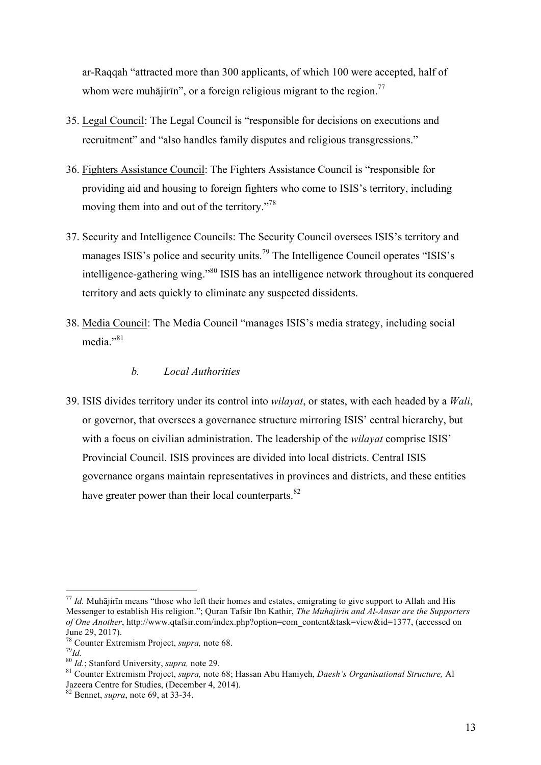ar-Raqqah "attracted more than 300 applicants, of which 100 were accepted, half of whom were muhājirīn", or a foreign religious migrant to the region.[77]

35. Legal Council: The Legal Council is "responsible for decisions on executions and recruitment" and "also handles family disputes and religious transgressions."

36. Fighters Assistance Council: The Fighters Assistance Council is "responsible for providing aid and housing to foreign fighters who come to ISIS's territory, including moving them into and out of the territory."[78]

37. Security and Intelligence Councils: The Security Council oversees ISIS's territory and manages ISIS's police and security units.[79] The Intelligence Council operates "ISIS's intelligence-gathering wing."[80] ISIS has an intelligence network throughout its conquered territory and acts quickly to eliminate any suspected dissidents.

38. Media Council: The Media Council "manages ISIS's media strategy, including social media."[81]

#### *b. Local Authorities*

39. ISIS divides territory under its control into *wilayat*, or states, with each headed by a *Wali*, or governor, that oversees a governance structure mirroring ISIS' central hierarchy, but with a focus on civilian administration. The leadership of the *wilayat* comprise ISIS' Provincial Council. ISIS provinces are divided into local districts. Central ISIS governance organs maintain representatives in provinces and districts, and these entities have greater power than their local counterparts.[82]

---

[77] *Id.* Muhājirīn means "those who left their homes and estates, emigrating to give support to Allah and His Messenger to establish His religion."; Quran Tafsir Ibn Kathir, *The Muhajirin and Al-Ansar are the Supporters of One Another*, http://www.qtafsir.com/index.php?option=com_content&task=view&id=1377, (accessed on June 29, 2017).

[78] Counter Extremism Project, *supra,* note 68.

[79] *Id.*

[80] *Id.*; Stanford University, *supra,* note 29.

[81] Counter Extremism Project, *supra,* note 68; Hassan Abu Haniyeh, *Daesh's Organisational Structure,* Al Jazeera Centre for Studies, (December 4, 2014).

[82] Bennet, *supra*, note 69, at 33-34.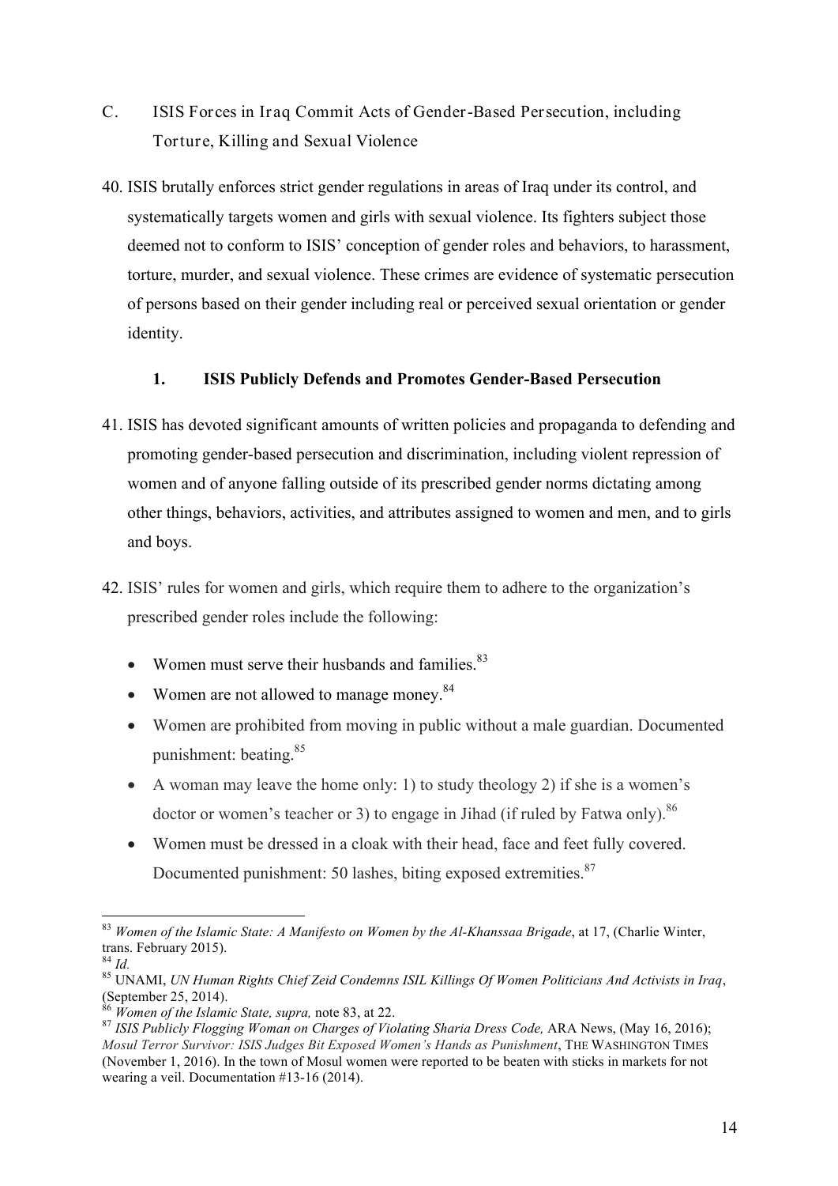## C. ISIS Forces in Iraq Commit Acts of Gender-Based Persecution, including Torture, Killing and Sexual Violence

40. ISIS brutally enforces strict gender regulations in areas of Iraq under its control, and systematically targets women and girls with sexual violence. Its fighters subject those deemed not to conform to ISIS' conception of gender roles and behaviors, to harassment, torture, murder, and sexual violence. These crimes are evidence of systematic persecution of persons based on their gender including real or perceived sexual orientation or gender identity.

### 1. ISIS Publicly Defends and Promotes Gender-Based Persecution

41. ISIS has devoted significant amounts of written policies and propaganda to defending and promoting gender-based persecution and discrimination, including violent repression of women and of anyone falling outside of its prescribed gender norms dictating among other things, behaviors, activities, and attributes assigned to women and men, and to girls and boys.

42. ISIS' rules for women and girls, which require them to adhere to the organization's prescribed gender roles include the following:

- Women must serve their husbands and families.[83]
- Women are not allowed to manage money.[84]
- Women are prohibited from moving in public without a male guardian. Documented punishment: beating.[85]
- A woman may leave the home only: 1) to study theology 2) if she is a women's doctor or women's teacher or 3) to engage in Jihad (if ruled by Fatwa only).[86]
- Women must be dressed in a cloak with their head, face and feet fully covered. Documented punishment: 50 lashes, biting exposed extremities.[87]

---

[83] *Women of the Islamic State: A Manifesto on Women by the Al-Khanssaa Brigade*, at 17, (Charlie Winter, trans. February 2015).

[84] *Id.*

[85] UNAMI, *UN Human Rights Chief Zeid Condemns ISIL Killings Of Women Politicians And Activists in Iraq*, (September 25, 2014).

[86] *Women of the Islamic State, supra,* note 83, at 22.

[87] *ISIS Publicly Flogging Woman on Charges of Violating Sharia Dress Code,* ARA News, (May 16, 2016); *Mosul Terror Survivor: ISIS Judges Bit Exposed Women's Hands as Punishment*, THE WASHINGTON TIMES (November 1, 2016). In the town of Mosul women were reported to be beaten with sticks in markets for not wearing a veil. Documentation #13-16 (2014).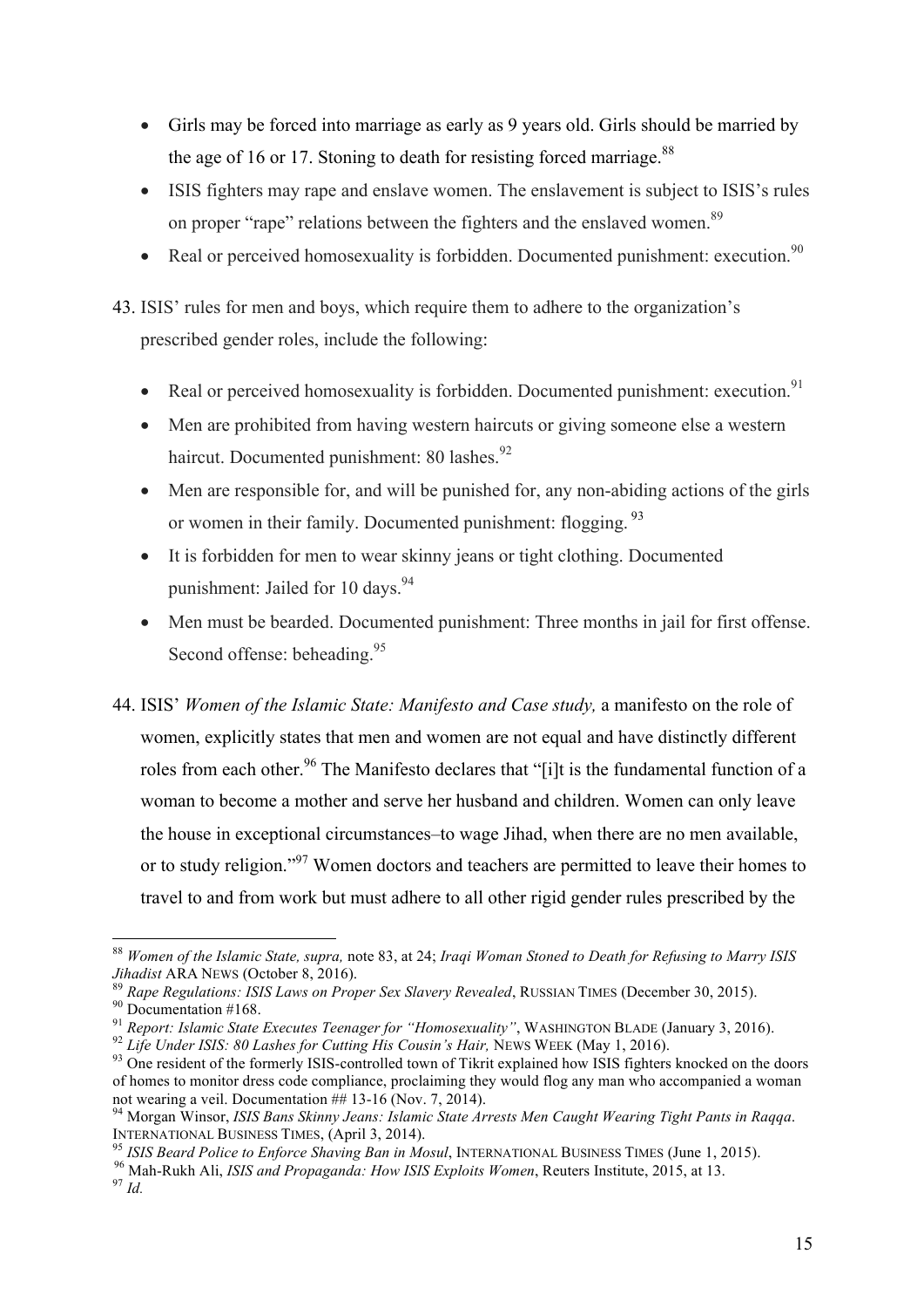- Girls may be forced into marriage as early as 9 years old. Girls should be married by the age of 16 or 17. Stoning to death for resisting forced marriage.[88]
- ISIS fighters may rape and enslave women. The enslavement is subject to ISIS's rules on proper "rape" relations between the fighters and the enslaved women.[89]
- Real or perceived homosexuality is forbidden. Documented punishment: execution.[90]

43. ISIS' rules for men and boys, which require them to adhere to the organization's prescribed gender roles, include the following:

    - Real or perceived homosexuality is forbidden. Documented punishment: execution.[91]
    - Men are prohibited from having western haircuts or giving someone else a western haircut. Documented punishment: 80 lashes.[92]
    - Men are responsible for, and will be punished for, any non-abiding actions of the girls or women in their family. Documented punishment: flogging.[93]
    - It is forbidden for men to wear skinny jeans or tight clothing. Documented punishment: Jailed for 10 days.[94]
    - Men must be bearded. Documented punishment: Three months in jail for first offense. Second offense: beheading.[95]

44. ISIS' *Women of the Islamic State: Manifesto and Case study,* a manifesto on the role of women, explicitly states that men and women are not equal and have distinctly different roles from each other.[96] The Manifesto declares that "[i]t is the fundamental function of a woman to become a mother and serve her husband and children. Women can only leave the house in exceptional circumstances–to wage Jihad, when there are no men available, or to study religion."[97] Women doctors and teachers are permitted to leave their homes to travel to and from work but must adhere to all other rigid gender rules prescribed by the

---

[88] *Women of the Islamic State, supra,* note 83, at 24; *Iraqi Woman Stoned to Death for Refusing to Marry ISIS Jihadist* ARA NEWS (October 8, 2016).

[89] *Rape Regulations: ISIS Laws on Proper Sex Slavery Revealed*, RUSSIAN TIMES (December 30, 2015).

[90] Documentation #168.

[91] *Report: Islamic State Executes Teenager for "Homosexuality"*, WASHINGTON BLADE (January 3, 2016).

[92] *Life Under ISIS: 80 Lashes for Cutting His Cousin's Hair,* NEWS WEEK (May 1, 2016).

[93] One resident of the formerly ISIS-controlled town of Tikrit explained how ISIS fighters knocked on the doors of homes to monitor dress code compliance, proclaiming they would flog any man who accompanied a woman not wearing a veil. Documentation ## 13-16 (Nov. 7, 2014).

[94] Morgan Winsor, *ISIS Bans Skinny Jeans: Islamic State Arrests Men Caught Wearing Tight Pants in Raqqa*. INTERNATIONAL BUSINESS TIMES, (April 3, 2014).

[95] *ISIS Beard Police to Enforce Shaving Ban in Mosul*, INTERNATIONAL BUSINESS TIMES (June 1, 2015).

[96] Mah-Rukh Ali, *ISIS and Propaganda: How ISIS Exploits Women*, Reuters Institute, 2015, at 13.

[97] *Id.*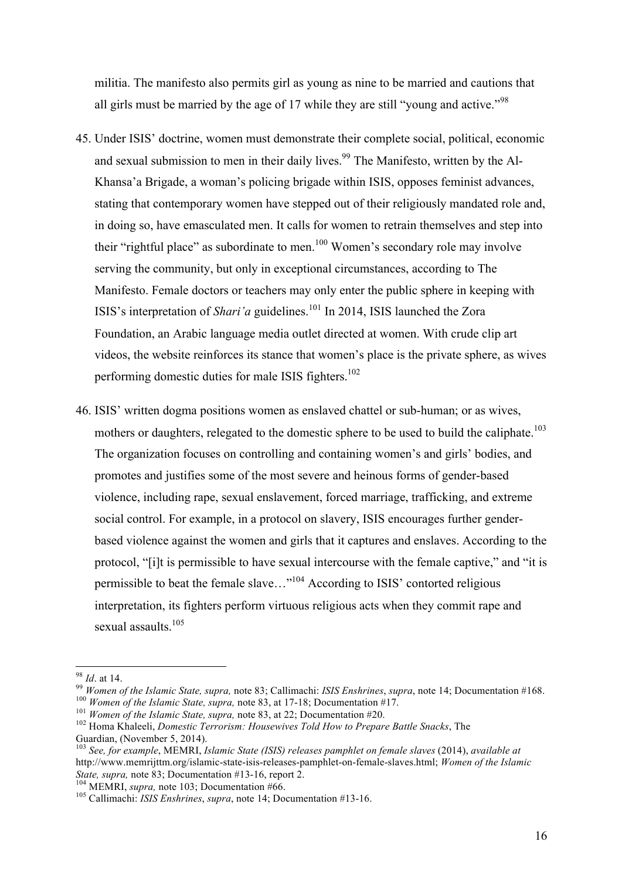militia. The manifesto also permits girl as young as nine to be married and cautions that all girls must be married by the age of 17 while they are still "young and active."[98]

45. Under ISIS' doctrine, women must demonstrate their complete social, political, economic and sexual submission to men in their daily lives.[99] The Manifesto, written by the Al-Khansa'a Brigade, a woman's policing brigade within ISIS, opposes feminist advances, stating that contemporary women have stepped out of their religiously mandated role and, in doing so, have emasculated men. It calls for women to retrain themselves and step into their "rightful place" as subordinate to men.[100] Women's secondary role may involve serving the community, but only in exceptional circumstances, according to The Manifesto. Female doctors or teachers may only enter the public sphere in keeping with ISIS's interpretation of *Shari'a* guidelines.[101] In 2014, ISIS launched the Zora Foundation, an Arabic language media outlet directed at women. With crude clip art videos, the website reinforces its stance that women's place is the private sphere, as wives performing domestic duties for male ISIS fighters.[102]

46. ISIS' written dogma positions women as enslaved chattel or sub-human; or as wives, mothers or daughters, relegated to the domestic sphere to be used to build the caliphate.[103] The organization focuses on controlling and containing women's and girls' bodies, and promotes and justifies some of the most severe and heinous forms of gender-based violence, including rape, sexual enslavement, forced marriage, trafficking, and extreme social control. For example, in a protocol on slavery, ISIS encourages further gender-based violence against the women and girls that it captures and enslaves. According to the protocol, "[i]t is permissible to have sexual intercourse with the female captive," and "it is permissible to beat the female slave…"[104] According to ISIS' contorted religious interpretation, its fighters perform virtuous religious acts when they commit rape and sexual assaults.[105]

---

[98] *Id*. at 14.

[99] *Women of the Islamic State, supra,* note 83; Callimachi: *ISIS Enshrines*, *supra*, note 14; Documentation #168.

[100] *Women of the Islamic State, supra,* note 83, at 17-18; Documentation #17.

[101] *Women of the Islamic State, supra,* note 83, at 22; Documentation #20.

[102] Homa Khaleeli, *Domestic Terrorism: Housewives Told How to Prepare Battle Snacks*, The Guardian, (November 5, 2014).

[103] *See, for example*, MEMRI, *Islamic State (ISIS) releases pamphlet on female slaves* (2014), *available at* http://www.memrijttm.org/islamic-state-isis-releases-pamphlet-on-female-slaves.html; *Women of the Islamic State, supra,* note 83; Documentation #13-16, report 2.

[104] MEMRI, *supra,* note 103; Documentation #66.

[105] Callimachi: *ISIS Enshrines*, *supra*, note 14; Documentation #13-16.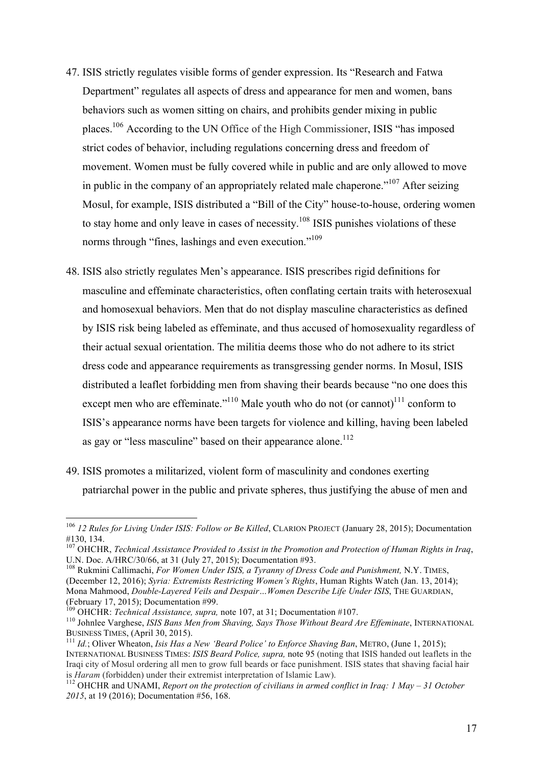47. ISIS strictly regulates visible forms of gender expression. Its "Research and Fatwa Department" regulates all aspects of dress and appearance for men and women, bans behaviors such as women sitting on chairs, and prohibits gender mixing in public places.[106] According to the UN Office of the High Commissioner, ISIS "has imposed strict codes of behavior, including regulations concerning dress and freedom of movement. Women must be fully covered while in public and are only allowed to move in public in the company of an appropriately related male chaperone."[107] After seizing Mosul, for example, ISIS distributed a "Bill of the City" house-to-house, ordering women to stay home and only leave in cases of necessity.[108] ISIS punishes violations of these norms through "fines, lashings and even execution."[109]

48. ISIS also strictly regulates Men's appearance. ISIS prescribes rigid definitions for masculine and effeminate characteristics, often conflating certain traits with heterosexual and homosexual behaviors. Men that do not display masculine characteristics as defined by ISIS risk being labeled as effeminate, and thus accused of homosexuality regardless of their actual sexual orientation. The militia deems those who do not adhere to its strict dress code and appearance requirements as transgressing gender norms. In Mosul, ISIS distributed a leaflet forbidding men from shaving their beards because "no one does this except men who are effeminate."[110] Male youth who do not (or cannot)[111] conform to ISIS's appearance norms have been targets for violence and killing, having been labeled as gay or "less masculine" based on their appearance alone.[112]

49. ISIS promotes a militarized, violent form of masculinity and condones exerting patriarchal power in the public and private spheres, thus justifying the abuse of men and

---

[106] *12 Rules for Living Under ISIS: Follow or Be Killed*, CLARION PROJECT (January 28, 2015); Documentation #130, 134.

[107] OHCHR, *Technical Assistance Provided to Assist in the Promotion and Protection of Human Rights in Iraq*, U.N. Doc. A/HRC/30/66, at 31 (July 27, 2015); Documentation #93.

[108] Rukmini Callimachi, *For Women Under ISIS, a Tyranny of Dress Code and Punishment,* N.Y. TIMES, (December 12, 2016); *Syria: Extremists Restricting Women's Rights*, Human Rights Watch (Jan. 13, 2014); Mona Mahmood, *Double-Layered Veils and Despair…Women Describe Life Under ISIS*, THE GUARDIAN, (February 17, 2015); Documentation #99.

[109] OHCHR: *Technical Assistance, supra,* note 107, at 31; Documentation #107.

[110] Johnlee Varghese, *ISIS Bans Men from Shaving, Says Those Without Beard Are Effeminate*, INTERNATIONAL BUSINESS TIMES, (April 30, 2015).

[111] *Id.*; Oliver Wheaton, *Isis Has a New 'Beard Police' to Enforce Shaving Ban*, METRO, (June 1, 2015); INTERNATIONAL BUSINESS TIMES: *ISIS Beard Police, supra,* note 95 (noting that ISIS handed out leaflets in the Iraqi city of Mosul ordering all men to grow full beards or face punishment. ISIS states that shaving facial hair is *Haram* (forbidden) under their extremist interpretation of Islamic Law).

[112] OHCHR and UNAMI, *Report on the protection of civilians in armed conflict in Iraq: 1 May – 31 October 2015*, at 19 (2016); Documentation #56, 168.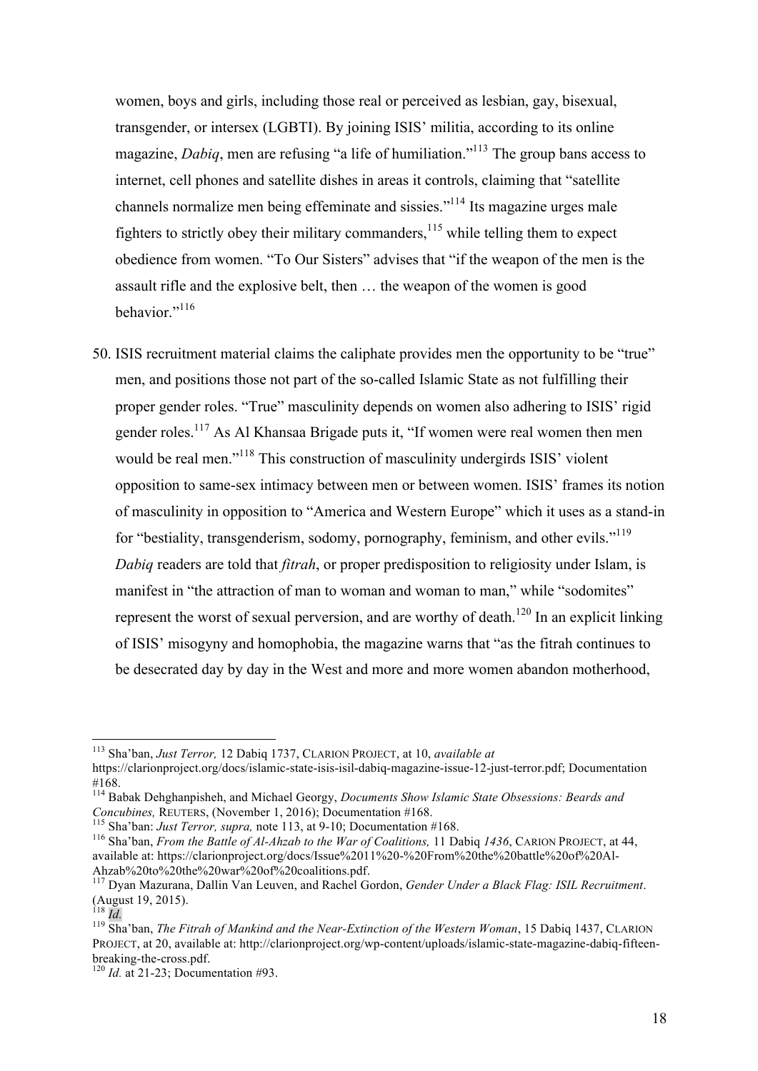women, boys and girls, including those real or perceived as lesbian, gay, bisexual, transgender, or intersex (LGBTI). By joining ISIS' militia, according to its online magazine, *Dabiq*, men are refusing "a life of humiliation."[113] The group bans access to internet, cell phones and satellite dishes in areas it controls, claiming that "satellite channels normalize men being effeminate and sissies."[114] Its magazine urges male fighters to strictly obey their military commanders,[115] while telling them to expect obedience from women. "To Our Sisters" advises that "if the weapon of the men is the assault rifle and the explosive belt, then … the weapon of the women is good behavior."[116]

50. ISIS recruitment material claims the caliphate provides men the opportunity to be "true" men, and positions those not part of the so-called Islamic State as not fulfilling their proper gender roles. "True" masculinity depends on women also adhering to ISIS' rigid gender roles.[117] As Al Khansaa Brigade puts it, "If women were real women then men would be real men."[118] This construction of masculinity undergirds ISIS' violent opposition to same-sex intimacy between men or between women. ISIS' frames its notion of masculinity in opposition to "America and Western Europe" which it uses as a stand-in for "bestiality, transgenderism, sodomy, pornography, feminism, and other evils."[119] *Dabiq* readers are told that *fitrah*, or proper predisposition to religiosity under Islam, is manifest in "the attraction of man to woman and woman to man," while "sodomites" represent the worst of sexual perversion, and are worthy of death.[120] In an explicit linking of ISIS' misogyny and homophobia, the magazine warns that "as the fitrah continues to be desecrated day by day in the West and more and more women abandon motherhood,

---

[113] Sha'ban, *Just Terror,* 12 Dabiq 1737, CLARION PROJECT, at 10, *available at* https://clarionproject.org/docs/islamic-state-isis-isil-dabiq-magazine-issue-12-just-terror.pdf; Documentation #168.

[114] Babak Dehghanpisheh, and Michael Georgy, *Documents Show Islamic State Obsessions: Beards and Concubines,* REUTERS, (November 1, 2016); Documentation #168.

[115] Sha'ban: *Just Terror, supra,* note 113, at 9-10; Documentation #168.

[116] Sha'ban, *From the Battle of Al-Ahzab to the War of Coalitions,* 11 Dabiq *1436*, CARION PROJECT, at 44, available at: https://clarionproject.org/docs/Issue%2011%20-%20From%20the%20battle%20of%20Al-Ahzab%20to%20the%20war%20of%20coalitions.pdf.

[117] Dyan Mazurana, Dallin Van Leuven, and Rachel Gordon, *Gender Under a Black Flag: ISIL Recruitment*. (August 19, 2015).

[118] *Id.*

[119] Sha'ban, *The Fitrah of Mankind and the Near-Extinction of the Western Woman*, 15 Dabiq 1437, CLARION PROJECT, at 20, available at: http://clarionproject.org/wp-content/uploads/islamic-state-magazine-dabiq-fifteen-breaking-the-cross.pdf.

[120] *Id.* at 21-23; Documentation #93.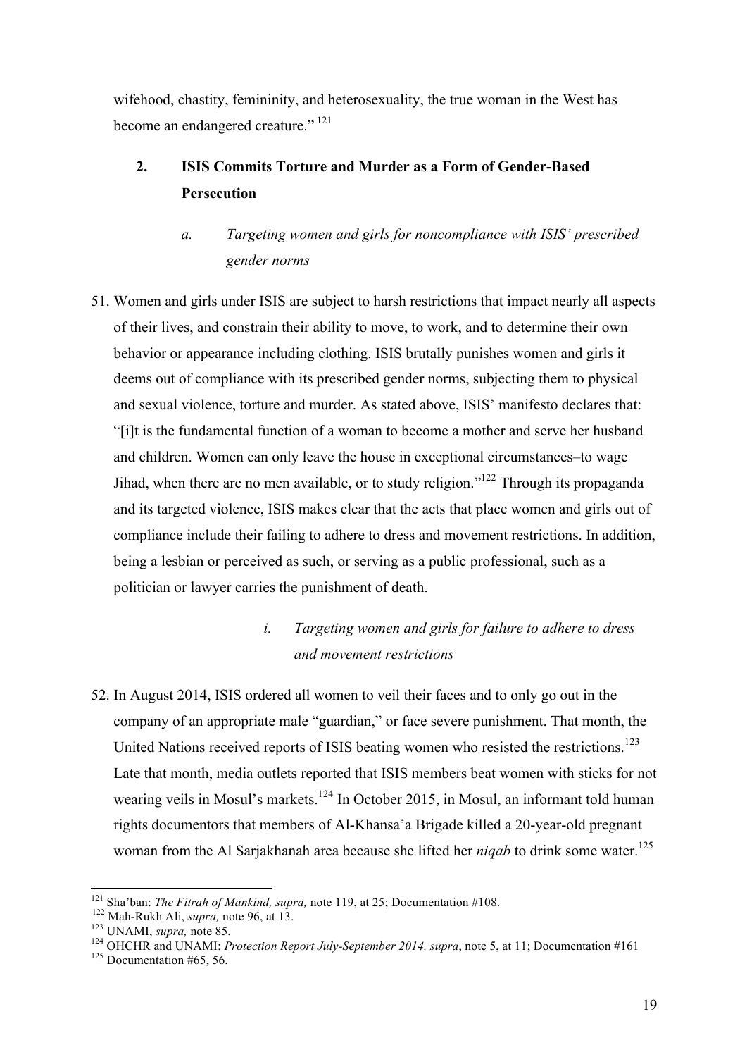wifehood, chastity, femininity, and heterosexuality, the true woman in the West has become an endangered creature."[121]

## 2. ISIS Commits Torture and Murder as a Form of Gender-Based Persecution

### *a. Targeting women and girls for noncompliance with ISIS' prescribed gender norms*

51. Women and girls under ISIS are subject to harsh restrictions that impact nearly all aspects of their lives, and constrain their ability to move, to work, and to determine their own behavior or appearance including clothing. ISIS brutally punishes women and girls it deems out of compliance with its prescribed gender norms, subjecting them to physical and sexual violence, torture and murder. As stated above, ISIS' manifesto declares that: "[i]t is the fundamental function of a woman to become a mother and serve her husband and children. Women can only leave the house in exceptional circumstances–to wage Jihad, when there are no men available, or to study religion."[122] Through its propaganda and its targeted violence, ISIS makes clear that the acts that place women and girls out of compliance include their failing to adhere to dress and movement restrictions. In addition, being a lesbian or perceived as such, or serving as a public professional, such as a politician or lawyer carries the punishment of death.

#### *i. Targeting women and girls for failure to adhere to dress and movement restrictions*

52. In August 2014, ISIS ordered all women to veil their faces and to only go out in the company of an appropriate male "guardian," or face severe punishment. That month, the United Nations received reports of ISIS beating women who resisted the restrictions.[123] Late that month, media outlets reported that ISIS members beat women with sticks for not wearing veils in Mosul's markets.[124] In October 2015, in Mosul, an informant told human rights documentors that members of Al-Khansa'a Brigade killed a 20-year-old pregnant woman from the Al Sarjakhanah area because she lifted her *niqab* to drink some water.[125]

---

[121] Sha'ban: *The Fitrah of Mankind, supra,* note 119, at 25; Documentation #108.

[122] Mah-Rukh Ali, *supra,* note 96, at 13.

[123] UNAMI, *supra,* note 85.

[124] OHCHR and UNAMI: *Protection Report July-September 2014, supra*, note 5, at 11; Documentation #161

[125] Documentation #65, 56.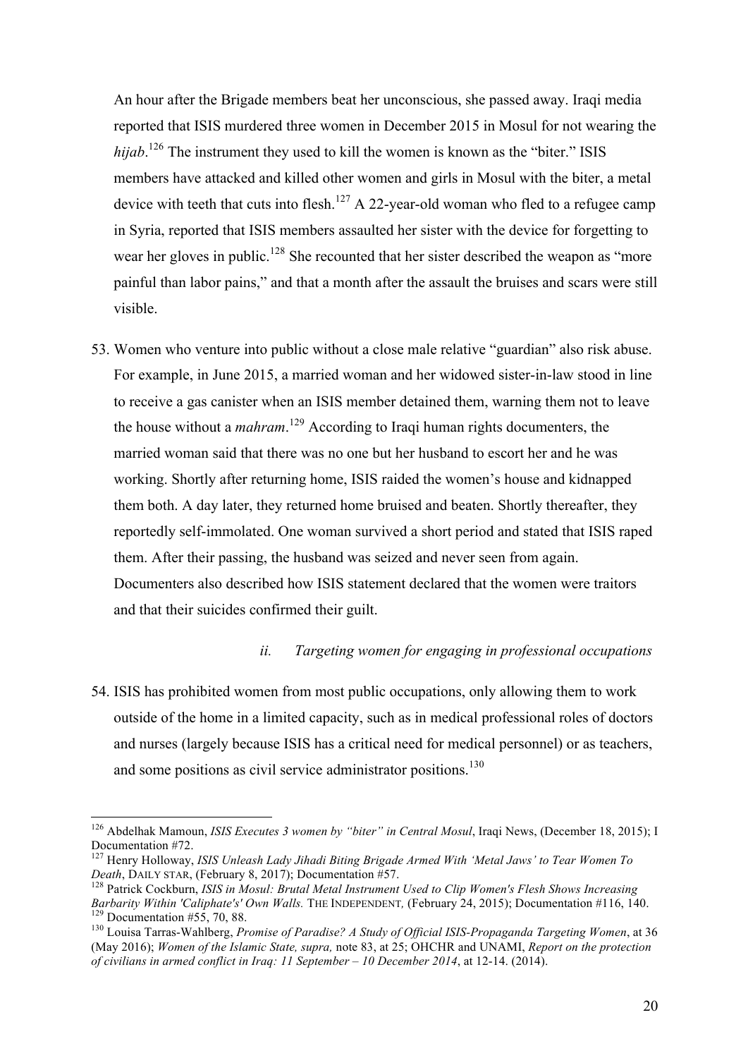An hour after the Brigade members beat her unconscious, she passed away. Iraqi media reported that ISIS murdered three women in December 2015 in Mosul for not wearing the *hijab*.[126] The instrument they used to kill the women is known as the "biter." ISIS members have attacked and killed other women and girls in Mosul with the biter, a metal device with teeth that cuts into flesh.[127] A 22-year-old woman who fled to a refugee camp in Syria, reported that ISIS members assaulted her sister with the device for forgetting to wear her gloves in public.[128] She recounted that her sister described the weapon as "more painful than labor pains," and that a month after the assault the bruises and scars were still visible.

53. Women who venture into public without a close male relative "guardian" also risk abuse. For example, in June 2015, a married woman and her widowed sister-in-law stood in line to receive a gas canister when an ISIS member detained them, warning them not to leave the house without a *mahram*.[129] According to Iraqi human rights documenters, the married woman said that there was no one but her husband to escort her and he was working. Shortly after returning home, ISIS raided the women's house and kidnapped them both. A day later, they returned home bruised and beaten. Shortly thereafter, they reportedly self-immolated. One woman survived a short period and stated that ISIS raped them. After their passing, the husband was seized and never seen from again. Documenters also described how ISIS statement declared that the women were traitors and that their suicides confirmed their guilt.

*ii. Targeting women for engaging in professional occupations*

54. ISIS has prohibited women from most public occupations, only allowing them to work outside of the home in a limited capacity, such as in medical professional roles of doctors and nurses (largely because ISIS has a critical need for medical personnel) or as teachers, and some positions as civil service administrator positions.[130]

---

[126] Abdelhak Mamoun, *ISIS Executes 3 women by "biter" in Central Mosul*, Iraqi News, (December 18, 2015); I Documentation #72.

[127] Henry Holloway, *ISIS Unleash Lady Jihadi Biting Brigade Armed With 'Metal Jaws' to Tear Women To Death*, DAILY STAR, (February 8, 2017); Documentation #57.

[128] Patrick Cockburn, *ISIS in Mosul: Brutal Metal Instrument Used to Clip Women's Flesh Shows Increasing Barbarity Within 'Caliphate's' Own Walls.* THE INDEPENDENT, (February 24, 2015); Documentation #116, 140.

[129] Documentation #55, 70, 88.

[130] Louisa Tarras-Wahlberg, *Promise of Paradise? A Study of Official ISIS-Propaganda Targeting Women*, at 36 (May 2016); *Women of the Islamic State, supra,* note 83, at 25; OHCHR and UNAMI, *Report on the protection of civilians in armed conflict in Iraq: 11 September – 10 December 2014*, at 12-14. (2014).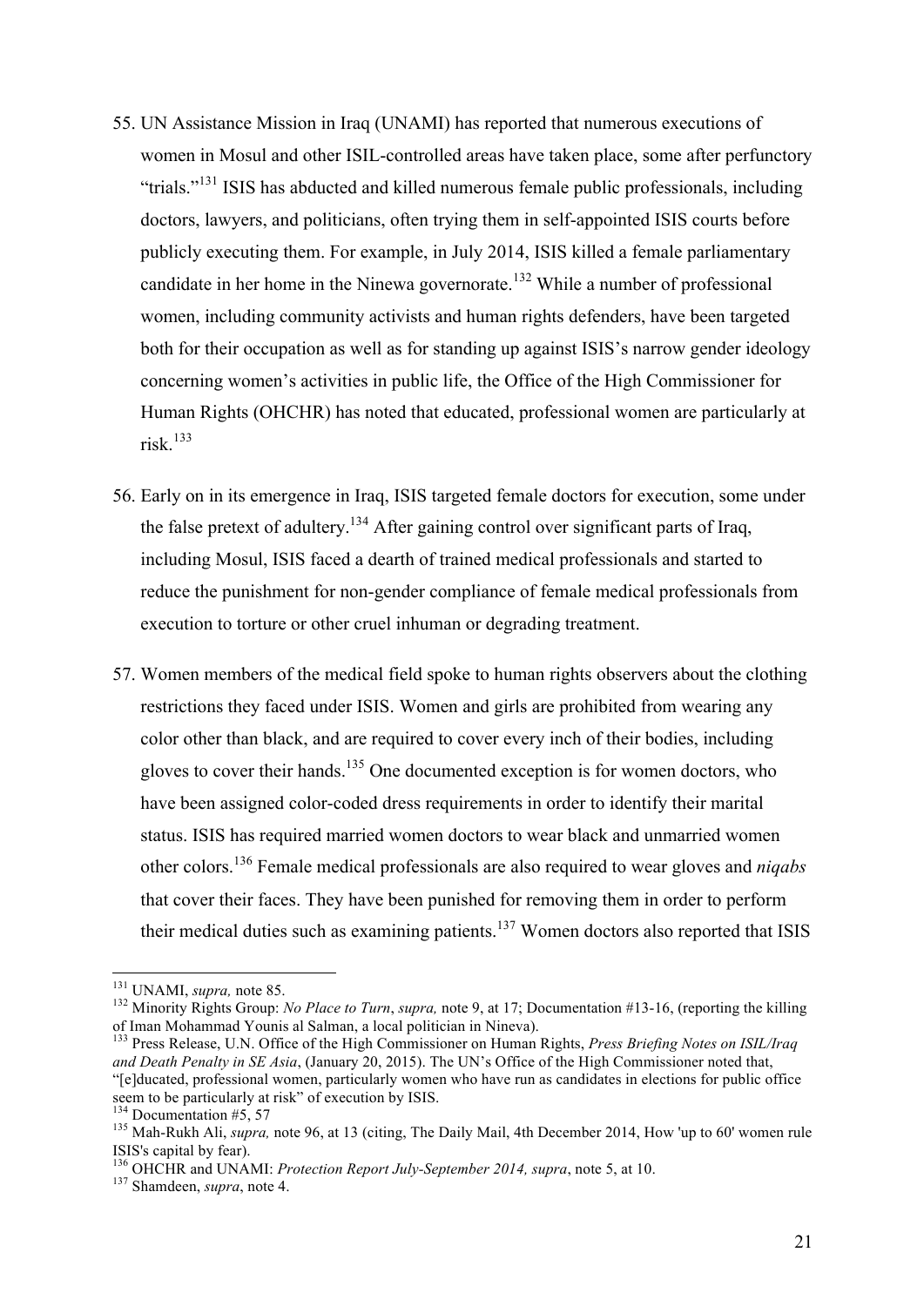55. UN Assistance Mission in Iraq (UNAMI) has reported that numerous executions of women in Mosul and other ISIL-controlled areas have taken place, some after perfunctory "trials."[131] ISIS has abducted and killed numerous female public professionals, including doctors, lawyers, and politicians, often trying them in self-appointed ISIS courts before publicly executing them. For example, in July 2014, ISIS killed a female parliamentary candidate in her home in the Ninewa governorate.[132] While a number of professional women, including community activists and human rights defenders, have been targeted both for their occupation as well as for standing up against ISIS's narrow gender ideology concerning women's activities in public life, the Office of the High Commissioner for Human Rights (OHCHR) has noted that educated, professional women are particularly at risk.[133]

56. Early on in its emergence in Iraq, ISIS targeted female doctors for execution, some under the false pretext of adultery.[134] After gaining control over significant parts of Iraq, including Mosul, ISIS faced a dearth of trained medical professionals and started to reduce the punishment for non-gender compliance of female medical professionals from execution to torture or other cruel inhuman or degrading treatment.

57. Women members of the medical field spoke to human rights observers about the clothing restrictions they faced under ISIS. Women and girls are prohibited from wearing any color other than black, and are required to cover every inch of their bodies, including gloves to cover their hands.[135] One documented exception is for women doctors, who have been assigned color-coded dress requirements in order to identify their marital status. ISIS has required married women doctors to wear black and unmarried women other colors.[136] Female medical professionals are also required to wear gloves and *niqabs* that cover their faces. They have been punished for removing them in order to perform their medical duties such as examining patients.[137] Women doctors also reported that ISIS

---

[131] UNAMI, *supra,* note 85.

[132] Minority Rights Group: *No Place to Turn*, *supra,* note 9, at 17; Documentation #13-16, (reporting the killing of Iman Mohammad Younis al Salman, a local politician in Nineva).

[133] Press Release, U.N. Office of the High Commissioner on Human Rights, *Press Briefing Notes on ISIL/Iraq and Death Penalty in SE Asia*, (January 20, 2015). The UN's Office of the High Commissioner noted that, "[e]ducated, professional women, particularly women who have run as candidates in elections for public office seem to be particularly at risk" of execution by ISIS.

[134] Documentation #5, 57

[135] Mah-Rukh Ali, *supra,* note 96, at 13 (citing, The Daily Mail, 4th December 2014, How 'up to 60' women rule ISIS's capital by fear).

[136] OHCHR and UNAMI: *Protection Report July-September 2014, supra*, note 5, at 10.

[137] Shamdeen, *supra*, note 4.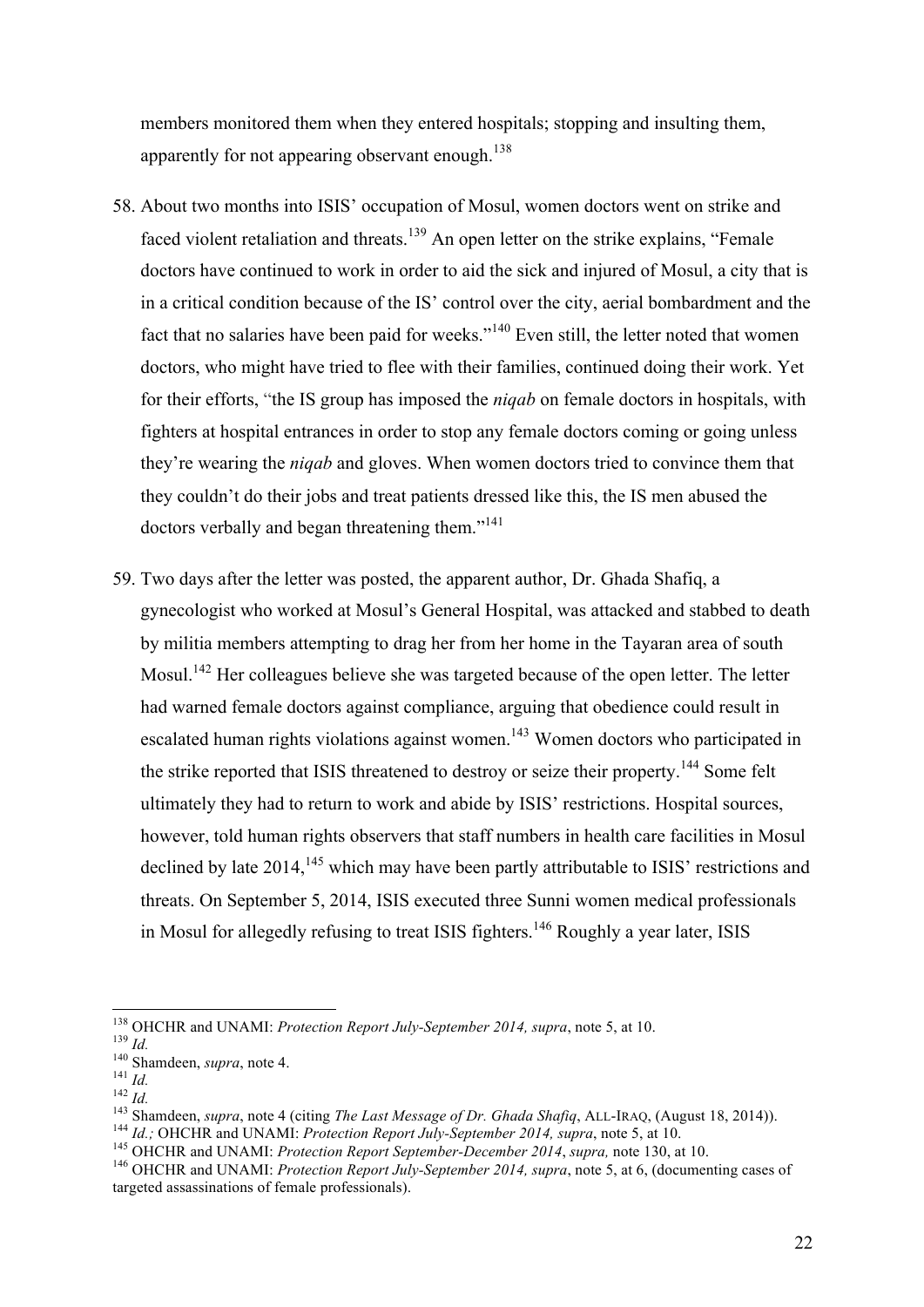members monitored them when they entered hospitals; stopping and insulting them, apparently for not appearing observant enough.[138]

58. About two months into ISIS' occupation of Mosul, women doctors went on strike and faced violent retaliation and threats.[139] An open letter on the strike explains, "Female doctors have continued to work in order to aid the sick and injured of Mosul, a city that is in a critical condition because of the IS' control over the city, aerial bombardment and the fact that no salaries have been paid for weeks."[140] Even still, the letter noted that women doctors, who might have tried to flee with their families, continued doing their work. Yet for their efforts, "the IS group has imposed the *niqab* on female doctors in hospitals, with fighters at hospital entrances in order to stop any female doctors coming or going unless they're wearing the *niqab* and gloves. When women doctors tried to convince them that they couldn't do their jobs and treat patients dressed like this, the IS men abused the doctors verbally and began threatening them."[141]

59. Two days after the letter was posted, the apparent author, Dr. Ghada Shafiq, a gynecologist who worked at Mosul's General Hospital, was attacked and stabbed to death by militia members attempting to drag her from her home in the Tayaran area of south Mosul.[142] Her colleagues believe she was targeted because of the open letter. The letter had warned female doctors against compliance, arguing that obedience could result in escalated human rights violations against women.[143] Women doctors who participated in the strike reported that ISIS threatened to destroy or seize their property.[144] Some felt ultimately they had to return to work and abide by ISIS' restrictions. Hospital sources, however, told human rights observers that staff numbers in health care facilities in Mosul declined by late 2014,[145] which may have been partly attributable to ISIS' restrictions and threats. On September 5, 2014, ISIS executed three Sunni women medical professionals in Mosul for allegedly refusing to treat ISIS fighters.[146] Roughly a year later, ISIS

---

[138] OHCHR and UNAMI: *Protection Report July-September 2014, supra*, note 5, at 10.
[139] *Id.*
[140] Shamdeen, *supra*, note 4.
[141] *Id.*
[142] *Id.*
[143] Shamdeen, *supra*, note 4 (citing *The Last Message of Dr. Ghada Shafiq*, ALL-IRAQ, (August 18, 2014)).
[144] *Id.;* OHCHR and UNAMI: *Protection Report July-September 2014, supra*, note 5, at 10.
[145] OHCHR and UNAMI: *Protection Report September-December 2014*, *supra,* note 130, at 10.
[146] OHCHR and UNAMI: *Protection Report July-September 2014, supra*, note 5, at 6, (documenting cases of targeted assassinations of female professionals).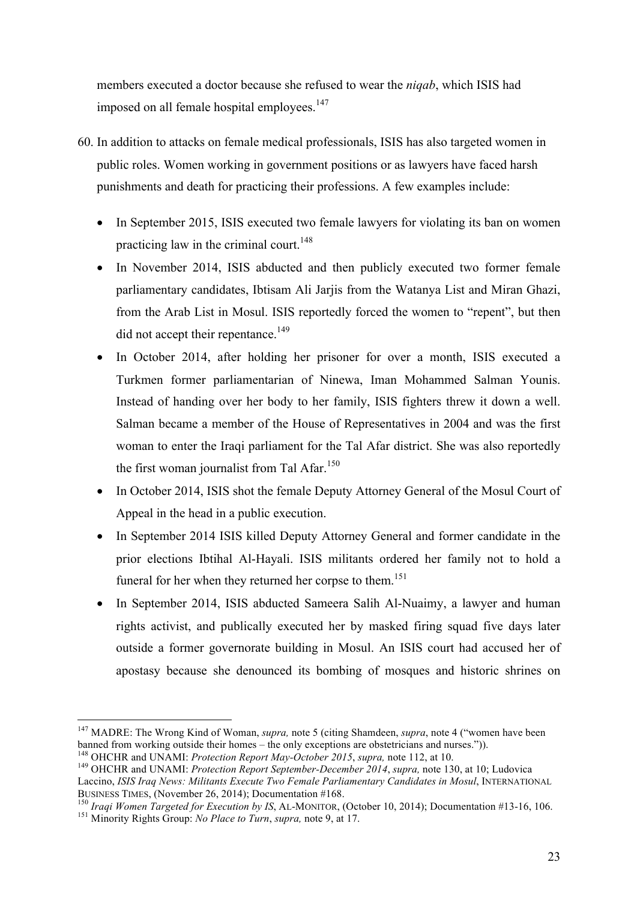members executed a doctor because she refused to wear the *niqab*, which ISIS had imposed on all female hospital employees.[147]

60. In addition to attacks on female medical professionals, ISIS has also targeted women in public roles. Women working in government positions or as lawyers have faced harsh punishments and death for practicing their professions. A few examples include:

    - In September 2015, ISIS executed two female lawyers for violating its ban on women practicing law in the criminal court.[148]
    - In November 2014, ISIS abducted and then publicly executed two former female parliamentary candidates, Ibtisam Ali Jarjis from the Watanya List and Miran Ghazi, from the Arab List in Mosul. ISIS reportedly forced the women to "repent", but then did not accept their repentance.[149]
    - In October 2014, after holding her prisoner for over a month, ISIS executed a Turkmen former parliamentarian of Ninewa, Iman Mohammed Salman Younis. Instead of handing over her body to her family, ISIS fighters threw it down a well. Salman became a member of the House of Representatives in 2004 and was the first woman to enter the Iraqi parliament for the Tal Afar district. She was also reportedly the first woman journalist from Tal Afar.[150]
    - In October 2014, ISIS shot the female Deputy Attorney General of the Mosul Court of Appeal in the head in a public execution.
    - In September 2014 ISIS killed Deputy Attorney General and former candidate in the prior elections Ibtihal Al-Hayali. ISIS militants ordered her family not to hold a funeral for her when they returned her corpse to them.[151]
    - In September 2014, ISIS abducted Sameera Salih Al-Nuaimy, a lawyer and human rights activist, and publically executed her by masked firing squad five days later outside a former governorate building in Mosul. An ISIS court had accused her of apostasy because she denounced its bombing of mosques and historic shrines on

---

[147] MADRE: The Wrong Kind of Woman, *supra,* note 5 (citing Shamdeen, *supra*, note 4 ("women have been banned from working outside their homes – the only exceptions are obstetricians and nurses.")).

[148] OHCHR and UNAMI: *Protection Report May-October 2015*, *supra,* note 112, at 10.

[149] OHCHR and UNAMI: *Protection Report September-December 2014*, *supra,* note 130, at 10; Ludovica Laccino, *ISIS Iraq News: Militants Execute Two Female Parliamentary Candidates in Mosul*, INTERNATIONAL BUSINESS TIMES, (November 26, 2014); Documentation #168.

[150] *Iraqi Women Targeted for Execution by IS*, AL-MONITOR, (October 10, 2014); Documentation #13-16, 106.

[151] Minority Rights Group: *No Place to Turn*, *supra,* note 9, at 17.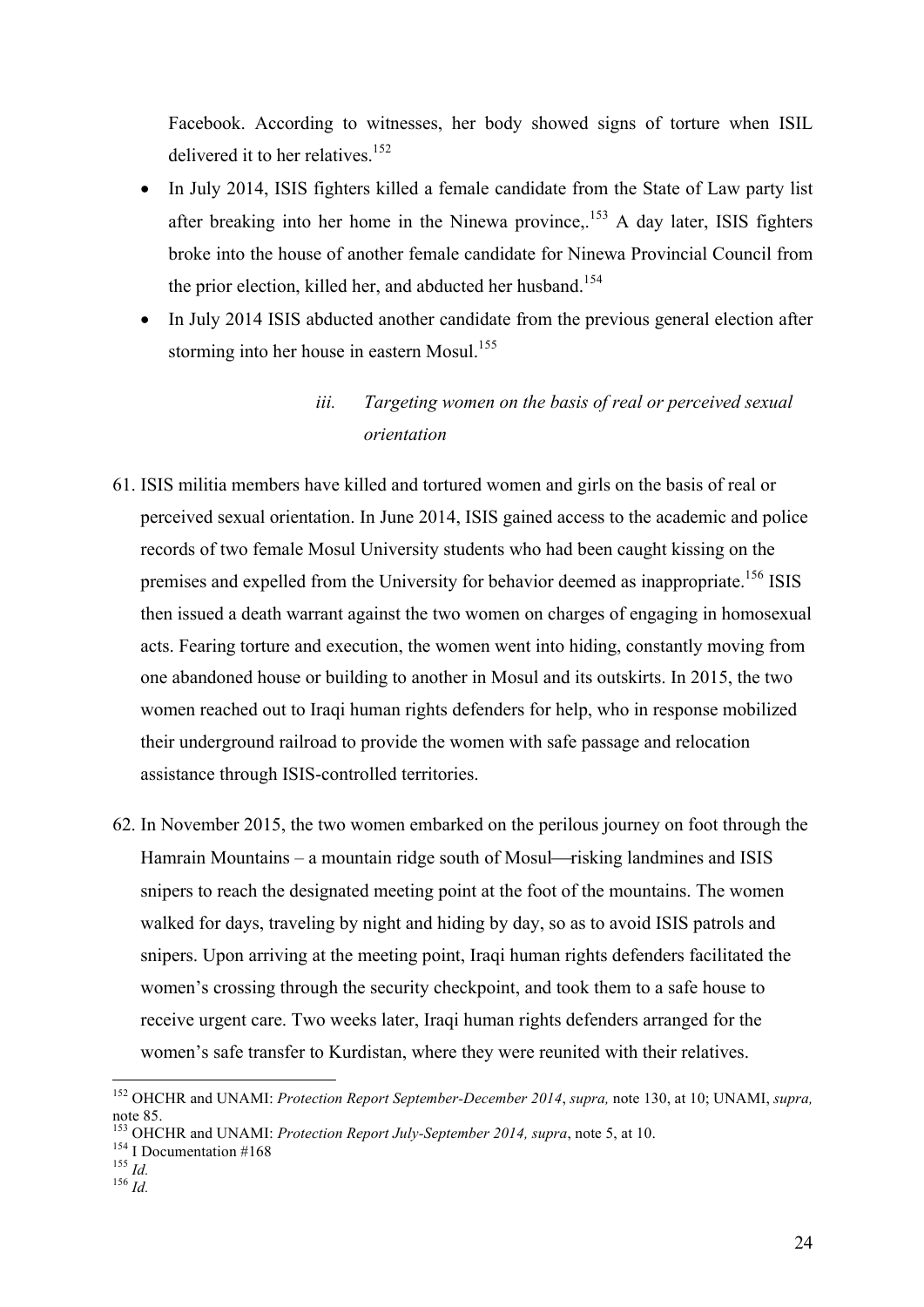Facebook. According to witnesses, her body showed signs of torture when ISIL delivered it to her relatives.[152]

- In July 2014, ISIS fighters killed a female candidate from the State of Law party list after breaking into her home in the Ninewa province,.[153] A day later, ISIS fighters broke into the house of another female candidate for Ninewa Provincial Council from the prior election, killed her, and abducted her husband.[154]
- In July 2014 ISIS abducted another candidate from the previous general election after storming into her house in eastern Mosul.[155]

*iii. Targeting women on the basis of real or perceived sexual orientation*

61. ISIS militia members have killed and tortured women and girls on the basis of real or perceived sexual orientation. In June 2014, ISIS gained access to the academic and police records of two female Mosul University students who had been caught kissing on the premises and expelled from the University for behavior deemed as inappropriate.[156] ISIS then issued a death warrant against the two women on charges of engaging in homosexual acts. Fearing torture and execution, the women went into hiding, constantly moving from one abandoned house or building to another in Mosul and its outskirts. In 2015, the two women reached out to Iraqi human rights defenders for help, who in response mobilized their underground railroad to provide the women with safe passage and relocation assistance through ISIS-controlled territories.

62. In November 2015, the two women embarked on the perilous journey on foot through the Hamrain Mountains – a mountain ridge south of Mosul—risking landmines and ISIS snipers to reach the designated meeting point at the foot of the mountains. The women walked for days, traveling by night and hiding by day, so as to avoid ISIS patrols and snipers. Upon arriving at the meeting point, Iraqi human rights defenders facilitated the women's crossing through the security checkpoint, and took them to a safe house to receive urgent care. Two weeks later, Iraqi human rights defenders arranged for the women's safe transfer to Kurdistan, where they were reunited with their relatives.

---

[152] OHCHR and UNAMI: *Protection Report September-December 2014*, *supra,* note 130, at 10; UNAMI, *supra,* note 85.

[153] OHCHR and UNAMI: *Protection Report July-September 2014, supra*, note 5, at 10.

[154] I Documentation #168

[155] *Id.*

[156] *Id.*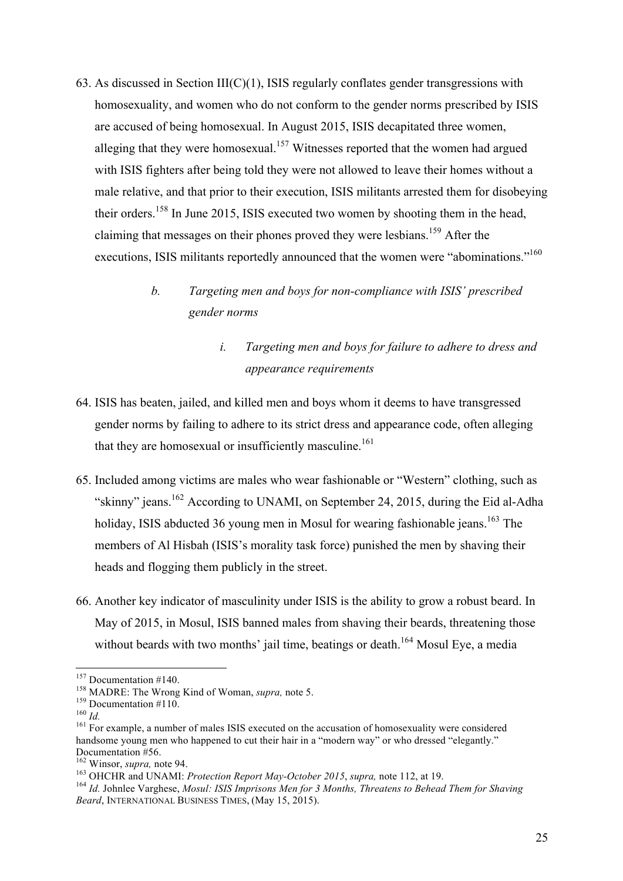63. As discussed in Section III(C)(1), ISIS regularly conflates gender transgressions with homosexuality, and women who do not conform to the gender norms prescribed by ISIS are accused of being homosexual. In August 2015, ISIS decapitated three women, alleging that they were homosexual.[157] Witnesses reported that the women had argued with ISIS fighters after being told they were not allowed to leave their homes without a male relative, and that prior to their execution, ISIS militants arrested them for disobeying their orders.[158] In June 2015, ISIS executed two women by shooting them in the head, claiming that messages on their phones proved they were lesbians.[159] After the executions, ISIS militants reportedly announced that the women were "abominations."[160]

*b. Targeting men and boys for non-compliance with ISIS' prescribed gender norms*

*i. Targeting men and boys for failure to adhere to dress and appearance requirements*

64. ISIS has beaten, jailed, and killed men and boys whom it deems to have transgressed gender norms by failing to adhere to its strict dress and appearance code, often alleging that they are homosexual or insufficiently masculine.[161]

65. Included among victims are males who wear fashionable or "Western" clothing, such as "skinny" jeans.[162] According to UNAMI, on September 24, 2015, during the Eid al-Adha holiday, ISIS abducted 36 young men in Mosul for wearing fashionable jeans.[163] The members of Al Hisbah (ISIS's morality task force) punished the men by shaving their heads and flogging them publicly in the street.

66. Another key indicator of masculinity under ISIS is the ability to grow a robust beard. In May of 2015, in Mosul, ISIS banned males from shaving their beards, threatening those without beards with two months' jail time, beatings or death.[164] Mosul Eye, a media

---

[157] Documentation #140.

[158] MADRE: The Wrong Kind of Woman, *supra,* note 5.

[159] Documentation #110.

[160] *Id.*

[161] For example, a number of males ISIS executed on the accusation of homosexuality were considered handsome young men who happened to cut their hair in a "modern way" or who dressed "elegantly." Documentation #56.

[162] Winsor, *supra,* note 94.

[163] OHCHR and UNAMI: *Protection Report May-October 2015*, *supra,* note 112, at 19.

[164] *Id.* Johnlee Varghese, *Mosul: ISIS Imprisons Men for 3 Months, Threatens to Behead Them for Shaving Beard*, INTERNATIONAL BUSINESS TIMES, (May 15, 2015).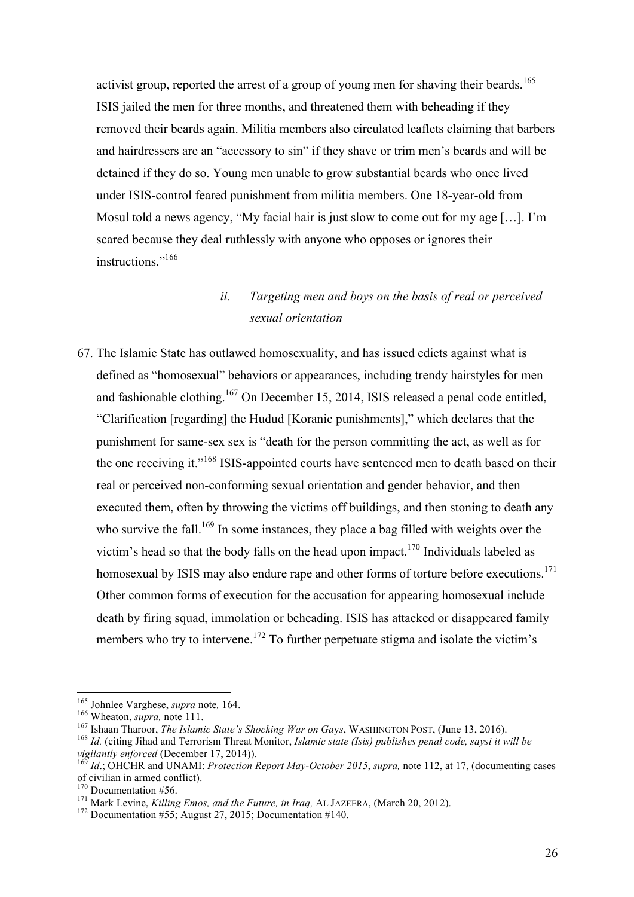activist group, reported the arrest of a group of young men for shaving their beards.[165] ISIS jailed the men for three months, and threatened them with beheading if they removed their beards again. Militia members also circulated leaflets claiming that barbers and hairdressers are an "accessory to sin" if they shave or trim men's beards and will be detained if they do so. Young men unable to grow substantial beards who once lived under ISIS-control feared punishment from militia members. One 18-year-old from Mosul told a news agency, "My facial hair is just slow to come out for my age […]. I'm scared because they deal ruthlessly with anyone who opposes or ignores their instructions."[166]

### *ii. Targeting men and boys on the basis of real or perceived sexual orientation*

67. The Islamic State has outlawed homosexuality, and has issued edicts against what is defined as "homosexual" behaviors or appearances, including trendy hairstyles for men and fashionable clothing.[167] On December 15, 2014, ISIS released a penal code entitled, "Clarification [regarding] the Hudud [Koranic punishments]," which declares that the punishment for same-sex sex is "death for the person committing the act, as well as for the one receiving it."[168] ISIS-appointed courts have sentenced men to death based on their real or perceived non-conforming sexual orientation and gender behavior, and then executed them, often by throwing the victims off buildings, and then stoning to death any who survive the fall.[169] In some instances, they place a bag filled with weights over the victim's head so that the body falls on the head upon impact.[170] Individuals labeled as homosexual by ISIS may also endure rape and other forms of torture before executions.[171] Other common forms of execution for the accusation for appearing homosexual include death by firing squad, immolation or beheading. ISIS has attacked or disappeared family members who try to intervene.[172] To further perpetuate stigma and isolate the victim's

---

[165] Johnlee Varghese, *supra* note*,* 164.

[166] Wheaton, *supra,* note 111.

[167] Ishaan Tharoor, *The Islamic State's Shocking War on Gays*, WASHINGTON POST, (June 13, 2016).

[168] *Id*. (citing Jihad and Terrorism Threat Monitor, *Islamic state (Isis) publishes penal code, saysi it will be vigilantly enforced* (December 17, 2014)).

[169] *Id*.; OHCHR and UNAMI: *Protection Report May-October 2015*, *supra,* note 112, at 17, (documenting cases of civilian in armed conflict).

[170] Documentation #56.

[171] Mark Levine, *Killing Emos, and the Future, in Iraq,* AL JAZEERA, (March 20, 2012).

[172] Documentation #55; August 27, 2015; Documentation #140.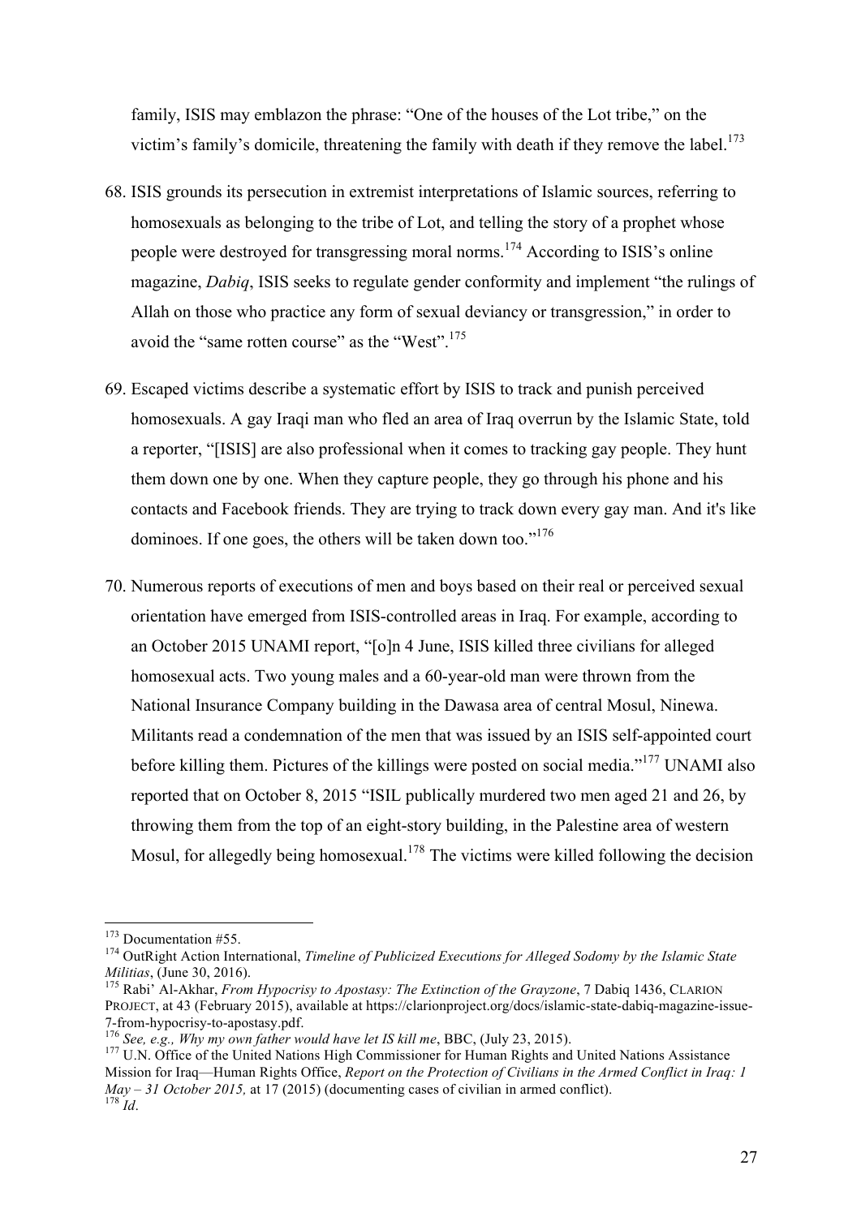family, ISIS may emblazon the phrase: "One of the houses of the Lot tribe," on the victim's family's domicile, threatening the family with death if they remove the label.[173]

68. ISIS grounds its persecution in extremist interpretations of Islamic sources, referring to homosexuals as belonging to the tribe of Lot, and telling the story of a prophet whose people were destroyed for transgressing moral norms.[174] According to ISIS's online magazine, *Dabiq*, ISIS seeks to regulate gender conformity and implement "the rulings of Allah on those who practice any form of sexual deviancy or transgression," in order to avoid the "same rotten course" as the "West".[175]

69. Escaped victims describe a systematic effort by ISIS to track and punish perceived homosexuals. A gay Iraqi man who fled an area of Iraq overrun by the Islamic State, told a reporter, "[ISIS] are also professional when it comes to tracking gay people. They hunt them down one by one. When they capture people, they go through his phone and his contacts and Facebook friends. They are trying to track down every gay man. And it's like dominoes. If one goes, the others will be taken down too."[176]

70. Numerous reports of executions of men and boys based on their real or perceived sexual orientation have emerged from ISIS-controlled areas in Iraq. For example, according to an October 2015 UNAMI report, "[o]n 4 June, ISIS killed three civilians for alleged homosexual acts. Two young males and a 60-year-old man were thrown from the National Insurance Company building in the Dawasa area of central Mosul, Ninewa. Militants read a condemnation of the men that was issued by an ISIS self-appointed court before killing them. Pictures of the killings were posted on social media."[177] UNAMI also reported that on October 8, 2015 "ISIL publically murdered two men aged 21 and 26, by throwing them from the top of an eight-story building, in the Palestine area of western Mosul, for allegedly being homosexual.[178] The victims were killed following the decision

---

[173] Documentation #55.

[174] OutRight Action International, *Timeline of Publicized Executions for Alleged Sodomy by the Islamic State Militias*, (June 30, 2016).

[175] Rabi' Al-Akhar, *From Hypocrisy to Apostasy: The Extinction of the Grayzone*, 7 Dabiq 1436, CLARION PROJECT, at 43 (February 2015), available at https://clarionproject.org/docs/islamic-state-dabiq-magazine-issue-7-from-hypocrisy-to-apostasy.pdf.

[176] *See, e.g., Why my own father would have let IS kill me*, BBC, (July 23, 2015).

[177] U.N. Office of the United Nations High Commissioner for Human Rights and United Nations Assistance Mission for Iraq—Human Rights Office, *Report on the Protection of Civilians in the Armed Conflict in Iraq: 1 May – 31 October 2015,* at 17 (2015) (documenting cases of civilian in armed conflict).

[178] *Id*.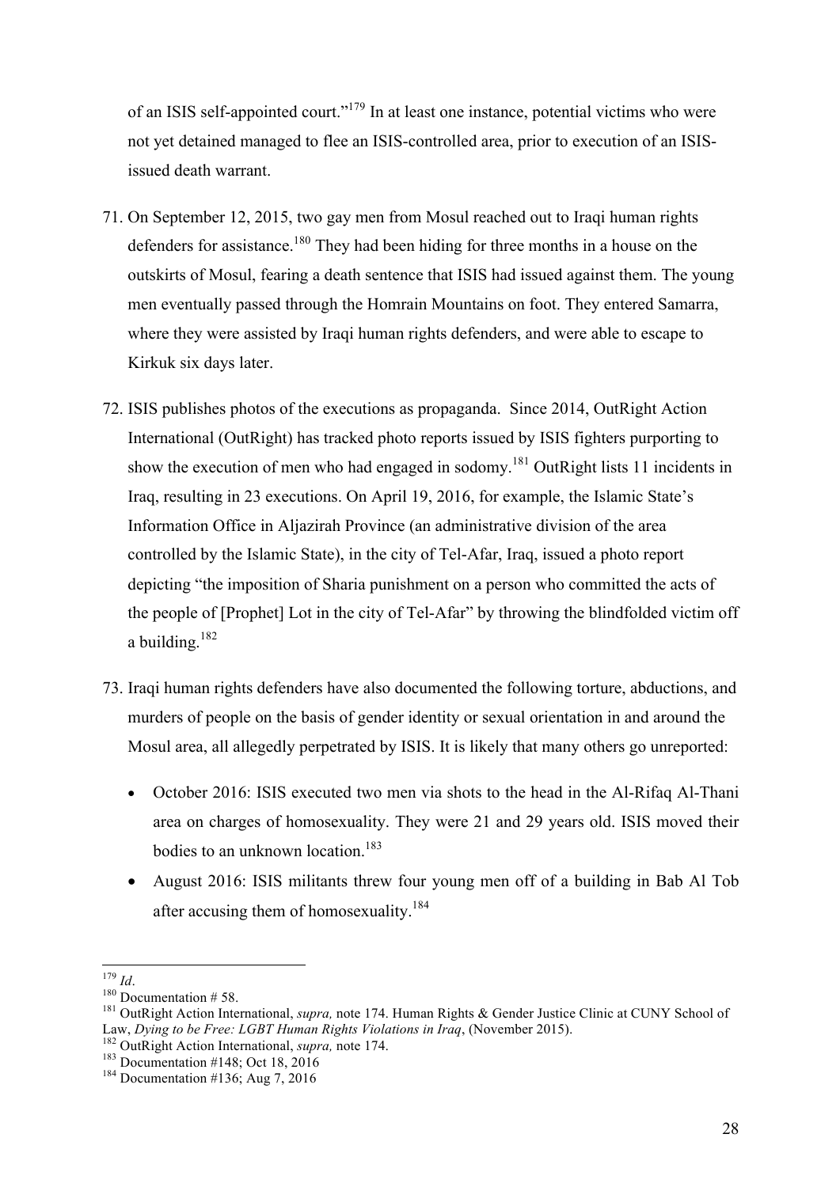of an ISIS self-appointed court."[179] In at least one instance, potential victims who were not yet detained managed to flee an ISIS-controlled area, prior to execution of an ISIS-issued death warrant.

71. On September 12, 2015, two gay men from Mosul reached out to Iraqi human rights defenders for assistance.[180] They had been hiding for three months in a house on the outskirts of Mosul, fearing a death sentence that ISIS had issued against them. The young men eventually passed through the Homrain Mountains on foot. They entered Samarra, where they were assisted by Iraqi human rights defenders, and were able to escape to Kirkuk six days later.

72. ISIS publishes photos of the executions as propaganda. Since 2014, OutRight Action International (OutRight) has tracked photo reports issued by ISIS fighters purporting to show the execution of men who had engaged in sodomy.[181] OutRight lists 11 incidents in Iraq, resulting in 23 executions. On April 19, 2016, for example, the Islamic State's Information Office in Aljazirah Province (an administrative division of the area controlled by the Islamic State), in the city of Tel-Afar, Iraq, issued a photo report depicting "the imposition of Sharia punishment on a person who committed the acts of the people of [Prophet] Lot in the city of Tel-Afar" by throwing the blindfolded victim off a building.[182]

73. Iraqi human rights defenders have also documented the following torture, abductions, and murders of people on the basis of gender identity or sexual orientation in and around the Mosul area, all allegedly perpetrated by ISIS. It is likely that many others go unreported:

    - October 2016: ISIS executed two men via shots to the head in the Al-Rifaq Al-Thani area on charges of homosexuality. They were 21 and 29 years old. ISIS moved their bodies to an unknown location.[183]
    - August 2016: ISIS militants threw four young men off of a building in Bab Al Tob after accusing them of homosexuality.[184]

---

[179] *Id*.

[180] Documentation # 58.

[181] OutRight Action International, *supra,* note 174. Human Rights & Gender Justice Clinic at CUNY School of Law, *Dying to be Free: LGBT Human Rights Violations in Iraq*, (November 2015).

[182] OutRight Action International, *supra,* note 174.

[183] Documentation #148; Oct 18, 2016

[184] Documentation #136; Aug 7, 2016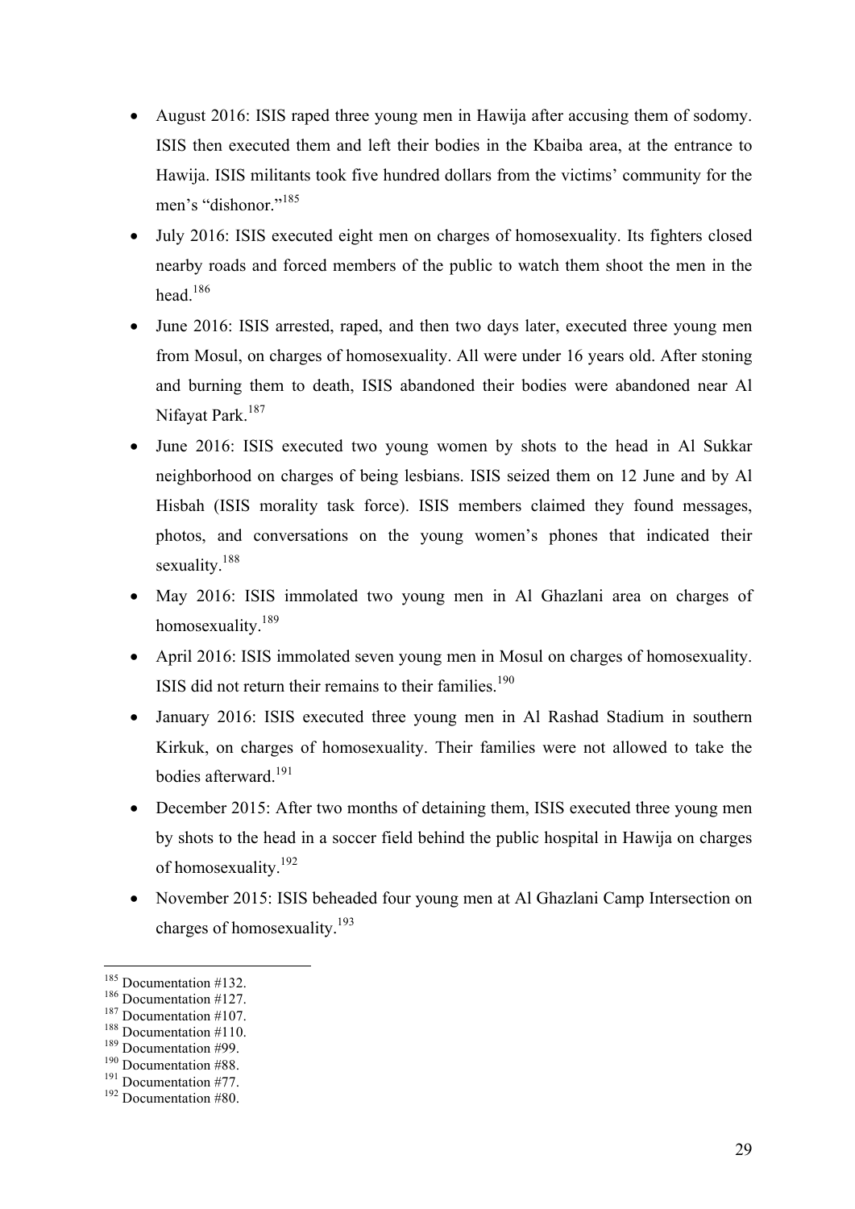- August 2016: ISIS raped three young men in Hawija after accusing them of sodomy. ISIS then executed them and left their bodies in the Kbaiba area, at the entrance to Hawija. ISIS militants took five hundred dollars from the victims' community for the men's "dishonor."[185]
- July 2016: ISIS executed eight men on charges of homosexuality. Its fighters closed nearby roads and forced members of the public to watch them shoot the men in the head.[186]
- June 2016: ISIS arrested, raped, and then two days later, executed three young men from Mosul, on charges of homosexuality. All were under 16 years old. After stoning and burning them to death, ISIS abandoned their bodies were abandoned near Al Nifayat Park.[187]
- June 2016: ISIS executed two young women by shots to the head in Al Sukkar neighborhood on charges of being lesbians. ISIS seized them on 12 June and by Al Hisbah (ISIS morality task force). ISIS members claimed they found messages, photos, and conversations on the young women's phones that indicated their sexuality.[188]
- May 2016: ISIS immolated two young men in Al Ghazlani area on charges of homosexuality.[189]
- April 2016: ISIS immolated seven young men in Mosul on charges of homosexuality. ISIS did not return their remains to their families.[190]
- January 2016: ISIS executed three young men in Al Rashad Stadium in southern Kirkuk, on charges of homosexuality. Their families were not allowed to take the bodies afterward.[191]
- December 2015: After two months of detaining them, ISIS executed three young men by shots to the head in a soccer field behind the public hospital in Hawija on charges of homosexuality.[192]
- November 2015: ISIS beheaded four young men at Al Ghazlani Camp Intersection on charges of homosexuality.[193]

---

[185] Documentation #132.
[186] Documentation #127.
[187] Documentation #107.
[188] Documentation #110.
[189] Documentation #99.
[190] Documentation #88.
[191] Documentation #77.
[192] Documentation #80.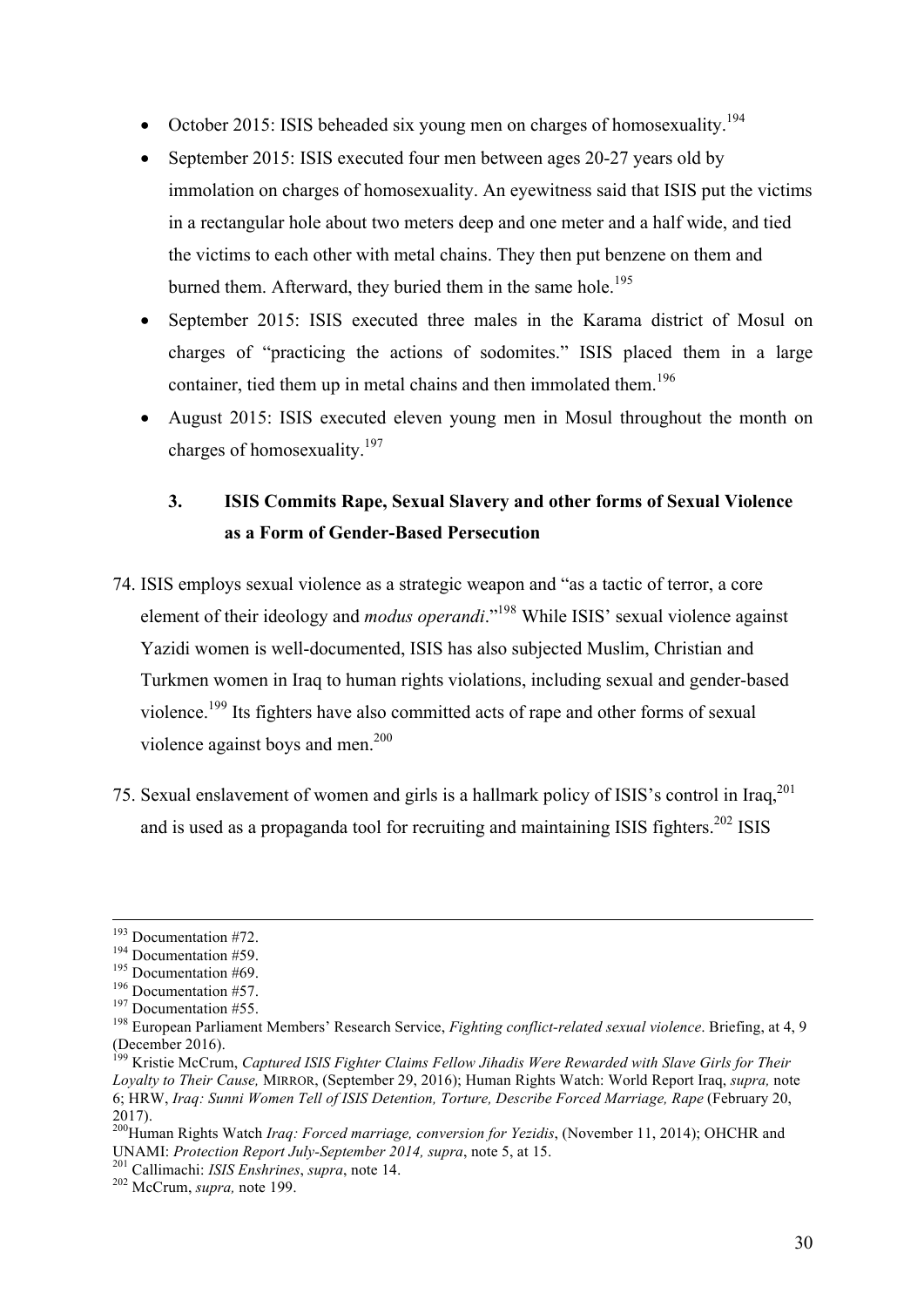- October 2015: ISIS beheaded six young men on charges of homosexuality.[194]
- September 2015: ISIS executed four men between ages 20-27 years old by immolation on charges of homosexuality. An eyewitness said that ISIS put the victims in a rectangular hole about two meters deep and one meter and a half wide, and tied the victims to each other with metal chains. They then put benzene on them and burned them. Afterward, they buried them in the same hole.[195]
- September 2015: ISIS executed three males in the Karama district of Mosul on charges of "practicing the actions of sodomites." ISIS placed them in a large container, tied them up in metal chains and then immolated them.[196]
- August 2015: ISIS executed eleven young men in Mosul throughout the month on charges of homosexuality.[197]

### 3. ISIS Commits Rape, Sexual Slavery and other forms of Sexual Violence as a Form of Gender-Based Persecution

74. ISIS employs sexual violence as a strategic weapon and "as a tactic of terror, a core element of their ideology and *modus operandi*."[198] While ISIS' sexual violence against Yazidi women is well-documented, ISIS has also subjected Muslim, Christian and Turkmen women in Iraq to human rights violations, including sexual and gender-based violence.[199] Its fighters have also committed acts of rape and other forms of sexual violence against boys and men.[200]

75. Sexual enslavement of women and girls is a hallmark policy of ISIS's control in Iraq,[201] and is used as a propaganda tool for recruiting and maintaining ISIS fighters.[202] ISIS

---

[193] Documentation #72.

[194] Documentation #59.

[195] Documentation #69.

[196] Documentation #57.

[197] Documentation #55.

[198] European Parliament Members' Research Service, *Fighting conflict-related sexual violence*. Briefing, at 4, 9 (December 2016).

[199] Kristie McCrum, *Captured ISIS Fighter Claims Fellow Jihadis Were Rewarded with Slave Girls for Their Loyalty to Their Cause,* MIRROR, (September 29, 2016); Human Rights Watch: World Report Iraq, *supra,* note 6; HRW, *Iraq: Sunni Women Tell of ISIS Detention, Torture, Describe Forced Marriage, Rape* (February 20, 2017).

[200] Human Rights Watch *Iraq: Forced marriage, conversion for Yezidis*, (November 11, 2014); OHCHR and UNAMI: *Protection Report July-September 2014, supra*, note 5, at 15.

[201] Callimachi: *ISIS Enshrines*, *supra*, note 14.

[202] McCrum, *supra,* note 199.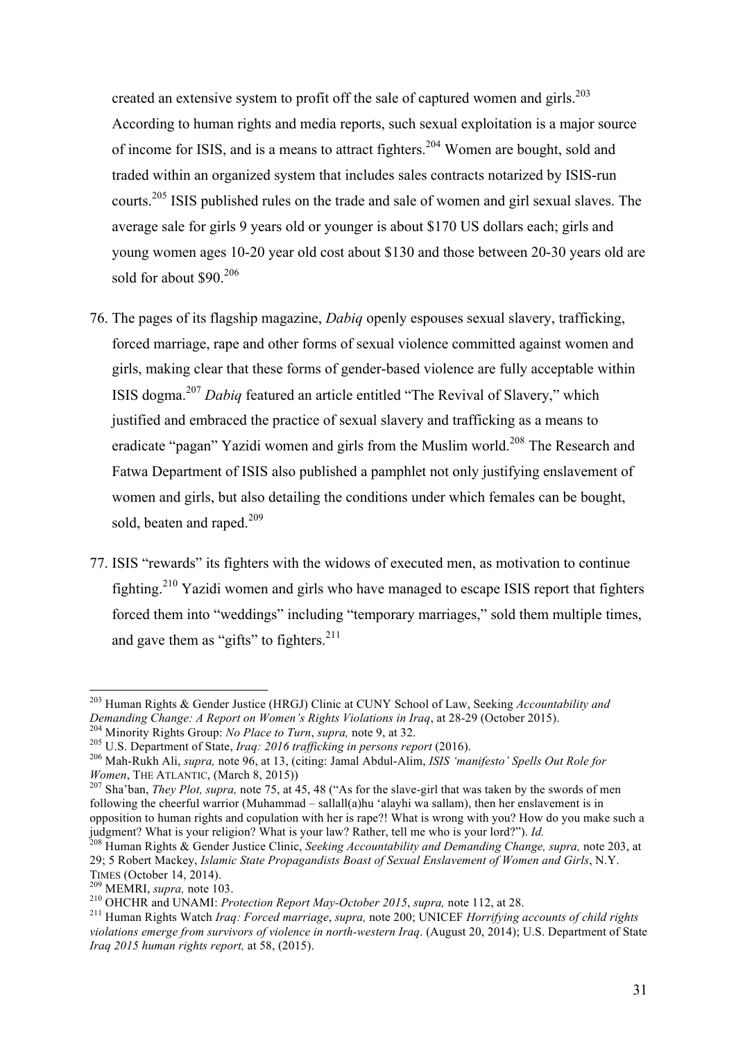created an extensive system to profit off the sale of captured women and girls.[203] According to human rights and media reports, such sexual exploitation is a major source of income for ISIS, and is a means to attract fighters.[204] Women are bought, sold and traded within an organized system that includes sales contracts notarized by ISIS-run courts.[205] ISIS published rules on the trade and sale of women and girl sexual slaves. The average sale for girls 9 years old or younger is about $170 US dollars each; girls and young women ages 10-20 year old cost about $130 and those between 20-30 years old are sold for about $90.[206]

76. The pages of its flagship magazine, *Dabiq* openly espouses sexual slavery, trafficking, forced marriage, rape and other forms of sexual violence committed against women and girls, making clear that these forms of gender-based violence are fully acceptable within ISIS dogma.[207] *Dabiq* featured an article entitled "The Revival of Slavery," which justified and embraced the practice of sexual slavery and trafficking as a means to eradicate "pagan" Yazidi women and girls from the Muslim world.[208] The Research and Fatwa Department of ISIS also published a pamphlet not only justifying enslavement of women and girls, but also detailing the conditions under which females can be bought, sold, beaten and raped.[209]

77. ISIS "rewards" its fighters with the widows of executed men, as motivation to continue fighting.[210] Yazidi women and girls who have managed to escape ISIS report that fighters forced them into "weddings" including "temporary marriages," sold them multiple times, and gave them as "gifts" to fighters.[211]

---

[203] Human Rights & Gender Justice (HRGJ) Clinic at CUNY School of Law, Seeking *Accountability and Demanding Change: A Report on Women's Rights Violations in Iraq*, at 28-29 (October 2015).

[204] Minority Rights Group: *No Place to Turn*, *supra,* note 9, at 32.

[205] U.S. Department of State, *Iraq: 2016 trafficking in persons report* (2016).

[206] Mah-Rukh Ali, *supra,* note 96, at 13, (citing: Jamal Abdul-Alim, *ISIS 'manifesto' Spells Out Role for Women*, THE ATLANTIC, (March 8, 2015))

[207] Sha'ban, *They Plot, supra,* note 75, at 45, 48 ("As for the slave-girl that was taken by the swords of men following the cheerful warrior (Muhammad – sallall(a)hu 'alayhi wa sallam), then her enslavement is in opposition to human rights and copulation with her is rape?! What is wrong with you? How do you make such a judgment? What is your religion? What is your law? Rather, tell me who is your lord?"). *Id.*

[208] Human Rights & Gender Justice Clinic, *Seeking Accountability and Demanding Change, supra,* note 203, at 29; 5 Robert Mackey, *Islamic State Propagandists Boast of Sexual Enslavement of Women and Girls*, N.Y. TIMES (October 14, 2014).

[209] MEMRI, *supra,* note 103.

[210] OHCHR and UNAMI: *Protection Report May-October 2015*, *supra,* note 112, at 28.

[211] Human Rights Watch *Iraq: Forced marriage*, *supra,* note 200; UNICEF *Horrifying accounts of child rights violations emerge from survivors of violence in north-western Iraq*. (August 20, 2014); U.S. Department of State *Iraq 2015 human rights report,* at 58, (2015).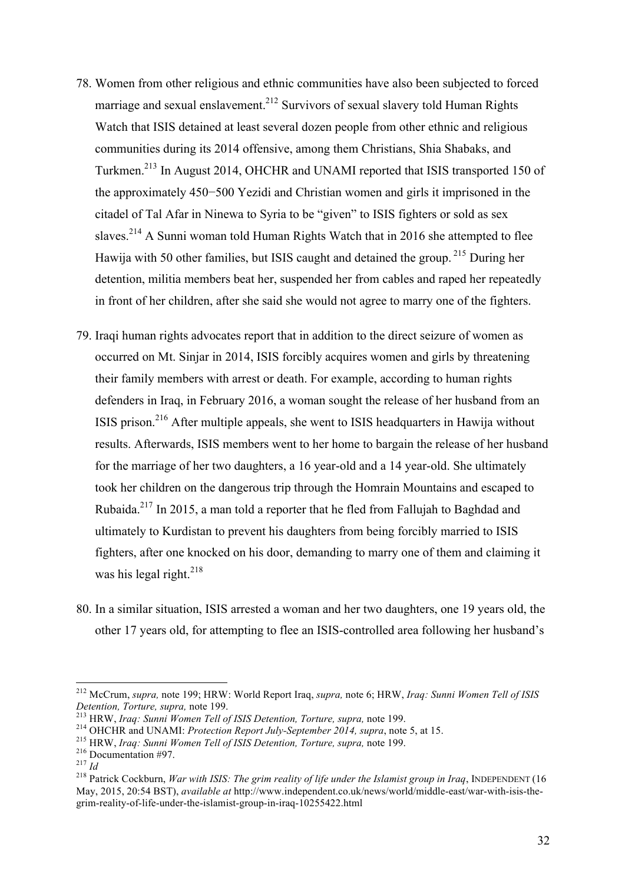78. Women from other religious and ethnic communities have also been subjected to forced marriage and sexual enslavement.[212] Survivors of sexual slavery told Human Rights Watch that ISIS detained at least several dozen people from other ethnic and religious communities during its 2014 offensive, among them Christians, Shia Shabaks, and Turkmen.[213] In August 2014, OHCHR and UNAMI reported that ISIS transported 150 of the approximately 450−500 Yezidi and Christian women and girls it imprisoned in the citadel of Tal Afar in Ninewa to Syria to be "given" to ISIS fighters or sold as sex slaves.[214] A Sunni woman told Human Rights Watch that in 2016 she attempted to flee Hawija with 50 other families, but ISIS caught and detained the group.[215] During her detention, militia members beat her, suspended her from cables and raped her repeatedly in front of her children, after she said she would not agree to marry one of the fighters.

79. Iraqi human rights advocates report that in addition to the direct seizure of women as occurred on Mt. Sinjar in 2014, ISIS forcibly acquires women and girls by threatening their family members with arrest or death. For example, according to human rights defenders in Iraq, in February 2016, a woman sought the release of her husband from an ISIS prison.[216] After multiple appeals, she went to ISIS headquarters in Hawija without results. Afterwards, ISIS members went to her home to bargain the release of her husband for the marriage of her two daughters, a 16 year-old and a 14 year-old. She ultimately took her children on the dangerous trip through the Homrain Mountains and escaped to Rubaida.[217] In 2015, a man told a reporter that he fled from Fallujah to Baghdad and ultimately to Kurdistan to prevent his daughters from being forcibly married to ISIS fighters, after one knocked on his door, demanding to marry one of them and claiming it was his legal right.[218]

80. In a similar situation, ISIS arrested a woman and her two daughters, one 19 years old, the other 17 years old, for attempting to flee an ISIS-controlled area following her husband's

---

[212] McCrum, *supra,* note 199; HRW: World Report Iraq, *supra,* note 6; HRW, *Iraq: Sunni Women Tell of ISIS Detention, Torture, supra,* note 199.

[213] HRW, *Iraq: Sunni Women Tell of ISIS Detention, Torture, supra,* note 199.

[214] OHCHR and UNAMI: *Protection Report July-September 2014, supra*, note 5, at 15.

[215] HRW, *Iraq: Sunni Women Tell of ISIS Detention, Torture, supra,* note 199.

[216] Documentation #97.

[217] *Id*

[218] Patrick Cockburn, *War with ISIS: The grim reality of life under the Islamist group in Iraq*, INDEPENDENT (16 May, 2015, 20:54 BST), *available at* http://www.independent.co.uk/news/world/middle-east/war-with-isis-the-grim-reality-of-life-under-the-islamist-group-in-iraq-10255422.html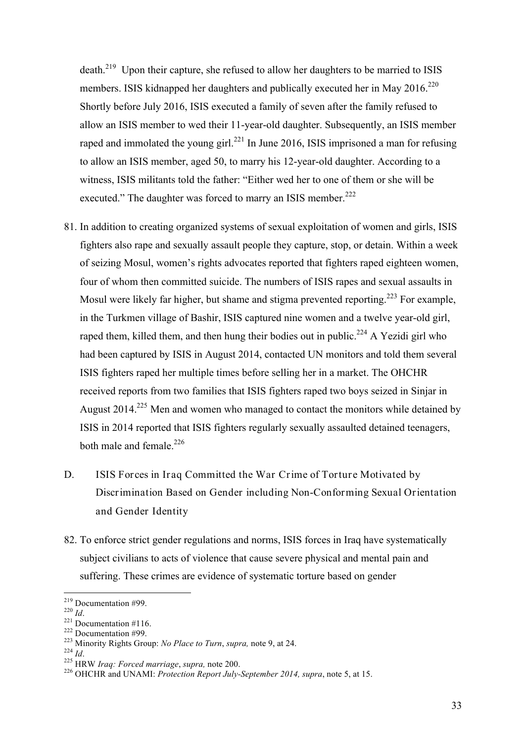death.[219] Upon their capture, she refused to allow her daughters to be married to ISIS members. ISIS kidnapped her daughters and publically executed her in May 2016.[220] Shortly before July 2016, ISIS executed a family of seven after the family refused to allow an ISIS member to wed their 11-year-old daughter. Subsequently, an ISIS member raped and immolated the young girl.[221] In June 2016, ISIS imprisoned a man for refusing to allow an ISIS member, aged 50, to marry his 12-year-old daughter. According to a witness, ISIS militants told the father: "Either wed her to one of them or she will be executed." The daughter was forced to marry an ISIS member.[222]

81. In addition to creating organized systems of sexual exploitation of women and girls, ISIS fighters also rape and sexually assault people they capture, stop, or detain. Within a week of seizing Mosul, women's rights advocates reported that fighters raped eighteen women, four of whom then committed suicide. The numbers of ISIS rapes and sexual assaults in Mosul were likely far higher, but shame and stigma prevented reporting.[223] For example, in the Turkmen village of Bashir, ISIS captured nine women and a twelve year-old girl, raped them, killed them, and then hung their bodies out in public.[224] A Yezidi girl who had been captured by ISIS in August 2014, contacted UN monitors and told them several ISIS fighters raped her multiple times before selling her in a market. The OHCHR received reports from two families that ISIS fighters raped two boys seized in Sinjar in August 2014.[225] Men and women who managed to contact the monitors while detained by ISIS in 2014 reported that ISIS fighters regularly sexually assaulted detained teenagers, both male and female.[226]

## D. ISIS Forces in Iraq Committed the War Crime of Torture Motivated by Discrimination Based on Gender including Non-Conforming Sexual Orientation and Gender Identity

82. To enforce strict gender regulations and norms, ISIS forces in Iraq have systematically subject civilians to acts of violence that cause severe physical and mental pain and suffering. These crimes are evidence of systematic torture based on gender

---

[219] Documentation #99.
[220] *Id*.
[221] Documentation #116.
[222] Documentation #99.
[223] Minority Rights Group: *No Place to Turn*, *supra,* note 9, at 24.
[224] *Id*.
[225] HRW *Iraq: Forced marriage*, *supra,* note 200.
[226] OHCHR and UNAMI: *Protection Report July-September 2014, supra*, note 5, at 15.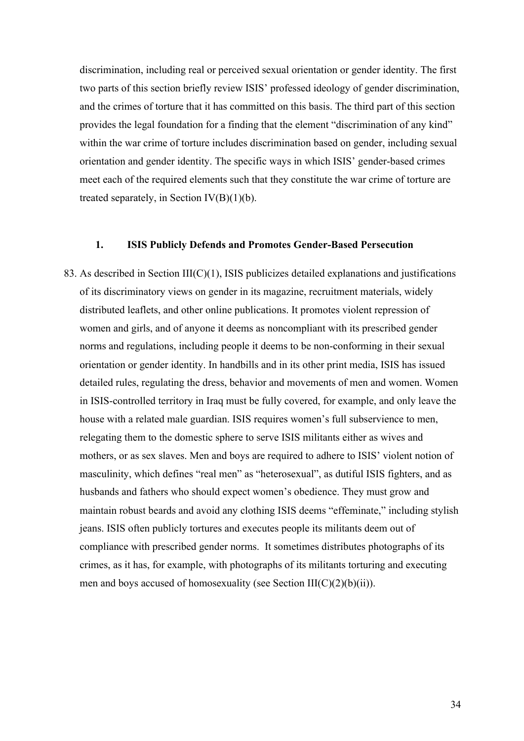discrimination, including real or perceived sexual orientation or gender identity. The first two parts of this section briefly review ISIS' professed ideology of gender discrimination, and the crimes of torture that it has committed on this basis. The third part of this section provides the legal foundation for a finding that the element "discrimination of any kind" within the war crime of torture includes discrimination based on gender, including sexual orientation and gender identity. The specific ways in which ISIS' gender-based crimes meet each of the required elements such that they constitute the war crime of torture are treated separately, in Section IV(B)(1)(b).

### 1. ISIS Publicly Defends and Promotes Gender-Based Persecution

83. As described in Section III(C)(1), ISIS publicizes detailed explanations and justifications of its discriminatory views on gender in its magazine, recruitment materials, widely distributed leaflets, and other online publications. It promotes violent repression of women and girls, and of anyone it deems as noncompliant with its prescribed gender norms and regulations, including people it deems to be non-conforming in their sexual orientation or gender identity. In handbills and in its other print media, ISIS has issued detailed rules, regulating the dress, behavior and movements of men and women. Women in ISIS-controlled territory in Iraq must be fully covered, for example, and only leave the house with a related male guardian. ISIS requires women's full subservience to men, relegating them to the domestic sphere to serve ISIS militants either as wives and mothers, or as sex slaves. Men and boys are required to adhere to ISIS' violent notion of masculinity, which defines "real men" as "heterosexual", as dutiful ISIS fighters, and as husbands and fathers who should expect women's obedience. They must grow and maintain robust beards and avoid any clothing ISIS deems "effeminate," including stylish jeans. ISIS often publicly tortures and executes people its militants deem out of compliance with prescribed gender norms. It sometimes distributes photographs of its crimes, as it has, for example, with photographs of its militants torturing and executing men and boys accused of homosexuality (see Section III(C)(2)(b)(ii)).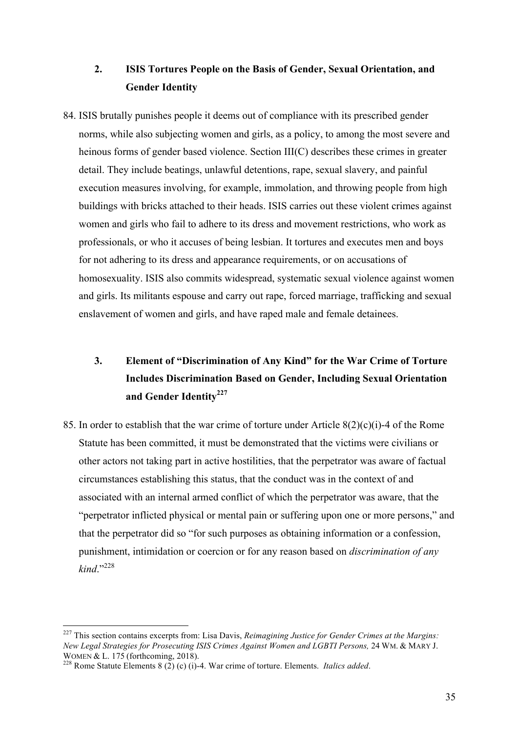### 2. ISIS Tortures People on the Basis of Gender, Sexual Orientation, and Gender Identity

84. ISIS brutally punishes people it deems out of compliance with its prescribed gender norms, while also subjecting women and girls, as a policy, to among the most severe and heinous forms of gender based violence. Section III(C) describes these crimes in greater detail. They include beatings, unlawful detentions, rape, sexual slavery, and painful execution measures involving, for example, immolation, and throwing people from high buildings with bricks attached to their heads. ISIS carries out these violent crimes against women and girls who fail to adhere to its dress and movement restrictions, who work as professionals, or who it accuses of being lesbian. It tortures and executes men and boys for not adhering to its dress and appearance requirements, or on accusations of homosexuality. ISIS also commits widespread, systematic sexual violence against women and girls. Its militants espouse and carry out rape, forced marriage, trafficking and sexual enslavement of women and girls, and have raped male and female detainees.

### 3. Element of "Discrimination of Any Kind" for the War Crime of Torture Includes Discrimination Based on Gender, Including Sexual Orientation and Gender Identity[227]

85. In order to establish that the war crime of torture under Article 8(2)(c)(i)-4 of the Rome Statute has been committed, it must be demonstrated that the victims were civilians or other actors not taking part in active hostilities, that the perpetrator was aware of factual circumstances establishing this status, that the conduct was in the context of and associated with an internal armed conflict of which the perpetrator was aware, that the "perpetrator inflicted physical or mental pain or suffering upon one or more persons," and that the perpetrator did so "for such purposes as obtaining information or a confession, punishment, intimidation or coercion or for any reason based on *discrimination of any kind*."[228]

---

[227] This section contains excerpts from: Lisa Davis, *Reimagining Justice for Gender Crimes at the Margins: New Legal Strategies for Prosecuting ISIS Crimes Against Women and LGBTI Persons,* 24 WM. & MARY J. WOMEN & L. 175 (forthcoming, 2018).

[228] Rome Statute Elements 8 (2) (c) (i)-4. War crime of torture. Elements. *Italics added*.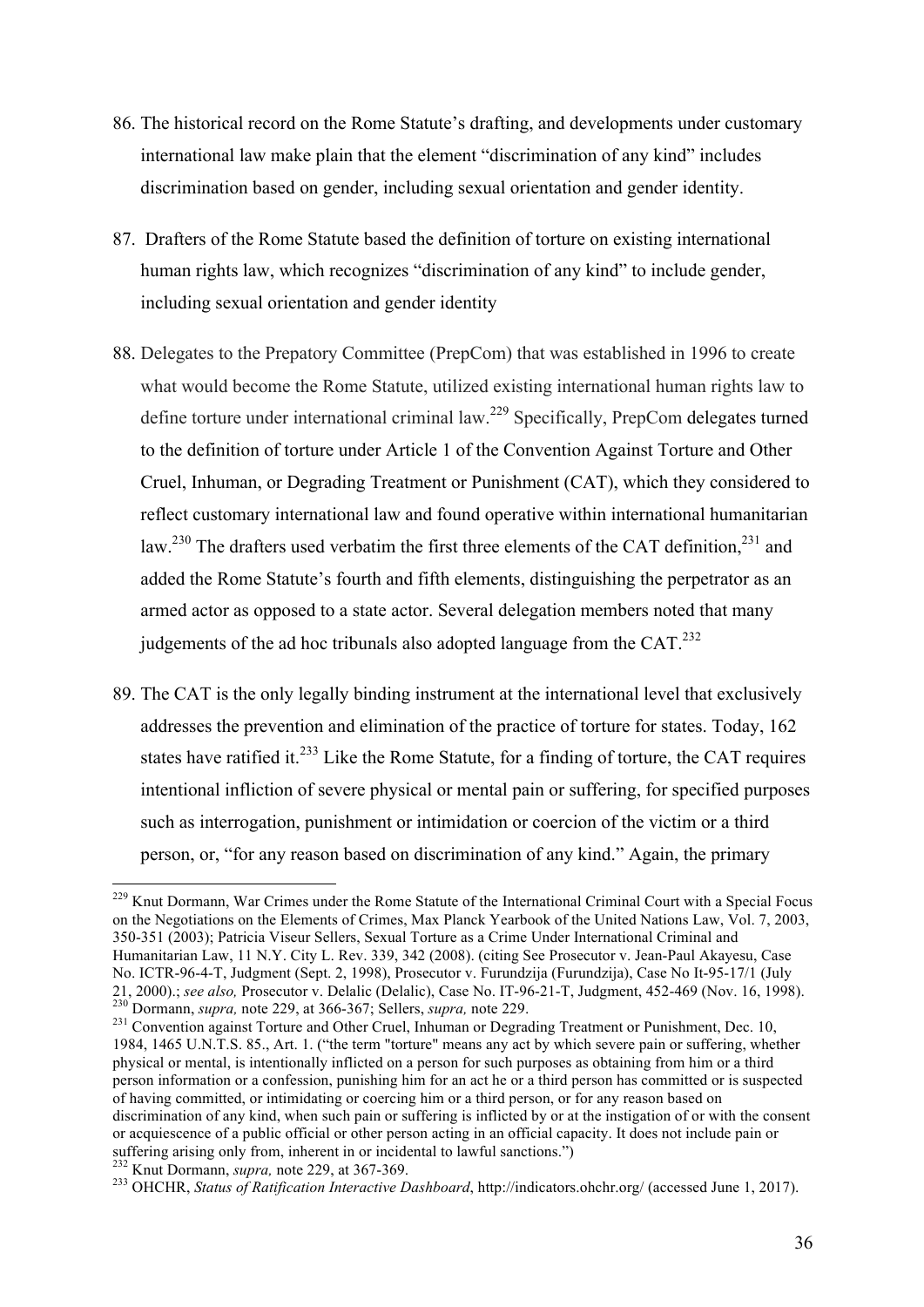86. The historical record on the Rome Statute's drafting, and developments under customary international law make plain that the element "discrimination of any kind" includes discrimination based on gender, including sexual orientation and gender identity.

87. Drafters of the Rome Statute based the definition of torture on existing international human rights law, which recognizes "discrimination of any kind" to include gender, including sexual orientation and gender identity

88. Delegates to the Prepatory Committee (PrepCom) that was established in 1996 to create what would become the Rome Statute, utilized existing international human rights law to define torture under international criminal law.[229] Specifically, PrepCom delegates turned to the definition of torture under Article 1 of the Convention Against Torture and Other Cruel, Inhuman, or Degrading Treatment or Punishment (CAT), which they considered to reflect customary international law and found operative within international humanitarian law.[230] The drafters used verbatim the first three elements of the CAT definition,[231] and added the Rome Statute's fourth and fifth elements, distinguishing the perpetrator as an armed actor as opposed to a state actor. Several delegation members noted that many judgements of the ad hoc tribunals also adopted language from the CAT.[232]

89. The CAT is the only legally binding instrument at the international level that exclusively addresses the prevention and elimination of the practice of torture for states. Today, 162 states have ratified it.[233] Like the Rome Statute, for a finding of torture, the CAT requires intentional infliction of severe physical or mental pain or suffering, for specified purposes such as interrogation, punishment or intimidation or coercion of the victim or a third person, or, "for any reason based on discrimination of any kind." Again, the primary

---

[229] Knut Dormann, War Crimes under the Rome Statute of the International Criminal Court with a Special Focus on the Negotiations on the Elements of Crimes, Max Planck Yearbook of the United Nations Law, Vol. 7, 2003, 350-351 (2003); Patricia Viseur Sellers, Sexual Torture as a Crime Under International Criminal and Humanitarian Law, 11 N.Y. City L. Rev. 339, 342 (2008). (citing See Prosecutor v. Jean-Paul Akayesu, Case No. ICTR-96-4-T, Judgment (Sept. 2, 1998), Prosecutor v. Furundzija (Furundzija), Case No It-95-17/1 (July 21, 2000).; *see also,* Prosecutor v. Delalic (Delalic), Case No. IT-96-21-T, Judgment, 452-469 (Nov. 16, 1998).

[230] Dormann, *supra,* note 229, at 366-367; Sellers, *supra,* note 229.

[231] Convention against Torture and Other Cruel, Inhuman or Degrading Treatment or Punishment, Dec. 10, 1984, 1465 U.N.T.S. 85., Art. 1. ("the term "torture" means any act by which severe pain or suffering, whether physical or mental, is intentionally inflicted on a person for such purposes as obtaining from him or a third person information or a confession, punishing him for an act he or a third person has committed or is suspected of having committed, or intimidating or coercing him or a third person, or for any reason based on discrimination of any kind, when such pain or suffering is inflicted by or at the instigation of or with the consent or acquiescence of a public official or other person acting in an official capacity. It does not include pain or suffering arising only from, inherent in or incidental to lawful sanctions.")

[232] Knut Dormann, *supra,* note 229, at 367-369.

[233] OHCHR, *Status of Ratification Interactive Dashboard*, http://indicators.ohchr.org/ (accessed June 1, 2017).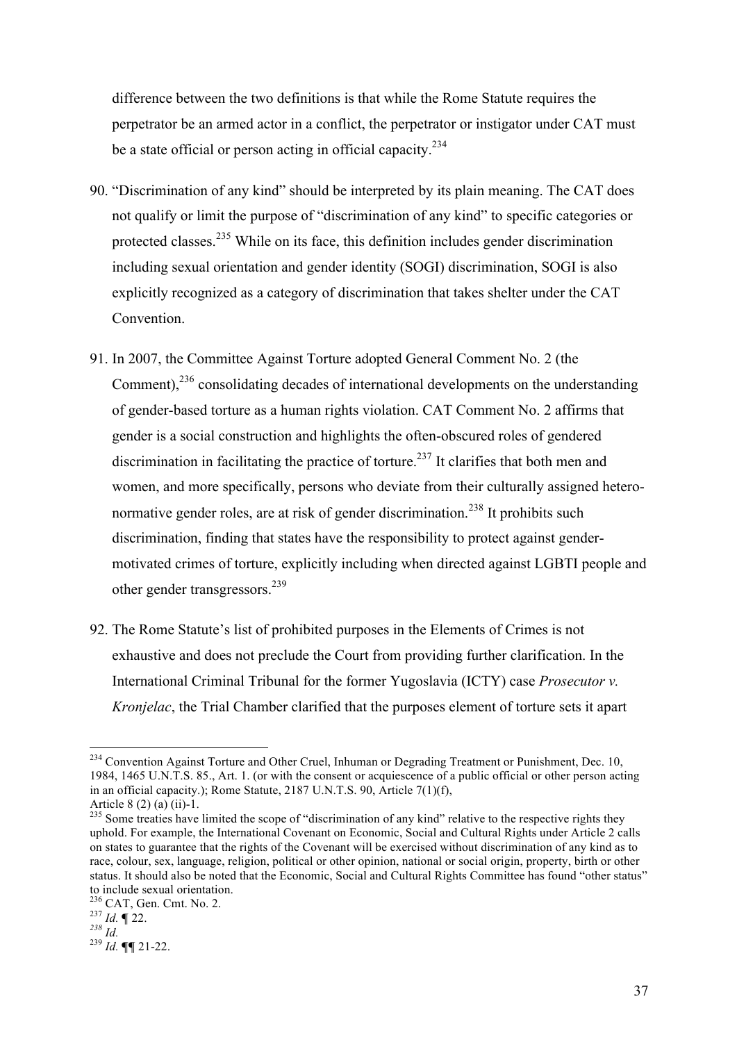difference between the two definitions is that while the Rome Statute requires the perpetrator be an armed actor in a conflict, the perpetrator or instigator under CAT must be a state official or person acting in official capacity.[234]

90. "Discrimination of any kind" should be interpreted by its plain meaning. The CAT does not qualify or limit the purpose of "discrimination of any kind" to specific categories or protected classes.[235] While on its face, this definition includes gender discrimination including sexual orientation and gender identity (SOGI) discrimination, SOGI is also explicitly recognized as a category of discrimination that takes shelter under the CAT Convention.

91. In 2007, the Committee Against Torture adopted General Comment No. 2 (the Comment),[236] consolidating decades of international developments on the understanding of gender-based torture as a human rights violation. CAT Comment No. 2 affirms that gender is a social construction and highlights the often-obscured roles of gendered discrimination in facilitating the practice of torture.[237] It clarifies that both men and women, and more specifically, persons who deviate from their culturally assigned hetero-normative gender roles, are at risk of gender discrimination.[238] It prohibits such discrimination, finding that states have the responsibility to protect against gender-motivated crimes of torture, explicitly including when directed against LGBTI people and other gender transgressors.[239]

92. The Rome Statute's list of prohibited purposes in the Elements of Crimes is not exhaustive and does not preclude the Court from providing further clarification. In the International Criminal Tribunal for the former Yugoslavia (ICTY) case *Prosecutor v. Kronjelac*, the Trial Chamber clarified that the purposes element of torture sets it apart

---

[234] Convention Against Torture and Other Cruel, Inhuman or Degrading Treatment or Punishment, Dec. 10, 1984, 1465 U.N.T.S. 85., Art. 1. (or with the consent or acquiescence of a public official or other person acting in an official capacity.); Rome Statute, 2187 U.N.T.S. 90, Article 7(1)(f), Article 8 (2) (a) (ii)-1.

[235] Some treaties have limited the scope of "discrimination of any kind" relative to the respective rights they uphold. For example, the International Covenant on Economic, Social and Cultural Rights under Article 2 calls on states to guarantee that the rights of the Covenant will be exercised without discrimination of any kind as to race, colour, sex, language, religion, political or other opinion, national or social origin, property, birth or other status. It should also be noted that the Economic, Social and Cultural Rights Committee has found "other status" to include sexual orientation.

[236] CAT, Gen. Cmt. No. 2.

[237] *Id.* ¶ 22.

[238] *Id.*

[239] *Id.* ¶¶ 21-22.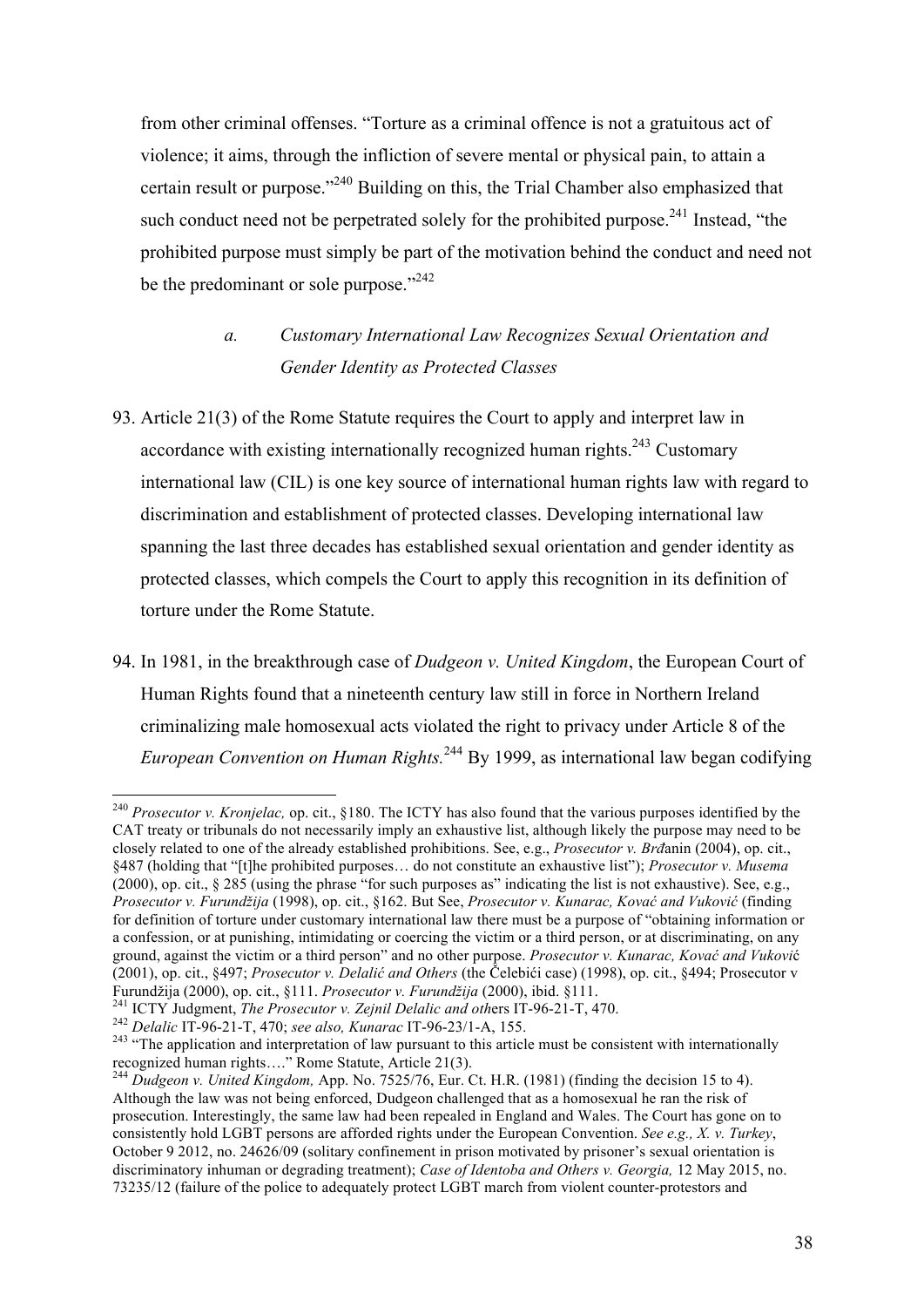from other criminal offenses. "Torture as a criminal offence is not a gratuitous act of violence; it aims, through the infliction of severe mental or physical pain, to attain a certain result or purpose."[240] Building on this, the Trial Chamber also emphasized that such conduct need not be perpetrated solely for the prohibited purpose.[241] Instead, "the prohibited purpose must simply be part of the motivation behind the conduct and need not be the predominant or sole purpose."[242]

### *a. Customary International Law Recognizes Sexual Orientation and Gender Identity as Protected Classes*

93. Article 21(3) of the Rome Statute requires the Court to apply and interpret law in accordance with existing internationally recognized human rights.[243] Customary international law (CIL) is one key source of international human rights law with regard to discrimination and establishment of protected classes. Developing international law spanning the last three decades has established sexual orientation and gender identity as protected classes, which compels the Court to apply this recognition in its definition of torture under the Rome Statute.

94. In 1981, in the breakthrough case of *Dudgeon v. United Kingdom*, the European Court of Human Rights found that a nineteenth century law still in force in Northern Ireland criminalizing male homosexual acts violated the right to privacy under Article 8 of the *European Convention on Human Rights.*[244] By 1999, as international law began codifying

---

[240] *Prosecutor v. Kronjelac,* op. cit., §180. The ICTY has also found that the various purposes identified by the CAT treaty or tribunals do not necessarily imply an exhaustive list, although likely the purpose may need to be closely related to one of the already established prohibitions. See, e.g., *Prosecutor v. Brđanin* (2004), op. cit., §487 (holding that "[t]he prohibited purposes… do not constitute an exhaustive list"); *Prosecutor v. Musema* (2000), op. cit., § 285 (using the phrase "for such purposes as" indicating the list is not exhaustive). See, e.g., *Prosecutor v. Furundžija* (1998), op. cit., §162. But See, *Prosecutor v. Kunarac, Ković and Vuković* (finding for definition of torture under customary international law there must be a purpose of "obtaining information or a confession, or at punishing, intimidating or coercing the victim or a third person, or at discriminating, on any ground, against the victim or a third person" and no other purpose. *Prosecutor v. Kunarac, Ković and Vuković* (2001), op. cit., §497; *Prosecutor v. Delalić and Others* (the Čelebići case) (1998), op. cit., §494; Prosecutor v Furundžija (2000), op. cit., §111. *Prosecutor v. Furundžija* (2000), ibid. §111.

[241] ICTY Judgment, *The Prosecutor v. Zejnil Delalic and others* IT-96-21-T, 470.

[242] *Delalic* IT-96-21-T, 470; *see also, Kunarac* IT-96-23/1-A, 155.

[243] "The application and interpretation of law pursuant to this article must be consistent with internationally recognized human rights…." Rome Statute, Article 21(3).

[244] *Dudgeon v. United Kingdom,* App. No. 7525/76, Eur. Ct. H.R. (1981) (finding the decision 15 to 4). Although the law was not being enforced, Dudgeon challenged that as a homosexual he ran the risk of prosecution. Interestingly, the same law had been repealed in England and Wales. The Court has gone on to consistently hold LGBT persons are afforded rights under the European Convention. *See e.g., X. v. Turkey*, October 9 2012, no. 24626/09 (solitary confinement in prison motivated by prisoner's sexual orientation is discriminatory inhuman or degrading treatment); *Case of Identoba and Others v. Georgia,* 12 May 2015, no. 73235/12 (failure of the police to adequately protect LGBT march from violent counter-protestors and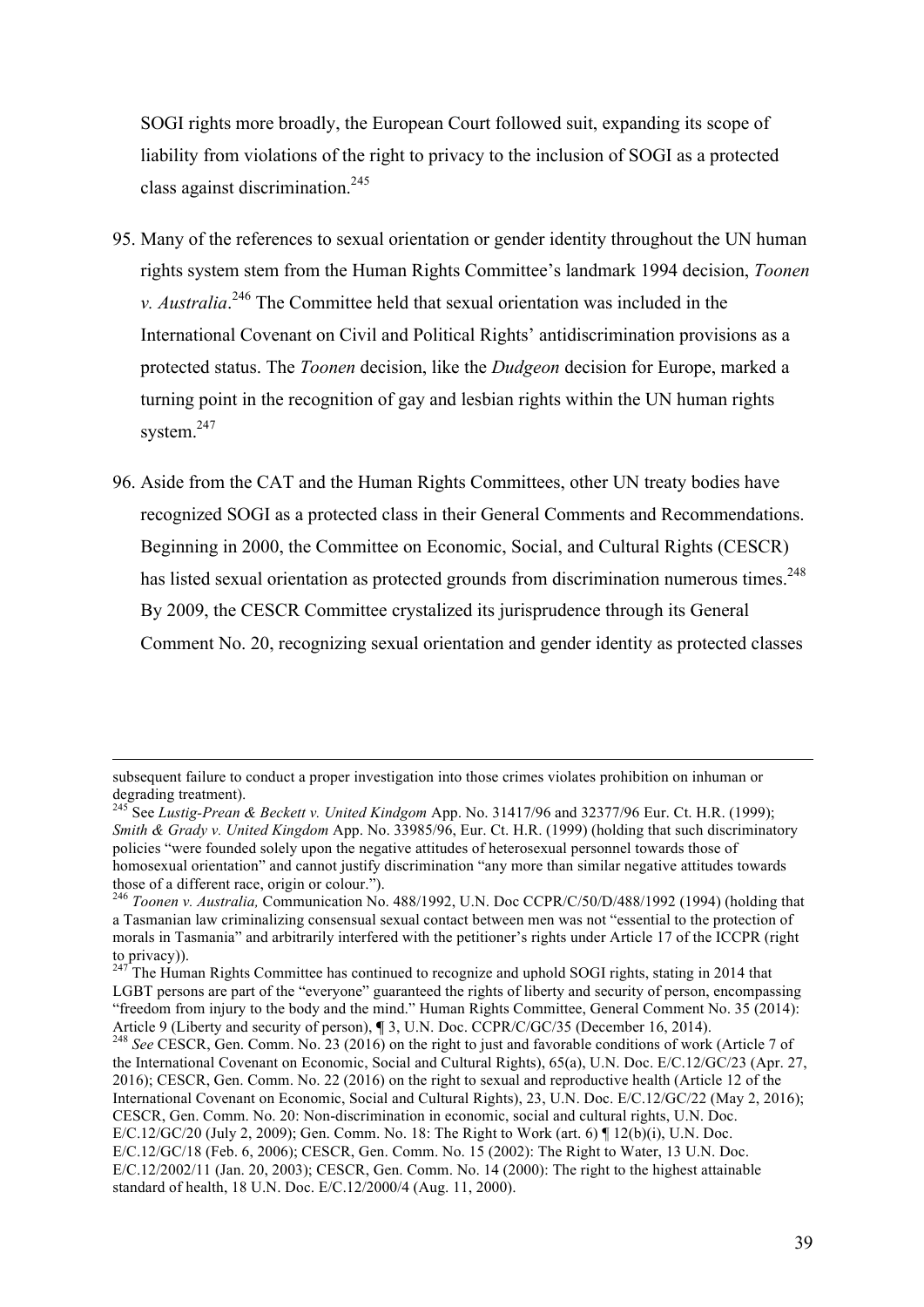SOGI rights more broadly, the European Court followed suit, expanding its scope of liability from violations of the right to privacy to the inclusion of SOGI as a protected class against discrimination.[245]

95. Many of the references to sexual orientation or gender identity throughout the UN human rights system stem from the Human Rights Committee's landmark 1994 decision, *Toonen v. Australia*.[246] The Committee held that sexual orientation was included in the International Covenant on Civil and Political Rights' antidiscrimination provisions as a protected status. The *Toonen* decision, like the *Dudgeon* decision for Europe, marked a turning point in the recognition of gay and lesbian rights within the UN human rights system.[247]

96. Aside from the CAT and the Human Rights Committees, other UN treaty bodies have recognized SOGI as a protected class in their General Comments and Recommendations. Beginning in 2000, the Committee on Economic, Social, and Cultural Rights (CESCR) has listed sexual orientation as protected grounds from discrimination numerous times.[248] By 2009, the CESCR Committee crystalized its jurisprudence through its General Comment No. 20, recognizing sexual orientation and gender identity as protected classes

---

subsequent failure to conduct a proper investigation into those crimes violates prohibition on inhuman or degrading treatment).

[245] See *Lustig-Prean & Beckett v. United Kindgom* App. No. 31417/96 and 32377/96 Eur. Ct. H.R. (1999); *Smith & Grady v. United Kingdom* App. No. 33985/96, Eur. Ct. H.R. (1999) (holding that such discriminatory policies "were founded solely upon the negative attitudes of heterosexual personnel towards those of homosexual orientation" and cannot justify discrimination "any more than similar negative attitudes towards those of a different race, origin or colour.").

[246] *Toonen v. Australia,* Communication No. 488/1992, U.N. Doc CCPR/C/50/D/488/1992 (1994) (holding that a Tasmanian law criminalizing consensual sexual contact between men was not "essential to the protection of morals in Tasmania" and arbitrarily interfered with the petitioner's rights under Article 17 of the ICCPR (right to privacy)).

[247] The Human Rights Committee has continued to recognize and uphold SOGI rights, stating in 2014 that LGBT persons are part of the "everyone" guaranteed the rights of liberty and security of person, encompassing "freedom from injury to the body and the mind." Human Rights Committee, General Comment No. 35 (2014): Article 9 (Liberty and security of person), ¶ 3, U.N. Doc. CCPR/C/GC/35 (December 16, 2014).

[248] *See* CESCR, Gen. Comm. No. 23 (2016) on the right to just and favorable conditions of work (Article 7 of the International Covenant on Economic, Social and Cultural Rights), 65(a), U.N. Doc. E/C.12/GC/23 (Apr. 27, 2016); CESCR, Gen. Comm. No. 22 (2016) on the right to sexual and reproductive health (Article 12 of the International Covenant on Economic, Social and Cultural Rights), 23, U.N. Doc. E/C.12/GC/22 (May 2, 2016); CESCR, Gen. Comm. No. 20: Non-discrimination in economic, social and cultural rights, U.N. Doc. E/C.12/GC/20 (July 2, 2009); Gen. Comm. No. 18: The Right to Work (art. 6) ¶ 12(b)(i), U.N. Doc. E/C.12/GC/18 (Feb. 6, 2006); CESCR, Gen. Comm. No. 15 (2002): The Right to Water, 13 U.N. Doc. E/C.12/2002/11 (Jan. 20, 2003); CESCR, Gen. Comm. No. 14 (2000): The right to the highest attainable standard of health, 18 U.N. Doc. E/C.12/2000/4 (Aug. 11, 2000).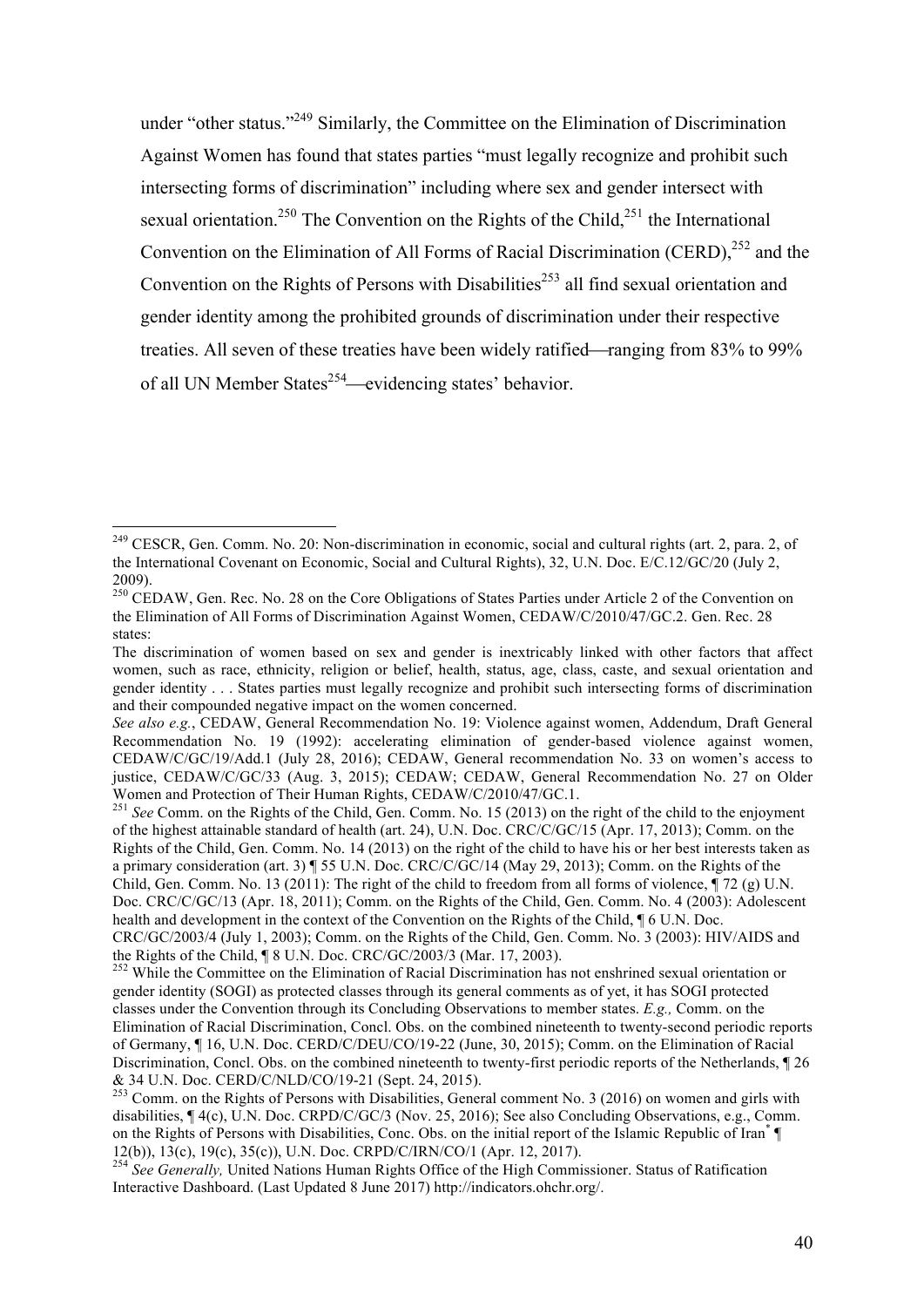under "other status."[249] Similarly, the Committee on the Elimination of Discrimination Against Women has found that states parties "must legally recognize and prohibit such intersecting forms of discrimination" including where sex and gender intersect with sexual orientation.[250] The Convention on the Rights of the Child,[251] the International Convention on the Elimination of All Forms of Racial Discrimination (CERD),[252] and the Convention on the Rights of Persons with Disabilities[253] all find sexual orientation and gender identity among the prohibited grounds of discrimination under their respective treaties. All seven of these treaties have been widely ratified—ranging from 83% to 99% of all UN Member States[254]—evidencing states' behavior.

---

[249] CESCR, Gen. Comm. No. 20: Non-discrimination in economic, social and cultural rights (art. 2, para. 2, of the International Covenant on Economic, Social and Cultural Rights), 32, U.N. Doc. E/C.12/GC/20 (July 2, 2009).

[250] CEDAW, Gen. Rec. No. 28 on the Core Obligations of States Parties under Article 2 of the Convention on the Elimination of All Forms of Discrimination Against Women, CEDAW/C/2010/47/GC.2. Gen. Rec. 28 states:

The discrimination of women based on sex and gender is inextricably linked with other factors that affect women, such as race, ethnicity, religion or belief, health, status, age, class, caste, and sexual orientation and gender identity . . . States parties must legally recognize and prohibit such intersecting forms of discrimination and their compounded negative impact on the women concerned.

*See also e.g.*, CEDAW, General Recommendation No. 19: Violence against women, Addendum, Draft General Recommendation No. 19 (1992): accelerating elimination of gender-based violence against women, CEDAW/C/GC/19/Add.1 (July 28, 2016); CEDAW, General recommendation No. 33 on women's access to justice, CEDAW/C/GC/33 (Aug. 3, 2015); CEDAW; CEDAW, General Recommendation No. 27 on Older Women and Protection of Their Human Rights, CEDAW/C/2010/47/GC.1.

[251] *See* Comm. on the Rights of the Child, Gen. Comm. No. 15 (2013) on the right of the child to the enjoyment of the highest attainable standard of health (art. 24), U.N. Doc. CRC/C/GC/15 (Apr. 17, 2013); Comm. on the Rights of the Child, Gen. Comm. No. 14 (2013) on the right of the child to have his or her best interests taken as a primary consideration (art. 3) ¶ 55 U.N. Doc. CRC/C/GC/14 (May 29, 2013); Comm. on the Rights of the Child, Gen. Comm. No. 13 (2011): The right of the child to freedom from all forms of violence, ¶ 72 (g) U.N. Doc. CRC/C/GC/13 (Apr. 18, 2011); Comm. on the Rights of the Child, Gen. Comm. No. 4 (2003): Adolescent health and development in the context of the Convention on the Rights of the Child, ¶ 6 U.N. Doc. CRC/GC/2003/4 (July 1, 2003); Comm. on the Rights of the Child, Gen. Comm. No. 3 (2003): HIV/AIDS and the Rights of the Child, ¶ 8 U.N. Doc. CRC/GC/2003/3 (Mar. 17, 2003).

[252] While the Committee on the Elimination of Racial Discrimination has not enshrined sexual orientation or gender identity (SOGI) as protected classes through its general comments as of yet, it has SOGI protected classes under the Convention through its Concluding Observations to member states. *E.g.,* Comm. on the Elimination of Racial Discrimination, Concl. Obs. on the combined nineteenth to twenty-second periodic reports of Germany, ¶ 16, U.N. Doc. CERD/C/DEU/CO/19-22 (June, 30, 2015); Comm. on the Elimination of Racial Discrimination, Concl. Obs. on the combined nineteenth to twenty-first periodic reports of the Netherlands, ¶ 26 & 34 U.N. Doc. CERD/C/NLD/CO/19-21 (Sept. 24, 2015).

[253] Comm. on the Rights of Persons with Disabilities, General comment No. 3 (2016) on women and girls with disabilities, ¶ 4(c), U.N. Doc. CRPD/C/GC/3 (Nov. 25, 2016); See also Concluding Observations, e.g., Comm. on the Rights of Persons with Disabilities, Conc. Obs. on the initial report of the Islamic Republic of Iran[*] ¶ 12(b)), 13(c), 19(c), 35(c)), U.N. Doc. CRPD/C/IRN/CO/1 (Apr. 12, 2017).

[254] *See Generally,* United Nations Human Rights Office of the High Commissioner. Status of Ratification Interactive Dashboard. (Last Updated 8 June 2017) http://indicators.ohchr.org/.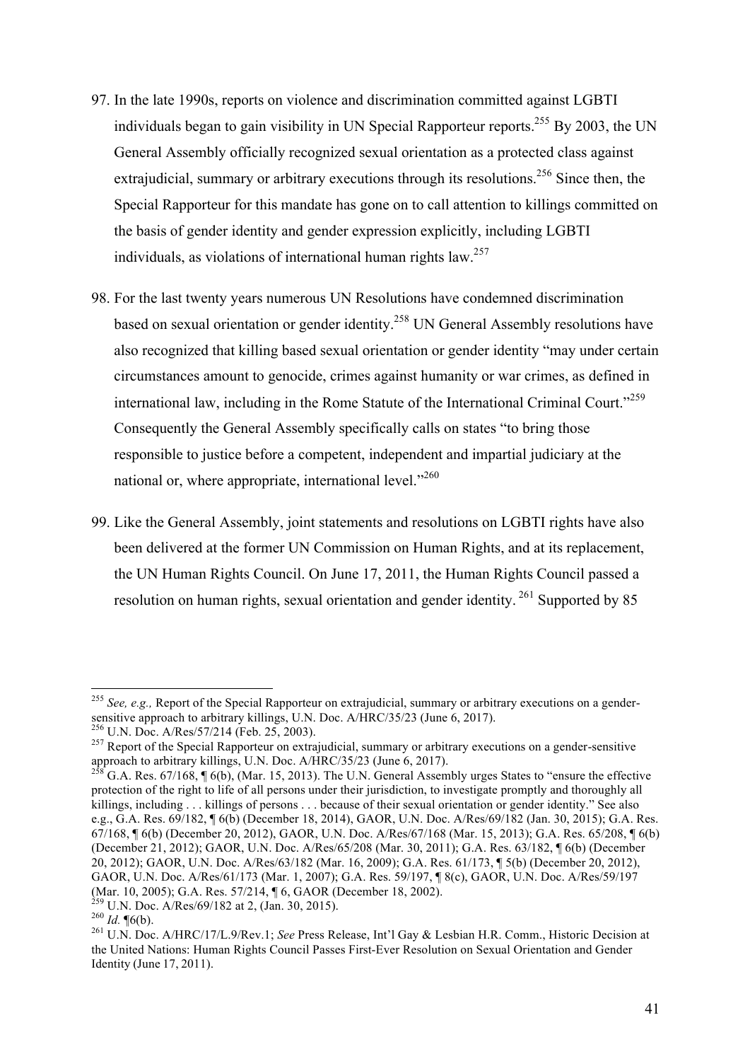97. In the late 1990s, reports on violence and discrimination committed against LGBTI individuals began to gain visibility in UN Special Rapporteur reports.[255] By 2003, the UN General Assembly officially recognized sexual orientation as a protected class against extrajudicial, summary or arbitrary executions through its resolutions.[256] Since then, the Special Rapporteur for this mandate has gone on to call attention to killings committed on the basis of gender identity and gender expression explicitly, including LGBTI individuals, as violations of international human rights law.[257]

98. For the last twenty years numerous UN Resolutions have condemned discrimination based on sexual orientation or gender identity.[258] UN General Assembly resolutions have also recognized that killing based sexual orientation or gender identity "may under certain circumstances amount to genocide, crimes against humanity or war crimes, as defined in international law, including in the Rome Statute of the International Criminal Court."[259] Consequently the General Assembly specifically calls on states "to bring those responsible to justice before a competent, independent and impartial judiciary at the national or, where appropriate, international level."[260]

99. Like the General Assembly, joint statements and resolutions on LGBTI rights have also been delivered at the former UN Commission on Human Rights, and at its replacement, the UN Human Rights Council. On June 17, 2011, the Human Rights Council passed a resolution on human rights, sexual orientation and gender identity. [261] Supported by 85

---

[255] *See, e.g.,* Report of the Special Rapporteur on extrajudicial, summary or arbitrary executions on a gender-sensitive approach to arbitrary killings, U.N. Doc. A/HRC/35/23 (June 6, 2017).

[256] U.N. Doc. A/Res/57/214 (Feb. 25, 2003).

[257] Report of the Special Rapporteur on extrajudicial, summary or arbitrary executions on a gender-sensitive approach to arbitrary killings, U.N. Doc. A/HRC/35/23 (June 6, 2017).

[258] G.A. Res. 67/168, ¶ 6(b), (Mar. 15, 2013). The U.N. General Assembly urges States to "ensure the effective protection of the right to life of all persons under their jurisdiction, to investigate promptly and thoroughly all killings, including . . . killings of persons . . . because of their sexual orientation or gender identity." See also e.g., G.A. Res. 69/182, ¶ 6(b) (December 18, 2014), GAOR, U.N. Doc. A/Res/69/182 (Jan. 30, 2015); G.A. Res. 67/168, ¶ 6(b) (December 20, 2012), GAOR, U.N. Doc. A/Res/67/168 (Mar. 15, 2013); G.A. Res. 65/208, ¶ 6(b) (December 21, 2012); GAOR, U.N. Doc. A/Res/65/208 (Mar. 30, 2011); G.A. Res. 63/182, ¶ 6(b) (December 20, 2012); GAOR, U.N. Doc. A/Res/63/182 (Mar. 16, 2009); G.A. Res. 61/173, ¶ 5(b) (December 20, 2012), GAOR, U.N. Doc. A/Res/61/173 (Mar. 1, 2007); G.A. Res. 59/197, ¶ 8(c), GAOR, U.N. Doc. A/Res/59/197 (Mar. 10, 2005); G.A. Res. 57/214, ¶ 6, GAOR (December 18, 2002).

[259] U.N. Doc. A/Res/69/182 at 2, (Jan. 30, 2015).

[260] *Id.* ¶6(b).

[261] U.N. Doc. A/HRC/17/L.9/Rev.1; *See* Press Release, Int'l Gay & Lesbian H.R. Comm., Historic Decision at the United Nations: Human Rights Council Passes First-Ever Resolution on Sexual Orientation and Gender Identity (June 17, 2011).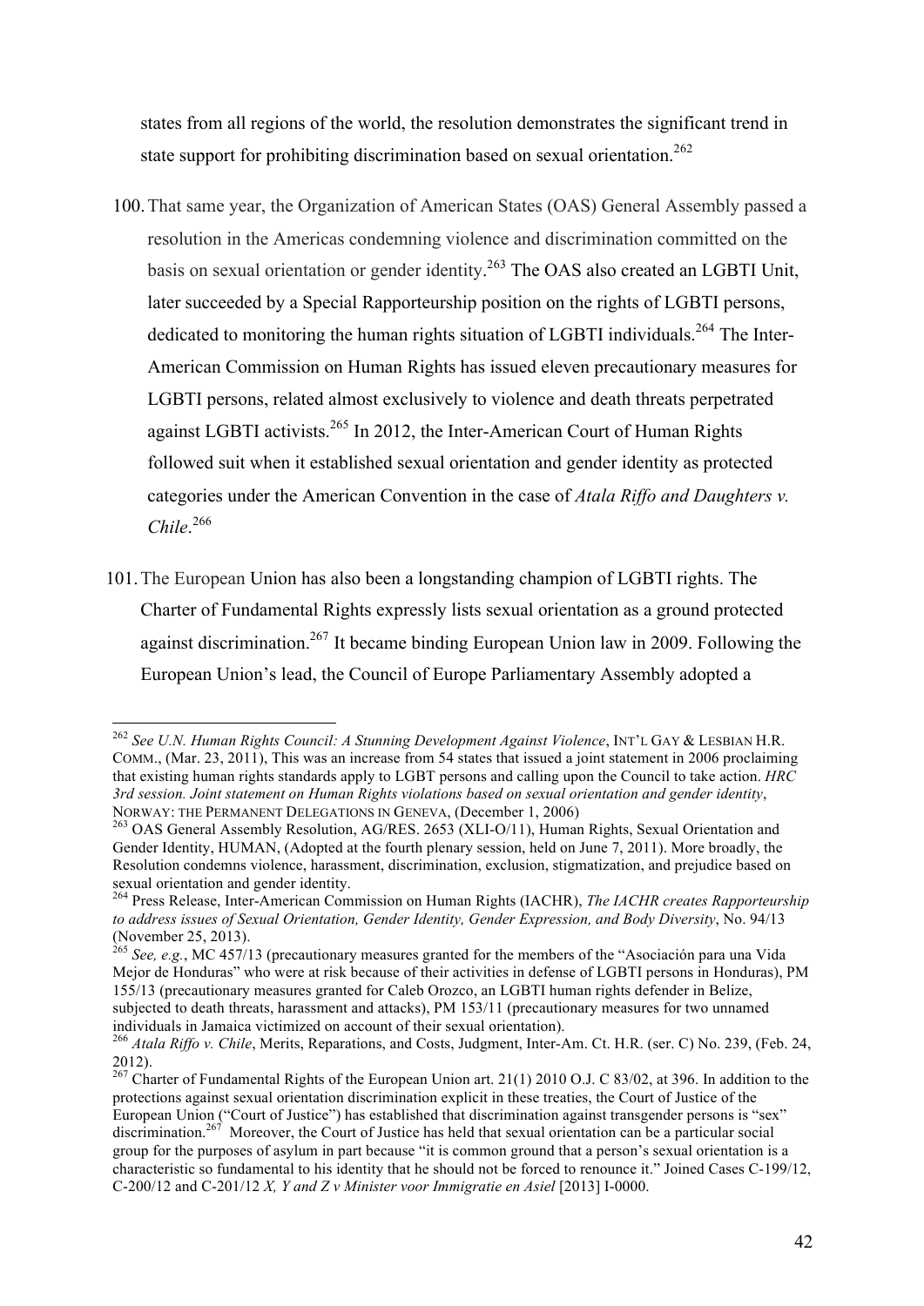states from all regions of the world, the resolution demonstrates the significant trend in state support for prohibiting discrimination based on sexual orientation.[262]

100. That same year, the Organization of American States (OAS) General Assembly passed a resolution in the Americas condemning violence and discrimination committed on the basis on sexual orientation or gender identity.[263] The OAS also created an LGBTI Unit, later succeeded by a Special Rapporteurship position on the rights of LGBTI persons, dedicated to monitoring the human rights situation of LGBTI individuals.[264] The Inter-American Commission on Human Rights has issued eleven precautionary measures for LGBTI persons, related almost exclusively to violence and death threats perpetrated against LGBTI activists.[265] In 2012, the Inter-American Court of Human Rights followed suit when it established sexual orientation and gender identity as protected categories under the American Convention in the case of *Atala Riffo and Daughters v. Chile*.[266]

101. The European Union has also been a longstanding champion of LGBTI rights. The Charter of Fundamental Rights expressly lists sexual orientation as a ground protected against discrimination.[267] It became binding European Union law in 2009. Following the European Union's lead, the Council of Europe Parliamentary Assembly adopted a

---

[262] *See U.N. Human Rights Council: A Stunning Development Against Violence*, INT'L GAY & LESBIAN H.R. COMM., (Mar. 23, 2011), This was an increase from 54 states that issued a joint statement in 2006 proclaiming that existing human rights standards apply to LGBT persons and calling upon the Council to take action. *HRC 3rd session. Joint statement on Human Rights violations based on sexual orientation and gender identity*, NORWAY: THE PERMANENT DELEGATIONS IN GENEVA, (December 1, 2006)

[263] OAS General Assembly Resolution, AG/RES. 2653 (XLI-O/11), Human Rights, Sexual Orientation and Gender Identity, HUMAN, (Adopted at the fourth plenary session, held on June 7, 2011). More broadly, the Resolution condemns violence, harassment, discrimination, exclusion, stigmatization, and prejudice based on sexual orientation and gender identity.

[264] Press Release, Inter-American Commission on Human Rights (IACHR), *The IACHR creates Rapporteurship to address issues of Sexual Orientation, Gender Identity, Gender Expression, and Body Diversity*, No. 94/13 (November 25, 2013).

[265] *See, e.g.*, MC 457/13 (precautionary measures granted for the members of the "Asociación para una Vida Mejor de Honduras" who were at risk because of their activities in defense of LGBTI persons in Honduras), PM 155/13 (precautionary measures granted for Caleb Orozco, an LGBTI human rights defender in Belize, subjected to death threats, harassment and attacks), PM 153/11 (precautionary measures for two unnamed individuals in Jamaica victimized on account of their sexual orientation).

[266] *Atala Riffo v. Chile*, Merits, Reparations, and Costs, Judgment, Inter-Am. Ct. H.R. (ser. C) No. 239, (Feb. 24, 2012).

[267] Charter of Fundamental Rights of the European Union art. 21(1) 2010 O.J. C 83/02, at 396. In addition to the protections against sexual orientation discrimination explicit in these treaties, the Court of Justice of the European Union ("Court of Justice") has established that discrimination against transgender persons is "sex" discrimination.[267] Moreover, the Court of Justice has held that sexual orientation can be a particular social group for the purposes of asylum in part because "it is common ground that a person's sexual orientation is a characteristic so fundamental to his identity that he should not be forced to renounce it." Joined Cases C-199/12, C-200/12 and C-201/12 *X, Y and Z v Minister voor Immigratie en Asiel* [2013] I-0000.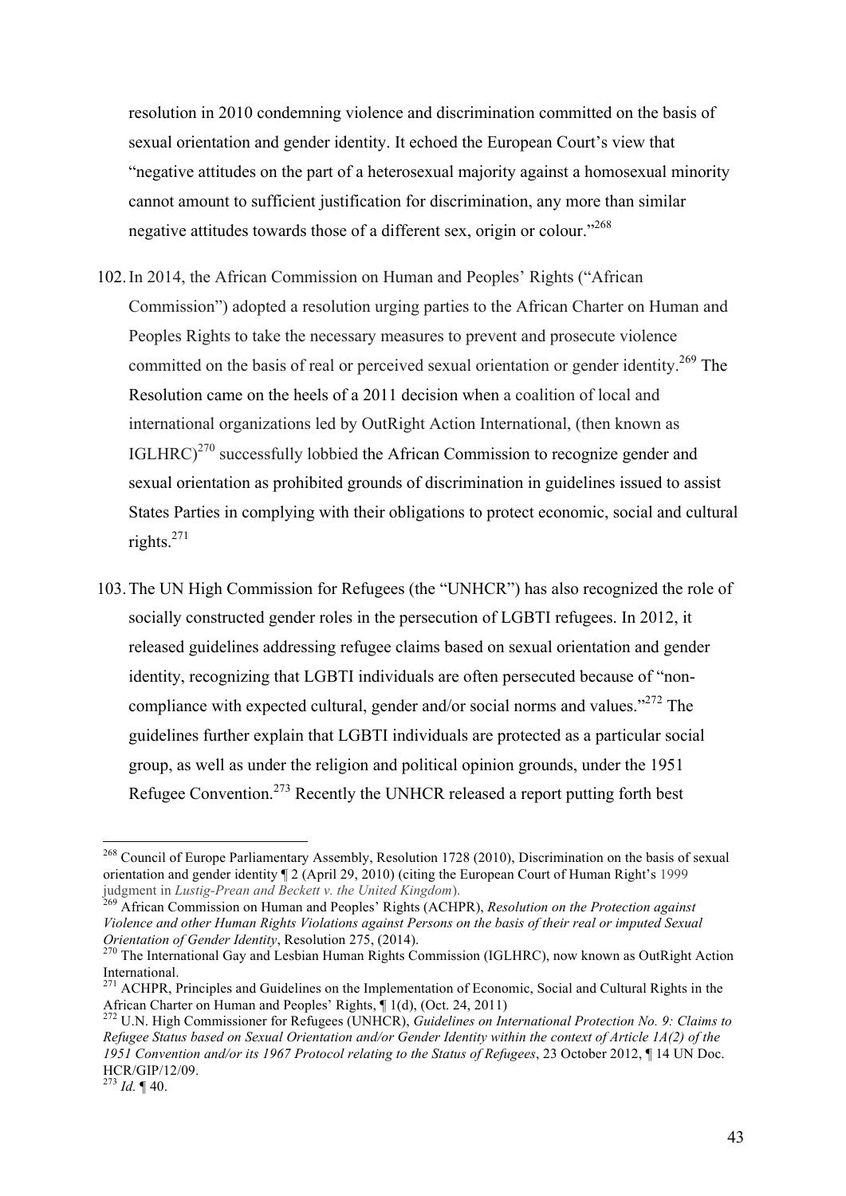resolution in 2010 condemning violence and discrimination committed on the basis of sexual orientation and gender identity. It echoed the European Court's view that "negative attitudes on the part of a heterosexual majority against a homosexual minority cannot amount to sufficient justification for discrimination, any more than similar negative attitudes towards those of a different sex, origin or colour."[268]

102. In 2014, the African Commission on Human and Peoples' Rights ("African Commission") adopted a resolution urging parties to the African Charter on Human and Peoples Rights to take the necessary measures to prevent and prosecute violence committed on the basis of real or perceived sexual orientation or gender identity.[269] The Resolution came on the heels of a 2011 decision when a coalition of local and international organizations led by OutRight Action International, (then known as IGLHRC)[270] successfully lobbied the African Commission to recognize gender and sexual orientation as prohibited grounds of discrimination in guidelines issued to assist States Parties in complying with their obligations to protect economic, social and cultural rights.[271]

103. The UN High Commission for Refugees (the "UNHCR") has also recognized the role of socially constructed gender roles in the persecution of LGBTI refugees. In 2012, it released guidelines addressing refugee claims based on sexual orientation and gender identity, recognizing that LGBTI individuals are often persecuted because of "non-compliance with expected cultural, gender and/or social norms and values."[272] The guidelines further explain that LGBTI individuals are protected as a particular social group, as well as under the religion and political opinion grounds, under the 1951 Refugee Convention.[273] Recently the UNHCR released a report putting forth best

---

[268] Council of Europe Parliamentary Assembly, Resolution 1728 (2010), Discrimination on the basis of sexual orientation and gender identity ¶ 2 (April 29, 2010) (citing the European Court of Human Right's 1999 judgment in *Lustig-Prean and Beckett v. the United Kingdom*).

[269] African Commission on Human and Peoples' Rights (ACHPR), *Resolution on the Protection against Violence and other Human Rights Violations against Persons on the basis of their real or imputed Sexual Orientation of Gender Identity*, Resolution 275, (2014).

[270] The International Gay and Lesbian Human Rights Commission (IGLHRC), now known as OutRight Action International.

[271] ACHPR, Principles and Guidelines on the Implementation of Economic, Social and Cultural Rights in the African Charter on Human and Peoples' Rights, ¶ 1(d), (Oct. 24, 2011)

[272] U.N. High Commissioner for Refugees (UNHCR), *Guidelines on International Protection No. 9: Claims to Refugee Status based on Sexual Orientation and/or Gender Identity within the context of Article 1A(2) of the 1951 Convention and/or its 1967 Protocol relating to the Status of Refugees*, 23 October 2012, ¶ 14 UN Doc. HCR/GIP/12/09.

[273] *Id.* ¶ 40.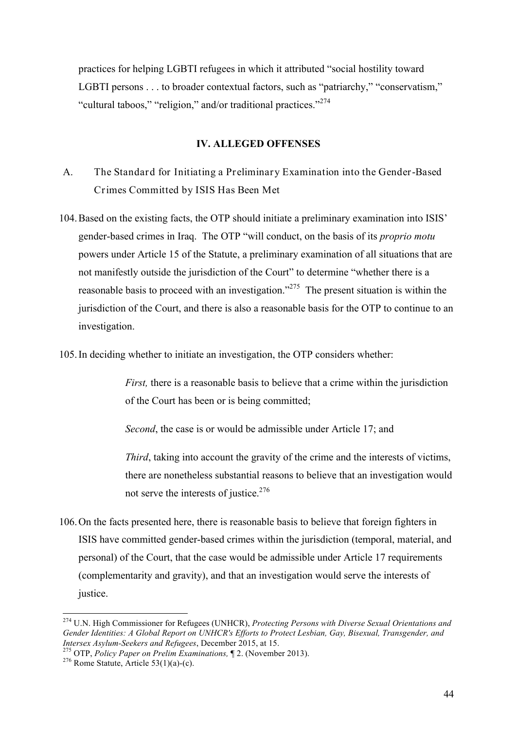practices for helping LGBTI refugees in which it attributed "social hostility toward LGBTI persons . . . to broader contextual factors, such as "patriarchy," "conservatism," "cultural taboos," "religion," and/or traditional practices."[274]

## IV. ALLEGED OFFENSES

### A. The Standard for Initiating a Preliminary Examination into the Gender-Based Crimes Committed by ISIS Has Been Met

104. Based on the existing facts, the OTP should initiate a preliminary examination into ISIS' gender-based crimes in Iraq. The OTP "will conduct, on the basis of its *proprio motu* powers under Article 15 of the Statute, a preliminary examination of all situations that are not manifestly outside the jurisdiction of the Court" to determine "whether there is a reasonable basis to proceed with an investigation."[275] The present situation is within the jurisdiction of the Court, and there is also a reasonable basis for the OTP to continue to an investigation.

105. In deciding whether to initiate an investigation, the OTP considers whether:

> *First,* there is a reasonable basis to believe that a crime within the jurisdiction of the Court has been or is being committed;
>
> *Second*, the case is or would be admissible under Article 17; and
>
> *Third*, taking into account the gravity of the crime and the interests of victims, there are nonetheless substantial reasons to believe that an investigation would not serve the interests of justice.[276]

106. On the facts presented here, there is reasonable basis to believe that foreign fighters in ISIS have committed gender-based crimes within the jurisdiction (temporal, material, and personal) of the Court, that the case would be admissible under Article 17 requirements (complementarity and gravity), and that an investigation would serve the interests of justice.

---

[274] U.N. High Commissioner for Refugees (UNHCR), *Protecting Persons with Diverse Sexual Orientations and Gender Identities: A Global Report on UNHCR's Efforts to Protect Lesbian, Gay, Bisexual, Transgender, and Intersex Asylum-Seekers and Refugees*, December 2015, at 15.

[275] OTP, *Policy Paper on Prelim Examinations,* ¶ 2. (November 2013).

[276] Rome Statute, Article 53(1)(a)-(c).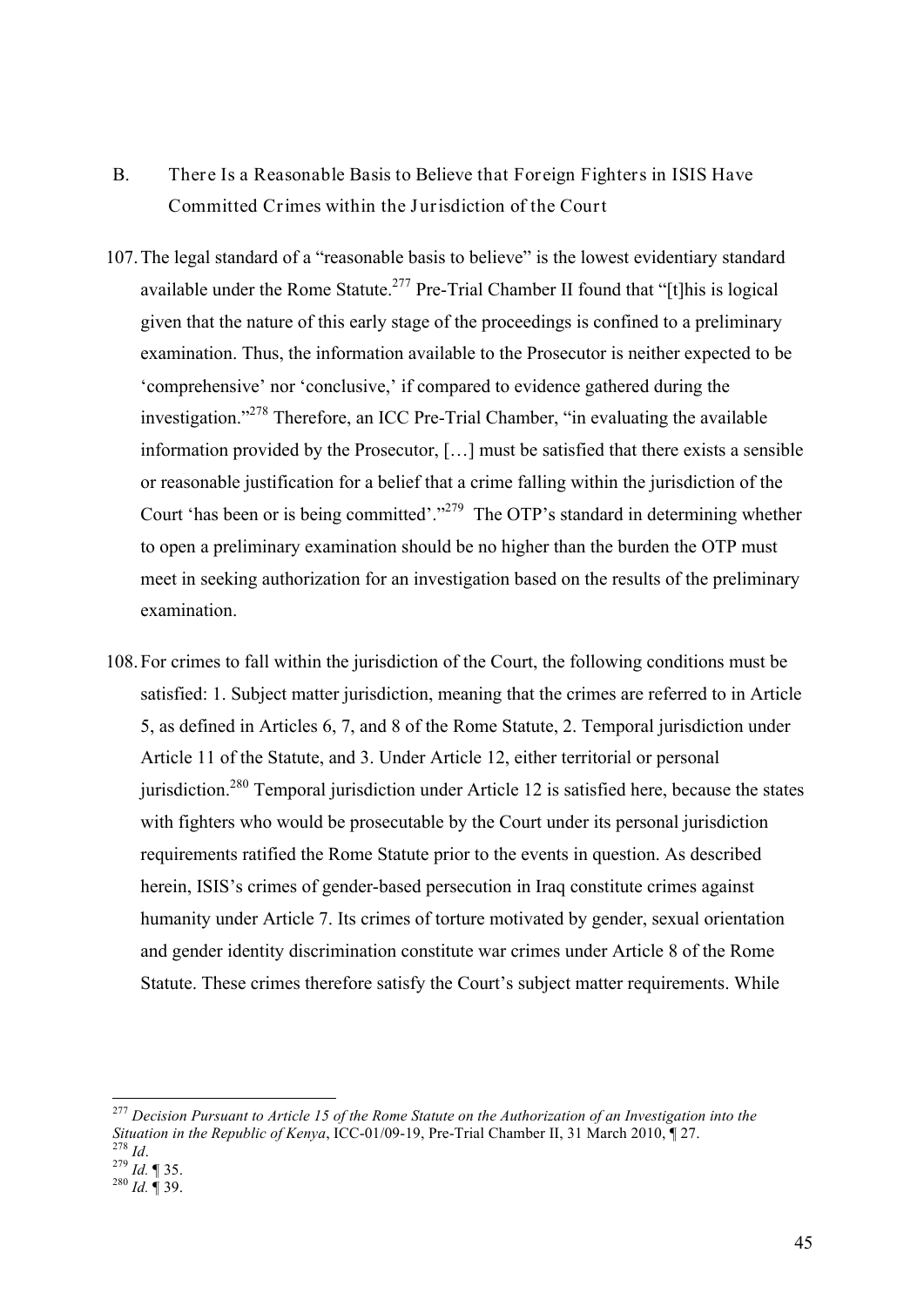## B. There Is a Reasonable Basis to Believe that Foreign Fighters in ISIS Have Committed Crimes within the Jurisdiction of the Court

107. The legal standard of a "reasonable basis to believe" is the lowest evidentiary standard available under the Rome Statute.[277] Pre-Trial Chamber II found that "[t]his is logical given that the nature of this early stage of the proceedings is confined to a preliminary examination. Thus, the information available to the Prosecutor is neither expected to be 'comprehensive' nor 'conclusive,' if compared to evidence gathered during the investigation."[278] Therefore, an ICC Pre-Trial Chamber, "in evaluating the available information provided by the Prosecutor, […] must be satisfied that there exists a sensible or reasonable justification for a belief that a crime falling within the jurisdiction of the Court 'has been or is being committed'."[279] The OTP's standard in determining whether to open a preliminary examination should be no higher than the burden the OTP must meet in seeking authorization for an investigation based on the results of the preliminary examination.

108. For crimes to fall within the jurisdiction of the Court, the following conditions must be satisfied: 1. Subject matter jurisdiction, meaning that the crimes are referred to in Article 5, as defined in Articles 6, 7, and 8 of the Rome Statute, 2. Temporal jurisdiction under Article 11 of the Statute, and 3. Under Article 12, either territorial or personal jurisdiction.[280] Temporal jurisdiction under Article 12 is satisfied here, because the states with fighters who would be prosecutable by the Court under its personal jurisdiction requirements ratified the Rome Statute prior to the events in question. As described herein, ISIS's crimes of gender-based persecution in Iraq constitute crimes against humanity under Article 7. Its crimes of torture motivated by gender, sexual orientation and gender identity discrimination constitute war crimes under Article 8 of the Rome Statute. These crimes therefore satisfy the Court's subject matter requirements. While

---

[277] *Decision Pursuant to Article 15 of the Rome Statute on the Authorization of an Investigation into the Situation in the Republic of Kenya*, ICC-01/09-19, Pre-Trial Chamber II, 31 March 2010, ¶ 27.

[278] *Id*.

[279] *Id.* ¶ 35.

[280] *Id.* ¶ 39.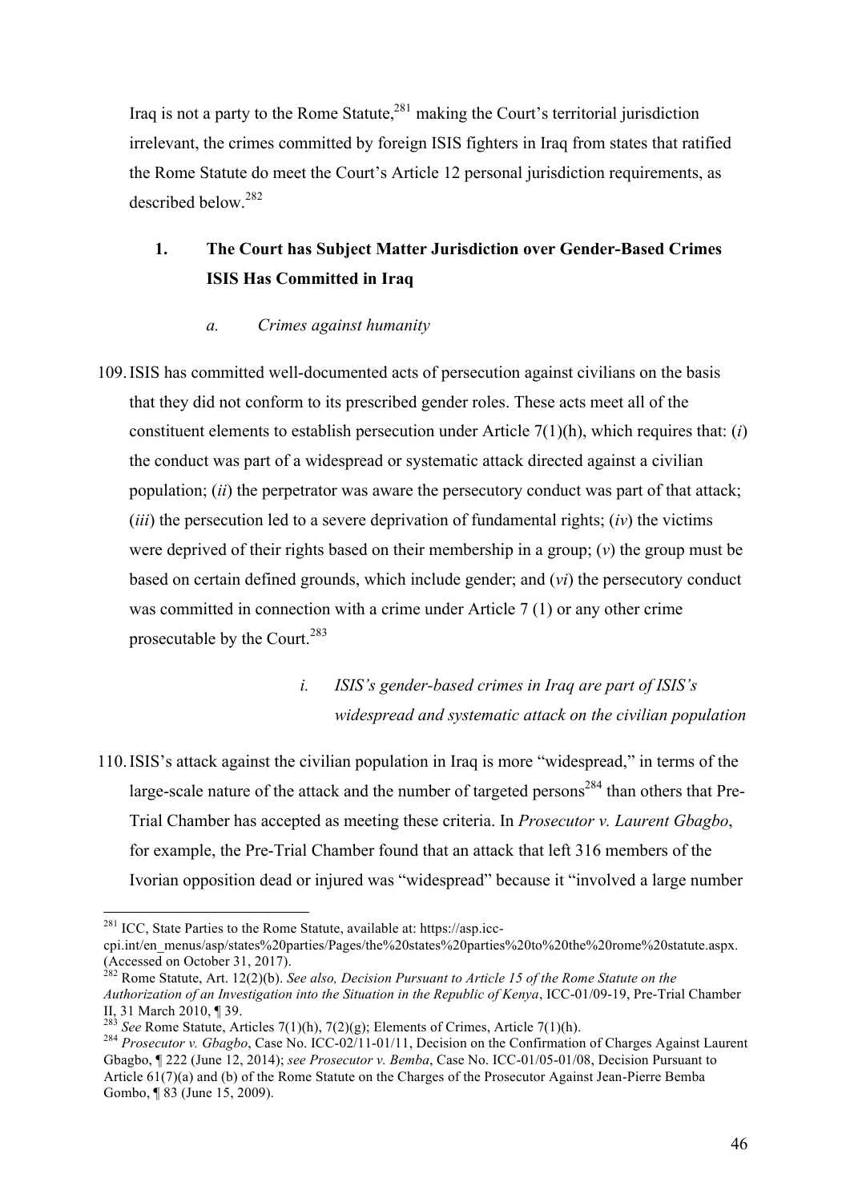Iraq is not a party to the Rome Statute,[281] making the Court's territorial jurisdiction irrelevant, the crimes committed by foreign ISIS fighters in Iraq from states that ratified the Rome Statute do meet the Court's Article 12 personal jurisdiction requirements, as described below.[282]

### 1. The Court has Subject Matter Jurisdiction over Gender-Based Crimes ISIS Has Committed in Iraq

#### *a. Crimes against humanity*

109. ISIS has committed well-documented acts of persecution against civilians on the basis that they did not conform to its prescribed gender roles. These acts meet all of the constituent elements to establish persecution under Article 7(1)(h), which requires that: (*i*) the conduct was part of a widespread or systematic attack directed against a civilian population; (*ii*) the perpetrator was aware the persecutory conduct was part of that attack; (*iii*) the persecution led to a severe deprivation of fundamental rights; (*iv*) the victims were deprived of their rights based on their membership in a group; (*v*) the group must be based on certain defined grounds, which include gender; and (*vi*) the persecutory conduct was committed in connection with a crime under Article 7 (1) or any other crime prosecutable by the Court.[283]

##### *i. ISIS's gender-based crimes in Iraq are part of ISIS's widespread and systematic attack on the civilian population*

110. ISIS's attack against the civilian population in Iraq is more "widespread," in terms of the large-scale nature of the attack and the number of targeted persons[284] than others that Pre-Trial Chamber has accepted as meeting these criteria. In *Prosecutor v. Laurent Gbagbo*, for example, the Pre-Trial Chamber found that an attack that left 316 members of the Ivorian opposition dead or injured was "widespread" because it "involved a large number

---

[281] ICC, State Parties to the Rome Statute, available at: https://asp.icc-cpi.int/en_menus/asp/states%20parties/Pages/the%20states%20parties%20to%20the%20rome%20statute.aspx. (Accessed on October 31, 2017).

[282] Rome Statute, Art. 12(2)(b). *See also, Decision Pursuant to Article 15 of the Rome Statute on the Authorization of an Investigation into the Situation in the Republic of Kenya*, ICC-01/09-19, Pre-Trial Chamber II, 31 March 2010, ¶ 39.

[283] *See* Rome Statute, Articles 7(1)(h), 7(2)(g); Elements of Crimes, Article 7(1)(h).

[284] *Prosecutor v. Gbagbo*, Case No. ICC-02/11-01/11, Decision on the Confirmation of Charges Against Laurent Gbagbo, ¶ 222 (June 12, 2014); *see Prosecutor v. Bemba*, Case No. ICC-01/05-01/08, Decision Pursuant to Article 61(7)(a) and (b) of the Rome Statute on the Charges of the Prosecutor Against Jean-Pierre Bemba Gombo, ¶ 83 (June 15, 2009).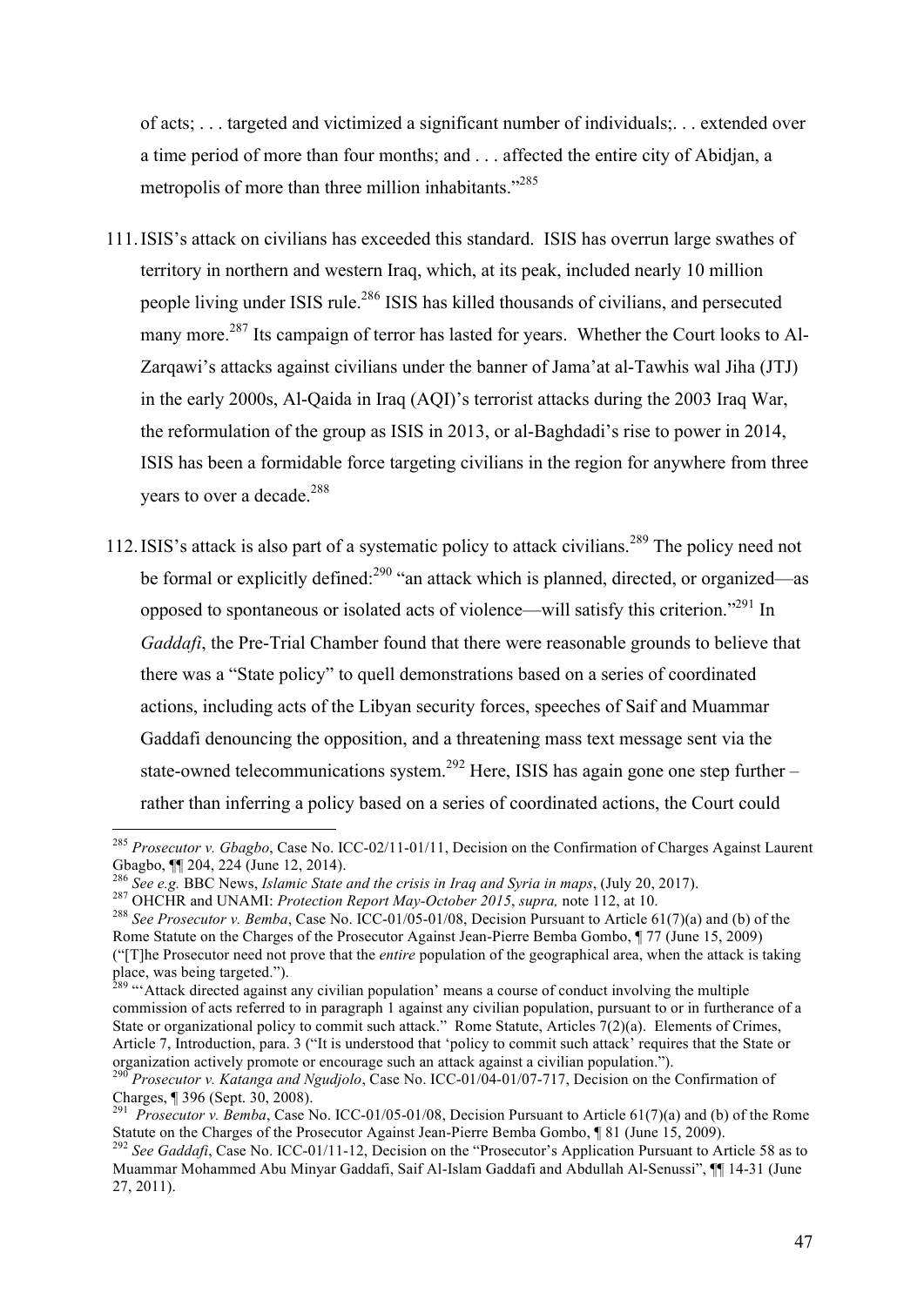of acts; . . . targeted and victimized a significant number of individuals;. . . extended over a time period of more than four months; and . . . affected the entire city of Abidjan, a metropolis of more than three million inhabitants."[285]

111. ISIS's attack on civilians has exceeded this standard. ISIS has overrun large swathes of territory in northern and western Iraq, which, at its peak, included nearly 10 million people living under ISIS rule.[286] ISIS has killed thousands of civilians, and persecuted many more.[287] Its campaign of terror has lasted for years. Whether the Court looks to Al-Zarqawi's attacks against civilians under the banner of Jama'at al-Tawhis wal Jiha (JTJ) in the early 2000s, Al-Qaida in Iraq (AQI)'s terrorist attacks during the 2003 Iraq War, the reformulation of the group as ISIS in 2013, or al-Baghdadi's rise to power in 2014, ISIS has been a formidable force targeting civilians in the region for anywhere from three years to over a decade.[288]

112. ISIS's attack is also part of a systematic policy to attack civilians.[289] The policy need not be formal or explicitly defined:[290] "an attack which is planned, directed, or organized—as opposed to spontaneous or isolated acts of violence—will satisfy this criterion."[291] In *Gaddafi*, the Pre-Trial Chamber found that there were reasonable grounds to believe that there was a "State policy" to quell demonstrations based on a series of coordinated actions, including acts of the Libyan security forces, speeches of Saif and Muammar Gaddafi denouncing the opposition, and a threatening mass text message sent via the state-owned telecommunications system.[292] Here, ISIS has again gone one step further – rather than inferring a policy based on a series of coordinated actions, the Court could

---

[285] *Prosecutor v. Gbagbo*, Case No. ICC-02/11-01/11, Decision on the Confirmation of Charges Against Laurent Gbagbo, ¶¶ 204, 224 (June 12, 2014).

[286] *See e.g.* BBC News, *Islamic State and the crisis in Iraq and Syria in maps*, (July 20, 2017).

[287] OHCHR and UNAMI: *Protection Report May-October 2015*, *supra,* note 112, at 10.

[288] *See Prosecutor v. Bemba*, Case No. ICC-01/05-01/08, Decision Pursuant to Article 61(7)(a) and (b) of the Rome Statute on the Charges of the Prosecutor Against Jean-Pierre Bemba Gombo, ¶ 77 (June 15, 2009) ("[T]he Prosecutor need not prove that the *entire* population of the geographical area, when the attack is taking place, was being targeted.").

[289] "'Attack directed against any civilian population' means a course of conduct involving the multiple commission of acts referred to in paragraph 1 against any civilian population, pursuant to or in furtherance of a State or organizational policy to commit such attack." Rome Statute, Articles 7(2)(a). Elements of Crimes, Article 7, Introduction, para. 3 ("It is understood that 'policy to commit such attack' requires that the State or organization actively promote or encourage such an attack against a civilian population.").

[290] *Prosecutor v. Katanga and Ngudjolo*, Case No. ICC-01/04-01/07-717, Decision on the Confirmation of Charges, ¶ 396 (Sept. 30, 2008).

[291] *Prosecutor v. Bemba*, Case No. ICC-01/05-01/08, Decision Pursuant to Article 61(7)(a) and (b) of the Rome Statute on the Charges of the Prosecutor Against Jean-Pierre Bemba Gombo, ¶ 81 (June 15, 2009).

[292] *See Gaddafi*, Case No. ICC-01/11-12, Decision on the "Prosecutor's Application Pursuant to Article 58 as to Muammar Mohammed Abu Minyar Gaddafi, Saif Al-Islam Gaddafi and Abdullah Al-Senussi", ¶¶ 14-31 (June 27, 2011).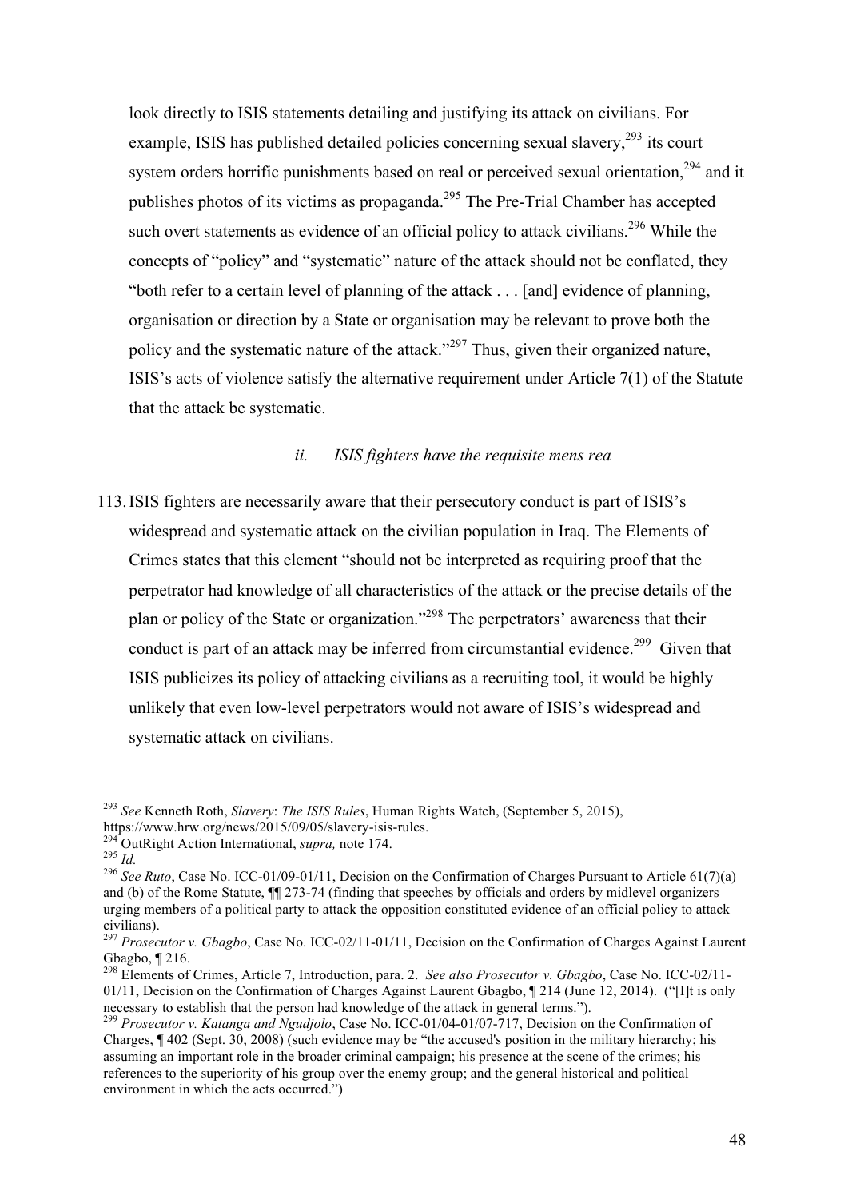look directly to ISIS statements detailing and justifying its attack on civilians. For example, ISIS has published detailed policies concerning sexual slavery,[293] its court system orders horrific punishments based on real or perceived sexual orientation,[294] and it publishes photos of its victims as propaganda.[295] The Pre-Trial Chamber has accepted such overt statements as evidence of an official policy to attack civilians.[296] While the concepts of "policy" and "systematic" nature of the attack should not be conflated, they "both refer to a certain level of planning of the attack . . . [and] evidence of planning, organisation or direction by a State or organisation may be relevant to prove both the policy and the systematic nature of the attack."[297] Thus, given their organized nature, ISIS's acts of violence satisfy the alternative requirement under Article 7(1) of the Statute that the attack be systematic.

#### *ii. ISIS fighters have the requisite mens rea*

113. ISIS fighters are necessarily aware that their persecutory conduct is part of ISIS's widespread and systematic attack on the civilian population in Iraq. The Elements of Crimes states that this element "should not be interpreted as requiring proof that the perpetrator had knowledge of all characteristics of the attack or the precise details of the plan or policy of the State or organization."[298] The perpetrators' awareness that their conduct is part of an attack may be inferred from circumstantial evidence.[299] Given that ISIS publicizes its policy of attacking civilians as a recruiting tool, it would be highly unlikely that even low-level perpetrators would not aware of ISIS's widespread and systematic attack on civilians.

---

[293] *See* Kenneth Roth, *Slavery*: *The ISIS Rules*, Human Rights Watch, (September 5, 2015), https://www.hrw.org/news/2015/09/05/slavery-isis-rules.

[294] OutRight Action International, *supra,* note 174.

[295] *Id.*

[296] *See Ruto*, Case No. ICC-01/09-01/11, Decision on the Confirmation of Charges Pursuant to Article 61(7)(a) and (b) of the Rome Statute, ¶¶ 273-74 (finding that speeches by officials and orders by midlevel organizers urging members of a political party to attack the opposition constituted evidence of an official policy to attack civilians).

[297] *Prosecutor v. Gbagbo*, Case No. ICC-02/11-01/11, Decision on the Confirmation of Charges Against Laurent Gbagbo, ¶ 216.

[298] Elements of Crimes, Article 7, Introduction, para. 2. *See also Prosecutor v. Gbagbo*, Case No. ICC-02/11-01/11, Decision on the Confirmation of Charges Against Laurent Gbagbo, ¶ 214 (June 12, 2014). ("[I]t is only necessary to establish that the person had knowledge of the attack in general terms.").

[299] *Prosecutor v. Katanga and Ngudjolo*, Case No. ICC-01/04-01/07-717, Decision on the Confirmation of Charges, ¶ 402 (Sept. 30, 2008) (such evidence may be "the accused's position in the military hierarchy; his assuming an important role in the broader criminal campaign; his presence at the scene of the crimes; his references to the superiority of his group over the enemy group; and the general historical and political environment in which the acts occurred.")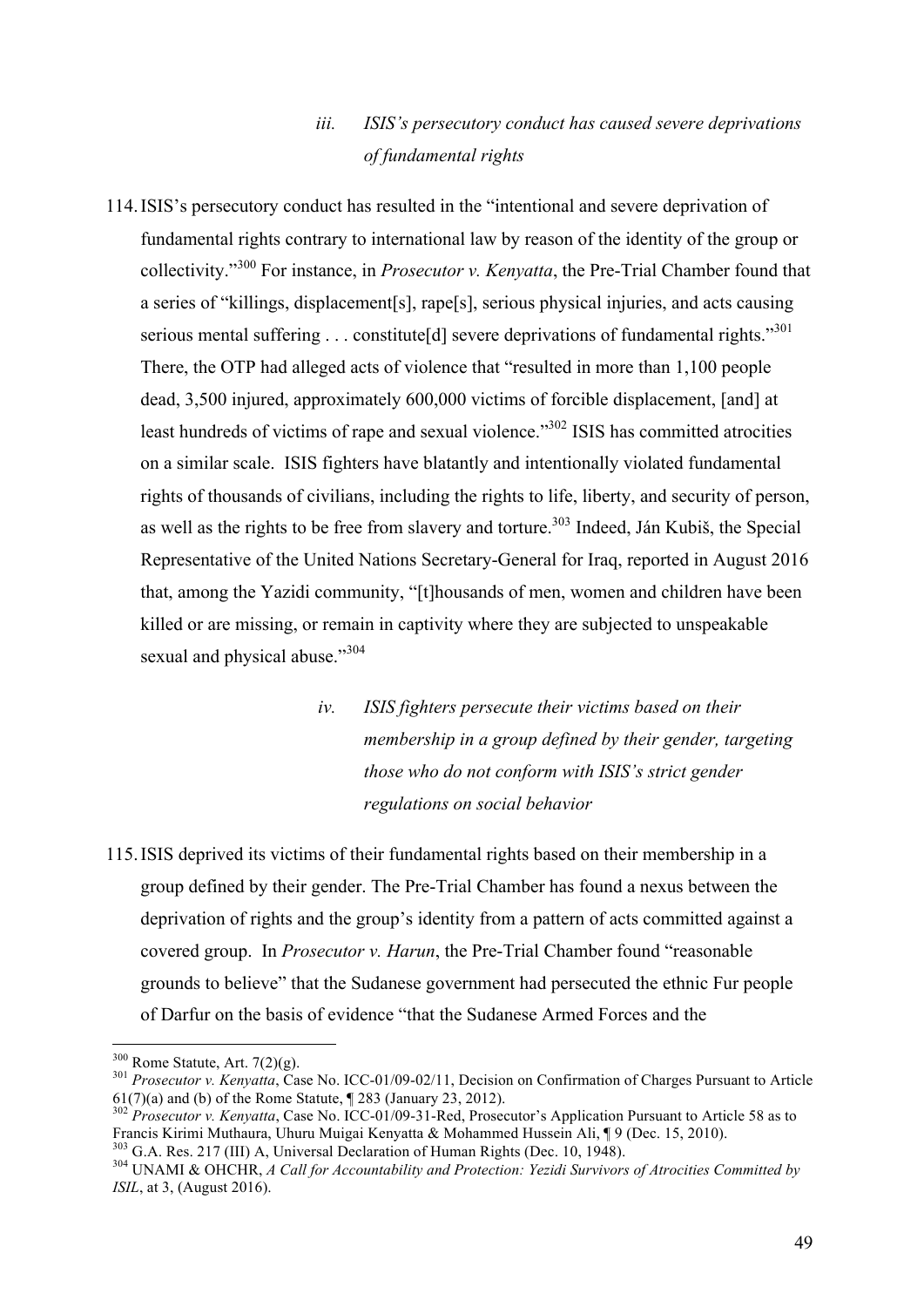*iii. ISIS's persecutory conduct has caused severe deprivations of fundamental rights*

114. ISIS's persecutory conduct has resulted in the "intentional and severe deprivation of fundamental rights contrary to international law by reason of the identity of the group or collectivity."[300] For instance, in *Prosecutor v. Kenyatta*, the Pre-Trial Chamber found that a series of "killings, displacement[s], rape[s], serious physical injuries, and acts causing serious mental suffering . . . constitute[d] severe deprivations of fundamental rights."[301] There, the OTP had alleged acts of violence that "resulted in more than 1,100 people dead, 3,500 injured, approximately 600,000 victims of forcible displacement, [and] at least hundreds of victims of rape and sexual violence."[302] ISIS has committed atrocities on a similar scale. ISIS fighters have blatantly and intentionally violated fundamental rights of thousands of civilians, including the rights to life, liberty, and security of person, as well as the rights to be free from slavery and torture.[303] Indeed, Ján Kubiš, the Special Representative of the United Nations Secretary-General for Iraq, reported in August 2016 that, among the Yazidi community, "[t]housands of men, women and children have been killed or are missing, or remain in captivity where they are subjected to unspeakable sexual and physical abuse."[304]

*iv. ISIS fighters persecute their victims based on their membership in a group defined by their gender, targeting those who do not conform with ISIS's strict gender regulations on social behavior*

115. ISIS deprived its victims of their fundamental rights based on their membership in a group defined by their gender. The Pre-Trial Chamber has found a nexus between the deprivation of rights and the group's identity from a pattern of acts committed against a covered group. In *Prosecutor v. Harun*, the Pre-Trial Chamber found "reasonable grounds to believe" that the Sudanese government had persecuted the ethnic Fur people of Darfur on the basis of evidence "that the Sudanese Armed Forces and the

---

[300] Rome Statute, Art. 7(2)(g).

[301] *Prosecutor v. Kenyatta*, Case No. ICC-01/09-02/11, Decision on Confirmation of Charges Pursuant to Article 61(7)(a) and (b) of the Rome Statute, ¶ 283 (January 23, 2012).

[302] *Prosecutor v. Kenyatta*, Case No. ICC-01/09-31-Red, Prosecutor's Application Pursuant to Article 58 as to Francis Kirimi Muthaura, Uhuru Muigai Kenyatta & Mohammed Hussein Ali, ¶ 9 (Dec. 15, 2010).

[303] G.A. Res. 217 (III) A, Universal Declaration of Human Rights (Dec. 10, 1948).

[304] UNAMI & OHCHR, *A Call for Accountability and Protection: Yezidi Survivors of Atrocities Committed by ISIL*, at 3, (August 2016).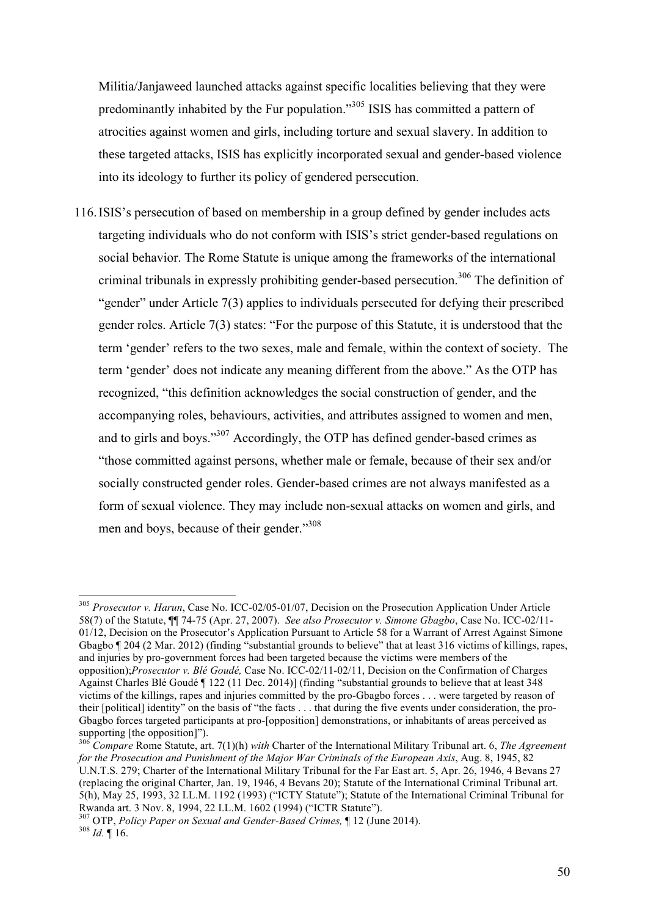Militia/Janjaweed launched attacks against specific localities believing that they were predominantly inhabited by the Fur population."[305] ISIS has committed a pattern of atrocities against women and girls, including torture and sexual slavery. In addition to these targeted attacks, ISIS has explicitly incorporated sexual and gender-based violence into its ideology to further its policy of gendered persecution.

116. ISIS's persecution of based on membership in a group defined by gender includes acts targeting individuals who do not conform with ISIS's strict gender-based regulations on social behavior. The Rome Statute is unique among the frameworks of the international criminal tribunals in expressly prohibiting gender-based persecution.[306] The definition of "gender" under Article 7(3) applies to individuals persecuted for defying their prescribed gender roles. Article 7(3) states: "For the purpose of this Statute, it is understood that the term 'gender' refers to the two sexes, male and female, within the context of society. The term 'gender' does not indicate any meaning different from the above." As the OTP has recognized, "this definition acknowledges the social construction of gender, and the accompanying roles, behaviours, activities, and attributes assigned to women and men, and to girls and boys."[307] Accordingly, the OTP has defined gender-based crimes as "those committed against persons, whether male or female, because of their sex and/or socially constructed gender roles. Gender-based crimes are not always manifested as a form of sexual violence. They may include non-sexual attacks on women and girls, and men and boys, because of their gender."[308]

---

[305] *Prosecutor v. Harun*, Case No. ICC-02/05-01/07, Decision on the Prosecution Application Under Article 58(7) of the Statute, ¶¶ 74-75 (Apr. 27, 2007). *See also Prosecutor v. Simone Gbagbo*, Case No. ICC-02/11-01/12, Decision on the Prosecutor's Application Pursuant to Article 58 for a Warrant of Arrest Against Simone Gbagbo ¶ 204 (2 Mar. 2012) (finding "substantial grounds to believe" that at least 316 victims of killings, rapes, and injuries by pro-government forces had been targeted because the victims were members of the opposition);*Prosecutor v. Blé Goudé,* Case No. ICC-02/11-02/11, Decision on the Confirmation of Charges Against Charles Blé Goudé ¶ 122 (11 Dec. 2014)] (finding "substantial grounds to believe that at least 348 victims of the killings, rapes and injuries committed by the pro-Gbagbo forces . . . were targeted by reason of their [political] identity" on the basis of "the facts . . . that during the five events under consideration, the pro-Gbagbo forces targeted participants at pro-[opposition] demonstrations, or inhabitants of areas perceived as supporting [the opposition]").

[306] *Compare* Rome Statute, art. 7(1)(h) *with* Charter of the International Military Tribunal art. 6, *The Agreement for the Prosecution and Punishment of the Major War Criminals of the European Axis*, Aug. 8, 1945, 82 U.N.T.S. 279; Charter of the International Military Tribunal for the Far East art. 5, Apr. 26, 1946, 4 Bevans 27 (replacing the original Charter, Jan. 19, 1946, 4 Bevans 20); Statute of the International Criminal Tribunal art. 5(h), May 25, 1993, 32 I.L.M. 1192 (1993) ("ICTY Statute"); Statute of the International Criminal Tribunal for Rwanda art. 3 Nov. 8, 1994, 22 I.L.M. 1602 (1994) ("ICTR Statute").

[307] OTP, *Policy Paper on Sexual and Gender-Based Crimes,* ¶ 12 (June 2014).

[308] *Id.* ¶ 16.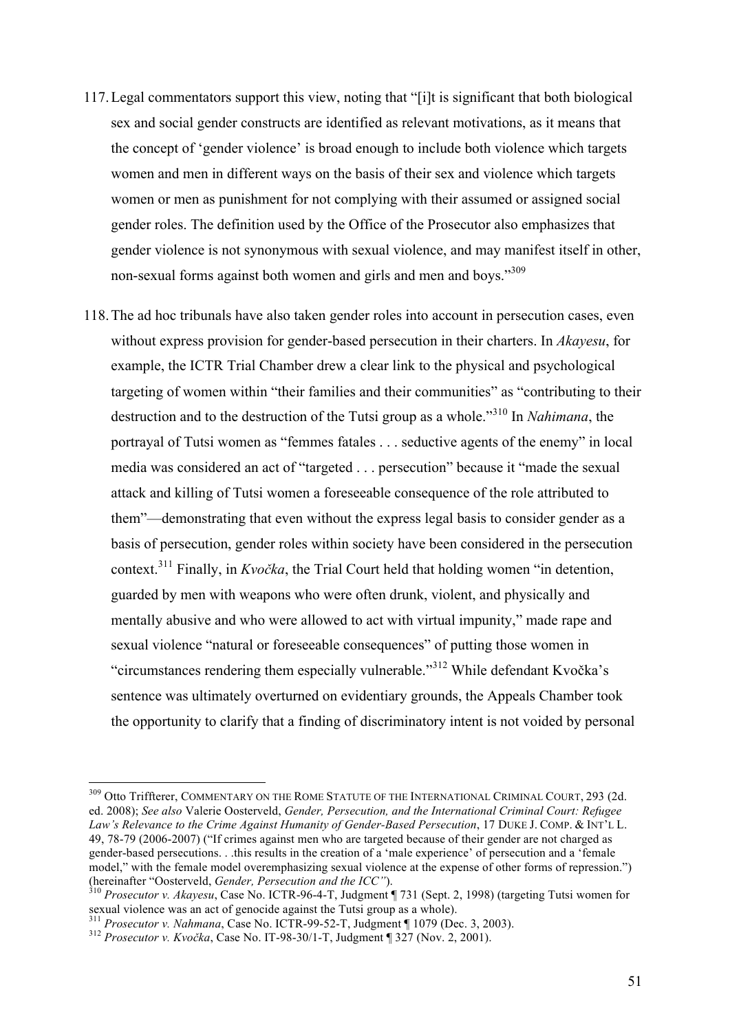117. Legal commentators support this view, noting that "[i]t is significant that both biological sex and social gender constructs are identified as relevant motivations, as it means that the concept of 'gender violence' is broad enough to include both violence which targets women and men in different ways on the basis of their sex and violence which targets women or men as punishment for not complying with their assumed or assigned social gender roles. The definition used by the Office of the Prosecutor also emphasizes that gender violence is not synonymous with sexual violence, and may manifest itself in other, non-sexual forms against both women and girls and men and boys."[309]

118. The ad hoc tribunals have also taken gender roles into account in persecution cases, even without express provision for gender-based persecution in their charters. In *Akayesu*, for example, the ICTR Trial Chamber drew a clear link to the physical and psychological targeting of women within "their families and their communities" as "contributing to their destruction and to the destruction of the Tutsi group as a whole."[310] In *Nahimana*, the portrayal of Tutsi women as "femmes fatales . . . seductive agents of the enemy" in local media was considered an act of "targeted . . . persecution" because it "made the sexual attack and killing of Tutsi women a foreseeable consequence of the role attributed to them"—demonstrating that even without the express legal basis to consider gender as a basis of persecution, gender roles within society have been considered in the persecution context.[311] Finally, in *Kvočka*, the Trial Court held that holding women "in detention, guarded by men with weapons who were often drunk, violent, and physically and mentally abusive and who were allowed to act with virtual impunity," made rape and sexual violence "natural or foreseeable consequences" of putting those women in "circumstances rendering them especially vulnerable."[312] While defendant Kvočka's sentence was ultimately overturned on evidentiary grounds, the Appeals Chamber took the opportunity to clarify that a finding of discriminatory intent is not voided by personal

---

[309] Otto Triffterer, COMMENTARY ON THE ROME STATUTE OF THE INTERNATIONAL CRIMINAL COURT, 293 (2d. ed. 2008); *See also* Valerie Oosterveld, *Gender, Persecution, and the International Criminal Court: Refugee Law's Relevance to the Crime Against Humanity of Gender-Based Persecution*, 17 DUKE J. COMP. & INT'L L. 49, 78-79 (2006-2007) ("If crimes against men who are targeted because of their gender are not charged as gender-based persecutions. . .this results in the creation of a 'male experience' of persecution and a 'female model," with the female model overemphasizing sexual violence at the expense of other forms of repression.") (hereinafter "Oosterveld, *Gender, Persecution and the ICC"*).

[310] *Prosecutor v. Akayesu*, Case No. ICTR-96-4-T, Judgment ¶ 731 (Sept. 2, 1998) (targeting Tutsi women for sexual violence was an act of genocide against the Tutsi group as a whole).

[311] *Prosecutor v. Nahmana*, Case No. ICTR-99-52-T, Judgment ¶ 1079 (Dec. 3, 2003).

[312] *Prosecutor v. Kvočka*, Case No. IT-98-30/1-T, Judgment ¶ 327 (Nov. 2, 2001).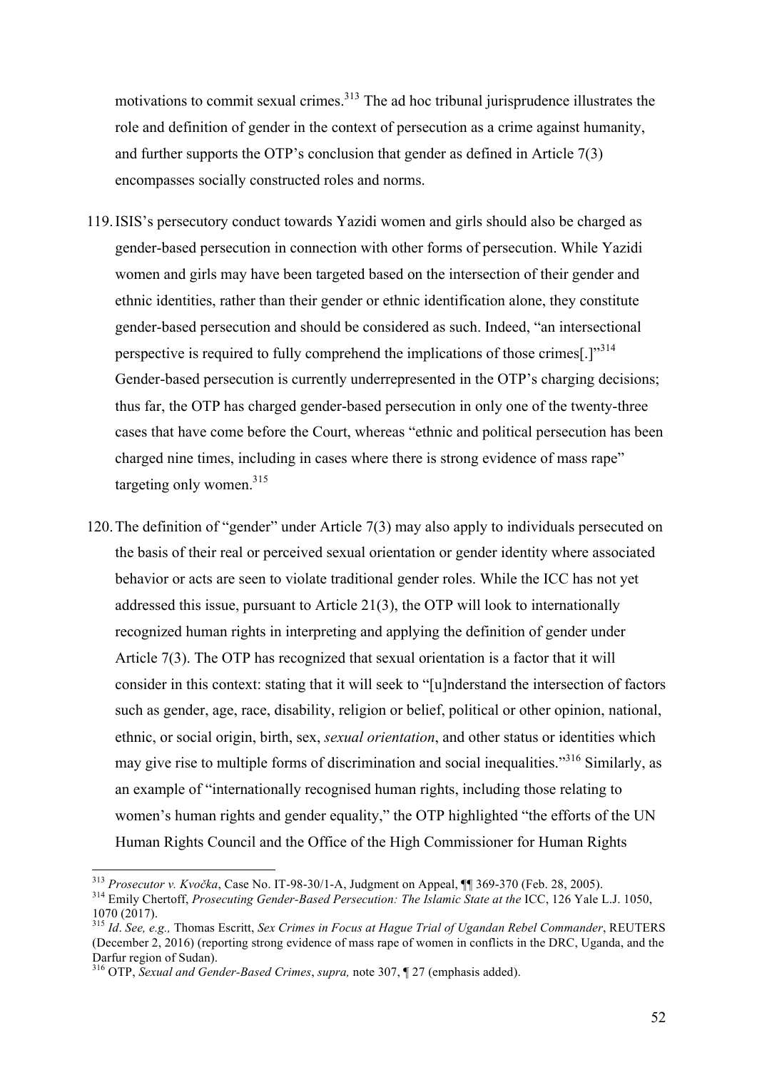motivations to commit sexual crimes.[313] The ad hoc tribunal jurisprudence illustrates the role and definition of gender in the context of persecution as a crime against humanity, and further supports the OTP's conclusion that gender as defined in Article 7(3) encompasses socially constructed roles and norms.

119. ISIS's persecutory conduct towards Yazidi women and girls should also be charged as gender-based persecution in connection with other forms of persecution. While Yazidi women and girls may have been targeted based on the intersection of their gender and ethnic identities, rather than their gender or ethnic identification alone, they constitute gender-based persecution and should be considered as such. Indeed, "an intersectional perspective is required to fully comprehend the implications of those crimes[.]"[314] Gender-based persecution is currently underrepresented in the OTP's charging decisions; thus far, the OTP has charged gender-based persecution in only one of the twenty-three cases that have come before the Court, whereas "ethnic and political persecution has been charged nine times, including in cases where there is strong evidence of mass rape" targeting only women.[315]

120. The definition of "gender" under Article 7(3) may also apply to individuals persecuted on the basis of their real or perceived sexual orientation or gender identity where associated behavior or acts are seen to violate traditional gender roles. While the ICC has not yet addressed this issue, pursuant to Article 21(3), the OTP will look to internationally recognized human rights in interpreting and applying the definition of gender under Article 7(3). The OTP has recognized that sexual orientation is a factor that it will consider in this context: stating that it will seek to "[u]nderstand the intersection of factors such as gender, age, race, disability, religion or belief, political or other opinion, national, ethnic, or social origin, birth, sex, *sexual orientation*, and other status or identities which may give rise to multiple forms of discrimination and social inequalities."[316] Similarly, as an example of "internationally recognised human rights, including those relating to women's human rights and gender equality," the OTP highlighted "the efforts of the UN Human Rights Council and the Office of the High Commissioner for Human Rights

---

[313] *Prosecutor v. Kvočka*, Case No. IT-98-30/1-A, Judgment on Appeal, ¶¶ 369-370 (Feb. 28, 2005).

[314] Emily Chertoff, *Prosecuting Gender-Based Persecution: The Islamic State at the* ICC, 126 Yale L.J. 1050, 1070 (2017).

[315] *Id*. *See, e.g.,* Thomas Escritt, *Sex Crimes in Focus at Hague Trial of Ugandan Rebel Commander*, REUTERS (December 2, 2016) (reporting strong evidence of mass rape of women in conflicts in the DRC, Uganda, and the Darfur region of Sudan).

[316] OTP, *Sexual and Gender-Based Crimes*, *supra,* note 307, ¶ 27 (emphasis added).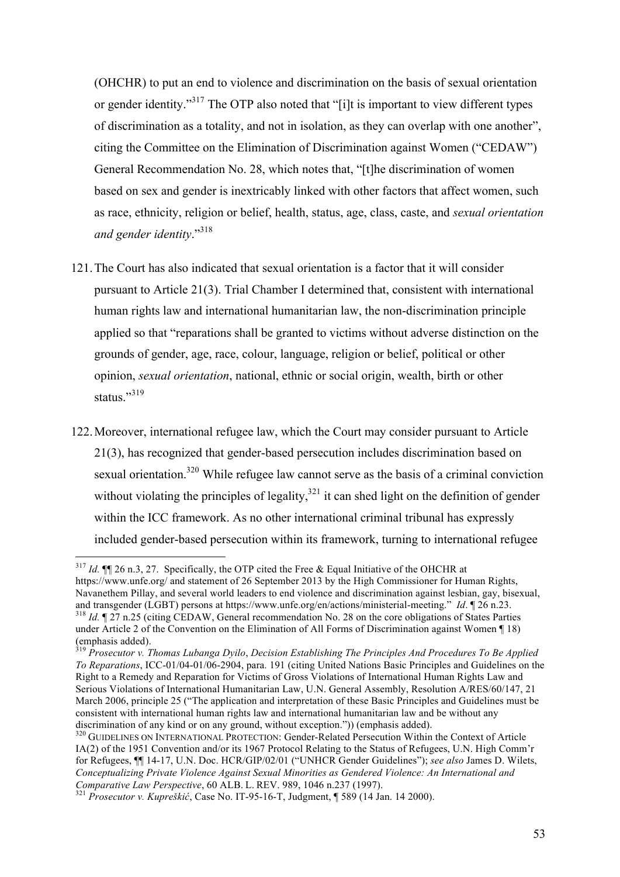(OHCHR) to put an end to violence and discrimination on the basis of sexual orientation or gender identity."[317] The OTP also noted that "[i]t is important to view different types of discrimination as a totality, and not in isolation, as they can overlap with one another", citing the Committee on the Elimination of Discrimination against Women ("CEDAW") General Recommendation No. 28, which notes that, "[t]he discrimination of women based on sex and gender is inextricably linked with other factors that affect women, such as race, ethnicity, religion or belief, health, status, age, class, caste, and *sexual orientation and gender identity*."[318]

121. The Court has also indicated that sexual orientation is a factor that it will consider pursuant to Article 21(3). Trial Chamber I determined that, consistent with international human rights law and international humanitarian law, the non-discrimination principle applied so that "reparations shall be granted to victims without adverse distinction on the grounds of gender, age, race, colour, language, religion or belief, political or other opinion, *sexual orientation*, national, ethnic or social origin, wealth, birth or other status."[319]

122. Moreover, international refugee law, which the Court may consider pursuant to Article 21(3), has recognized that gender-based persecution includes discrimination based on sexual orientation.[320] While refugee law cannot serve as the basis of a criminal conviction without violating the principles of legality,[321] it can shed light on the definition of gender within the ICC framework. As no other international criminal tribunal has expressly included gender-based persecution within its framework, turning to international refugee

---

[317] *Id.* ¶¶ 26 n.3, 27. Specifically, the OTP cited the Free & Equal Initiative of the OHCHR at https://www.unfe.org/ and statement of 26 September 2013 by the High Commissioner for Human Rights, Navanethem Pillay, and several world leaders to end violence and discrimination against lesbian, gay, bisexual, and transgender (LGBT) persons at https://www.unfe.org/en/actions/ministerial-meeting." *Id*. ¶ 26 n.23.

[318] *Id.* ¶ 27 n.25 (citing CEDAW, General recommendation No. 28 on the core obligations of States Parties under Article 2 of the Convention on the Elimination of All Forms of Discrimination against Women ¶ 18) (emphasis added).

[319] *Prosecutor v. Thomas Lubanga Dyilo*, *Decision Establishing The Principles And Procedures To Be Applied To Reparations*, ICC-01/04-01/06-2904, para. 191 (citing United Nations Basic Principles and Guidelines on the Right to a Remedy and Reparation for Victims of Gross Violations of International Human Rights Law and Serious Violations of International Humanitarian Law, U.N. General Assembly, Resolution A/RES/60/147, 21 March 2006, principle 25 ("The application and interpretation of these Basic Principles and Guidelines must be consistent with international human rights law and international humanitarian law and be without any discrimination of any kind or on any ground, without exception.")) (emphasis added).

[320] GUIDELINES ON INTERNATIONAL PROTECTION: Gender-Related Persecution Within the Context of Article IA(2) of the 1951 Convention and/or its 1967 Protocol Relating to the Status of Refugees, U.N. High Comm'r for Refugees, ¶¶ 14-17, U.N. Doc. HCR/GIP/02/01 ("UNHCR Gender Guidelines"); *see also* James D. Wilets, *Conceptualizing Private Violence Against Sexual Minorities as Gendered Violence: An International and Comparative Law Perspective*, 60 ALB. L. REV. 989, 1046 n.237 (1997).

[321] *Prosecutor v. Kupreškić*, Case No. IT-95-16-T, Judgment, ¶ 589 (14 Jan. 14 2000).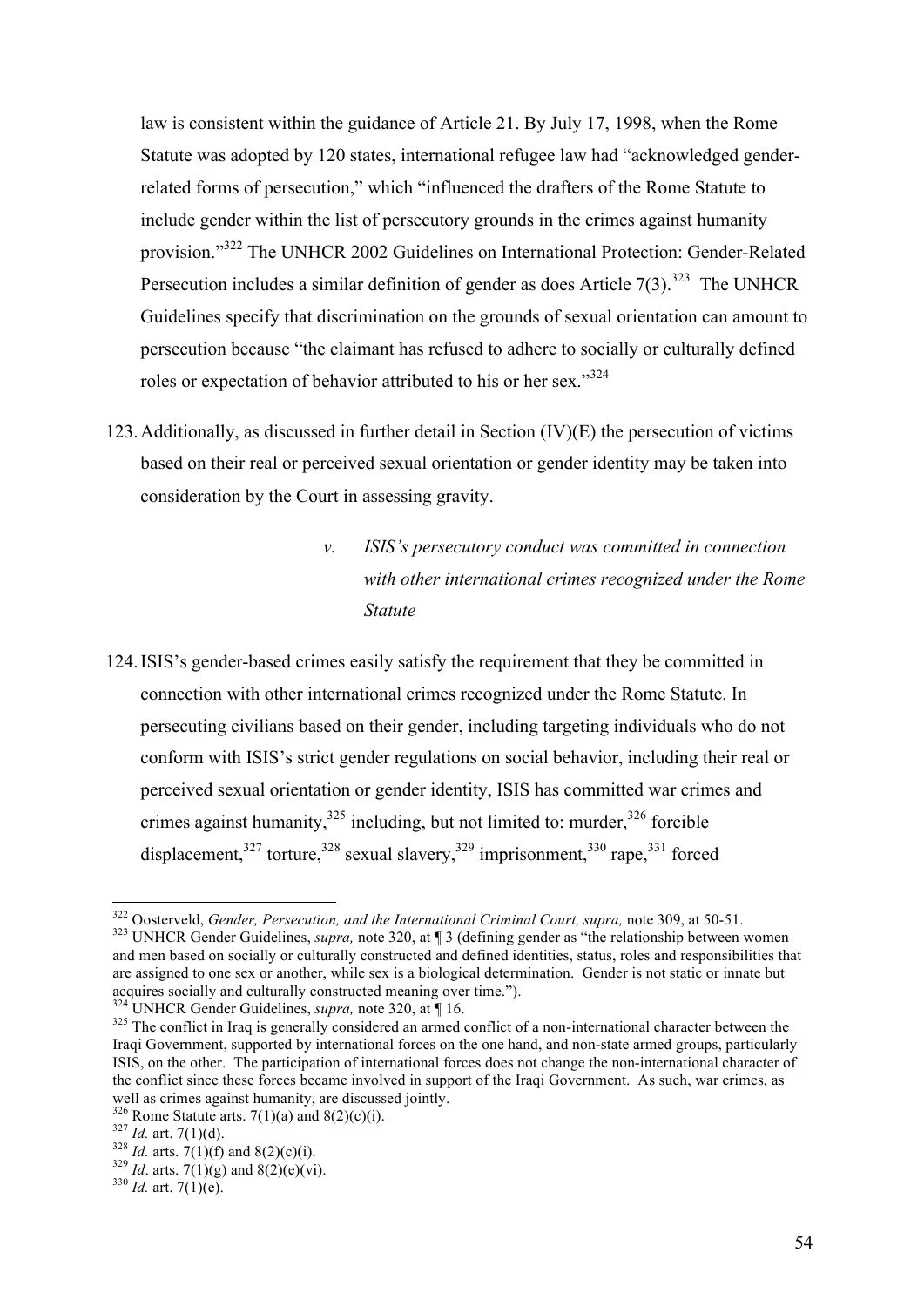law is consistent within the guidance of Article 21. By July 17, 1998, when the Rome Statute was adopted by 120 states, international refugee law had "acknowledged gender-related forms of persecution," which "influenced the drafters of the Rome Statute to include gender within the list of persecutory grounds in the crimes against humanity provision."[322] The UNHCR 2002 Guidelines on International Protection: Gender-Related Persecution includes a similar definition of gender as does Article 7(3).[323] The UNHCR Guidelines specify that discrimination on the grounds of sexual orientation can amount to persecution because "the claimant has refused to adhere to socially or culturally defined roles or expectation of behavior attributed to his or her sex."[324]

123. Additionally, as discussed in further detail in Section (IV)(E) the persecution of victims based on their real or perceived sexual orientation or gender identity may be taken into consideration by the Court in assessing gravity.

*v. ISIS's persecutory conduct was committed in connection with other international crimes recognized under the Rome Statute*

124. ISIS's gender-based crimes easily satisfy the requirement that they be committed in connection with other international crimes recognized under the Rome Statute. In persecuting civilians based on their gender, including targeting individuals who do not conform with ISIS's strict gender regulations on social behavior, including their real or perceived sexual orientation or gender identity, ISIS has committed war crimes and crimes against humanity,[325] including, but not limited to: murder,[326] forcible displacement,[327] torture,[328] sexual slavery,[329] imprisonment,[330] rape,[331] forced

---

[322] Oosterveld, *Gender, Persecution, and the International Criminal Court, supra,* note 309, at 50-51.

[323] UNHCR Gender Guidelines, *supra,* note 320, at ¶ 3 (defining gender as "the relationship between women and men based on socially or culturally constructed and defined identities, status, roles and responsibilities that are assigned to one sex or another, while sex is a biological determination. Gender is not static or innate but acquires socially and culturally constructed meaning over time.").

[324] UNHCR Gender Guidelines, *supra,* note 320, at ¶ 16.

[325] The conflict in Iraq is generally considered an armed conflict of a non-international character between the Iraqi Government, supported by international forces on the one hand, and non-state armed groups, particularly ISIS, on the other. The participation of international forces does not change the non-international character of the conflict since these forces became involved in support of the Iraqi Government. As such, war crimes, as well as crimes against humanity, are discussed jointly.

[326] Rome Statute arts. 7(1)(a) and 8(2)(c)(i).

[327] *Id.* art. 7(1)(d).

[328] *Id.* arts. 7(1)(f) and 8(2)(c)(i).

[329] *Id*. arts. 7(1)(g) and 8(2)(e)(vi).

[330] *Id.* art. 7(1)(e).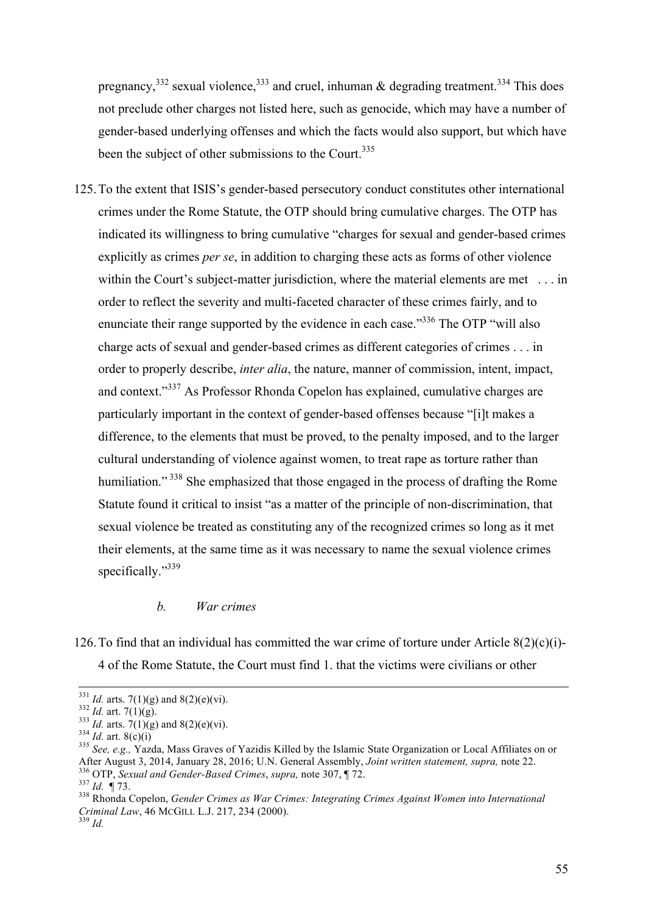pregnancy,[332] sexual violence,[333] and cruel, inhuman & degrading treatment.[334] This does not preclude other charges not listed here, such as genocide, which may have a number of gender-based underlying offenses and which the facts would also support, but which have been the subject of other submissions to the Court.[335]

125. To the extent that ISIS's gender-based persecutory conduct constitutes other international crimes under the Rome Statute, the OTP should bring cumulative charges. The OTP has indicated its willingness to bring cumulative "charges for sexual and gender-based crimes explicitly as crimes *per se*, in addition to charging these acts as forms of other violence within the Court's subject-matter jurisdiction, where the material elements are met . . . in order to reflect the severity and multi-faceted character of these crimes fairly, and to enunciate their range supported by the evidence in each case."[336] The OTP "will also charge acts of sexual and gender-based crimes as different categories of crimes . . . in order to properly describe, *inter alia*, the nature, manner of commission, intent, impact, and context."[337] As Professor Rhonda Copelon has explained, cumulative charges are particularly important in the context of gender-based offenses because "[i]t makes a difference, to the elements that must be proved, to the penalty imposed, and to the larger cultural understanding of violence against women, to treat rape as torture rather than humiliation."[338] She emphasized that those engaged in the process of drafting the Rome Statute found it critical to insist "as a matter of the principle of non-discrimination, that sexual violence be treated as constituting any of the recognized crimes so long as it met their elements, at the same time as it was necessary to name the sexual violence crimes specifically."[339]

*b. War crimes*

126. To find that an individual has committed the war crime of torture under Article 8(2)(c)(i)-4 of the Rome Statute, the Court must find 1. that the victims were civilians or other

---

[331] *Id.* arts. 7(1)(g) and 8(2)(e)(vi).
[332] *Id.* art. 7(1)(g).
[333] *Id.* arts. 7(1)(g) and 8(2)(e)(vi).
[334] *Id.* art. 8(c)(i)
[335] *See, e.g.,* Yazda, Mass Graves of Yazidis Killed by the Islamic State Organization or Local Affiliates on or After August 3, 2014, January 28, 2016; U.N. General Assembly, *Joint written statement, supra,* note 22.
[336] OTP, *Sexual and Gender-Based Crimes*, *supra,* note 307, ¶ 72.
[337] *Id.* ¶ 73.
[338] Rhonda Copelon, *Gender Crimes as War Crimes: Integrating Crimes Against Women into International Criminal Law*, 46 MCGILL L.J. 217, 234 (2000).
[339] *Id.*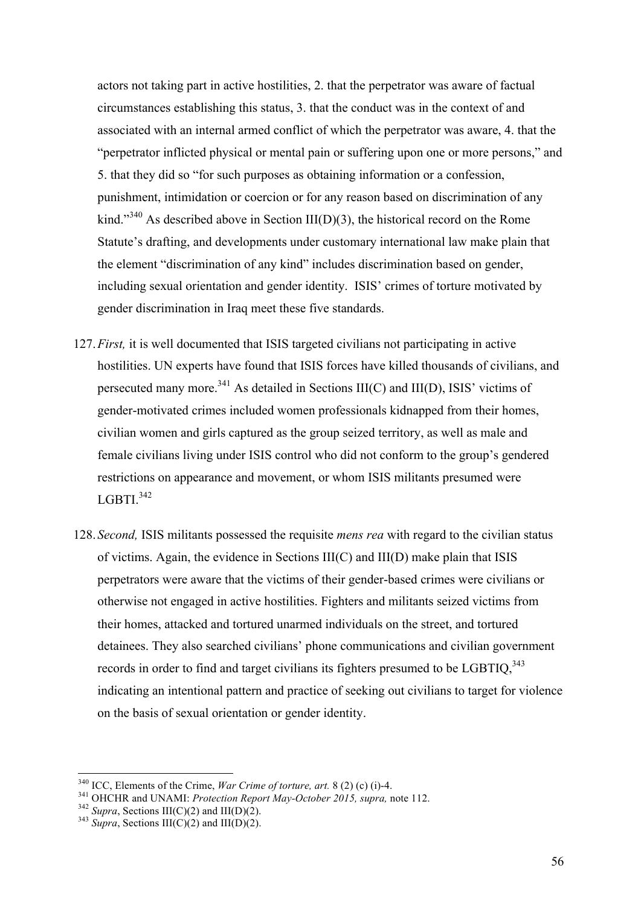actors not taking part in active hostilities, 2. that the perpetrator was aware of factual circumstances establishing this status, 3. that the conduct was in the context of and associated with an internal armed conflict of which the perpetrator was aware, 4. that the "perpetrator inflicted physical or mental pain or suffering upon one or more persons," and 5. that they did so "for such purposes as obtaining information or a confession, punishment, intimidation or coercion or for any reason based on discrimination of any kind."[340] As described above in Section III(D)(3), the historical record on the Rome Statute's drafting, and developments under customary international law make plain that the element "discrimination of any kind" includes discrimination based on gender, including sexual orientation and gender identity. ISIS' crimes of torture motivated by gender discrimination in Iraq meet these five standards.

127. *First,* it is well documented that ISIS targeted civilians not participating in active hostilities. UN experts have found that ISIS forces have killed thousands of civilians, and persecuted many more.[341] As detailed in Sections III(C) and III(D), ISIS' victims of gender-motivated crimes included women professionals kidnapped from their homes, civilian women and girls captured as the group seized territory, as well as male and female civilians living under ISIS control who did not conform to the group's gendered restrictions on appearance and movement, or whom ISIS militants presumed were LGBTI.[342]

128. *Second,* ISIS militants possessed the requisite *mens rea* with regard to the civilian status of victims. Again, the evidence in Sections III(C) and III(D) make plain that ISIS perpetrators were aware that the victims of their gender-based crimes were civilians or otherwise not engaged in active hostilities. Fighters and militants seized victims from their homes, attacked and tortured unarmed individuals on the street, and tortured detainees. They also searched civilians' phone communications and civilian government records in order to find and target civilians its fighters presumed to be LGBTIQ,[343] indicating an intentional pattern and practice of seeking out civilians to target for violence on the basis of sexual orientation or gender identity.

---

[340] ICC, Elements of the Crime, *War Crime of torture, art.* 8 (2) (c) (i)-4.

[341] OHCHR and UNAMI: *Protection Report May-October 2015, supra,* note 112.

[342] *Supra*, Sections III(C)(2) and III(D)(2).

[343] *Supra*, Sections III(C)(2) and III(D)(2).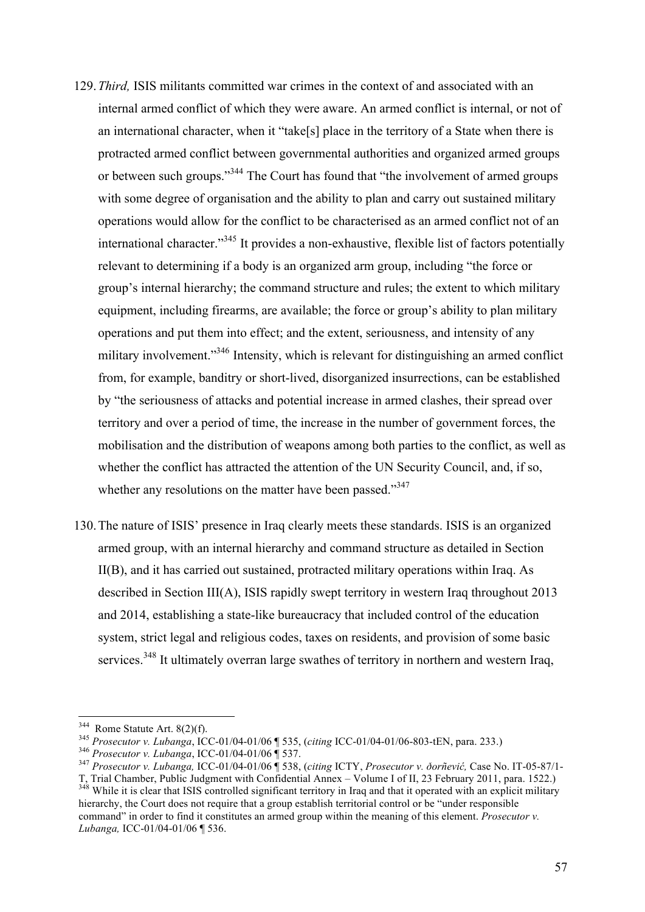129. *Third,* ISIS militants committed war crimes in the context of and associated with an internal armed conflict of which they were aware. An armed conflict is internal, or not of an international character, when it "take[s] place in the territory of a State when there is protracted armed conflict between governmental authorities and organized armed groups or between such groups."[344] The Court has found that "the involvement of armed groups with some degree of organisation and the ability to plan and carry out sustained military operations would allow for the conflict to be characterised as an armed conflict not of an international character."[345] It provides a non-exhaustive, flexible list of factors potentially relevant to determining if a body is an organized arm group, including "the force or group's internal hierarchy; the command structure and rules; the extent to which military equipment, including firearms, are available; the force or group's ability to plan military operations and put them into effect; and the extent, seriousness, and intensity of any military involvement."[346] Intensity, which is relevant for distinguishing an armed conflict from, for example, banditry or short-lived, disorganized insurrections, can be established by "the seriousness of attacks and potential increase in armed clashes, their spread over territory and over a period of time, the increase in the number of government forces, the mobilisation and the distribution of weapons among both parties to the conflict, as well as whether the conflict has attracted the attention of the UN Security Council, and, if so, whether any resolutions on the matter have been passed."[347]

130. The nature of ISIS' presence in Iraq clearly meets these standards. ISIS is an organized armed group, with an internal hierarchy and command structure as detailed in Section II(B), and it has carried out sustained, protracted military operations within Iraq. As described in Section III(A), ISIS rapidly swept territory in western Iraq throughout 2013 and 2014, establishing a state-like bureaucracy that included control of the education system, strict legal and religious codes, taxes on residents, and provision of some basic services.[348] It ultimately overran large swathes of territory in northern and western Iraq,

---

[344] Rome Statute Art. 8(2)(f).

[345] *Prosecutor v. Lubanga*, ICC-01/04-01/06 ¶ 535, (*citing* ICC-01/04-01/06-803-tEN, para. 233.)

[346] *Prosecutor v. Lubanga*, ICC-01/04-01/06 ¶ 537.

[347] *Prosecutor v. Lubanga,* ICC-01/04-01/06 ¶ 538, (*citing* ICTY, *Prosecutor v. ðorñević,* Case No. IT-05-87/1-T, Trial Chamber, Public Judgment with Confidential Annex – Volume I of II, 23 February 2011, para. 1522.)

[348] While it is clear that ISIS controlled significant territory in Iraq and that it operated with an explicit military hierarchy, the Court does not require that a group establish territorial control or be "under responsible command" in order to find it constitutes an armed group within the meaning of this element. *Prosecutor v. Lubanga,* ICC-01/04-01/06 ¶ 536.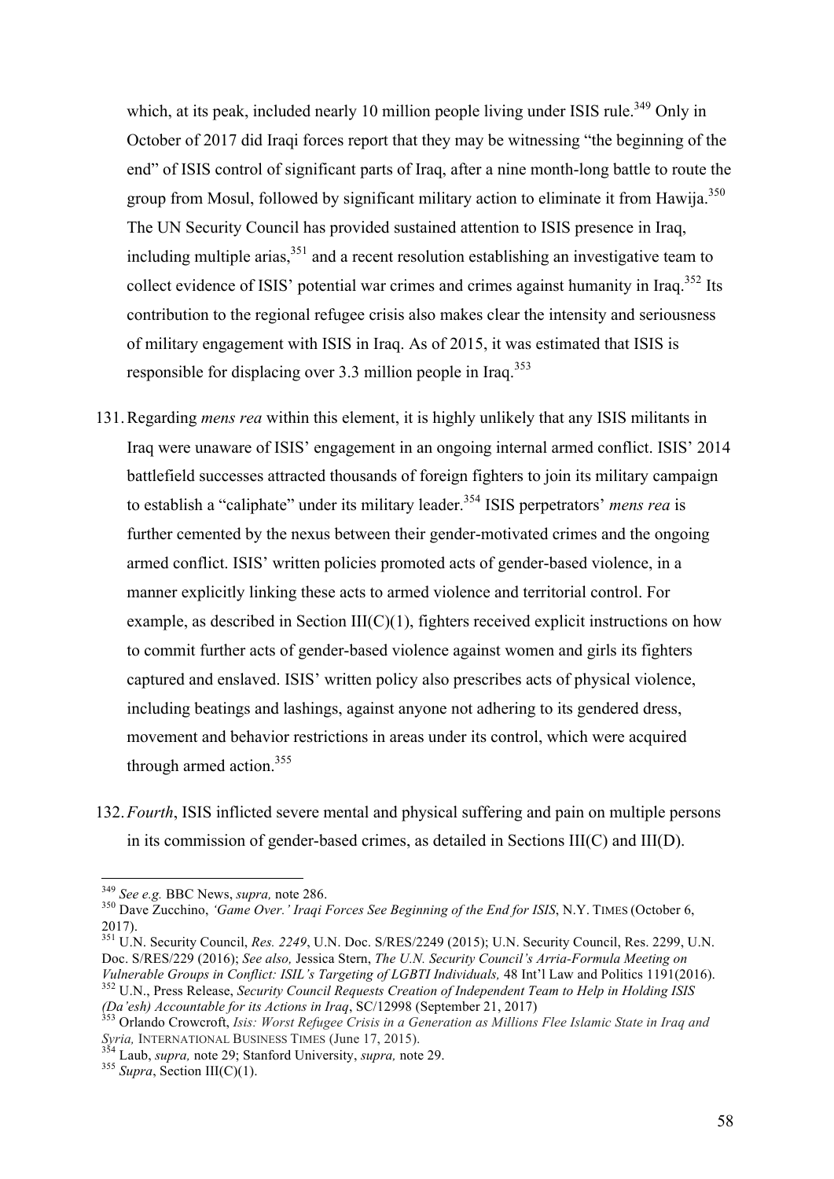which, at its peak, included nearly 10 million people living under ISIS rule.[349] Only in October of 2017 did Iraqi forces report that they may be witnessing "the beginning of the end" of ISIS control of significant parts of Iraq, after a nine month-long battle to route the group from Mosul, followed by significant military action to eliminate it from Hawija.[350] The UN Security Council has provided sustained attention to ISIS presence in Iraq, including multiple arias,[351] and a recent resolution establishing an investigative team to collect evidence of ISIS' potential war crimes and crimes against humanity in Iraq.[352] Its contribution to the regional refugee crisis also makes clear the intensity and seriousness of military engagement with ISIS in Iraq. As of 2015, it was estimated that ISIS is responsible for displacing over 3.3 million people in Iraq.[353]

131. Regarding *mens rea* within this element, it is highly unlikely that any ISIS militants in Iraq were unaware of ISIS' engagement in an ongoing internal armed conflict. ISIS' 2014 battlefield successes attracted thousands of foreign fighters to join its military campaign to establish a "caliphate" under its military leader.[354] ISIS perpetrators' *mens rea* is further cemented by the nexus between their gender-motivated crimes and the ongoing armed conflict. ISIS' written policies promoted acts of gender-based violence, in a manner explicitly linking these acts to armed violence and territorial control. For example, as described in Section III(C)(1), fighters received explicit instructions on how to commit further acts of gender-based violence against women and girls its fighters captured and enslaved. ISIS' written policy also prescribes acts of physical violence, including beatings and lashings, against anyone not adhering to its gendered dress, movement and behavior restrictions in areas under its control, which were acquired through armed action.[355]

132. *Fourth*, ISIS inflicted severe mental and physical suffering and pain on multiple persons in its commission of gender-based crimes, as detailed in Sections III(C) and III(D).

---

[349] *See e.g.* BBC News, *supra,* note 286.

[350] Dave Zucchino, *'Game Over.' Iraqi Forces See Beginning of the End for ISIS*, N.Y. TIMES (October 6, 2017).

[351] U.N. Security Council, *Res. 2249*, U.N. Doc. S/RES/2249 (2015); U.N. Security Council, Res. 2299, U.N. Doc. S/RES/229 (2016); *See also,* Jessica Stern, *The U.N. Security Council's Arria-Formula Meeting on Vulnerable Groups in Conflict: ISIL's Targeting of LGBTI Individuals,* 48 Int'l Law and Politics 1191(2016).

[352] U.N., Press Release, *Security Council Requests Creation of Independent Team to Help in Holding ISIS (Da'esh) Accountable for its Actions in Iraq*, SC/12998 (September 21, 2017)

[353] Orlando Crowcroft, *Isis: Worst Refugee Crisis in a Generation as Millions Flee Islamic State in Iraq and Syria,* INTERNATIONAL BUSINESS TIMES (June 17, 2015).

[354] Laub, *supra,* note 29; Stanford University, *supra,* note 29.

[355] *Supra*, Section III(C)(1).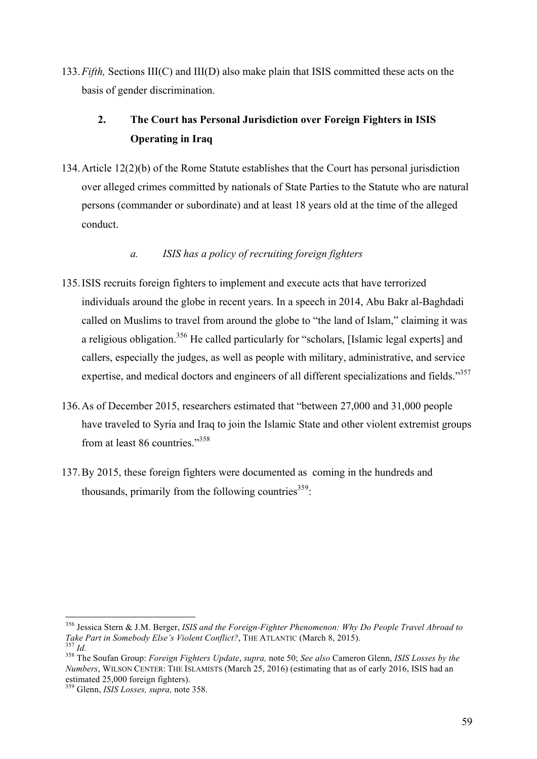133. *Fifth,* Sections III(C) and III(D) also make plain that ISIS committed these acts on the basis of gender discrimination.

### 2. The Court has Personal Jurisdiction over Foreign Fighters in ISIS Operating in Iraq

134. Article 12(2)(b) of the Rome Statute establishes that the Court has personal jurisdiction over alleged crimes committed by nationals of State Parties to the Statute who are natural persons (commander or subordinate) and at least 18 years old at the time of the alleged conduct.

#### *a. ISIS has a policy of recruiting foreign fighters*

135. ISIS recruits foreign fighters to implement and execute acts that have terrorized individuals around the globe in recent years. In a speech in 2014, Abu Bakr al-Baghdadi called on Muslims to travel from around the globe to "the land of Islam," claiming it was a religious obligation.[356] He called particularly for "scholars, [Islamic legal experts] and callers, especially the judges, as well as people with military, administrative, and service expertise, and medical doctors and engineers of all different specializations and fields."[357]

136. As of December 2015, researchers estimated that "between 27,000 and 31,000 people have traveled to Syria and Iraq to join the Islamic State and other violent extremist groups from at least 86 countries."[358]

137. By 2015, these foreign fighters were documented as coming in the hundreds and thousands, primarily from the following countries[359]:

---

[356] Jessica Stern & J.M. Berger, *ISIS and the Foreign-Fighter Phenomenon: Why Do People Travel Abroad to Take Part in Somebody Else's Violent Conflict?*, THE ATLANTIC (March 8, 2015).

[357] *Id.*

[358] The Soufan Group: *Foreign Fighters Update*, *supra,* note 50; *See also* Cameron Glenn, *ISIS Losses by the Numbers*, WILSON CENTER: THE ISLAMISTS (March 25, 2016) (estimating that as of early 2016, ISIS had an estimated 25,000 foreign fighters).

[359] Glenn, *ISIS Losses, supra,* note 358.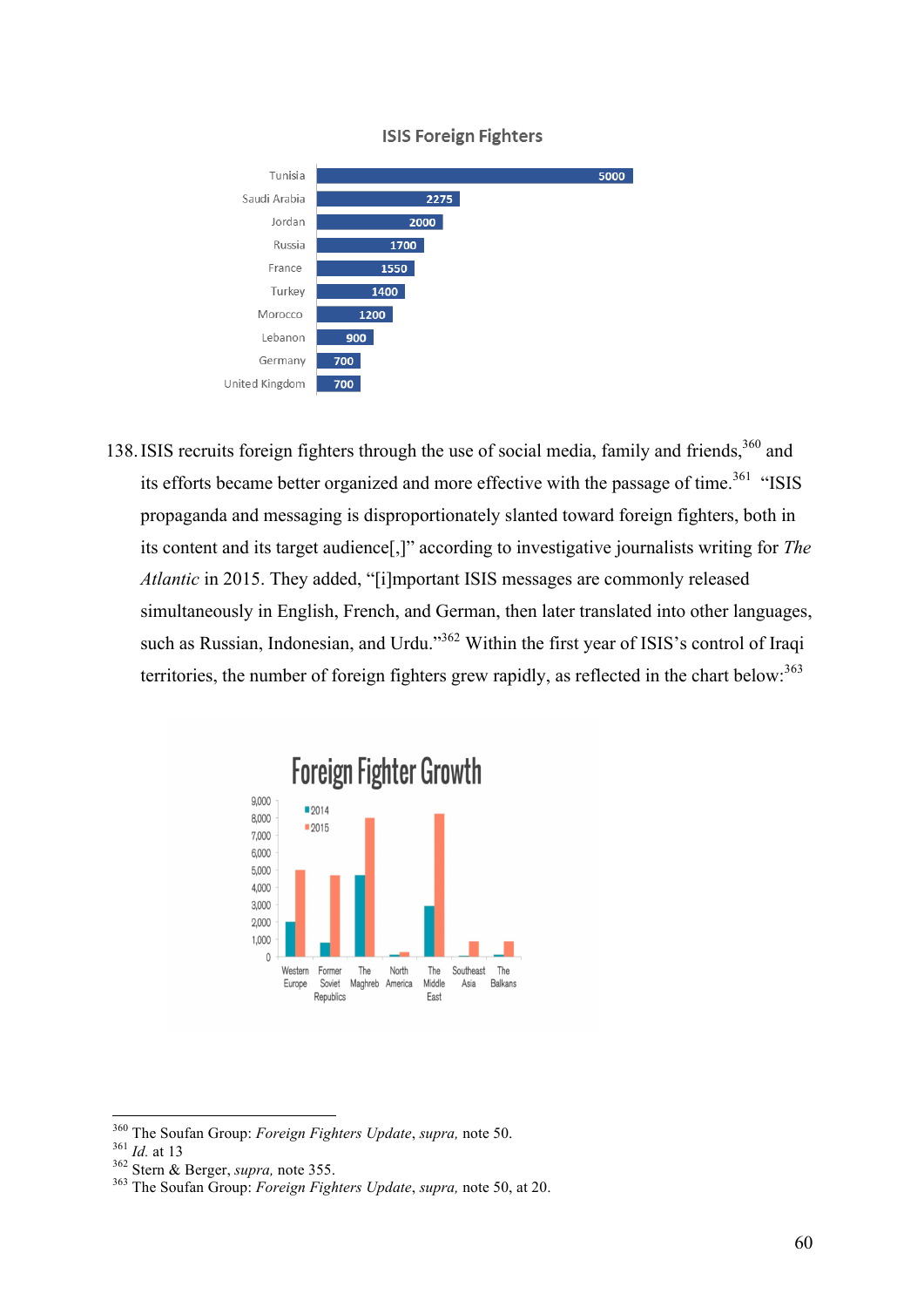**ISIS Foreign Fighters**

| Country | Number |
|---|---|
| Tunisia | 5000 |
| Saudi Arabia | 2275 |
| Jordan | 2000 |
| Russia | 1700 |
| France | 1550 |
| Turkey | 1400 |
| Morocco | 1200 |
| Lebanon | 900 |
| Germany | 700 |
| United Kingdom | 700 |

138. ISIS recruits foreign fighters through the use of social media, family and friends,[360] and its efforts became better organized and more effective with the passage of time.[361] "ISIS propaganda and messaging is disproportionately slanted toward foreign fighters, both in its content and its target audience[,]" according to investigative journalists writing for *The Atlantic* in 2015. They added, "[i]mportant ISIS messages are commonly released simultaneously in English, French, and German, then later translated into other languages, such as Russian, Indonesian, and Urdu."[362] Within the first year of ISIS's control of Iraqi territories, the number of foreign fighters grew rapidly, as reflected in the chart below:[363]

**Foreign Fighter Growth**

(Bar chart, legend: 2014, 2015; y-axis 0–9,000; categories: Western Europe, Former Soviet Republics, The Maghreb, North America, The Middle East, Southeast Asia, The Balkans)

---

[360] The Soufan Group: *Foreign Fighters Update*, *supra,* note 50.
[361] *Id.* at 13
[362] Stern & Berger, *supra,* note 355.
[363] The Soufan Group: *Foreign Fighters Update*, *supra,* note 50, at 20.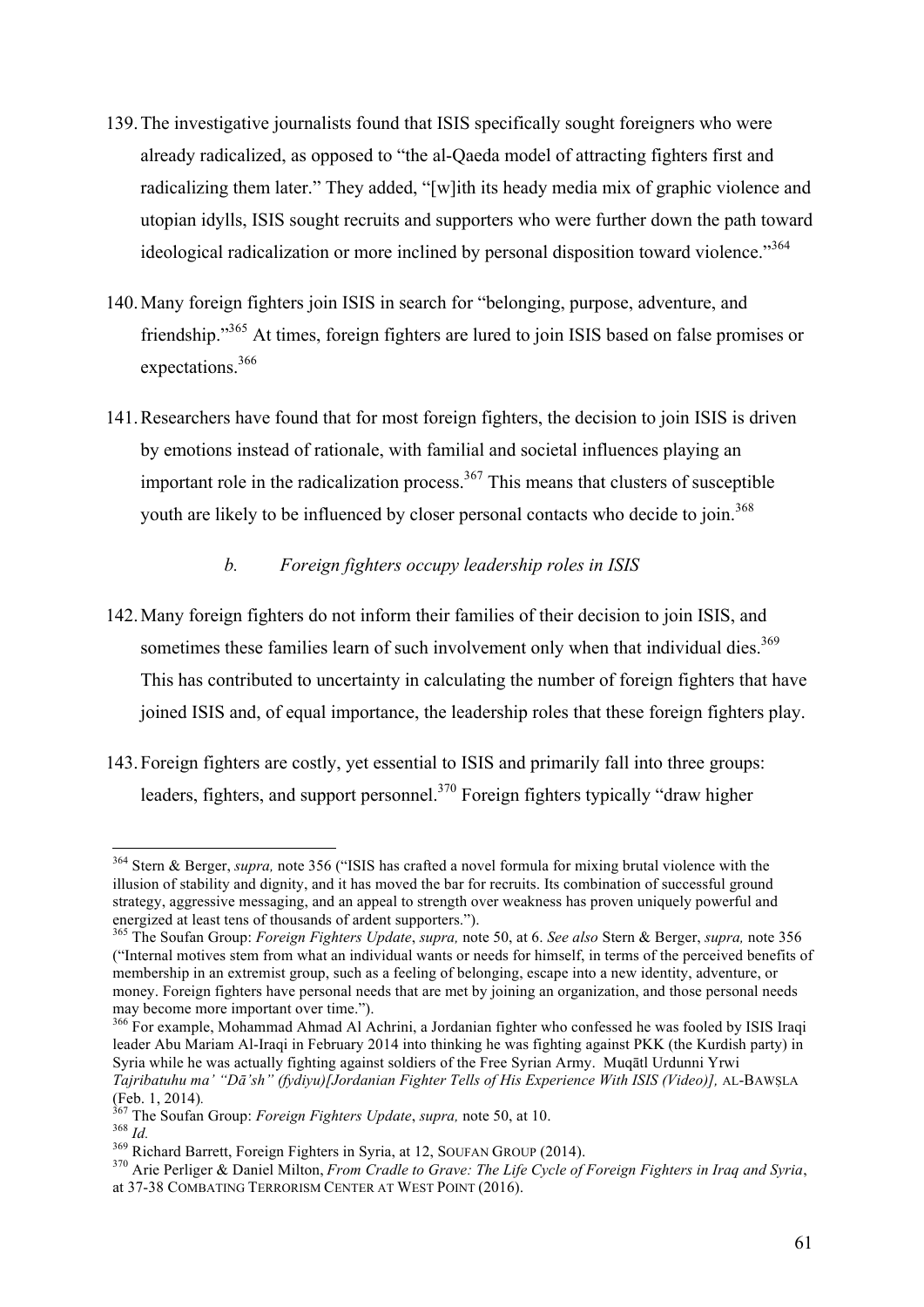139. The investigative journalists found that ISIS specifically sought foreigners who were already radicalized, as opposed to "the al-Qaeda model of attracting fighters first and radicalizing them later." They added, "[w]ith its heady media mix of graphic violence and utopian idylls, ISIS sought recruits and supporters who were further down the path toward ideological radicalization or more inclined by personal disposition toward violence."[364]

140. Many foreign fighters join ISIS in search for "belonging, purpose, adventure, and friendship."[365] At times, foreign fighters are lured to join ISIS based on false promises or expectations.[366]

141. Researchers have found that for most foreign fighters, the decision to join ISIS is driven by emotions instead of rationale, with familial and societal influences playing an important role in the radicalization process.[367] This means that clusters of susceptible youth are likely to be influenced by closer personal contacts who decide to join.[368]

### *b. Foreign fighters occupy leadership roles in ISIS*

142. Many foreign fighters do not inform their families of their decision to join ISIS, and sometimes these families learn of such involvement only when that individual dies.[369] This has contributed to uncertainty in calculating the number of foreign fighters that have joined ISIS and, of equal importance, the leadership roles that these foreign fighters play.

143. Foreign fighters are costly, yet essential to ISIS and primarily fall into three groups: leaders, fighters, and support personnel.[370] Foreign fighters typically "draw higher

---

[364] Stern & Berger, *supra,* note 356 ("ISIS has crafted a novel formula for mixing brutal violence with the illusion of stability and dignity, and it has moved the bar for recruits. Its combination of successful ground strategy, aggressive messaging, and an appeal to strength over weakness has proven uniquely powerful and energized at least tens of thousands of ardent supporters.").

[365] The Soufan Group: *Foreign Fighters Update*, *supra,* note 50, at 6. *See also* Stern & Berger, *supra,* note 356 ("Internal motives stem from what an individual wants or needs for himself, in terms of the perceived benefits of membership in an extremist group, such as a feeling of belonging, escape into a new identity, adventure, or money. Foreign fighters have personal needs that are met by joining an organization, and those personal needs may become more important over time.").

[366] For example, Mohammad Ahmad Al Achrini, a Jordanian fighter who confessed he was fooled by ISIS Iraqi leader Abu Mariam Al-Iraqi in February 2014 into thinking he was fighting against PKK (the Kurdish party) in Syria while he was actually fighting against soldiers of the Free Syrian Army. Muqātl Urdunni Yrwi *Tajribatuhu ma' "Dā'sh" (fydiyu)[Jordanian Fighter Tells of His Experience With ISIS (Video)],* AL-BAWṢLA (Feb. 1, 2014).

[367] The Soufan Group: *Foreign Fighters Update*, *supra,* note 50, at 10.

[368] *Id.*

[369] Richard Barrett, Foreign Fighters in Syria, at 12, SOUFAN GROUP (2014).

[370] Arie Perliger & Daniel Milton, *From Cradle to Grave: The Life Cycle of Foreign Fighters in Iraq and Syria*, at 37-38 COMBATING TERRORISM CENTER AT WEST POINT (2016).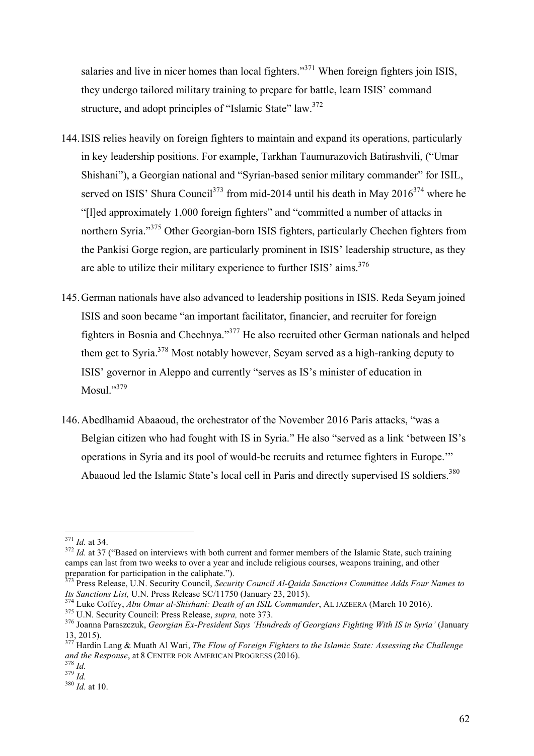salaries and live in nicer homes than local fighters."[371] When foreign fighters join ISIS, they undergo tailored military training to prepare for battle, learn ISIS' command structure, and adopt principles of "Islamic State" law.[372]

144. ISIS relies heavily on foreign fighters to maintain and expand its operations, particularly in key leadership positions. For example, Tarkhan Taumurazovich Batirashvili, ("Umar Shishani"), a Georgian national and "Syrian-based senior military commander" for ISIL, served on ISIS' Shura Council[373] from mid-2014 until his death in May 2016[374] where he "[l]ed approximately 1,000 foreign fighters" and "committed a number of attacks in northern Syria."[375] Other Georgian-born ISIS fighters, particularly Chechen fighters from the Pankisi Gorge region, are particularly prominent in ISIS' leadership structure, as they are able to utilize their military experience to further ISIS' aims.[376]

145. German nationals have also advanced to leadership positions in ISIS. Reda Seyam joined ISIS and soon became "an important facilitator, financier, and recruiter for foreign fighters in Bosnia and Chechnya."[377] He also recruited other German nationals and helped them get to Syria.[378] Most notably however, Seyam served as a high-ranking deputy to ISIS' governor in Aleppo and currently "serves as IS's minister of education in Mosul."[379]

146. Abedlhamid Abaaoud, the orchestrator of the November 2016 Paris attacks, "was a Belgian citizen who had fought with IS in Syria." He also "served as a link 'between IS's operations in Syria and its pool of would-be recruits and returnee fighters in Europe.'" Abaaoud led the Islamic State's local cell in Paris and directly supervised IS soldiers.[380]

---

[371] *Id.* at 34.

[372] *Id.* at 37 ("Based on interviews with both current and former members of the Islamic State, such training camps can last from two weeks to over a year and include religious courses, weapons training, and other preparation for participation in the caliphate.").

[373] Press Release, U.N. Security Council, *Security Council Al-Qaida Sanctions Committee Adds Four Names to Its Sanctions List,* U.N. Press Release SC/11750 (January 23, 2015).

[374] Luke Coffey, *Abu Omar al-Shishani: Death of an ISIL Commander*, AL JAZEERA (March 10 2016).

[375] U.N. Security Council: Press Release, *supra,* note 373.

[376] Joanna Paraszczuk, *Georgian Ex-President Says 'Hundreds of Georgians Fighting With IS in Syria'* (January 13, 2015).

[377] Hardin Lang & Muath Al Wari, *The Flow of Foreign Fighters to the Islamic State: Assessing the Challenge and the Response*, at 8 CENTER FOR AMERICAN PROGRESS (2016).

[378] *Id.*

[379] *Id.*

[380] *Id.* at 10.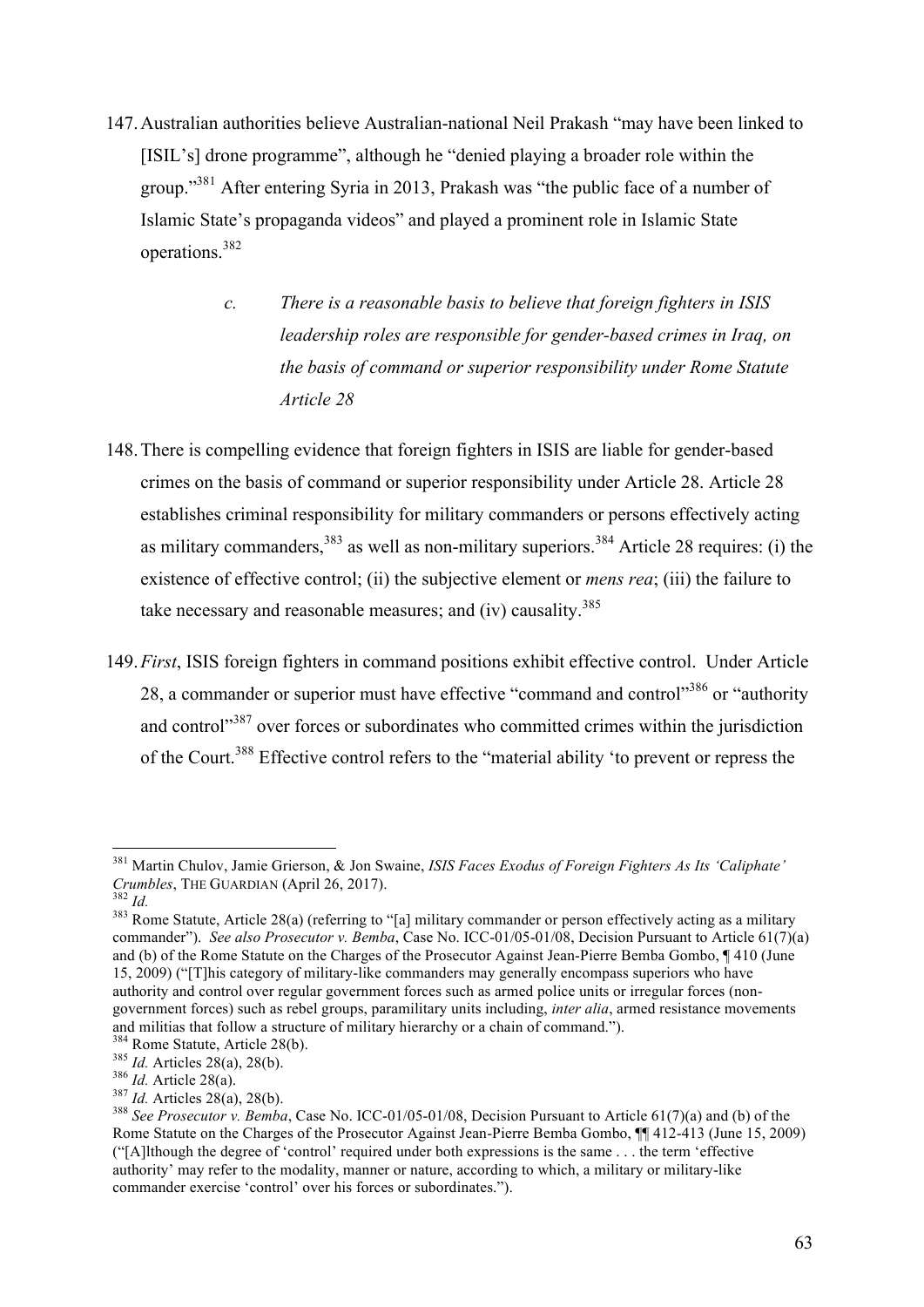147. Australian authorities believe Australian-national Neil Prakash "may have been linked to [ISIL's] drone programme", although he "denied playing a broader role within the group."[381] After entering Syria in 2013, Prakash was "the public face of a number of Islamic State's propaganda videos" and played a prominent role in Islamic State operations.[382]

> *c. There is a reasonable basis to believe that foreign fighters in ISIS leadership roles are responsible for gender-based crimes in Iraq, on the basis of command or superior responsibility under Rome Statute Article 28*

148. There is compelling evidence that foreign fighters in ISIS are liable for gender-based crimes on the basis of command or superior responsibility under Article 28. Article 28 establishes criminal responsibility for military commanders or persons effectively acting as military commanders,[383] as well as non-military superiors.[384] Article 28 requires: (i) the existence of effective control; (ii) the subjective element or *mens rea*; (iii) the failure to take necessary and reasonable measures; and (iv) causality.[385]

149. *First*, ISIS foreign fighters in command positions exhibit effective control. Under Article 28, a commander or superior must have effective "command and control"[386] or "authority and control"[387] over forces or subordinates who committed crimes within the jurisdiction of the Court.[388] Effective control refers to the "material ability 'to prevent or repress the

---

[381] Martin Chulov, Jamie Grierson, & Jon Swaine, *ISIS Faces Exodus of Foreign Fighters As Its 'Caliphate' Crumbles*, THE GUARDIAN (April 26, 2017).

[382] *Id.*

[383] Rome Statute, Article 28(a) (referring to "[a] military commander or person effectively acting as a military commander"). *See also Prosecutor v. Bemba*, Case No. ICC-01/05-01/08, Decision Pursuant to Article 61(7)(a) and (b) of the Rome Statute on the Charges of the Prosecutor Against Jean-Pierre Bemba Gombo, ¶ 410 (June 15, 2009) ("[T]his category of military-like commanders may generally encompass superiors who have authority and control over regular government forces such as armed police units or irregular forces (non-government forces) such as rebel groups, paramilitary units including, *inter alia*, armed resistance movements and militias that follow a structure of military hierarchy or a chain of command.").

[384] Rome Statute, Article 28(b).

[385] *Id.* Articles 28(a), 28(b).

[386] *Id.* Article 28(a).

[387] *Id.* Articles 28(a), 28(b).

[388] *See Prosecutor v. Bemba*, Case No. ICC-01/05-01/08, Decision Pursuant to Article 61(7)(a) and (b) of the Rome Statute on the Charges of the Prosecutor Against Jean-Pierre Bemba Gombo, ¶¶ 412-413 (June 15, 2009) ("[A]lthough the degree of 'control' required under both expressions is the same . . . the term 'effective authority' may refer to the modality, manner or nature, according to which, a military or military-like commander exercise 'control' over his forces or subordinates.").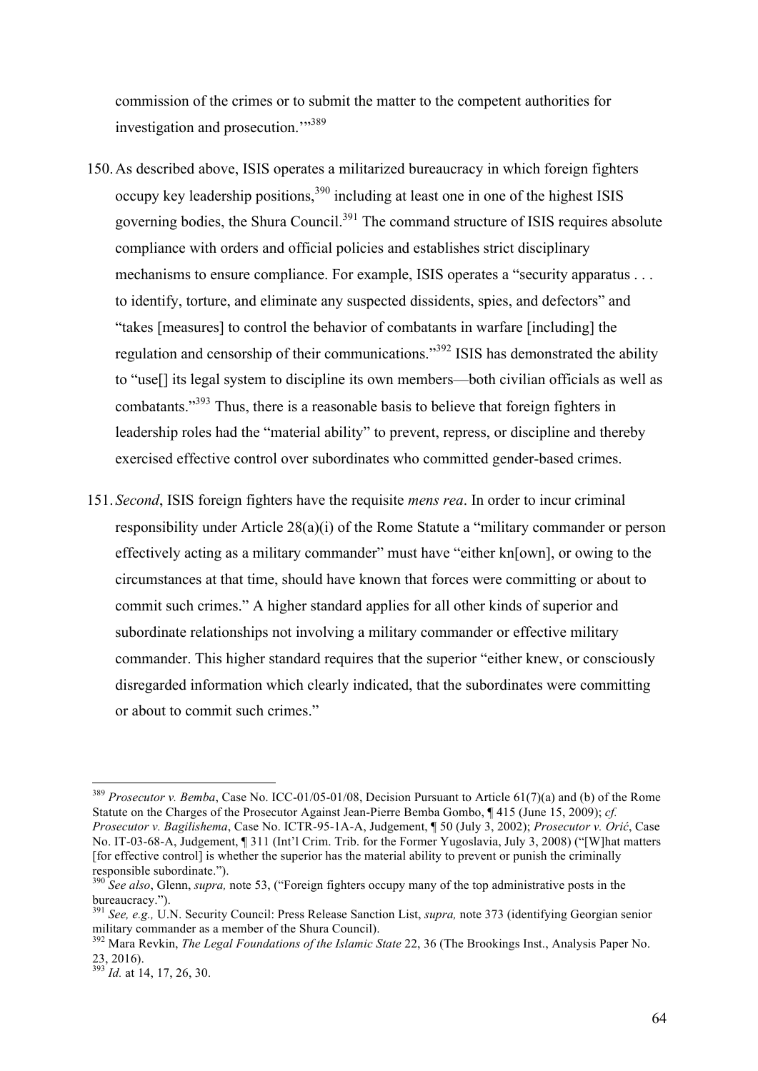commission of the crimes or to submit the matter to the competent authorities for investigation and prosecution.'"[389]

150. As described above, ISIS operates a militarized bureaucracy in which foreign fighters occupy key leadership positions,[390] including at least one in one of the highest ISIS governing bodies, the Shura Council.[391] The command structure of ISIS requires absolute compliance with orders and official policies and establishes strict disciplinary mechanisms to ensure compliance. For example, ISIS operates a "security apparatus . . . to identify, torture, and eliminate any suspected dissidents, spies, and defectors" and "takes [measures] to control the behavior of combatants in warfare [including] the regulation and censorship of their communications."[392] ISIS has demonstrated the ability to "use[] its legal system to discipline its own members—both civilian officials as well as combatants."[393] Thus, there is a reasonable basis to believe that foreign fighters in leadership roles had the "material ability" to prevent, repress, or discipline and thereby exercised effective control over subordinates who committed gender-based crimes.

151. *Second*, ISIS foreign fighters have the requisite *mens rea*. In order to incur criminal responsibility under Article 28(a)(i) of the Rome Statute a "military commander or person effectively acting as a military commander" must have "either kn[own], or owing to the circumstances at that time, should have known that forces were committing or about to commit such crimes." A higher standard applies for all other kinds of superior and subordinate relationships not involving a military commander or effective military commander. This higher standard requires that the superior "either knew, or consciously disregarded information which clearly indicated, that the subordinates were committing or about to commit such crimes."

---

[389] *Prosecutor v. Bemba*, Case No. ICC-01/05-01/08, Decision Pursuant to Article 61(7)(a) and (b) of the Rome Statute on the Charges of the Prosecutor Against Jean-Pierre Bemba Gombo, ¶ 415 (June 15, 2009); *cf. Prosecutor v. Bagilishema*, Case No. ICTR-95-1A-A, Judgement, ¶ 50 (July 3, 2002); *Prosecutor v. Orić*, Case No. IT-03-68-A, Judgement, ¶ 311 (Int'l Crim. Trib. for the Former Yugoslavia, July 3, 2008) ("[W]hat matters [for effective control] is whether the superior has the material ability to prevent or punish the criminally responsible subordinate.").

[390] *See also*, Glenn, *supra,* note 53, ("Foreign fighters occupy many of the top administrative posts in the bureaucracy.").

[391] *See, e.g.,* U.N. Security Council: Press Release Sanction List, *supra,* note 373 (identifying Georgian senior military commander as a member of the Shura Council).

[392] Mara Revkin, *The Legal Foundations of the Islamic State* 22, 36 (The Brookings Inst., Analysis Paper No. 23, 2016).

[393] *Id.* at 14, 17, 26, 30.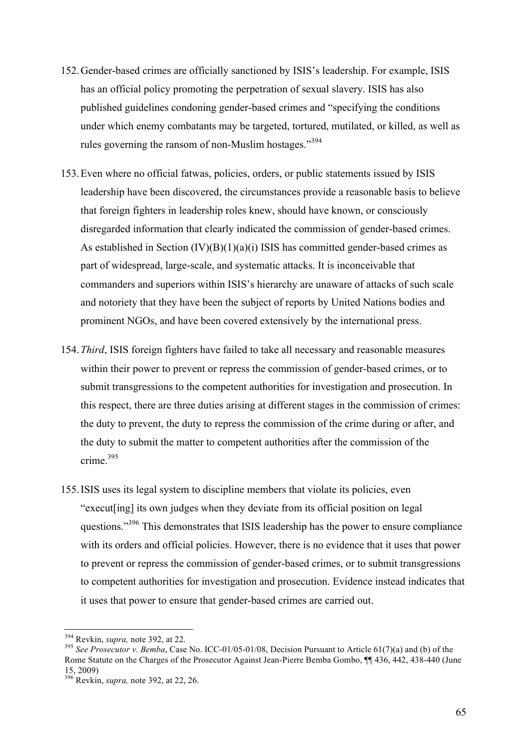152. Gender-based crimes are officially sanctioned by ISIS's leadership. For example, ISIS has an official policy promoting the perpetration of sexual slavery. ISIS has also published guidelines condoning gender-based crimes and "specifying the conditions under which enemy combatants may be targeted, tortured, mutilated, or killed, as well as rules governing the ransom of non-Muslim hostages."[394]

153. Even where no official fatwas, policies, orders, or public statements issued by ISIS leadership have been discovered, the circumstances provide a reasonable basis to believe that foreign fighters in leadership roles knew, should have known, or consciously disregarded information that clearly indicated the commission of gender-based crimes. As established in Section (IV)(B)(1)(a)(i) ISIS has committed gender-based crimes as part of widespread, large-scale, and systematic attacks. It is inconceivable that commanders and superiors within ISIS's hierarchy are unaware of attacks of such scale and notoriety that they have been the subject of reports by United Nations bodies and prominent NGOs, and have been covered extensively by the international press.

154. *Third*, ISIS foreign fighters have failed to take all necessary and reasonable measures within their power to prevent or repress the commission of gender-based crimes, or to submit transgressions to the competent authorities for investigation and prosecution. In this respect, there are three duties arising at different stages in the commission of crimes: the duty to prevent, the duty to repress the commission of the crime during or after, and the duty to submit the matter to competent authorities after the commission of the crime.[395]

155. ISIS uses its legal system to discipline members that violate its policies, even "execut[ing] its own judges when they deviate from its official position on legal questions."[396] This demonstrates that ISIS leadership has the power to ensure compliance with its orders and official policies. However, there is no evidence that it uses that power to prevent or repress the commission of gender-based crimes, or to submit transgressions to competent authorities for investigation and prosecution. Evidence instead indicates that it uses that power to ensure that gender-based crimes are carried out.

---

[394] Revkin, *supra,* note 392, at 22.

[395] *See Prosecutor v. Bemba*, Case No. ICC-01/05-01/08, Decision Pursuant to Article 61(7)(a) and (b) of the Rome Statute on the Charges of the Prosecutor Against Jean-Pierre Bemba Gombo, ¶¶ 436, 442, 438-440 (June 15, 2009)

[396] Revkin, *supra,* note 392, at 22, 26.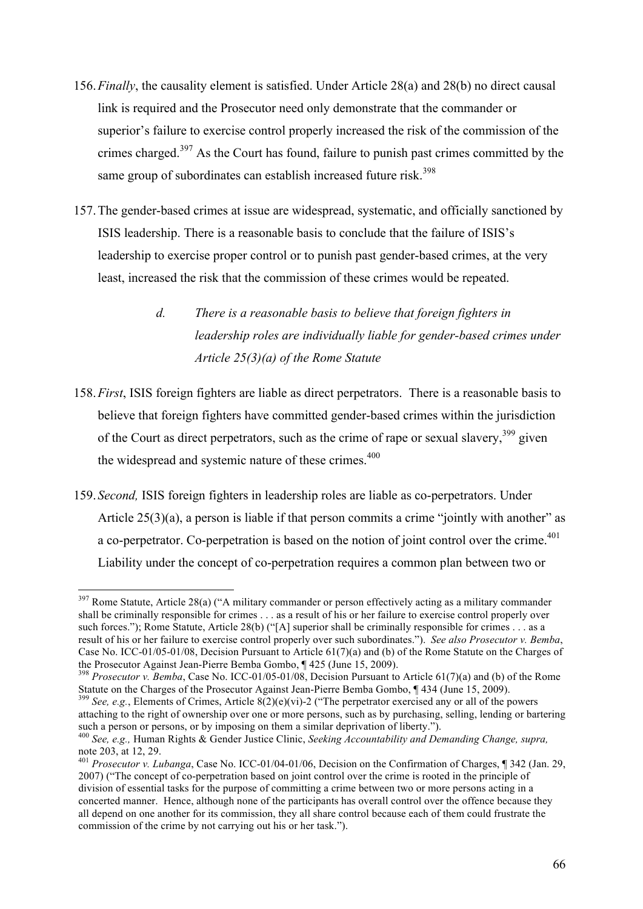156. *Finally*, the causality element is satisfied. Under Article 28(a) and 28(b) no direct causal link is required and the Prosecutor need only demonstrate that the commander or superior's failure to exercise control properly increased the risk of the commission of the crimes charged.[397] As the Court has found, failure to punish past crimes committed by the same group of subordinates can establish increased future risk.[398]

157. The gender-based crimes at issue are widespread, systematic, and officially sanctioned by ISIS leadership. There is a reasonable basis to conclude that the failure of ISIS's leadership to exercise proper control or to punish past gender-based crimes, at the very least, increased the risk that the commission of these crimes would be repeated.

> d. *There is a reasonable basis to believe that foreign fighters in leadership roles are individually liable for gender-based crimes under Article 25(3)(a) of the Rome Statute*

158. *First*, ISIS foreign fighters are liable as direct perpetrators. There is a reasonable basis to believe that foreign fighters have committed gender-based crimes within the jurisdiction of the Court as direct perpetrators, such as the crime of rape or sexual slavery,[399] given the widespread and systemic nature of these crimes.[400]

159. *Second,* ISIS foreign fighters in leadership roles are liable as co-perpetrators. Under Article 25(3)(a), a person is liable if that person commits a crime "jointly with another" as a co-perpetrator. Co-perpetration is based on the notion of joint control over the crime.[401] Liability under the concept of co-perpetration requires a common plan between two or

---

[397] Rome Statute, Article 28(a) ("A military commander or person effectively acting as a military commander shall be criminally responsible for crimes . . . as a result of his or her failure to exercise control properly over such forces."); Rome Statute, Article 28(b) ("[A] superior shall be criminally responsible for crimes . . . as a result of his or her failure to exercise control properly over such subordinates."). *See also Prosecutor v. Bemba*, Case No. ICC-01/05-01/08, Decision Pursuant to Article 61(7)(a) and (b) of the Rome Statute on the Charges of the Prosecutor Against Jean-Pierre Bemba Gombo, ¶ 425 (June 15, 2009).

[398] *Prosecutor v. Bemba*, Case No. ICC-01/05-01/08, Decision Pursuant to Article 61(7)(a) and (b) of the Rome Statute on the Charges of the Prosecutor Against Jean-Pierre Bemba Gombo, ¶ 434 (June 15, 2009).

[399] *See, e.g.*, Elements of Crimes, Article 8(2)(e)(vi)-2 ("The perpetrator exercised any or all of the powers attaching to the right of ownership over one or more persons, such as by purchasing, selling, lending or bartering such a person or persons, or by imposing on them a similar deprivation of liberty.").

[400] *See, e.g.,* Human Rights & Gender Justice Clinic, *Seeking Accountability and Demanding Change, supra,* note 203, at 12, 29.

[401] *Prosecutor v. Lubanga*, Case No. ICC-01/04-01/06, Decision on the Confirmation of Charges, ¶ 342 (Jan. 29, 2007) ("The concept of co-perpetration based on joint control over the crime is rooted in the principle of division of essential tasks for the purpose of committing a crime between two or more persons acting in a concerted manner. Hence, although none of the participants has overall control over the offence because they all depend on one another for its commission, they all share control because each of them could frustrate the commission of the crime by not carrying out his or her task.").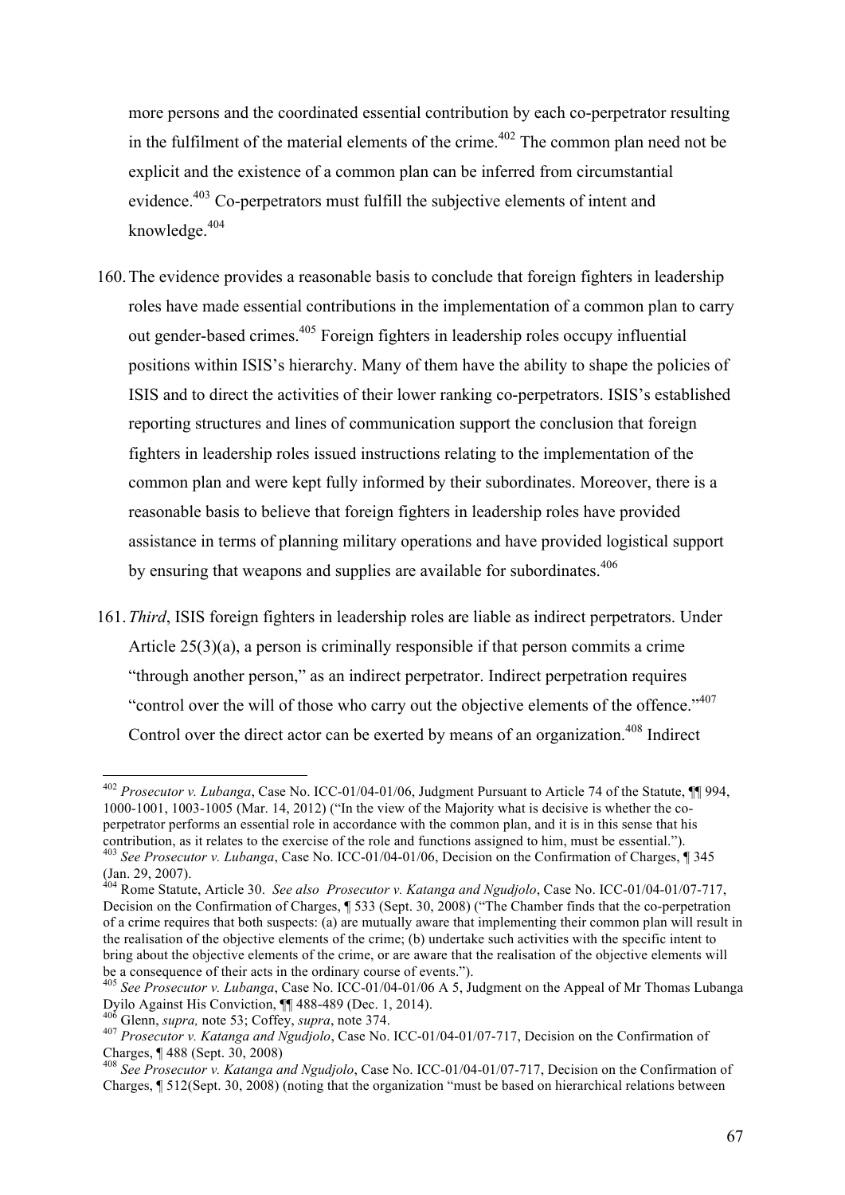more persons and the coordinated essential contribution by each co-perpetrator resulting in the fulfilment of the material elements of the crime.[402] The common plan need not be explicit and the existence of a common plan can be inferred from circumstantial evidence.[403] Co-perpetrators must fulfill the subjective elements of intent and knowledge.[404]

160. The evidence provides a reasonable basis to conclude that foreign fighters in leadership roles have made essential contributions in the implementation of a common plan to carry out gender-based crimes.[405] Foreign fighters in leadership roles occupy influential positions within ISIS's hierarchy. Many of them have the ability to shape the policies of ISIS and to direct the activities of their lower ranking co-perpetrators. ISIS's established reporting structures and lines of communication support the conclusion that foreign fighters in leadership roles issued instructions relating to the implementation of the common plan and were kept fully informed by their subordinates. Moreover, there is a reasonable basis to believe that foreign fighters in leadership roles have provided assistance in terms of planning military operations and have provided logistical support by ensuring that weapons and supplies are available for subordinates.[406]

161. *Third*, ISIS foreign fighters in leadership roles are liable as indirect perpetrators. Under Article 25(3)(a), a person is criminally responsible if that person commits a crime "through another person," as an indirect perpetrator. Indirect perpetration requires "control over the will of those who carry out the objective elements of the offence."[407] Control over the direct actor can be exerted by means of an organization.[408] Indirect

---

[402] *Prosecutor v. Lubanga*, Case No. ICC-01/04-01/06, Judgment Pursuant to Article 74 of the Statute, ¶¶ 994, 1000-1001, 1003-1005 (Mar. 14, 2012) ("In the view of the Majority what is decisive is whether the co-perpetrator performs an essential role in accordance with the common plan, and it is in this sense that his contribution, as it relates to the exercise of the role and functions assigned to him, must be essential.").

[403] *See Prosecutor v. Lubanga*, Case No. ICC-01/04-01/06, Decision on the Confirmation of Charges, ¶ 345 (Jan. 29, 2007).

[404] Rome Statute, Article 30. *See also Prosecutor v. Katanga and Ngudjolo*, Case No. ICC-01/04-01/07-717, Decision on the Confirmation of Charges, ¶ 533 (Sept. 30, 2008) ("The Chamber finds that the co-perpetration of a crime requires that both suspects: (a) are mutually aware that implementing their common plan will result in the realisation of the objective elements of the crime; (b) undertake such activities with the specific intent to bring about the objective elements of the crime, or are aware that the realisation of the objective elements will be a consequence of their acts in the ordinary course of events.").

[405] *See Prosecutor v. Lubanga*, Case No. ICC-01/04-01/06 A 5, Judgment on the Appeal of Mr Thomas Lubanga Dyilo Against His Conviction, ¶¶ 488-489 (Dec. 1, 2014).

[406] Glenn, *supra,* note 53; Coffey, *supra*, note 374.

[407] *Prosecutor v. Katanga and Ngudjolo*, Case No. ICC-01/04-01/07-717, Decision on the Confirmation of Charges, ¶ 488 (Sept. 30, 2008)

[408] *See Prosecutor v. Katanga and Ngudjolo*, Case No. ICC-01/04-01/07-717, Decision on the Confirmation of Charges, ¶ 512(Sept. 30, 2008) (noting that the organization "must be based on hierarchical relations between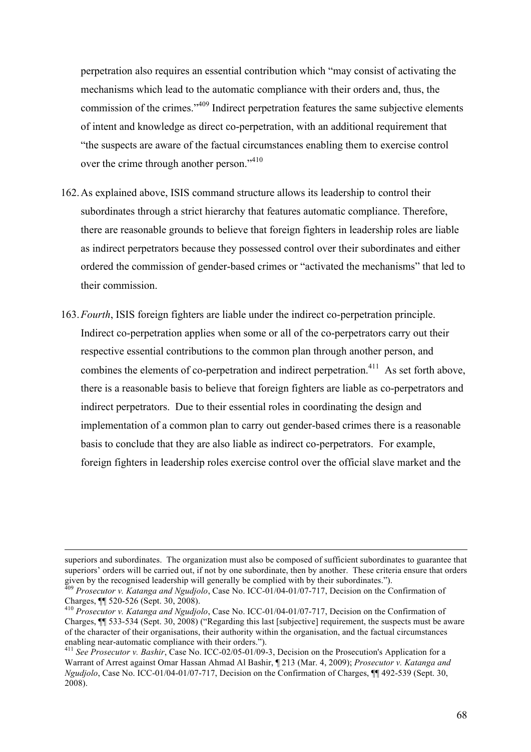perpetration also requires an essential contribution which "may consist of activating the mechanisms which lead to the automatic compliance with their orders and, thus, the commission of the crimes."[409] Indirect perpetration features the same subjective elements of intent and knowledge as direct co-perpetration, with an additional requirement that "the suspects are aware of the factual circumstances enabling them to exercise control over the crime through another person."[410]

162. As explained above, ISIS command structure allows its leadership to control their subordinates through a strict hierarchy that features automatic compliance. Therefore, there are reasonable grounds to believe that foreign fighters in leadership roles are liable as indirect perpetrators because they possessed control over their subordinates and either ordered the commission of gender-based crimes or "activated the mechanisms" that led to their commission.

163. *Fourth*, ISIS foreign fighters are liable under the indirect co-perpetration principle. Indirect co-perpetration applies when some or all of the co-perpetrators carry out their respective essential contributions to the common plan through another person, and combines the elements of co-perpetration and indirect perpetration.[411] As set forth above, there is a reasonable basis to believe that foreign fighters are liable as co-perpetrators and indirect perpetrators. Due to their essential roles in coordinating the design and implementation of a common plan to carry out gender-based crimes there is a reasonable basis to conclude that they are also liable as indirect co-perpetrators. For example, foreign fighters in leadership roles exercise control over the official slave market and the

---

superiors and subordinates. The organization must also be composed of sufficient subordinates to guarantee that superiors' orders will be carried out, if not by one subordinate, then by another. These criteria ensure that orders given by the recognised leadership will generally be complied with by their subordinates.").

[409] *Prosecutor v. Katanga and Ngudjolo*, Case No. ICC-01/04-01/07-717, Decision on the Confirmation of Charges, ¶¶ 520-526 (Sept. 30, 2008).

[410] *Prosecutor v. Katanga and Ngudjolo*, Case No. ICC-01/04-01/07-717, Decision on the Confirmation of Charges, ¶¶ 533-534 (Sept. 30, 2008) ("Regarding this last [subjective] requirement, the suspects must be aware of the character of their organisations, their authority within the organisation, and the factual circumstances enabling near-automatic compliance with their orders.").

[411] *See Prosecutor v. Bashir*, Case No. ICC-02/05-01/09-3, Decision on the Prosecution's Application for a Warrant of Arrest against Omar Hassan Ahmad Al Bashir, ¶ 213 (Mar. 4, 2009); *Prosecutor v. Katanga and Ngudjolo*, Case No. ICC-01/04-01/07-717, Decision on the Confirmation of Charges, ¶¶ 492-539 (Sept. 30, 2008).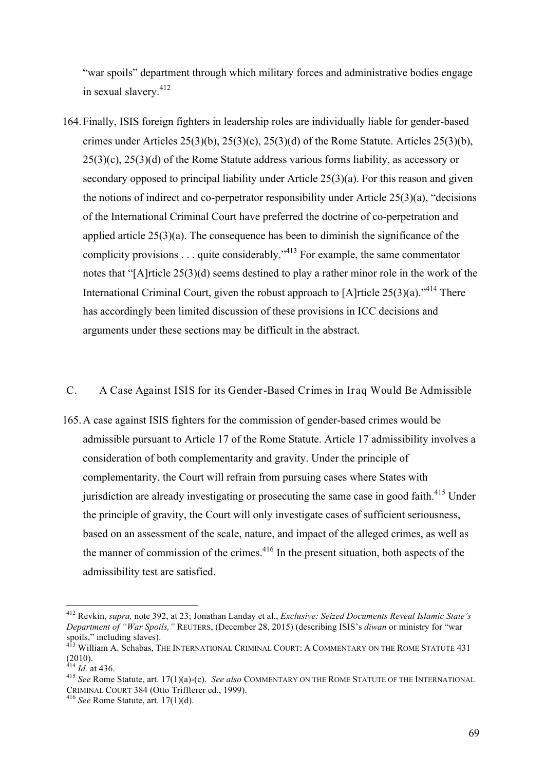"war spoils" department through which military forces and administrative bodies engage in sexual slavery.[412]

164. Finally, ISIS foreign fighters in leadership roles are individually liable for gender-based crimes under Articles 25(3)(b), 25(3)(c), 25(3)(d) of the Rome Statute. Articles 25(3)(b), 25(3)(c), 25(3)(d) of the Rome Statute address various forms liability, as accessory or secondary opposed to principal liability under Article 25(3)(a). For this reason and given the notions of indirect and co-perpetrator responsibility under Article 25(3)(a), "decisions of the International Criminal Court have preferred the doctrine of co-perpetration and applied article 25(3)(a). The consequence has been to diminish the significance of the complicity provisions . . . quite considerably."[413] For example, the same commentator notes that "[A]rticle 25(3)(d) seems destined to play a rather minor role in the work of the International Criminal Court, given the robust approach to [A]rticle 25(3)(a)."[414] There has accordingly been limited discussion of these provisions in ICC decisions and arguments under these sections may be difficult in the abstract.

## C. A Case Against ISIS for its Gender-Based Crimes in Iraq Would Be Admissible

165. A case against ISIS fighters for the commission of gender-based crimes would be admissible pursuant to Article 17 of the Rome Statute. Article 17 admissibility involves a consideration of both complementarity and gravity. Under the principle of complementarity, the Court will refrain from pursuing cases where States with jurisdiction are already investigating or prosecuting the same case in good faith.[415] Under the principle of gravity, the Court will only investigate cases of sufficient seriousness, based on an assessment of the scale, nature, and impact of the alleged crimes, as well as the manner of commission of the crimes.[416] In the present situation, both aspects of the admissibility test are satisfied.

---

[412] Revkin, *supra,* note 392, at 23; Jonathan Landay et al., *Exclusive: Seized Documents Reveal Islamic State's Department of "War Spoils,"* REUTERS, (December 28, 2015) (describing ISIS's *diwan* or ministry for "war spoils," including slaves).

[413] William A. Schabas, THE INTERNATIONAL CRIMINAL COURT: A COMMENTARY ON THE ROME STATUTE 431 (2010).

[414] *Id.* at 436.

[415] *See* Rome Statute, art. 17(1)(a)-(c). *See also* COMMENTARY ON THE ROME STATUTE OF THE INTERNATIONAL CRIMINAL COURT 384 (Otto Triffterer ed., 1999).

[416] *See* Rome Statute, art. 17(1)(d).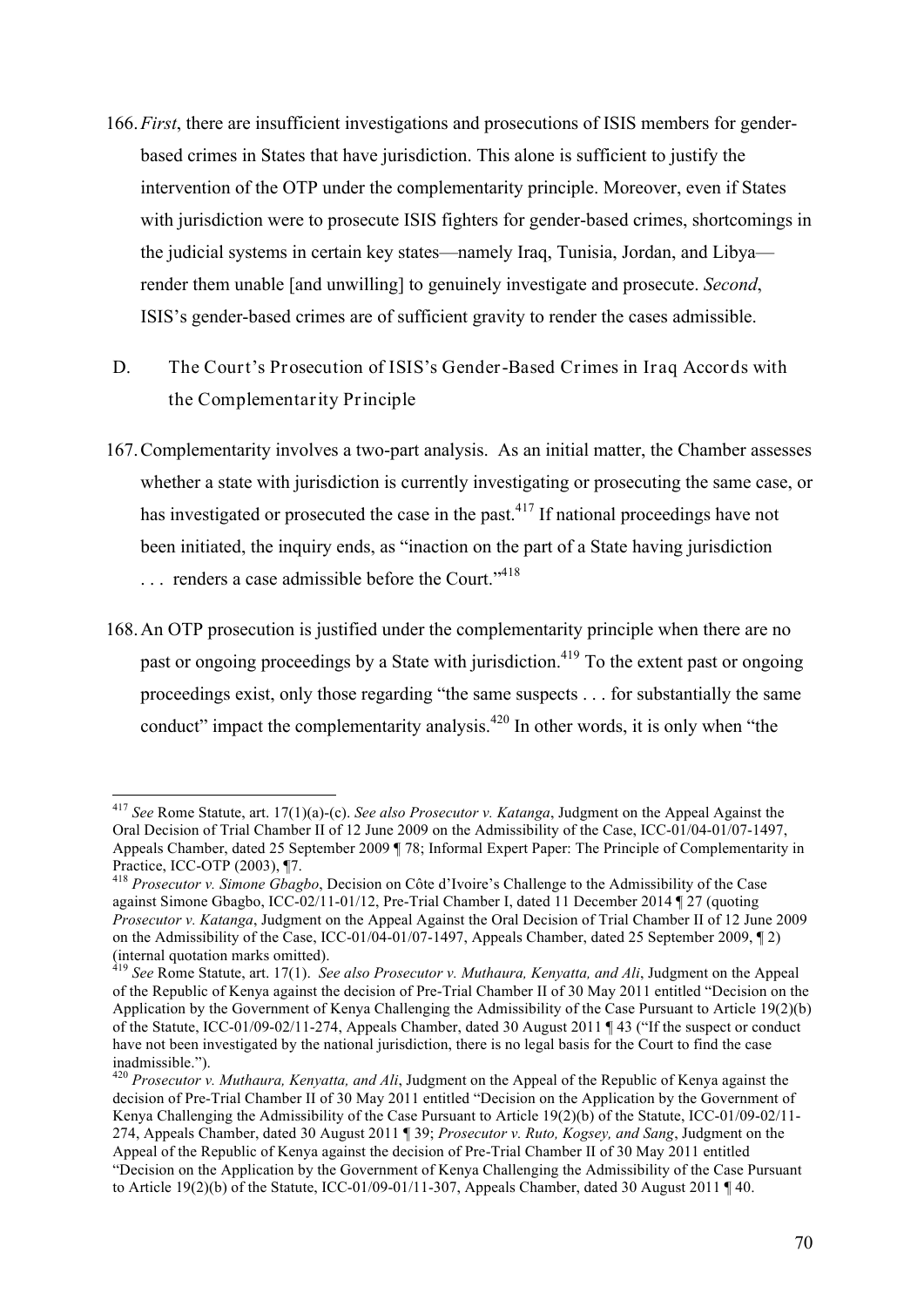166. *First*, there are insufficient investigations and prosecutions of ISIS members for gender-based crimes in States that have jurisdiction. This alone is sufficient to justify the intervention of the OTP under the complementarity principle. Moreover, even if States with jurisdiction were to prosecute ISIS fighters for gender-based crimes, shortcomings in the judicial systems in certain key states—namely Iraq, Tunisia, Jordan, and Libya—render them unable [and unwilling] to genuinely investigate and prosecute. *Second*, ISIS's gender-based crimes are of sufficient gravity to render the cases admissible.

## D. The Court's Prosecution of ISIS's Gender-Based Crimes in Iraq Accords with the Complementarity Principle

167. Complementarity involves a two-part analysis. As an initial matter, the Chamber assesses whether a state with jurisdiction is currently investigating or prosecuting the same case, or has investigated or prosecuted the case in the past.[417] If national proceedings have not been initiated, the inquiry ends, as "inaction on the part of a State having jurisdiction . . . renders a case admissible before the Court."[418]

168. An OTP prosecution is justified under the complementarity principle when there are no past or ongoing proceedings by a State with jurisdiction.[419] To the extent past or ongoing proceedings exist, only those regarding "the same suspects . . . for substantially the same conduct" impact the complementarity analysis.[420] In other words, it is only when "the

---

[417] *See* Rome Statute, art. 17(1)(a)-(c). *See also Prosecutor v. Katanga*, Judgment on the Appeal Against the Oral Decision of Trial Chamber II of 12 June 2009 on the Admissibility of the Case, ICC-01/04-01/07-1497, Appeals Chamber, dated 25 September 2009 ¶ 78; Informal Expert Paper: The Principle of Complementarity in Practice, ICC-OTP (2003), ¶7.

[418] *Prosecutor v. Simone Gbagbo*, Decision on Côte d'Ivoire's Challenge to the Admissibility of the Case against Simone Gbagbo, ICC-02/11-01/12, Pre-Trial Chamber I, dated 11 December 2014 ¶ 27 (quoting *Prosecutor v. Katanga*, Judgment on the Appeal Against the Oral Decision of Trial Chamber II of 12 June 2009 on the Admissibility of the Case, ICC-01/04-01/07-1497, Appeals Chamber, dated 25 September 2009, ¶ 2) (internal quotation marks omitted).

[419] *See* Rome Statute, art. 17(1). *See also Prosecutor v. Muthaura, Kenyatta, and Ali*, Judgment on the Appeal of the Republic of Kenya against the decision of Pre-Trial Chamber II of 30 May 2011 entitled "Decision on the Application by the Government of Kenya Challenging the Admissibility of the Case Pursuant to Article 19(2)(b) of the Statute, ICC-01/09-02/11-274, Appeals Chamber, dated 30 August 2011 ¶ 43 ("If the suspect or conduct have not been investigated by the national jurisdiction, there is no legal basis for the Court to find the case inadmissible.").

[420] *Prosecutor v. Muthaura, Kenyatta, and Ali*, Judgment on the Appeal of the Republic of Kenya against the decision of Pre-Trial Chamber II of 30 May 2011 entitled "Decision on the Application by the Government of Kenya Challenging the Admissibility of the Case Pursuant to Article 19(2)(b) of the Statute, ICC-01/09-02/11-274, Appeals Chamber, dated 30 August 2011 ¶ 39; *Prosecutor v. Ruto, Kogsey, and Sang*, Judgment on the Appeal of the Republic of Kenya against the decision of Pre-Trial Chamber II of 30 May 2011 entitled "Decision on the Application by the Government of Kenya Challenging the Admissibility of the Case Pursuant to Article 19(2)(b) of the Statute, ICC-01/09-01/11-307, Appeals Chamber, dated 30 August 2011 ¶ 40.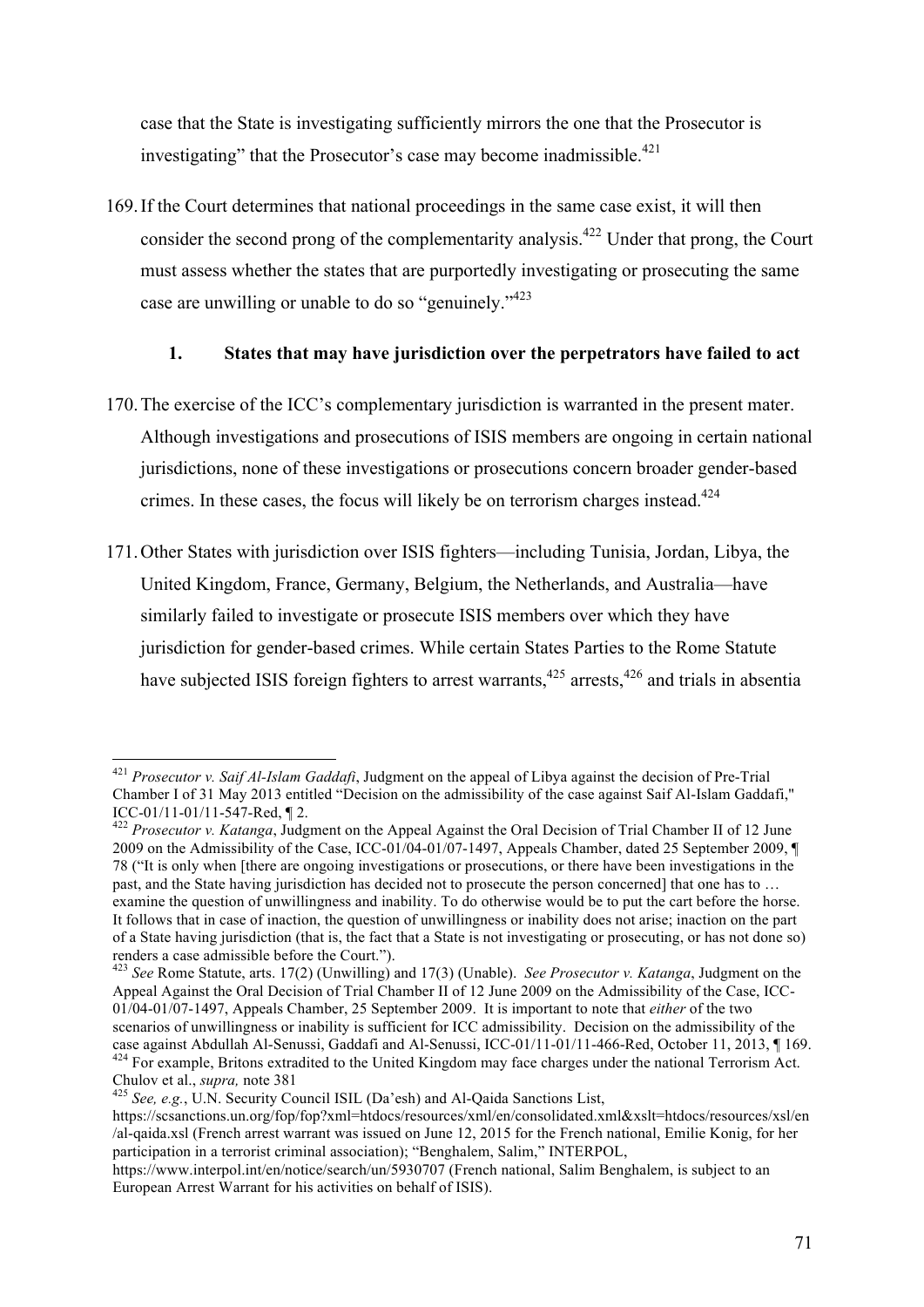case that the State is investigating sufficiently mirrors the one that the Prosecutor is investigating" that the Prosecutor's case may become inadmissible.[421]

169. If the Court determines that national proceedings in the same case exist, it will then consider the second prong of the complementarity analysis.[422] Under that prong, the Court must assess whether the states that are purportedly investigating or prosecuting the same case are unwilling or unable to do so "genuinely."[423]

### 1. States that may have jurisdiction over the perpetrators have failed to act

170. The exercise of the ICC's complementary jurisdiction is warranted in the present mater. Although investigations and prosecutions of ISIS members are ongoing in certain national jurisdictions, none of these investigations or prosecutions concern broader gender-based crimes. In these cases, the focus will likely be on terrorism charges instead.[424]

171. Other States with jurisdiction over ISIS fighters—including Tunisia, Jordan, Libya, the United Kingdom, France, Germany, Belgium, the Netherlands, and Australia—have similarly failed to investigate or prosecute ISIS members over which they have jurisdiction for gender-based crimes. While certain States Parties to the Rome Statute have subjected ISIS foreign fighters to arrest warrants,[425] arrests,[426] and trials in absentia

---

[421] *Prosecutor v. Saif Al-Islam Gaddafi*, Judgment on the appeal of Libya against the decision of Pre-Trial Chamber I of 31 May 2013 entitled "Decision on the admissibility of the case against Saif Al-Islam Gaddafi," ICC-01/11-01/11-547-Red, ¶ 2.

[422] *Prosecutor v. Katanga*, Judgment on the Appeal Against the Oral Decision of Trial Chamber II of 12 June 2009 on the Admissibility of the Case, ICC-01/04-01/07-1497, Appeals Chamber, dated 25 September 2009, ¶ 78 ("It is only when [there are ongoing investigations or prosecutions, or there have been investigations in the past, and the State having jurisdiction has decided not to prosecute the person concerned] that one has to … examine the question of unwillingness and inability. To do otherwise would be to put the cart before the horse. It follows that in case of inaction, the question of unwillingness or inability does not arise; inaction on the part of a State having jurisdiction (that is, the fact that a State is not investigating or prosecuting, or has not done so) renders a case admissible before the Court.").

[423] *See* Rome Statute, arts. 17(2) (Unwilling) and 17(3) (Unable). *See Prosecutor v. Katanga*, Judgment on the Appeal Against the Oral Decision of Trial Chamber II of 12 June 2009 on the Admissibility of the Case, ICC-01/04-01/07-1497, Appeals Chamber, 25 September 2009. It is important to note that *either* of the two scenarios of unwillingness or inability is sufficient for ICC admissibility. Decision on the admissibility of the case against Abdullah Al-Senussi, Gaddafi and Al-Senussi, ICC-01/11-01/11-466-Red, October 11, 2013, ¶ 169.

[424] For example, Britons extradited to the United Kingdom may face charges under the national Terrorism Act. Chulov et al., *supra,* note 381

[425] *See, e.g.*, U.N. Security Council ISIL (Da'esh) and Al-Qaida Sanctions List, https://scsanctions.un.org/fop/fop?xml=htdocs/resources/xml/en/consolidated.xml&xslt=htdocs/resources/xsl/en/al-qaida.xsl (French arrest warrant was issued on June 12, 2015 for the French national, Emilie Konig, for her participation in a terrorist criminal association); "Benghalem, Salim," INTERPOL, https://www.interpol.int/en/notice/search/un/5930707 (French national, Salim Benghalem, is subject to an European Arrest Warrant for his activities on behalf of ISIS).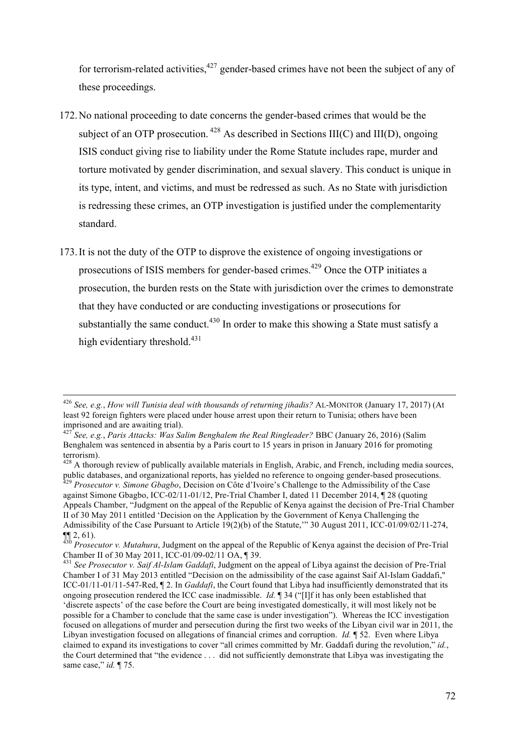for terrorism-related activities,[427] gender-based crimes have not been the subject of any of these proceedings.

172. No national proceeding to date concerns the gender-based crimes that would be the subject of an OTP prosecution.[428] As described in Sections III(C) and III(D), ongoing ISIS conduct giving rise to liability under the Rome Statute includes rape, murder and torture motivated by gender discrimination, and sexual slavery. This conduct is unique in its type, intent, and victims, and must be redressed as such. As no State with jurisdiction is redressing these crimes, an OTP investigation is justified under the complementarity standard.

173. It is not the duty of the OTP to disprove the existence of ongoing investigations or prosecutions of ISIS members for gender-based crimes.[429] Once the OTP initiates a prosecution, the burden rests on the State with jurisdiction over the crimes to demonstrate that they have conducted or are conducting investigations or prosecutions for substantially the same conduct.[430] In order to make this showing a State must satisfy a high evidentiary threshold.[431]

---

[426] *See, e.g.*, *How will Tunisia deal with thousands of returning jihadis?* AL-MONITOR (January 17, 2017) (At least 92 foreign fighters were placed under house arrest upon their return to Tunisia; others have been imprisoned and are awaiting trial).

[427] *See, e.g.*, *Paris Attacks: Was Salim Benghalem the Real Ringleader?* BBC (January 26, 2016) (Salim Benghalem was sentenced in absentia by a Paris court to 15 years in prison in January 2016 for promoting terrorism).

[428] A thorough review of publically available materials in English, Arabic, and French, including media sources, public databases, and organizational reports, has yielded no reference to ongoing gender-based prosecutions.

[429] *Prosecutor v. Simone Gbagbo*, Decision on Côte d'Ivoire's Challenge to the Admissibility of the Case against Simone Gbagbo, ICC-02/11-01/12, Pre-Trial Chamber I, dated 11 December 2014, ¶ 28 (quoting Appeals Chamber, "Judgment on the appeal of the Republic of Kenya against the decision of Pre-Trial Chamber II of 30 May 2011 entitled 'Decision on the Application by the Government of Kenya Challenging the Admissibility of the Case Pursuant to Article 19(2)(b) of the Statute,'" 30 August 2011, ICC-01/09/02/11-274, ¶¶ 2, 61).

[430] *Prosecutor v. Mutahura*, Judgment on the appeal of the Republic of Kenya against the decision of Pre-Trial Chamber II of 30 May 2011, ICC-01/09-02/11 OA, ¶ 39.

[431] *See Prosecutor v. Saif Al-Islam Gaddafi*, Judgment on the appeal of Libya against the decision of Pre-Trial Chamber I of 31 May 2013 entitled "Decision on the admissibility of the case against Saif Al-Islam Gaddafi," ICC-01/11-01/11-547-Red, ¶ 2. In *Gaddafi*, the Court found that Libya had insufficiently demonstrated that its ongoing prosecution rendered the ICC case inadmissible. *Id.* ¶ 34 ("[I]f it has only been established that 'discrete aspects' of the case before the Court are being investigated domestically, it will most likely not be possible for a Chamber to conclude that the same case is under investigation"). Whereas the ICC investigation focused on allegations of murder and persecution during the first two weeks of the Libyan civil war in 2011, the Libyan investigation focused on allegations of financial crimes and corruption. *Id.* ¶ 52. Even where Libya claimed to expand its investigations to cover "all crimes committed by Mr. Gaddafi during the revolution," *id.*, the Court determined that "the evidence . . . did not sufficiently demonstrate that Libya was investigating the same case," *id.* ¶ 75.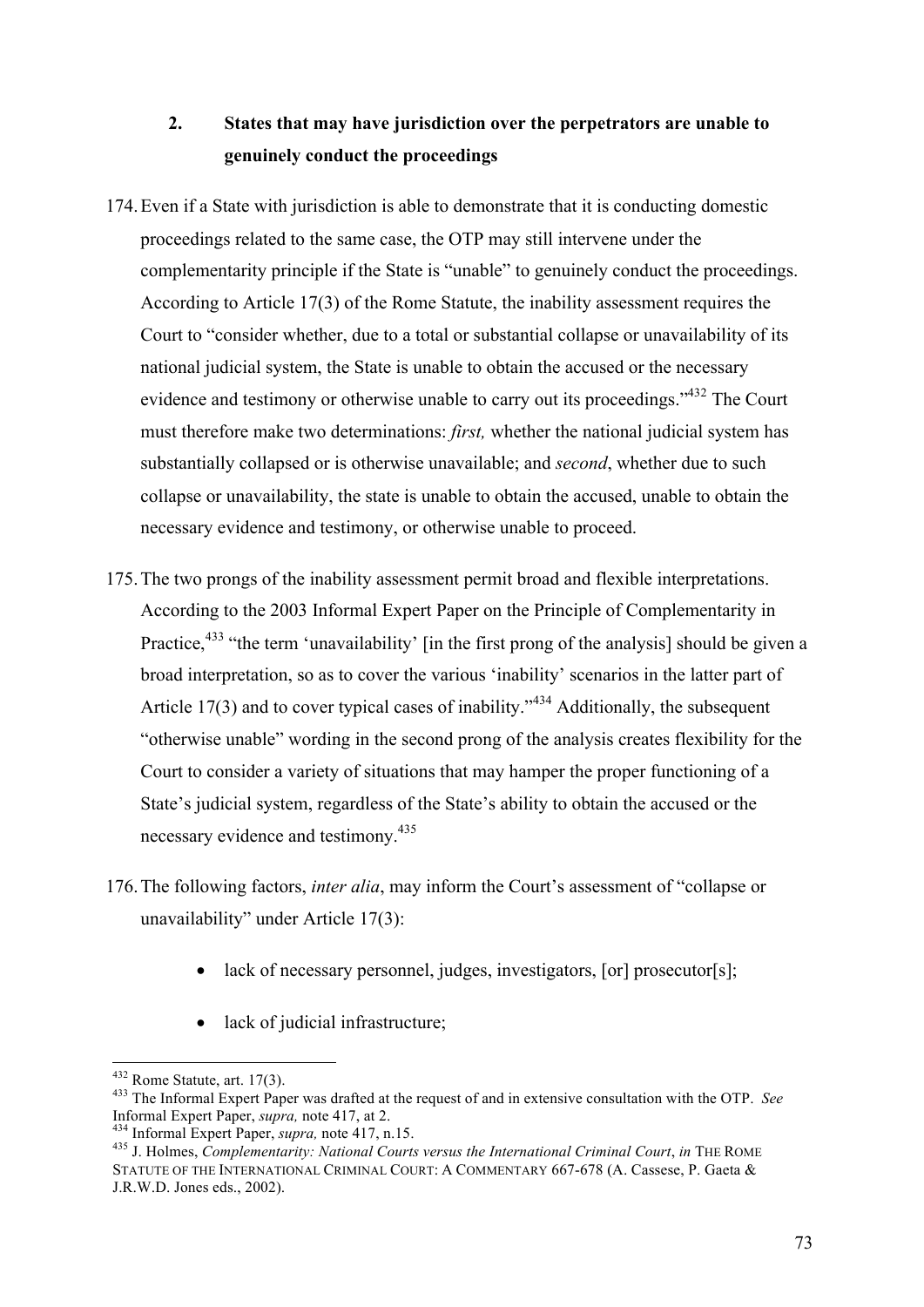## 2. States that may have jurisdiction over the perpetrators are unable to genuinely conduct the proceedings

174. Even if a State with jurisdiction is able to demonstrate that it is conducting domestic proceedings related to the same case, the OTP may still intervene under the complementarity principle if the State is "unable" to genuinely conduct the proceedings. According to Article 17(3) of the Rome Statute, the inability assessment requires the Court to "consider whether, due to a total or substantial collapse or unavailability of its national judicial system, the State is unable to obtain the accused or the necessary evidence and testimony or otherwise unable to carry out its proceedings."[432] The Court must therefore make two determinations: *first,* whether the national judicial system has substantially collapsed or is otherwise unavailable; and *second*, whether due to such collapse or unavailability, the state is unable to obtain the accused, unable to obtain the necessary evidence and testimony, or otherwise unable to proceed.

175. The two prongs of the inability assessment permit broad and flexible interpretations. According to the 2003 Informal Expert Paper on the Principle of Complementarity in Practice,[433] "the term 'unavailability' [in the first prong of the analysis] should be given a broad interpretation, so as to cover the various 'inability' scenarios in the latter part of Article 17(3) and to cover typical cases of inability."[434] Additionally, the subsequent "otherwise unable" wording in the second prong of the analysis creates flexibility for the Court to consider a variety of situations that may hamper the proper functioning of a State's judicial system, regardless of the State's ability to obtain the accused or the necessary evidence and testimony.[435]

176. The following factors, *inter alia*, may inform the Court's assessment of "collapse or unavailability" under Article 17(3):

- lack of necessary personnel, judges, investigators, [or] prosecutor[s];
- lack of judicial infrastructure;

---

[432] Rome Statute, art. 17(3).

[433] The Informal Expert Paper was drafted at the request of and in extensive consultation with the OTP. *See* Informal Expert Paper, *supra,* note 417, at 2.

[434] Informal Expert Paper, *supra,* note 417, n.15.

[435] J. Holmes, *Complementarity: National Courts versus the International Criminal Court*, *in* THE ROME STATUTE OF THE INTERNATIONAL CRIMINAL COURT: A COMMENTARY 667-678 (A. Cassese, P. Gaeta & J.R.W.D. Jones eds., 2002).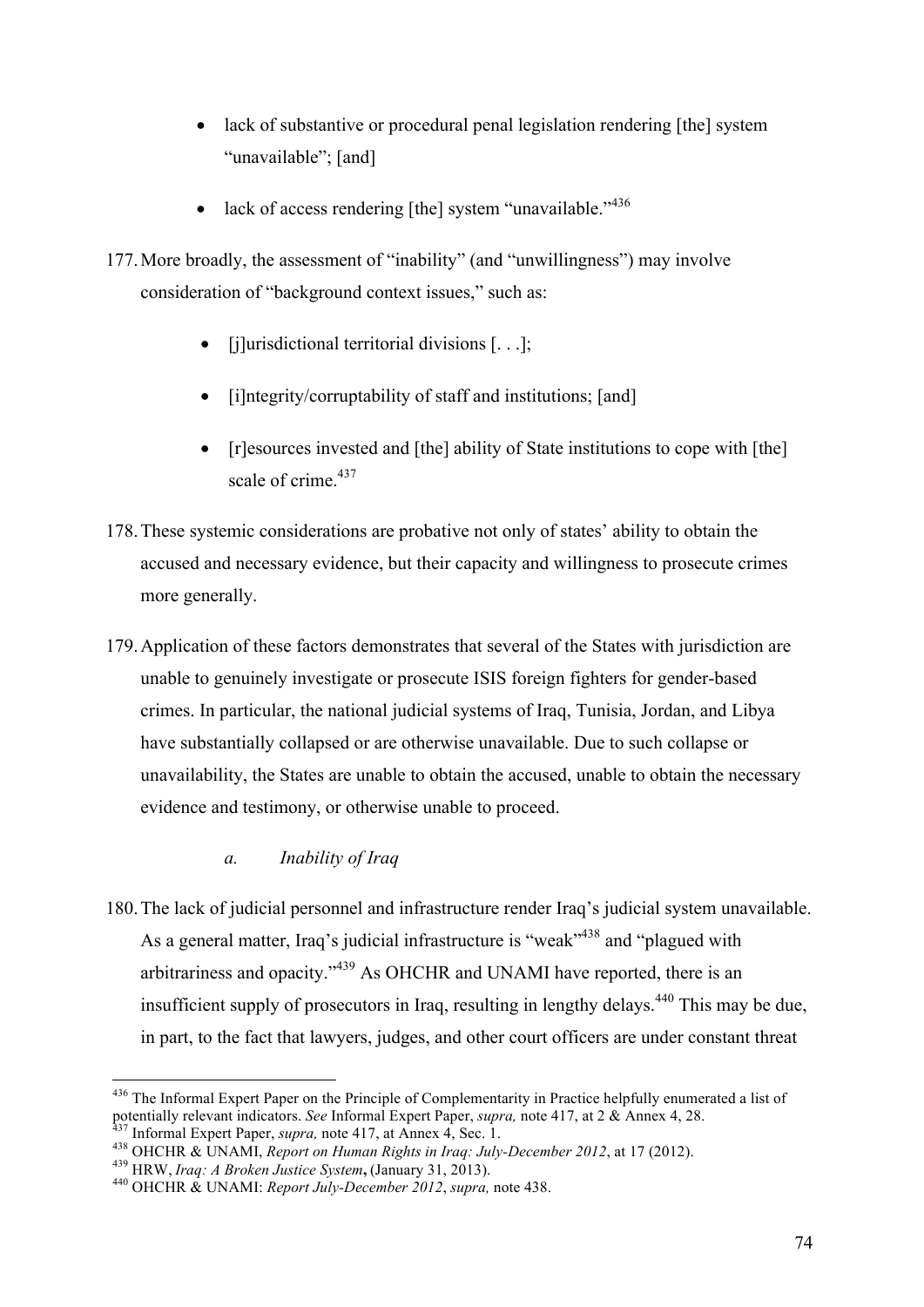- lack of substantive or procedural penal legislation rendering [the] system "unavailable"; [and]
- lack of access rendering [the] system "unavailable."[436]

177. More broadly, the assessment of "inability" (and "unwillingness") may involve consideration of "background context issues," such as:

- [j]urisdictional territorial divisions [. . .];
- [i]ntegrity/corruptability of staff and institutions; [and]
- [r]esources invested and [the] ability of State institutions to cope with [the] scale of crime.[437]

178. These systemic considerations are probative not only of states' ability to obtain the accused and necessary evidence, but their capacity and willingness to prosecute crimes more generally.

179. Application of these factors demonstrates that several of the States with jurisdiction are unable to genuinely investigate or prosecute ISIS foreign fighters for gender-based crimes. In particular, the national judicial systems of Iraq, Tunisia, Jordan, and Libya have substantially collapsed or are otherwise unavailable. Due to such collapse or unavailability, the States are unable to obtain the accused, unable to obtain the necessary evidence and testimony, or otherwise unable to proceed.

#### *a. Inability of Iraq*

180. The lack of judicial personnel and infrastructure render Iraq's judicial system unavailable. As a general matter, Iraq's judicial infrastructure is "weak"[438] and "plagued with arbitrariness and opacity."[439] As OHCHR and UNAMI have reported, there is an insufficient supply of prosecutors in Iraq, resulting in lengthy delays.[440] This may be due, in part, to the fact that lawyers, judges, and other court officers are under constant threat

---

[436] The Informal Expert Paper on the Principle of Complementarity in Practice helpfully enumerated a list of potentially relevant indicators. *See* Informal Expert Paper, *supra,* note 417, at 2 & Annex 4, 28.

[437] Informal Expert Paper, *supra,* note 417, at Annex 4, Sec. 1.

[438] OHCHR & UNAMI, *Report on Human Rights in Iraq: July-December 2012*, at 17 (2012).

[439] HRW, *Iraq: A Broken Justice System***,** (January 31, 2013).

[440] OHCHR & UNAMI: *Report July-December 2012*, *supra,* note 438.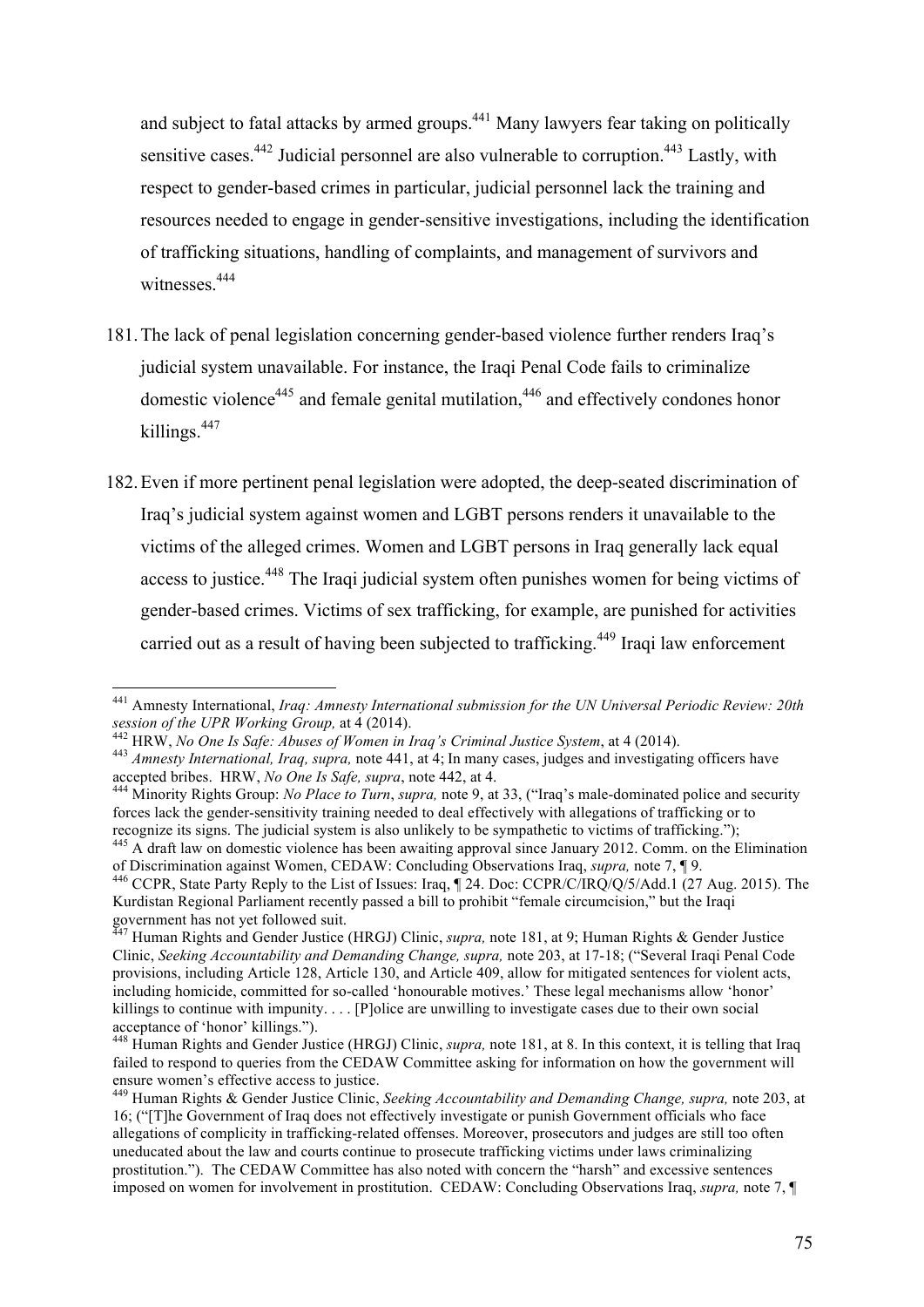and subject to fatal attacks by armed groups.[441] Many lawyers fear taking on politically sensitive cases.[442] Judicial personnel are also vulnerable to corruption.[443] Lastly, with respect to gender-based crimes in particular, judicial personnel lack the training and resources needed to engage in gender-sensitive investigations, including the identification of trafficking situations, handling of complaints, and management of survivors and witnesses.[444]

181. The lack of penal legislation concerning gender-based violence further renders Iraq's judicial system unavailable. For instance, the Iraqi Penal Code fails to criminalize domestic violence[445] and female genital mutilation,[446] and effectively condones honor killings.[447]

182. Even if more pertinent penal legislation were adopted, the deep-seated discrimination of Iraq's judicial system against women and LGBT persons renders it unavailable to the victims of the alleged crimes. Women and LGBT persons in Iraq generally lack equal access to justice.[448] The Iraqi judicial system often punishes women for being victims of gender-based crimes. Victims of sex trafficking, for example, are punished for activities carried out as a result of having been subjected to trafficking.[449] Iraqi law enforcement

---

[441] Amnesty International, *Iraq: Amnesty International submission for the UN Universal Periodic Review: 20th session of the UPR Working Group,* at 4 (2014).

[442] HRW, *No One Is Safe: Abuses of Women in Iraq's Criminal Justice System*, at 4 (2014).

[443] *Amnesty International, Iraq, supra,* note 441, at 4; In many cases, judges and investigating officers have accepted bribes. HRW, *No One Is Safe, supra*, note 442, at 4.

[444] Minority Rights Group: *No Place to Turn*, *supra,* note 9, at 33, ("Iraq's male-dominated police and security forces lack the gender-sensitivity training needed to deal effectively with allegations of trafficking or to recognize its signs. The judicial system is also unlikely to be sympathetic to victims of trafficking.");

[445] A draft law on domestic violence has been awaiting approval since January 2012. Comm. on the Elimination of Discrimination against Women, CEDAW: Concluding Observations Iraq, *supra,* note 7, ¶ 9.

[446] CCPR, State Party Reply to the List of Issues: Iraq, ¶ 24. Doc: CCPR/C/IRQ/Q/5/Add.1 (27 Aug. 2015). The Kurdistan Regional Parliament recently passed a bill to prohibit "female circumcision," but the Iraqi government has not yet followed suit.

[447] Human Rights and Gender Justice (HRGJ) Clinic, *supra,* note 181, at 9; Human Rights & Gender Justice Clinic, *Seeking Accountability and Demanding Change, supra,* note 203, at 17-18; ("Several Iraqi Penal Code provisions, including Article 128, Article 130, and Article 409, allow for mitigated sentences for violent acts, including homicide, committed for so-called 'honourable motives.' These legal mechanisms allow 'honor' killings to continue with impunity. . . . [P]olice are unwilling to investigate cases due to their own social acceptance of 'honor' killings.").

[448] Human Rights and Gender Justice (HRGJ) Clinic, *supra,* note 181, at 8. In this context, it is telling that Iraq failed to respond to queries from the CEDAW Committee asking for information on how the government will ensure women's effective access to justice.

[449] Human Rights & Gender Justice Clinic, *Seeking Accountability and Demanding Change, supra,* note 203, at 16; ("[T]he Government of Iraq does not effectively investigate or punish Government officials who face allegations of complicity in trafficking-related offenses. Moreover, prosecutors and judges are still too often uneducated about the law and courts continue to prosecute trafficking victims under laws criminalizing prostitution."). The CEDAW Committee has also noted with concern the "harsh" and excessive sentences imposed on women for involvement in prostitution. CEDAW: Concluding Observations Iraq, *supra,* note 7, ¶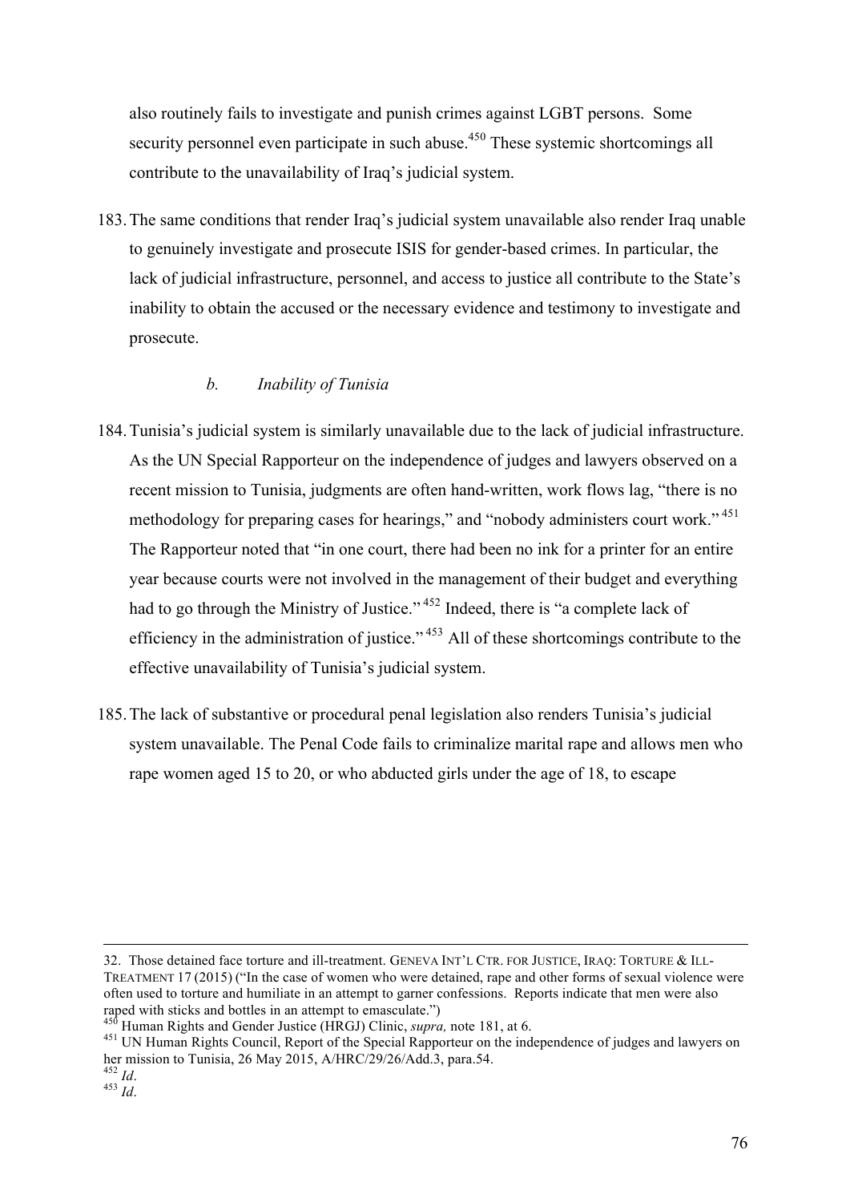also routinely fails to investigate and punish crimes against LGBT persons. Some security personnel even participate in such abuse.[450] These systemic shortcomings all contribute to the unavailability of Iraq's judicial system.

183. The same conditions that render Iraq's judicial system unavailable also render Iraq unable to genuinely investigate and prosecute ISIS for gender-based crimes. In particular, the lack of judicial infrastructure, personnel, and access to justice all contribute to the State's inability to obtain the accused or the necessary evidence and testimony to investigate and prosecute.

#### *b. Inability of Tunisia*

184. Tunisia's judicial system is similarly unavailable due to the lack of judicial infrastructure. As the UN Special Rapporteur on the independence of judges and lawyers observed on a recent mission to Tunisia, judgments are often hand-written, work flows lag, "there is no methodology for preparing cases for hearings," and "nobody administers court work."[451] The Rapporteur noted that "in one court, there had been no ink for a printer for an entire year because courts were not involved in the management of their budget and everything had to go through the Ministry of Justice."[452] Indeed, there is "a complete lack of efficiency in the administration of justice."[453] All of these shortcomings contribute to the effective unavailability of Tunisia's judicial system.

185. The lack of substantive or procedural penal legislation also renders Tunisia's judicial system unavailable. The Penal Code fails to criminalize marital rape and allows men who rape women aged 15 to 20, or who abducted girls under the age of 18, to escape

---

32. Those detained face torture and ill-treatment. GENEVA INT'L CTR. FOR JUSTICE, IRAQ: TORTURE & ILL-TREATMENT 17 (2015) ("In the case of women who were detained, rape and other forms of sexual violence were often used to torture and humiliate in an attempt to garner confessions. Reports indicate that men were also raped with sticks and bottles in an attempt to emasculate.")

[450] Human Rights and Gender Justice (HRGJ) Clinic, *supra,* note 181, at 6.

[451] UN Human Rights Council, Report of the Special Rapporteur on the independence of judges and lawyers on her mission to Tunisia, 26 May 2015, A/HRC/29/26/Add.3, para.54.

[452] *Id*.

[453] *Id*.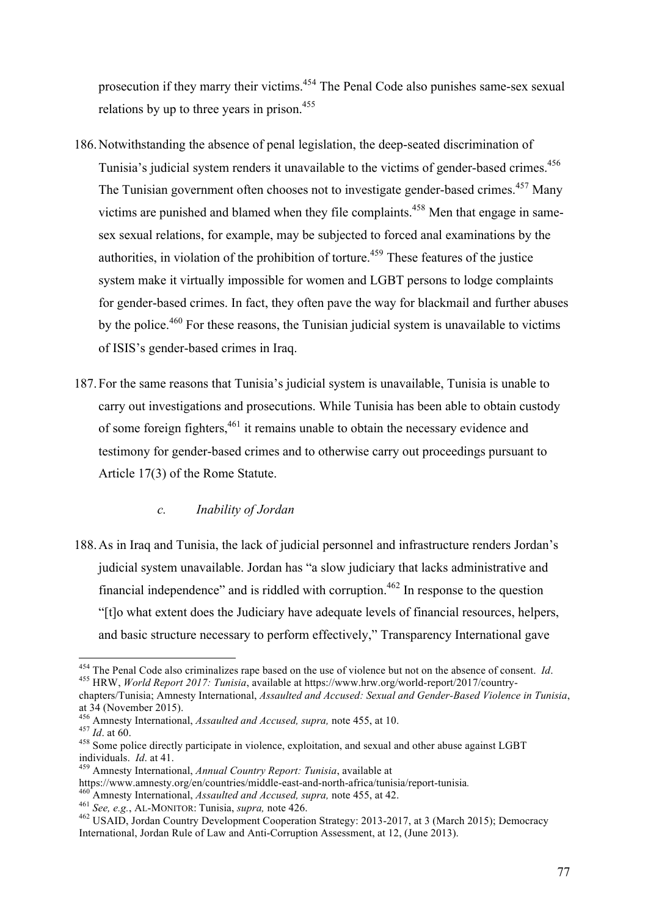prosecution if they marry their victims.[454] The Penal Code also punishes same-sex sexual relations by up to three years in prison.[455]

186. Notwithstanding the absence of penal legislation, the deep-seated discrimination of Tunisia's judicial system renders it unavailable to the victims of gender-based crimes.[456] The Tunisian government often chooses not to investigate gender-based crimes.[457] Many victims are punished and blamed when they file complaints.[458] Men that engage in same-sex sexual relations, for example, may be subjected to forced anal examinations by the authorities, in violation of the prohibition of torture.[459] These features of the justice system make it virtually impossible for women and LGBT persons to lodge complaints for gender-based crimes. In fact, they often pave the way for blackmail and further abuses by the police.[460] For these reasons, the Tunisian judicial system is unavailable to victims of ISIS's gender-based crimes in Iraq.

187. For the same reasons that Tunisia's judicial system is unavailable, Tunisia is unable to carry out investigations and prosecutions. While Tunisia has been able to obtain custody of some foreign fighters,[461] it remains unable to obtain the necessary evidence and testimony for gender-based crimes and to otherwise carry out proceedings pursuant to Article 17(3) of the Rome Statute.

*c. Inability of Jordan*

188. As in Iraq and Tunisia, the lack of judicial personnel and infrastructure renders Jordan's judicial system unavailable. Jordan has "a slow judiciary that lacks administrative and financial independence" and is riddled with corruption.[462] In response to the question "[t]o what extent does the Judiciary have adequate levels of financial resources, helpers, and basic structure necessary to perform effectively," Transparency International gave

---

[454] The Penal Code also criminalizes rape based on the use of violence but not on the absence of consent. *Id*.

[455] HRW, *World Report 2017: Tunisia*, available at https://www.hrw.org/world-report/2017/country-chapters/Tunisia; Amnesty International, *Assaulted and Accused: Sexual and Gender-Based Violence in Tunisia*, at 34 (November 2015).

[456] Amnesty International, *Assaulted and Accused, supra,* note 455, at 10.

[457] *Id*. at 60.

[458] Some police directly participate in violence, exploitation, and sexual and other abuse against LGBT individuals. *Id*. at 41.

[459] Amnesty International, *Annual Country Report: Tunisia*, available at https://www.amnesty.org/en/countries/middle-east-and-north-africa/tunisia/report-tunisia.

[460] Amnesty International, *Assaulted and Accused, supra,* note 455, at 42.

[461] *See, e.g.*, AL-MONITOR: Tunisia, *supra,* note 426.

[462] USAID, Jordan Country Development Cooperation Strategy: 2013-2017, at 3 (March 2015); Democracy International, Jordan Rule of Law and Anti-Corruption Assessment, at 12, (June 2013).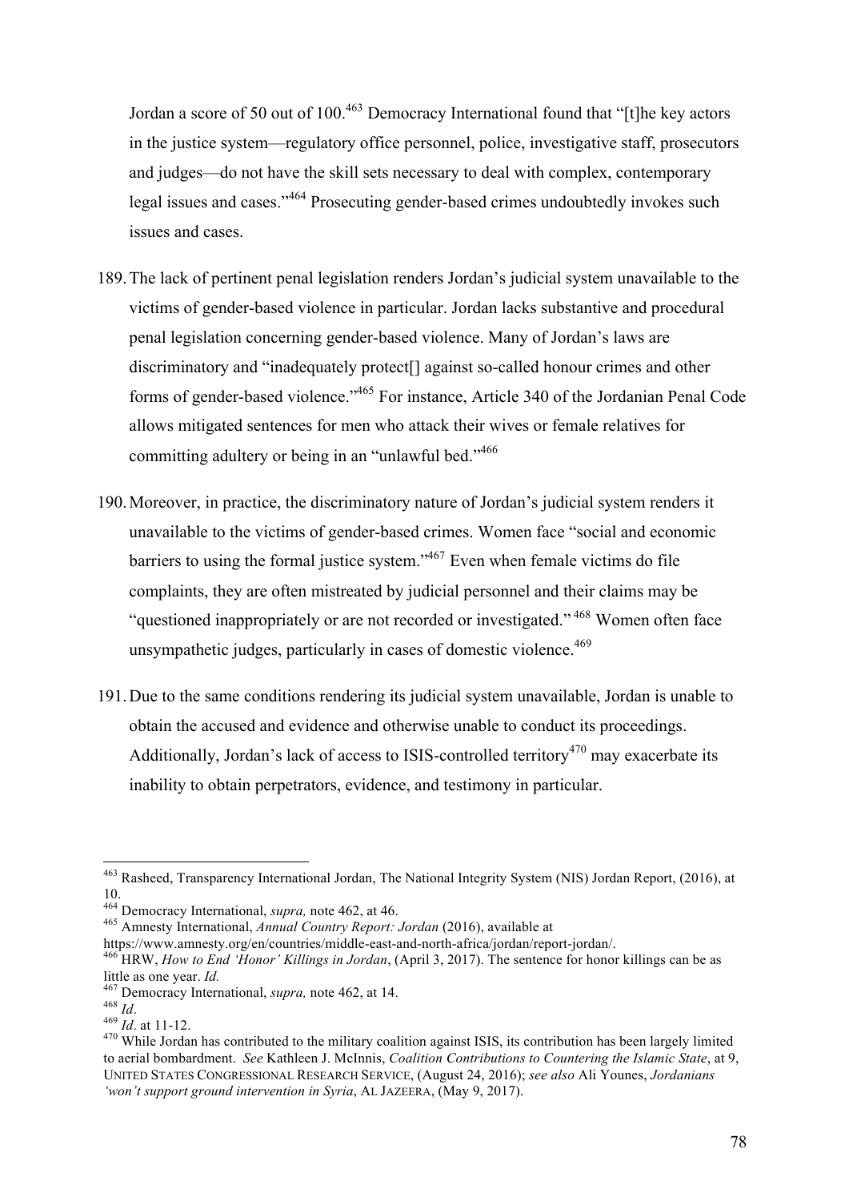Jordan a score of 50 out of 100.[463] Democracy International found that "[t]he key actors in the justice system—regulatory office personnel, police, investigative staff, prosecutors and judges—do not have the skill sets necessary to deal with complex, contemporary legal issues and cases."[464] Prosecuting gender-based crimes undoubtedly invokes such issues and cases.

189. The lack of pertinent penal legislation renders Jordan's judicial system unavailable to the victims of gender-based violence in particular. Jordan lacks substantive and procedural penal legislation concerning gender-based violence. Many of Jordan's laws are discriminatory and "inadequately protect[] against so-called honour crimes and other forms of gender-based violence."[465] For instance, Article 340 of the Jordanian Penal Code allows mitigated sentences for men who attack their wives or female relatives for committing adultery or being in an "unlawful bed."[466]

190. Moreover, in practice, the discriminatory nature of Jordan's judicial system renders it unavailable to the victims of gender-based crimes. Women face "social and economic barriers to using the formal justice system."[467] Even when female victims do file complaints, they are often mistreated by judicial personnel and their claims may be "questioned inappropriately or are not recorded or investigated."[468] Women often face unsympathetic judges, particularly in cases of domestic violence.[469]

191. Due to the same conditions rendering its judicial system unavailable, Jordan is unable to obtain the accused and evidence and otherwise unable to conduct its proceedings. Additionally, Jordan's lack of access to ISIS-controlled territory[470] may exacerbate its inability to obtain perpetrators, evidence, and testimony in particular.

---

[463] Rasheed, Transparency International Jordan, The National Integrity System (NIS) Jordan Report, (2016), at 10.

[464] Democracy International, *supra,* note 462, at 46.

[465] Amnesty International, *Annual Country Report: Jordan* (2016), available at https://www.amnesty.org/en/countries/middle-east-and-north-africa/jordan/report-jordan/.

[466] HRW, *How to End 'Honor' Killings in Jordan*, (April 3, 2017). The sentence for honor killings can be as little as one year. *Id.*

[467] Democracy International, *supra,* note 462, at 14.

[468] *Id*.

[469] *Id*. at 11-12.

[470] While Jordan has contributed to the military coalition against ISIS, its contribution has been largely limited to aerial bombardment. *See* Kathleen J. McInnis, *Coalition Contributions to Countering the Islamic State*, at 9, UNITED STATES CONGRESSIONAL RESEARCH SERVICE, (August 24, 2016); *see also* Ali Younes, *Jordanians 'won't support ground intervention in Syria*, AL JAZEERA, (May 9, 2017).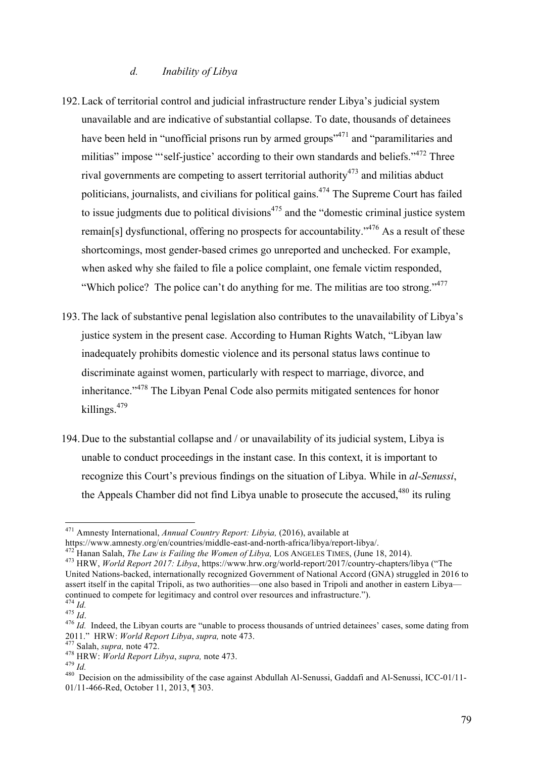### *d. Inability of Libya*

192. Lack of territorial control and judicial infrastructure render Libya's judicial system unavailable and are indicative of substantial collapse. To date, thousands of detainees have been held in "unofficial prisons run by armed groups"[471] and "paramilitaries and militias" impose "'self-justice' according to their own standards and beliefs."[472] Three rival governments are competing to assert territorial authority[473] and militias abduct politicians, journalists, and civilians for political gains.[474] The Supreme Court has failed to issue judgments due to political divisions[475] and the "domestic criminal justice system remain[s] dysfunctional, offering no prospects for accountability."[476] As a result of these shortcomings, most gender-based crimes go unreported and unchecked. For example, when asked why she failed to file a police complaint, one female victim responded, "Which police? The police can't do anything for me. The militias are too strong."[477]

193. The lack of substantive penal legislation also contributes to the unavailability of Libya's justice system in the present case. According to Human Rights Watch, "Libyan law inadequately prohibits domestic violence and its personal status laws continue to discriminate against women, particularly with respect to marriage, divorce, and inheritance."[478] The Libyan Penal Code also permits mitigated sentences for honor killings.[479]

194. Due to the substantial collapse and / or unavailability of its judicial system, Libya is unable to conduct proceedings in the instant case. In this context, it is important to recognize this Court's previous findings on the situation of Libya. While in *al-Senussi*, the Appeals Chamber did not find Libya unable to prosecute the accused,[480] its ruling

---

[471] Amnesty International, *Annual Country Report: Libya,* (2016), available at https://www.amnesty.org/en/countries/middle-east-and-north-africa/libya/report-libya/.

[472] Hanan Salah, *The Law is Failing the Women of Libya,* LOS ANGELES TIMES, (June 18, 2014).

[473] HRW, *World Report 2017: Libya*, https://www.hrw.org/world-report/2017/country-chapters/libya ("The United Nations-backed, internationally recognized Government of National Accord (GNA) struggled in 2016 to assert itself in the capital Tripoli, as two authorities—one also based in Tripoli and another in eastern Libya—continued to compete for legitimacy and control over resources and infrastructure.").

[474] *Id.*

[475] *Id*.

[476] *Id.* Indeed, the Libyan courts are "unable to process thousands of untried detainees' cases, some dating from 2011." HRW: *World Report Libya*, *supra,* note 473.

[477] Salah, *supra,* note 472.

[478] HRW: *World Report Libya*, *supra,* note 473.

[479] *Id.*

[480] Decision on the admissibility of the case against Abdullah Al-Senussi, Gaddafi and Al-Senussi, ICC-01/11-01/11-466-Red, October 11, 2013, ¶ 303.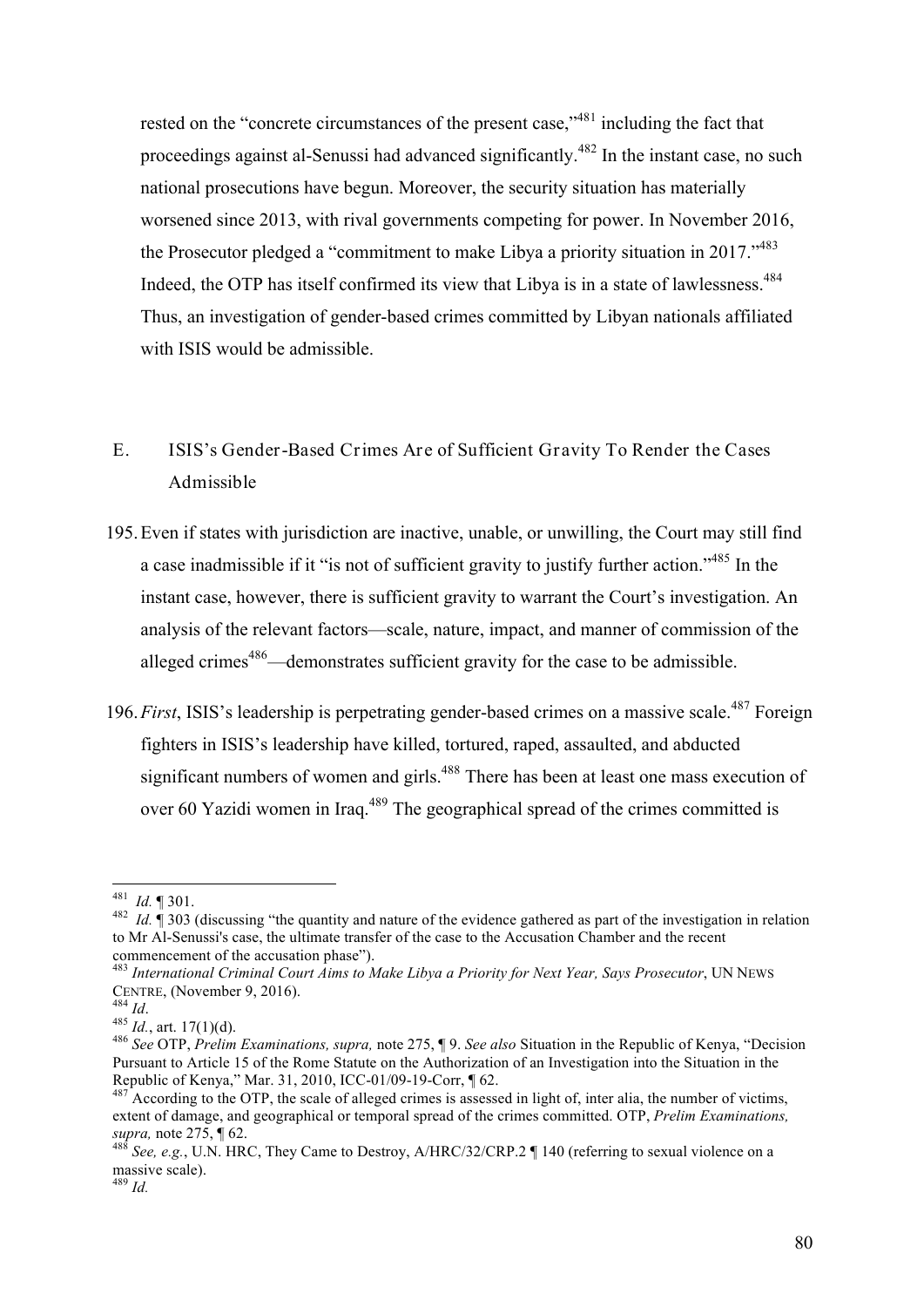rested on the "concrete circumstances of the present case,"[481] including the fact that proceedings against al-Senussi had advanced significantly.[482] In the instant case, no such national prosecutions have begun. Moreover, the security situation has materially worsened since 2013, with rival governments competing for power. In November 2016, the Prosecutor pledged a "commitment to make Libya a priority situation in 2017."[483] Indeed, the OTP has itself confirmed its view that Libya is in a state of lawlessness.[484] Thus, an investigation of gender-based crimes committed by Libyan nationals affiliated with ISIS would be admissible.

## E. ISIS's Gender-Based Crimes Are of Sufficient Gravity To Render the Cases Admissible

195. Even if states with jurisdiction are inactive, unable, or unwilling, the Court may still find a case inadmissible if it "is not of sufficient gravity to justify further action."[485] In the instant case, however, there is sufficient gravity to warrant the Court's investigation. An analysis of the relevant factors—scale, nature, impact, and manner of commission of the alleged crimes[486]—demonstrates sufficient gravity for the case to be admissible.

196. *First*, ISIS's leadership is perpetrating gender-based crimes on a massive scale.[487] Foreign fighters in ISIS's leadership have killed, tortured, raped, assaulted, and abducted significant numbers of women and girls.[488] There has been at least one mass execution of over 60 Yazidi women in Iraq.[489] The geographical spread of the crimes committed is

---

[481] *Id.* ¶ 301.

[482] *Id.* ¶ 303 (discussing "the quantity and nature of the evidence gathered as part of the investigation in relation to Mr Al-Senussi's case, the ultimate transfer of the case to the Accusation Chamber and the recent commencement of the accusation phase").

[483] *International Criminal Court Aims to Make Libya a Priority for Next Year, Says Prosecutor*, UN NEWS CENTRE, (November 9, 2016).

[484] *Id*.

[485] *Id.*, art. 17(1)(d).

[486] *See* OTP, *Prelim Examinations, supra,* note 275, ¶ 9. *See also* Situation in the Republic of Kenya, "Decision Pursuant to Article 15 of the Rome Statute on the Authorization of an Investigation into the Situation in the Republic of Kenya," Mar. 31, 2010, ICC-01/09-19-Corr, ¶ 62.

[487] According to the OTP, the scale of alleged crimes is assessed in light of, inter alia, the number of victims, extent of damage, and geographical or temporal spread of the crimes committed. OTP, *Prelim Examinations, supra,* note 275, ¶ 62.

[488] *See, e.g.*, U.N. HRC, They Came to Destroy, A/HRC/32/CRP.2 ¶ 140 (referring to sexual violence on a massive scale).

[489] *Id.*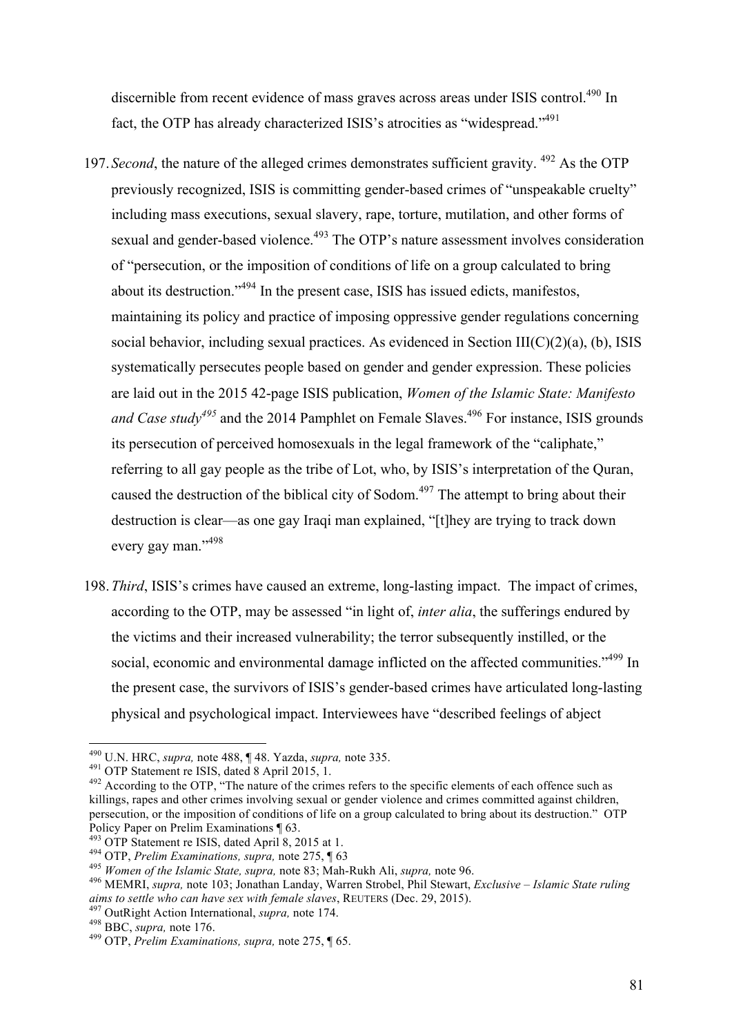discernible from recent evidence of mass graves across areas under ISIS control.[490] In fact, the OTP has already characterized ISIS's atrocities as "widespread."[491]

197. *Second*, the nature of the alleged crimes demonstrates sufficient gravity. [492] As the OTP previously recognized, ISIS is committing gender-based crimes of "unspeakable cruelty" including mass executions, sexual slavery, rape, torture, mutilation, and other forms of sexual and gender-based violence.[493] The OTP's nature assessment involves consideration of "persecution, or the imposition of conditions of life on a group calculated to bring about its destruction."[494] In the present case, ISIS has issued edicts, manifestos, maintaining its policy and practice of imposing oppressive gender regulations concerning social behavior, including sexual practices. As evidenced in Section III(C)(2)(a), (b), ISIS systematically persecutes people based on gender and gender expression. These policies are laid out in the 2015 42-page ISIS publication, *Women of the Islamic State: Manifesto and Case study*[495] and the 2014 Pamphlet on Female Slaves.[496] For instance, ISIS grounds its persecution of perceived homosexuals in the legal framework of the "caliphate," referring to all gay people as the tribe of Lot, who, by ISIS's interpretation of the Quran, caused the destruction of the biblical city of Sodom.[497] The attempt to bring about their destruction is clear—as one gay Iraqi man explained, "[t]hey are trying to track down every gay man."[498]

198. *Third*, ISIS's crimes have caused an extreme, long-lasting impact. The impact of crimes, according to the OTP, may be assessed "in light of, *inter alia*, the sufferings endured by the victims and their increased vulnerability; the terror subsequently instilled, or the social, economic and environmental damage inflicted on the affected communities."[499] In the present case, the survivors of ISIS's gender-based crimes have articulated long-lasting physical and psychological impact. Interviewees have "described feelings of abject

---

[490] U.N. HRC, *supra,* note 488, ¶ 48. Yazda, *supra,* note 335.

[491] OTP Statement re ISIS, dated 8 April 2015, 1.

[492] According to the OTP, "The nature of the crimes refers to the specific elements of each offence such as killings, rapes and other crimes involving sexual or gender violence and crimes committed against children, persecution, or the imposition of conditions of life on a group calculated to bring about its destruction." OTP Policy Paper on Prelim Examinations ¶ 63.

[493] OTP Statement re ISIS, dated April 8, 2015 at 1.

[494] OTP, *Prelim Examinations, supra,* note 275, ¶ 63

[495] *Women of the Islamic State, supra,* note 83; Mah-Rukh Ali, *supra,* note 96.

[496] MEMRI, *supra,* note 103; Jonathan Landay, Warren Strobel, Phil Stewart, *Exclusive – Islamic State ruling aims to settle who can have sex with female slaves*, REUTERS (Dec. 29, 2015).

[497] OutRight Action International, *supra,* note 174.

[498] BBC, *supra,* note 176.

[499] OTP, *Prelim Examinations, supra,* note 275, ¶ 65.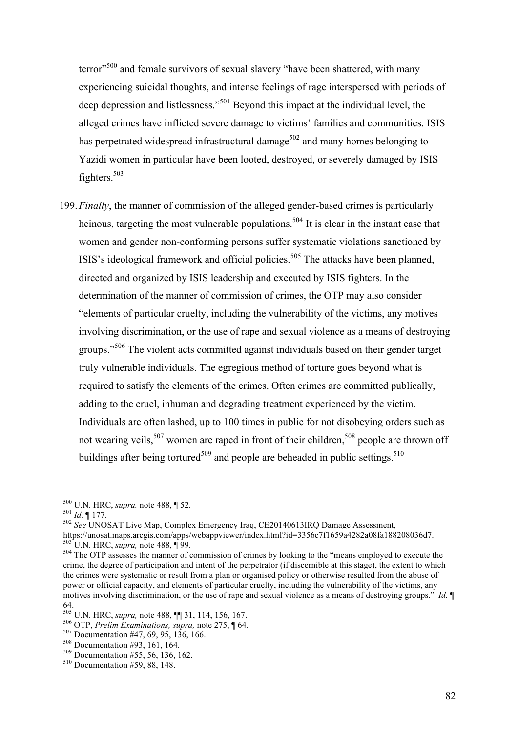terror"[500] and female survivors of sexual slavery "have been shattered, with many experiencing suicidal thoughts, and intense feelings of rage interspersed with periods of deep depression and listlessness."[501] Beyond this impact at the individual level, the alleged crimes have inflicted severe damage to victims' families and communities. ISIS has perpetrated widespread infrastructural damage[502] and many homes belonging to Yazidi women in particular have been looted, destroyed, or severely damaged by ISIS fighters.[503]

199. *Finally*, the manner of commission of the alleged gender-based crimes is particularly heinous, targeting the most vulnerable populations.[504] It is clear in the instant case that women and gender non-conforming persons suffer systematic violations sanctioned by ISIS's ideological framework and official policies.[505] The attacks have been planned, directed and organized by ISIS leadership and executed by ISIS fighters. In the determination of the manner of commission of crimes, the OTP may also consider "elements of particular cruelty, including the vulnerability of the victims, any motives involving discrimination, or the use of rape and sexual violence as a means of destroying groups."[506] The violent acts committed against individuals based on their gender target truly vulnerable individuals. The egregious method of torture goes beyond what is required to satisfy the elements of the crimes. Often crimes are committed publically, adding to the cruel, inhuman and degrading treatment experienced by the victim. Individuals are often lashed, up to 100 times in public for not disobeying orders such as not wearing veils,[507] women are raped in front of their children,[508] people are thrown off buildings after being tortured[509] and people are beheaded in public settings.[510]

---

[500] U.N. HRC, *supra,* note 488, ¶ 52.
[501] *Id.* ¶ 177.
[502] *See* UNOSAT Live Map, Complex Emergency Iraq, CE20140613IRQ Damage Assessment, https://unosat.maps.arcgis.com/apps/webappviewer/index.html?id=3356c7f1659a4282a08fa188208036d7.
[503] U.N. HRC, *supra,* note 488, ¶ 99.
[504] The OTP assesses the manner of commission of crimes by looking to the "means employed to execute the crime, the degree of participation and intent of the perpetrator (if discernible at this stage), the extent to which the crimes were systematic or result from a plan or organised policy or otherwise resulted from the abuse of power or official capacity, and elements of particular cruelty, including the vulnerability of the victims, any motives involving discrimination, or the use of rape and sexual violence as a means of destroying groups." *Id.* ¶ 64.
[505] U.N. HRC, *supra,* note 488, ¶¶ 31, 114, 156, 167.
[506] OTP, *Prelim Examinations, supra,* note 275, ¶ 64.
[507] Documentation #47, 69, 95, 136, 166.
[508] Documentation #93, 161, 164.
[509] Documentation #55, 56, 136, 162.
[510] Documentation #59, 88, 148.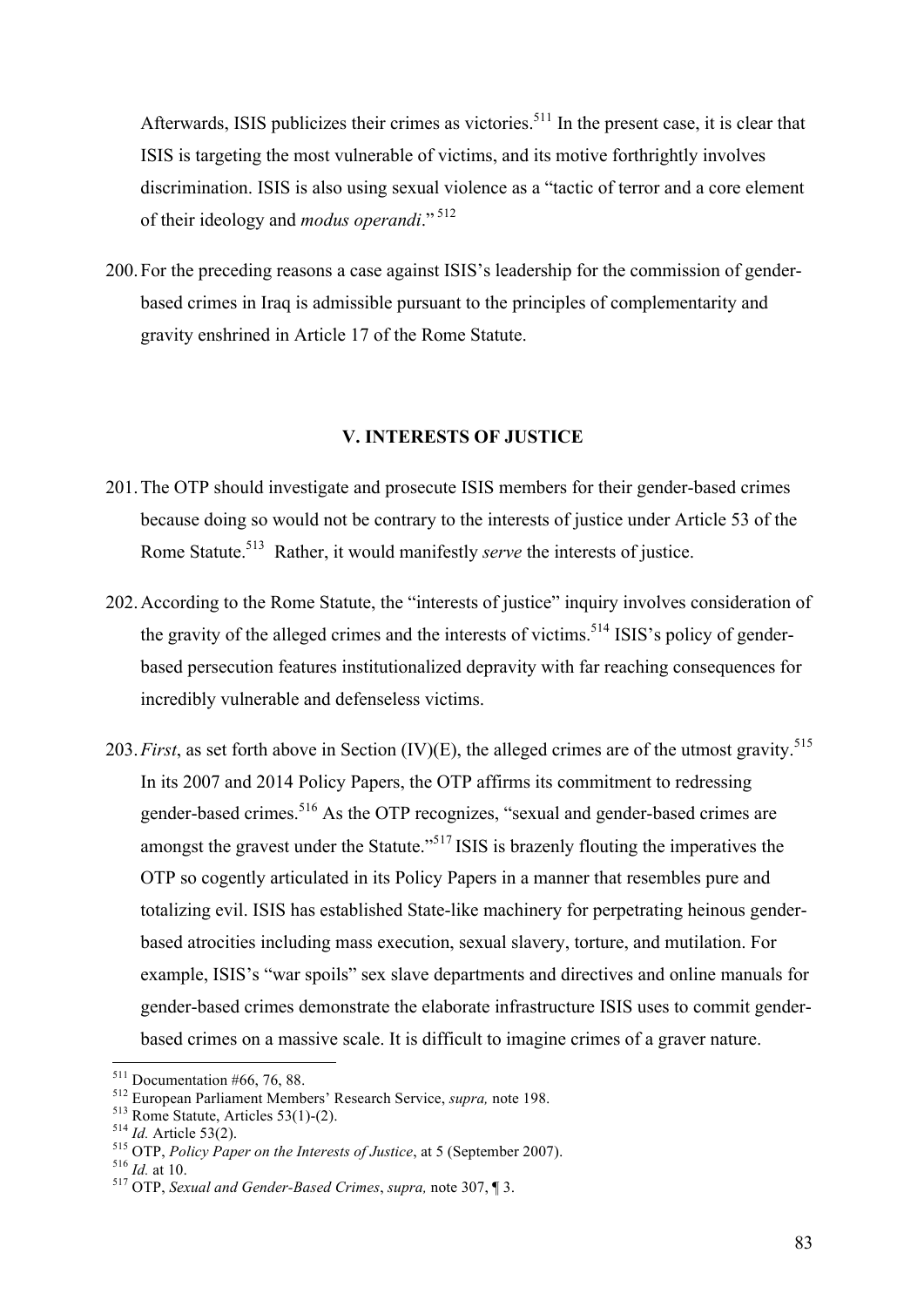Afterwards, ISIS publicizes their crimes as victories.[511] In the present case, it is clear that ISIS is targeting the most vulnerable of victims, and its motive forthrightly involves discrimination. ISIS is also using sexual violence as a "tactic of terror and a core element of their ideology and *modus operandi*."[512]

200. For the preceding reasons a case against ISIS's leadership for the commission of gender-based crimes in Iraq is admissible pursuant to the principles of complementarity and gravity enshrined in Article 17 of the Rome Statute.

## V. INTERESTS OF JUSTICE

201. The OTP should investigate and prosecute ISIS members for their gender-based crimes because doing so would not be contrary to the interests of justice under Article 53 of the Rome Statute.[513] Rather, it would manifestly *serve* the interests of justice.

202. According to the Rome Statute, the "interests of justice" inquiry involves consideration of the gravity of the alleged crimes and the interests of victims.[514] ISIS's policy of gender-based persecution features institutionalized depravity with far reaching consequences for incredibly vulnerable and defenseless victims.

203. *First*, as set forth above in Section (IV)(E), the alleged crimes are of the utmost gravity.[515] In its 2007 and 2014 Policy Papers, the OTP affirms its commitment to redressing gender-based crimes.[516] As the OTP recognizes, "sexual and gender-based crimes are amongst the gravest under the Statute."[517] ISIS is brazenly flouting the imperatives the OTP so cogently articulated in its Policy Papers in a manner that resembles pure and totalizing evil. ISIS has established State-like machinery for perpetrating heinous gender-based atrocities including mass execution, sexual slavery, torture, and mutilation. For example, ISIS's "war spoils" sex slave departments and directives and online manuals for gender-based crimes demonstrate the elaborate infrastructure ISIS uses to commit gender-based crimes on a massive scale. It is difficult to imagine crimes of a graver nature.

---

[511] Documentation #66, 76, 88.

[512] European Parliament Members' Research Service, *supra,* note 198.

[513] Rome Statute, Articles 53(1)-(2).

[514] *Id.* Article 53(2).

[515] OTP, *Policy Paper on the Interests of Justice*, at 5 (September 2007).

[516] *Id.* at 10.

[517] OTP, *Sexual and Gender-Based Crimes*, *supra,* note 307, ¶ 3.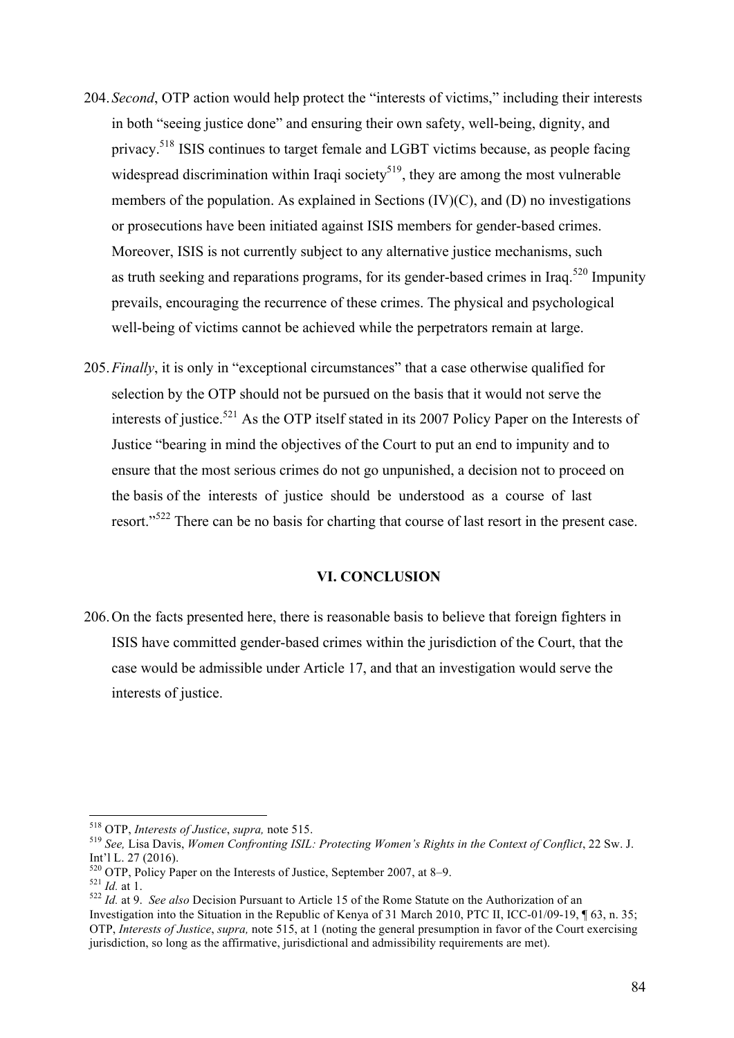204. *Second*, OTP action would help protect the "interests of victims," including their interests in both "seeing justice done" and ensuring their own safety, well-being, dignity, and privacy.[518] ISIS continues to target female and LGBT victims because, as people facing widespread discrimination within Iraqi society[519], they are among the most vulnerable members of the population. As explained in Sections (IV)(C), and (D) no investigations or prosecutions have been initiated against ISIS members for gender-based crimes. Moreover, ISIS is not currently subject to any alternative justice mechanisms, such as truth seeking and reparations programs, for its gender-based crimes in Iraq.[520] Impunity prevails, encouraging the recurrence of these crimes. The physical and psychological well-being of victims cannot be achieved while the perpetrators remain at large.

205. *Finally*, it is only in "exceptional circumstances" that a case otherwise qualified for selection by the OTP should not be pursued on the basis that it would not serve the interests of justice.[521] As the OTP itself stated in its 2007 Policy Paper on the Interests of Justice "bearing in mind the objectives of the Court to put an end to impunity and to ensure that the most serious crimes do not go unpunished, a decision not to proceed on the basis of the interests of justice should be understood as a course of last resort."[522] There can be no basis for charting that course of last resort in the present case.

## VI. CONCLUSION

206. On the facts presented here, there is reasonable basis to believe that foreign fighters in ISIS have committed gender-based crimes within the jurisdiction of the Court, that the case would be admissible under Article 17, and that an investigation would serve the interests of justice.

---

[518] OTP, *Interests of Justice*, *supra,* note 515.

[519] *See,* Lisa Davis, *Women Confronting ISIL: Protecting Women's Rights in the Context of Conflict*, 22 Sw. J. Int'l L. 27 (2016).

[520] OTP, Policy Paper on the Interests of Justice, September 2007, at 8–9.

[521] *Id.* at 1.

[522] *Id.* at 9. *See also* Decision Pursuant to Article 15 of the Rome Statute on the Authorization of an Investigation into the Situation in the Republic of Kenya of 31 March 2010, PTC II, ICC-01/09-19, ¶ 63, n. 35; OTP, *Interests of Justice*, *supra,* note 515, at 1 (noting the general presumption in favor of the Court exercising jurisdiction, so long as the affirmative, jurisdictional and admissibility requirements are met).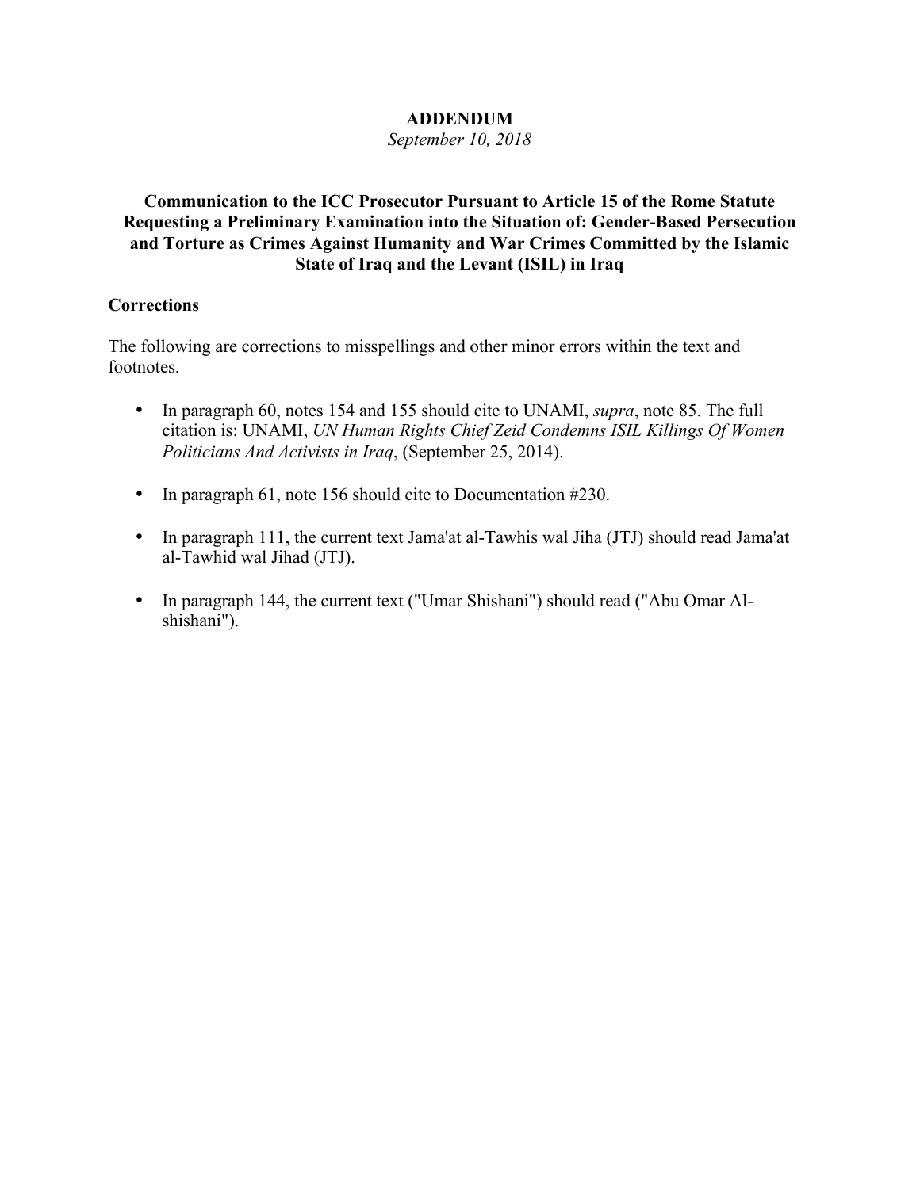**ADDENDUM**

*September 10, 2018*

**Communication to the ICC Prosecutor Pursuant to Article 15 of the Rome Statute Requesting a Preliminary Examination into the Situation of: Gender-Based Persecution and Torture as Crimes Against Humanity and War Crimes Committed by the Islamic State of Iraq and the Levant (ISIL) in Iraq**

**Corrections**

The following are corrections to misspellings and other minor errors within the text and footnotes.

- In paragraph 60, notes 154 and 155 should cite to UNAMI, *supra*, note 85. The full citation is: UNAMI, *UN Human Rights Chief Zeid Condemns ISIL Killings Of Women Politicians And Activists in Iraq*, (September 25, 2014).
- In paragraph 61, note 156 should cite to Documentation #230.
- In paragraph 111, the current text Jama'at al-Tawhis wal Jiha (JTJ) should read Jama'at al-Tawhid wal Jihad (JTJ).
- In paragraph 144, the current text ("Umar Shishani") should read ("Abu Omar Al-shishani").